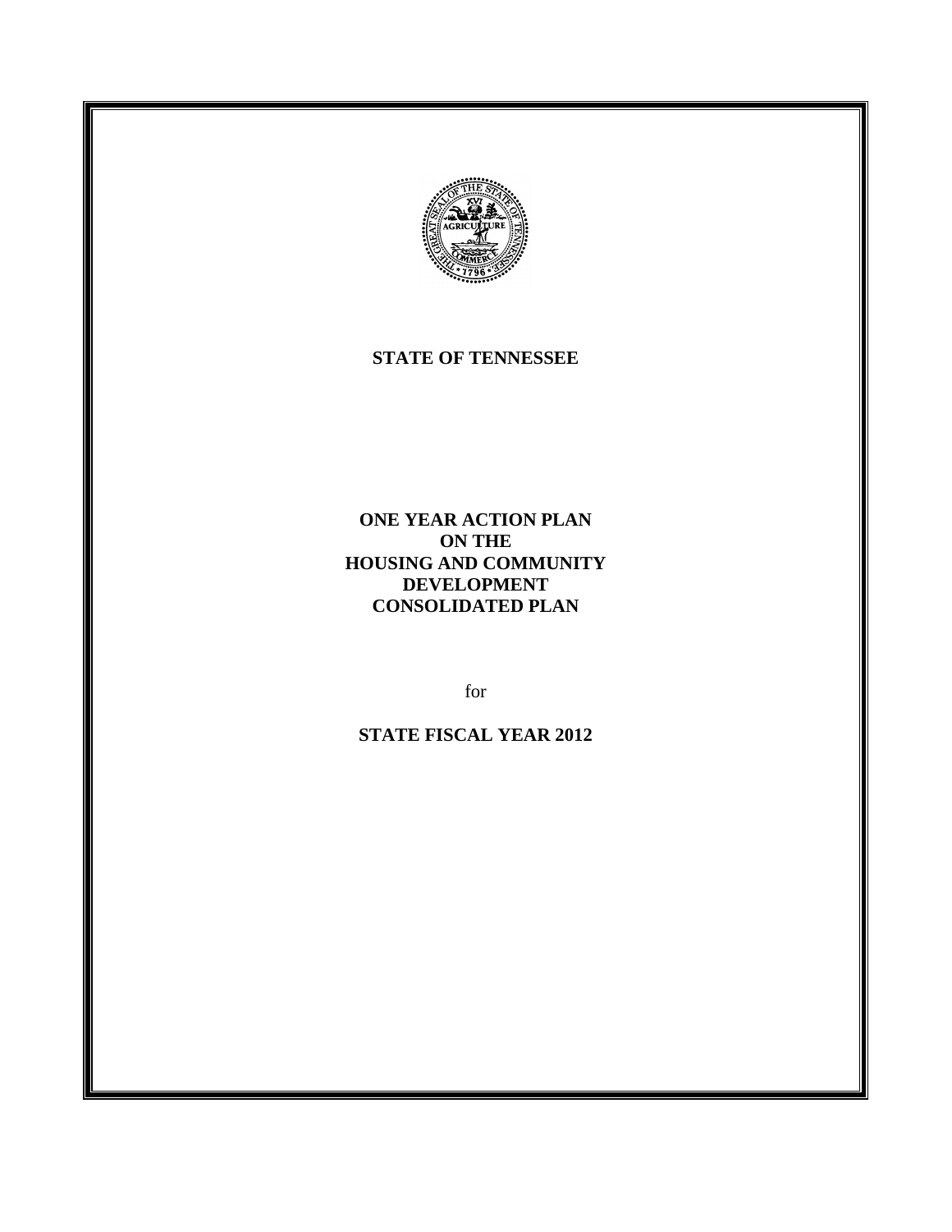**STATE OF TENNESSEE**

# ONE YEAR ACTION PLAN ON THE HOUSING AND COMMUNITY DEVELOPMENT CONSOLIDATED PLAN

for

**STATE FISCAL YEAR 2012**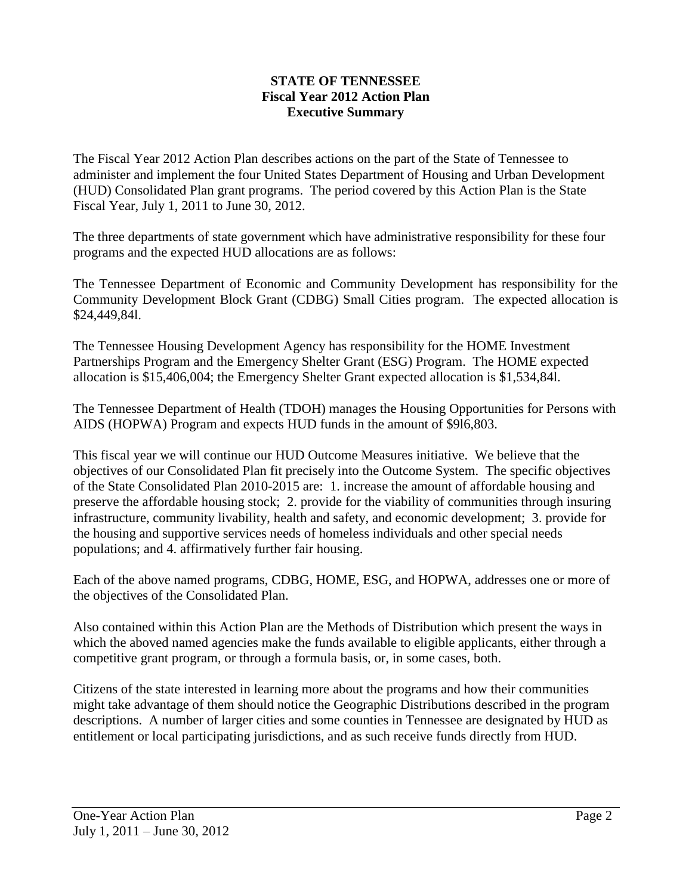# STATE OF TENNESSEE
## Fiscal Year 2012 Action Plan
## Executive Summary

The Fiscal Year 2012 Action Plan describes actions on the part of the State of Tennessee to administer and implement the four United States Department of Housing and Urban Development (HUD) Consolidated Plan grant programs. The period covered by this Action Plan is the State Fiscal Year, July 1, 2011 to June 30, 2012.

The three departments of state government which have administrative responsibility for these four programs and the expected HUD allocations are as follows:

The Tennessee Department of Economic and Community Development has responsibility for the Community Development Block Grant (CDBG) Small Cities program. The expected allocation is $24,449,84l.

The Tennessee Housing Development Agency has responsibility for the HOME Investment Partnerships Program and the Emergency Shelter Grant (ESG) Program. The HOME expected allocation is $15,406,004; the Emergency Shelter Grant expected allocation is $1,534,84l.

The Tennessee Department of Health (TDOH) manages the Housing Opportunities for Persons with AIDS (HOPWA) Program and expects HUD funds in the amount of $9l6,803.

This fiscal year we will continue our HUD Outcome Measures initiative. We believe that the objectives of our Consolidated Plan fit precisely into the Outcome System. The specific objectives of the State Consolidated Plan 2010-2015 are: 1. increase the amount of affordable housing and preserve the affordable housing stock; 2. provide for the viability of communities through insuring infrastructure, community livability, health and safety, and economic development; 3. provide for the housing and supportive services needs of homeless individuals and other special needs populations; and 4. affirmatively further fair housing.

Each of the above named programs, CDBG, HOME, ESG, and HOPWA, addresses one or more of the objectives of the Consolidated Plan.

Also contained within this Action Plan are the Methods of Distribution which present the ways in which the aboved named agencies make the funds available to eligible applicants, either through a competitive grant program, or through a formula basis, or, in some cases, both.

Citizens of the state interested in learning more about the programs and how their communities might take advantage of them should notice the Geographic Distributions described in the program descriptions. A number of larger cities and some counties in Tennessee are designated by HUD as entitlement or local participating jurisdictions, and as such receive funds directly from HUD.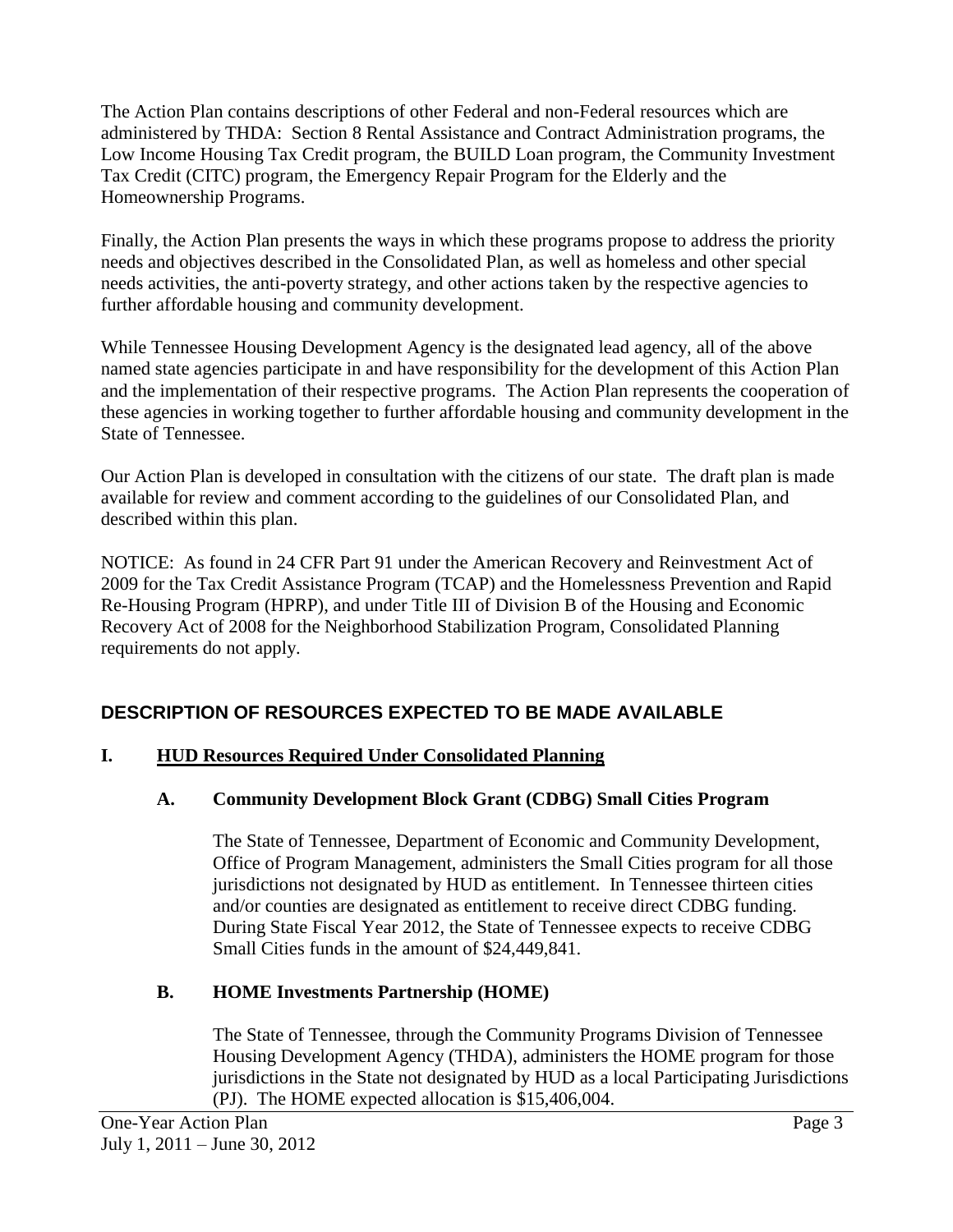The Action Plan contains descriptions of other Federal and non-Federal resources which are administered by THDA: Section 8 Rental Assistance and Contract Administration programs, the Low Income Housing Tax Credit program, the BUILD Loan program, the Community Investment Tax Credit (CITC) program, the Emergency Repair Program for the Elderly and the Homeownership Programs.

Finally, the Action Plan presents the ways in which these programs propose to address the priority needs and objectives described in the Consolidated Plan, as well as homeless and other special needs activities, the anti-poverty strategy, and other actions taken by the respective agencies to further affordable housing and community development.

While Tennessee Housing Development Agency is the designated lead agency, all of the above named state agencies participate in and have responsibility for the development of this Action Plan and the implementation of their respective programs. The Action Plan represents the cooperation of these agencies in working together to further affordable housing and community development in the State of Tennessee.

Our Action Plan is developed in consultation with the citizens of our state. The draft plan is made available for review and comment according to the guidelines of our Consolidated Plan, and described within this plan.

NOTICE: As found in 24 CFR Part 91 under the American Recovery and Reinvestment Act of 2009 for the Tax Credit Assistance Program (TCAP) and the Homelessness Prevention and Rapid Re-Housing Program (HPRP), and under Title III of Division B of the Housing and Economic Recovery Act of 2008 for the Neighborhood Stabilization Program, Consolidated Planning requirements do not apply.

## DESCRIPTION OF RESOURCES EXPECTED TO BE MADE AVAILABLE

### I. HUD Resources Required Under Consolidated Planning

#### A. Community Development Block Grant (CDBG) Small Cities Program

The State of Tennessee, Department of Economic and Community Development, Office of Program Management, administers the Small Cities program for all those jurisdictions not designated by HUD as entitlement. In Tennessee thirteen cities and/or counties are designated as entitlement to receive direct CDBG funding. During State Fiscal Year 2012, the State of Tennessee expects to receive CDBG Small Cities funds in the amount of $24,449,841.

#### B. HOME Investments Partnership (HOME)

The State of Tennessee, through the Community Programs Division of Tennessee Housing Development Agency (THDA), administers the HOME program for those jurisdictions in the State not designated by HUD as a local Participating Jurisdictions (PJ). The HOME expected allocation is $15,406,004.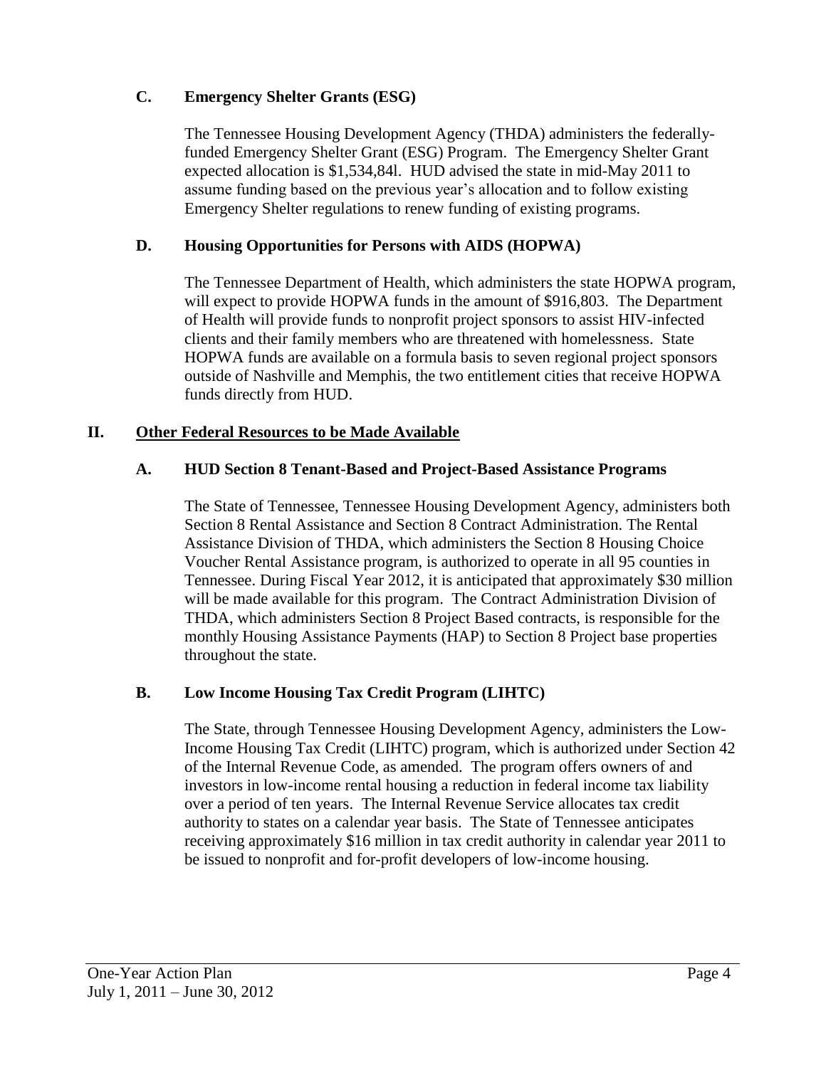### C. Emergency Shelter Grants (ESG)

The Tennessee Housing Development Agency (THDA) administers the federally-funded Emergency Shelter Grant (ESG) Program. The Emergency Shelter Grant expected allocation is $1,534,84l. HUD advised the state in mid-May 2011 to assume funding based on the previous year's allocation and to follow existing Emergency Shelter regulations to renew funding of existing programs.

### D. Housing Opportunities for Persons with AIDS (HOPWA)

The Tennessee Department of Health, which administers the state HOPWA program, will expect to provide HOPWA funds in the amount of $916,803. The Department of Health will provide funds to nonprofit project sponsors to assist HIV-infected clients and their family members who are threatened with homelessness. State HOPWA funds are available on a formula basis to seven regional project sponsors outside of Nashville and Memphis, the two entitlement cities that receive HOPWA funds directly from HUD.

## II. Other Federal Resources to be Made Available

### A. HUD Section 8 Tenant-Based and Project-Based Assistance Programs

The State of Tennessee, Tennessee Housing Development Agency, administers both Section 8 Rental Assistance and Section 8 Contract Administration. The Rental Assistance Division of THDA, which administers the Section 8 Housing Choice Voucher Rental Assistance program, is authorized to operate in all 95 counties in Tennessee. During Fiscal Year 2012, it is anticipated that approximately $30 million will be made available for this program. The Contract Administration Division of THDA, which administers Section 8 Project Based contracts, is responsible for the monthly Housing Assistance Payments (HAP) to Section 8 Project base properties throughout the state.

### B. Low Income Housing Tax Credit Program (LIHTC)

The State, through Tennessee Housing Development Agency, administers the Low-Income Housing Tax Credit (LIHTC) program, which is authorized under Section 42 of the Internal Revenue Code, as amended. The program offers owners of and investors in low-income rental housing a reduction in federal income tax liability over a period of ten years. The Internal Revenue Service allocates tax credit authority to states on a calendar year basis. The State of Tennessee anticipates receiving approximately $16 million in tax credit authority in calendar year 2011 to be issued to nonprofit and for-profit developers of low-income housing.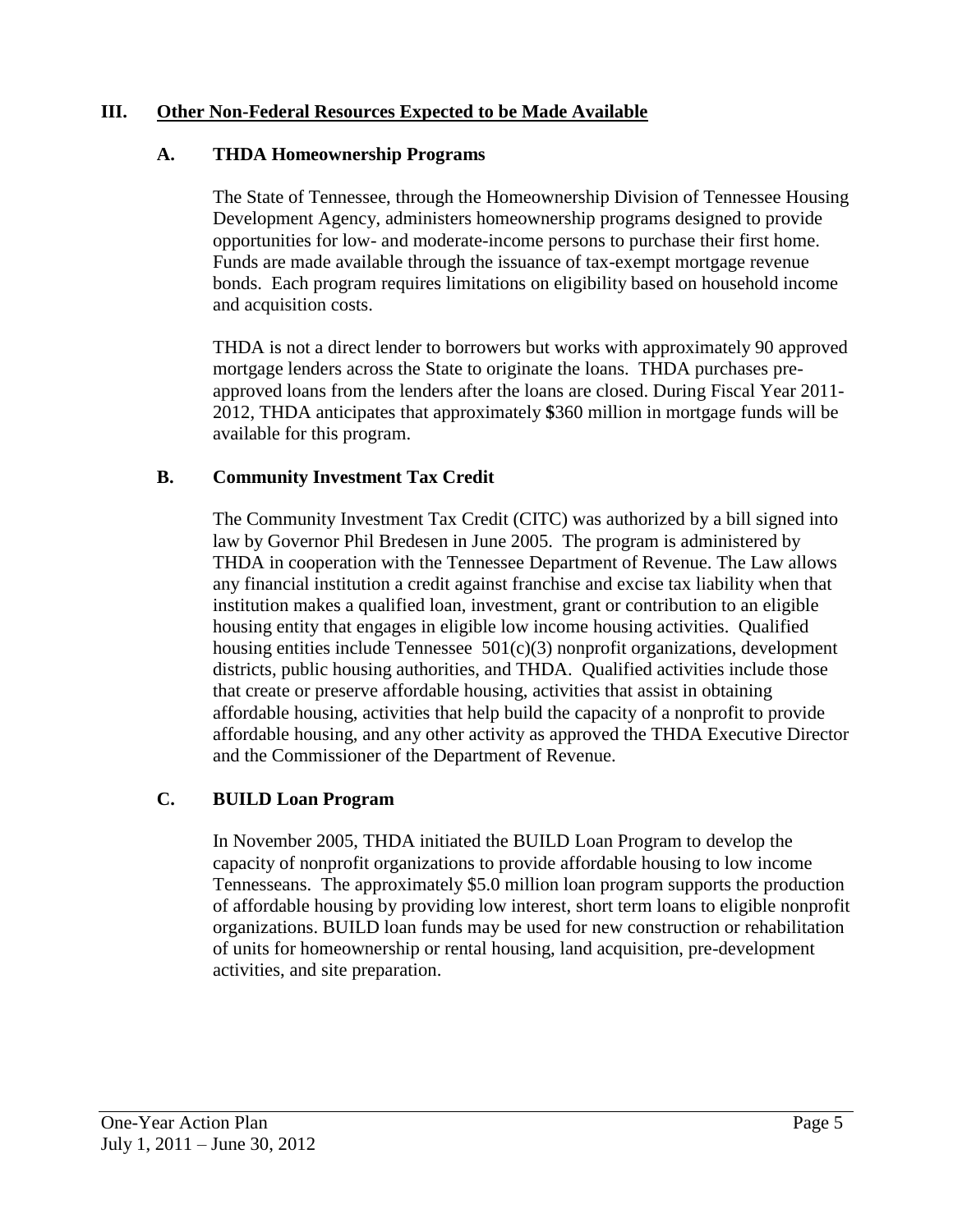## III. Other Non-Federal Resources Expected to be Made Available

### A. THDA Homeownership Programs

The State of Tennessee, through the Homeownership Division of Tennessee Housing Development Agency, administers homeownership programs designed to provide opportunities for low- and moderate-income persons to purchase their first home. Funds are made available through the issuance of tax-exempt mortgage revenue bonds. Each program requires limitations on eligibility based on household income and acquisition costs.

THDA is not a direct lender to borrowers but works with approximately 90 approved mortgage lenders across the State to originate the loans. THDA purchases pre-approved loans from the lenders after the loans are closed. During Fiscal Year 2011-2012, THDA anticipates that approximately **$**360 million in mortgage funds will be available for this program.

### B. Community Investment Tax Credit

The Community Investment Tax Credit (CITC) was authorized by a bill signed into law by Governor Phil Bredesen in June 2005. The program is administered by THDA in cooperation with the Tennessee Department of Revenue. The Law allows any financial institution a credit against franchise and excise tax liability when that institution makes a qualified loan, investment, grant or contribution to an eligible housing entity that engages in eligible low income housing activities. Qualified housing entities include Tennessee 501(c)(3) nonprofit organizations, development districts, public housing authorities, and THDA. Qualified activities include those that create or preserve affordable housing, activities that assist in obtaining affordable housing, activities that help build the capacity of a nonprofit to provide affordable housing, and any other activity as approved the THDA Executive Director and the Commissioner of the Department of Revenue.

### C. BUILD Loan Program

In November 2005, THDA initiated the BUILD Loan Program to develop the capacity of nonprofit organizations to provide affordable housing to low income Tennesseans. The approximately $5.0 million loan program supports the production of affordable housing by providing low interest, short term loans to eligible nonprofit organizations. BUILD loan funds may be used for new construction or rehabilitation of units for homeownership or rental housing, land acquisition, pre-development activities, and site preparation.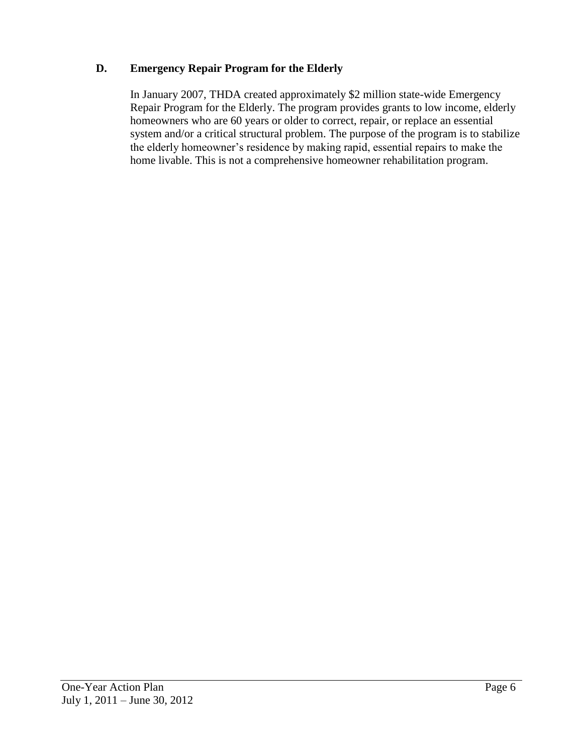### D. Emergency Repair Program for the Elderly

In January 2007, THDA created approximately $2 million state-wide Emergency Repair Program for the Elderly. The program provides grants to low income, elderly homeowners who are 60 years or older to correct, repair, or replace an essential system and/or a critical structural problem. The purpose of the program is to stabilize the elderly homeowner's residence by making rapid, essential repairs to make the home livable. This is not a comprehensive homeowner rehabilitation program.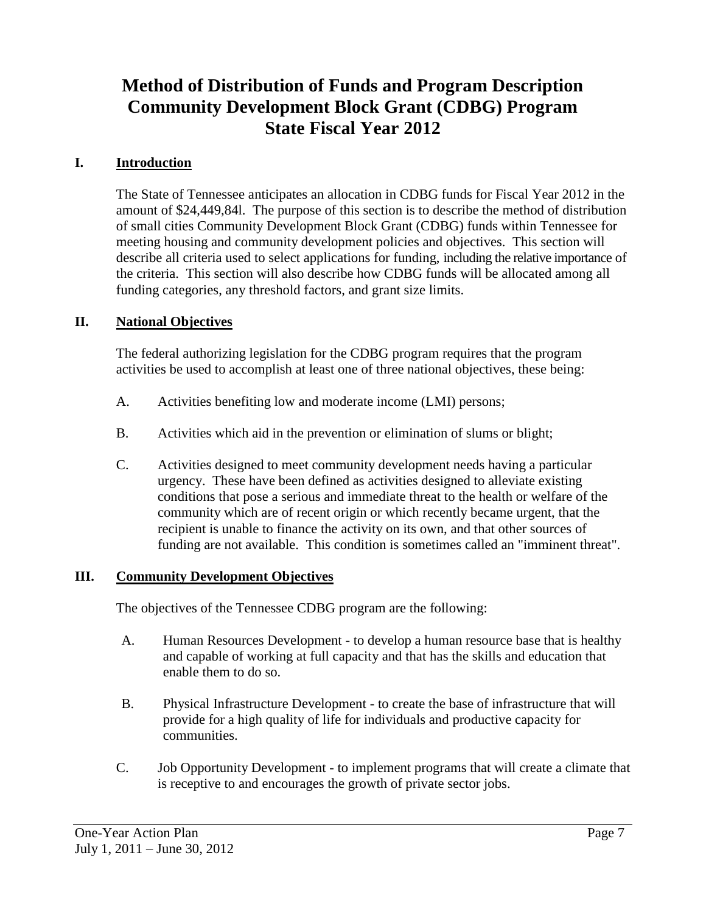# Method of Distribution of Funds and Program Description Community Development Block Grant (CDBG) Program State Fiscal Year 2012

## I. Introduction

The State of Tennessee anticipates an allocation in CDBG funds for Fiscal Year 2012 in the amount of $24,449,84l. The purpose of this section is to describe the method of distribution of small cities Community Development Block Grant (CDBG) funds within Tennessee for meeting housing and community development policies and objectives. This section will describe all criteria used to select applications for funding, including the relative importance of the criteria. This section will also describe how CDBG funds will be allocated among all funding categories, any threshold factors, and grant size limits.

## II. National Objectives

The federal authorizing legislation for the CDBG program requires that the program activities be used to accomplish at least one of three national objectives, these being:

A. Activities benefiting low and moderate income (LMI) persons;

B. Activities which aid in the prevention or elimination of slums or blight;

C. Activities designed to meet community development needs having a particular urgency. These have been defined as activities designed to alleviate existing conditions that pose a serious and immediate threat to the health or welfare of the community which are of recent origin or which recently became urgent, that the recipient is unable to finance the activity on its own, and that other sources of funding are not available. This condition is sometimes called an "imminent threat".

## III. Community Development Objectives

The objectives of the Tennessee CDBG program are the following:

A. Human Resources Development - to develop a human resource base that is healthy and capable of working at full capacity and that has the skills and education that enable them to do so.

B. Physical Infrastructure Development - to create the base of infrastructure that will provide for a high quality of life for individuals and productive capacity for communities.

C. Job Opportunity Development - to implement programs that will create a climate that is receptive to and encourages the growth of private sector jobs.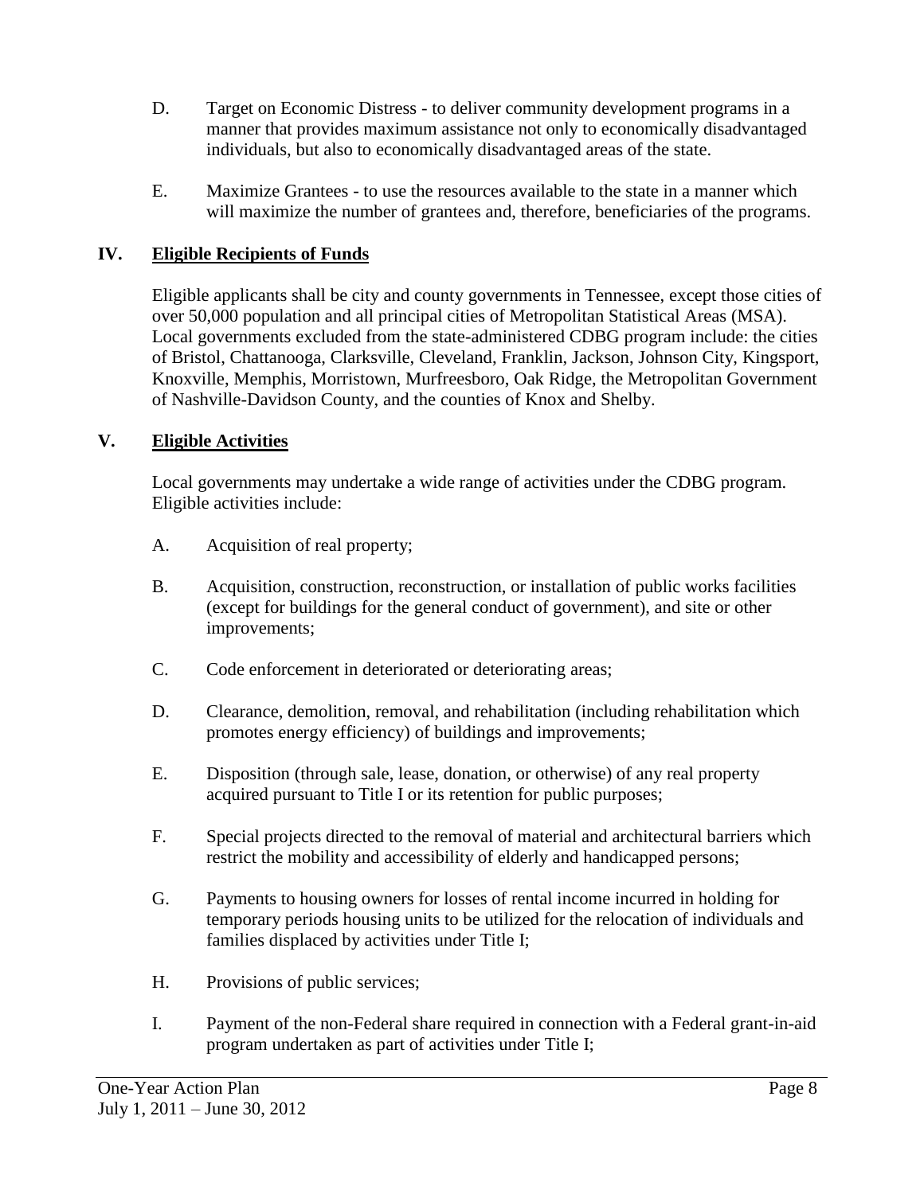D. Target on Economic Distress - to deliver community development programs in a manner that provides maximum assistance not only to economically disadvantaged individuals, but also to economically disadvantaged areas of the state.

E. Maximize Grantees - to use the resources available to the state in a manner which will maximize the number of grantees and, therefore, beneficiaries of the programs.

## IV. Eligible Recipients of Funds

Eligible applicants shall be city and county governments in Tennessee, except those cities of over 50,000 population and all principal cities of Metropolitan Statistical Areas (MSA). Local governments excluded from the state-administered CDBG program include: the cities of Bristol, Chattanooga, Clarksville, Cleveland, Franklin, Jackson, Johnson City, Kingsport, Knoxville, Memphis, Morristown, Murfreesboro, Oak Ridge, the Metropolitan Government of Nashville-Davidson County, and the counties of Knox and Shelby.

## V. Eligible Activities

Local governments may undertake a wide range of activities under the CDBG program. Eligible activities include:

A. Acquisition of real property;

B. Acquisition, construction, reconstruction, or installation of public works facilities (except for buildings for the general conduct of government), and site or other improvements;

C. Code enforcement in deteriorated or deteriorating areas;

D. Clearance, demolition, removal, and rehabilitation (including rehabilitation which promotes energy efficiency) of buildings and improvements;

E. Disposition (through sale, lease, donation, or otherwise) of any real property acquired pursuant to Title I or its retention for public purposes;

F. Special projects directed to the removal of material and architectural barriers which restrict the mobility and accessibility of elderly and handicapped persons;

G. Payments to housing owners for losses of rental income incurred in holding for temporary periods housing units to be utilized for the relocation of individuals and families displaced by activities under Title I;

H. Provisions of public services;

I. Payment of the non-Federal share required in connection with a Federal grant-in-aid program undertaken as part of activities under Title I;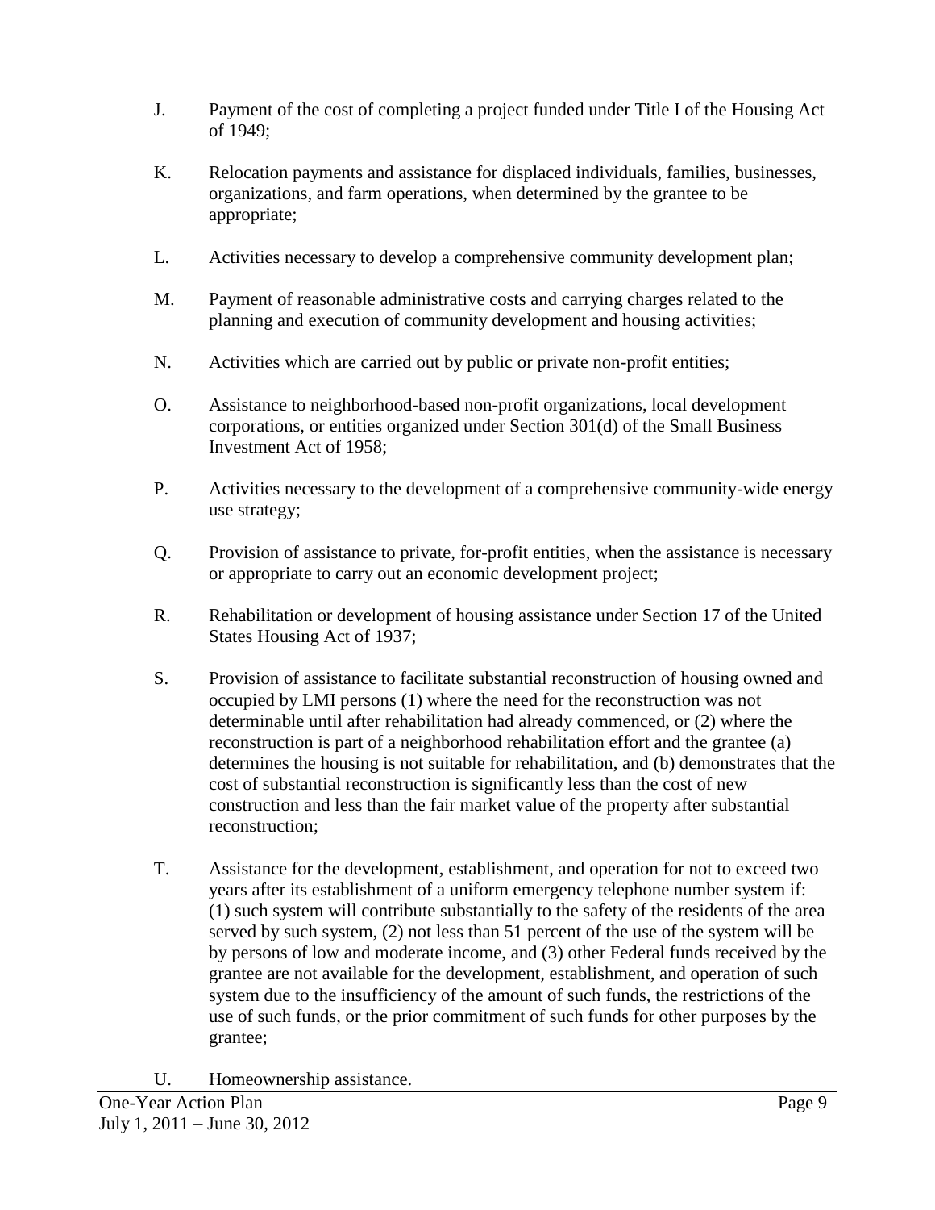J. Payment of the cost of completing a project funded under Title I of the Housing Act of 1949;

K. Relocation payments and assistance for displaced individuals, families, businesses, organizations, and farm operations, when determined by the grantee to be appropriate;

L. Activities necessary to develop a comprehensive community development plan;

M. Payment of reasonable administrative costs and carrying charges related to the planning and execution of community development and housing activities;

N. Activities which are carried out by public or private non-profit entities;

O. Assistance to neighborhood-based non-profit organizations, local development corporations, or entities organized under Section 301(d) of the Small Business Investment Act of 1958;

P. Activities necessary to the development of a comprehensive community-wide energy use strategy;

Q. Provision of assistance to private, for-profit entities, when the assistance is necessary or appropriate to carry out an economic development project;

R. Rehabilitation or development of housing assistance under Section 17 of the United States Housing Act of 1937;

S. Provision of assistance to facilitate substantial reconstruction of housing owned and occupied by LMI persons (1) where the need for the reconstruction was not determinable until after rehabilitation had already commenced, or (2) where the reconstruction is part of a neighborhood rehabilitation effort and the grantee (a) determines the housing is not suitable for rehabilitation, and (b) demonstrates that the cost of substantial reconstruction is significantly less than the cost of new construction and less than the fair market value of the property after substantial reconstruction;

T. Assistance for the development, establishment, and operation for not to exceed two years after its establishment of a uniform emergency telephone number system if: (1) such system will contribute substantially to the safety of the residents of the area served by such system, (2) not less than 51 percent of the use of the system will be by persons of low and moderate income, and (3) other Federal funds received by the grantee are not available for the development, establishment, and operation of such system due to the insufficiency of the amount of such funds, the restrictions of the use of such funds, or the prior commitment of such funds for other purposes by the grantee;

U. Homeownership assistance.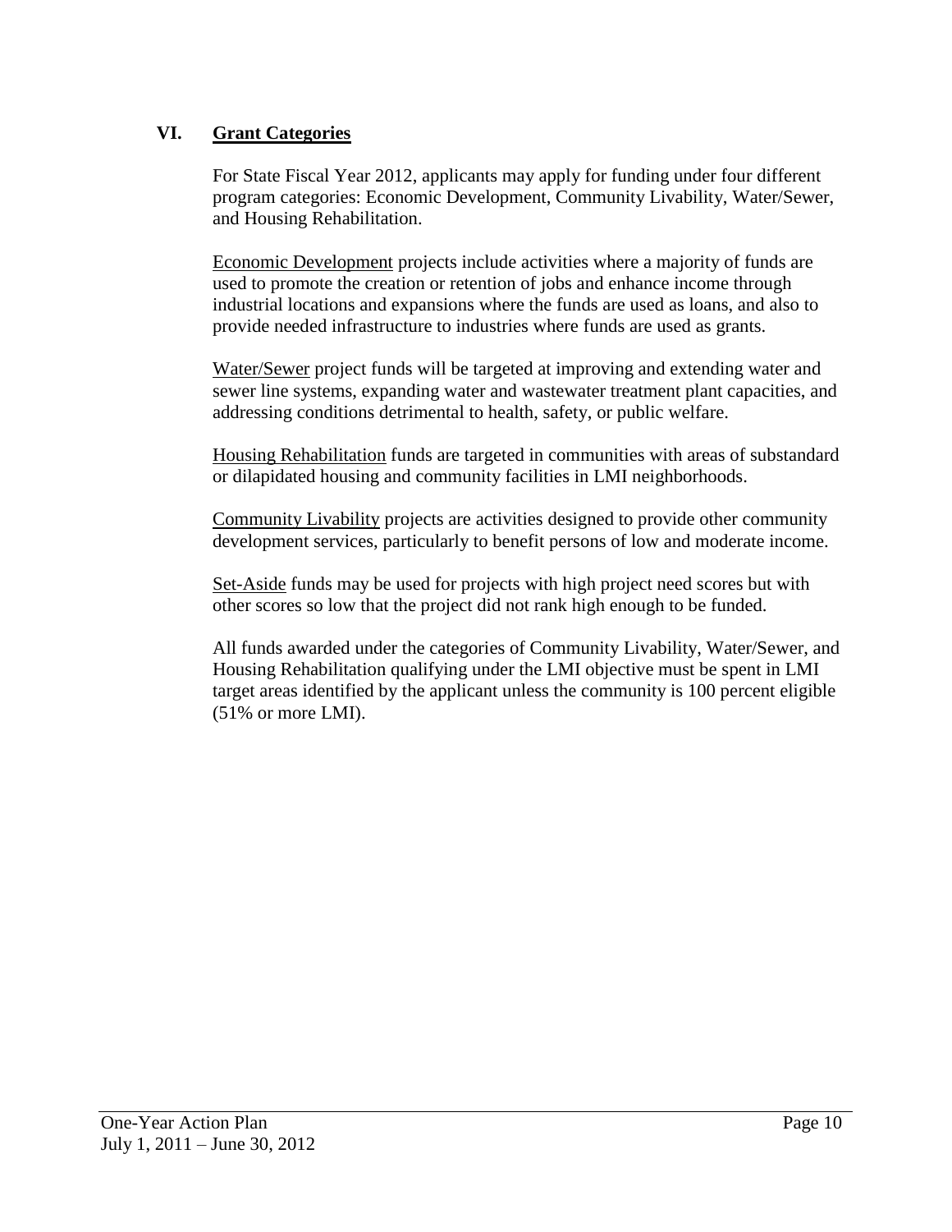## VI. Grant Categories

For State Fiscal Year 2012, applicants may apply for funding under four different program categories: Economic Development, Community Livability, Water/Sewer, and Housing Rehabilitation.

Economic Development projects include activities where a majority of funds are used to promote the creation or retention of jobs and enhance income through industrial locations and expansions where the funds are used as loans, and also to provide needed infrastructure to industries where funds are used as grants.

Water/Sewer project funds will be targeted at improving and extending water and sewer line systems, expanding water and wastewater treatment plant capacities, and addressing conditions detrimental to health, safety, or public welfare.

Housing Rehabilitation funds are targeted in communities with areas of substandard or dilapidated housing and community facilities in LMI neighborhoods.

Community Livability projects are activities designed to provide other community development services, particularly to benefit persons of low and moderate income.

Set-Aside funds may be used for projects with high project need scores but with other scores so low that the project did not rank high enough to be funded.

All funds awarded under the categories of Community Livability, Water/Sewer, and Housing Rehabilitation qualifying under the LMI objective must be spent in LMI target areas identified by the applicant unless the community is 100 percent eligible (51% or more LMI).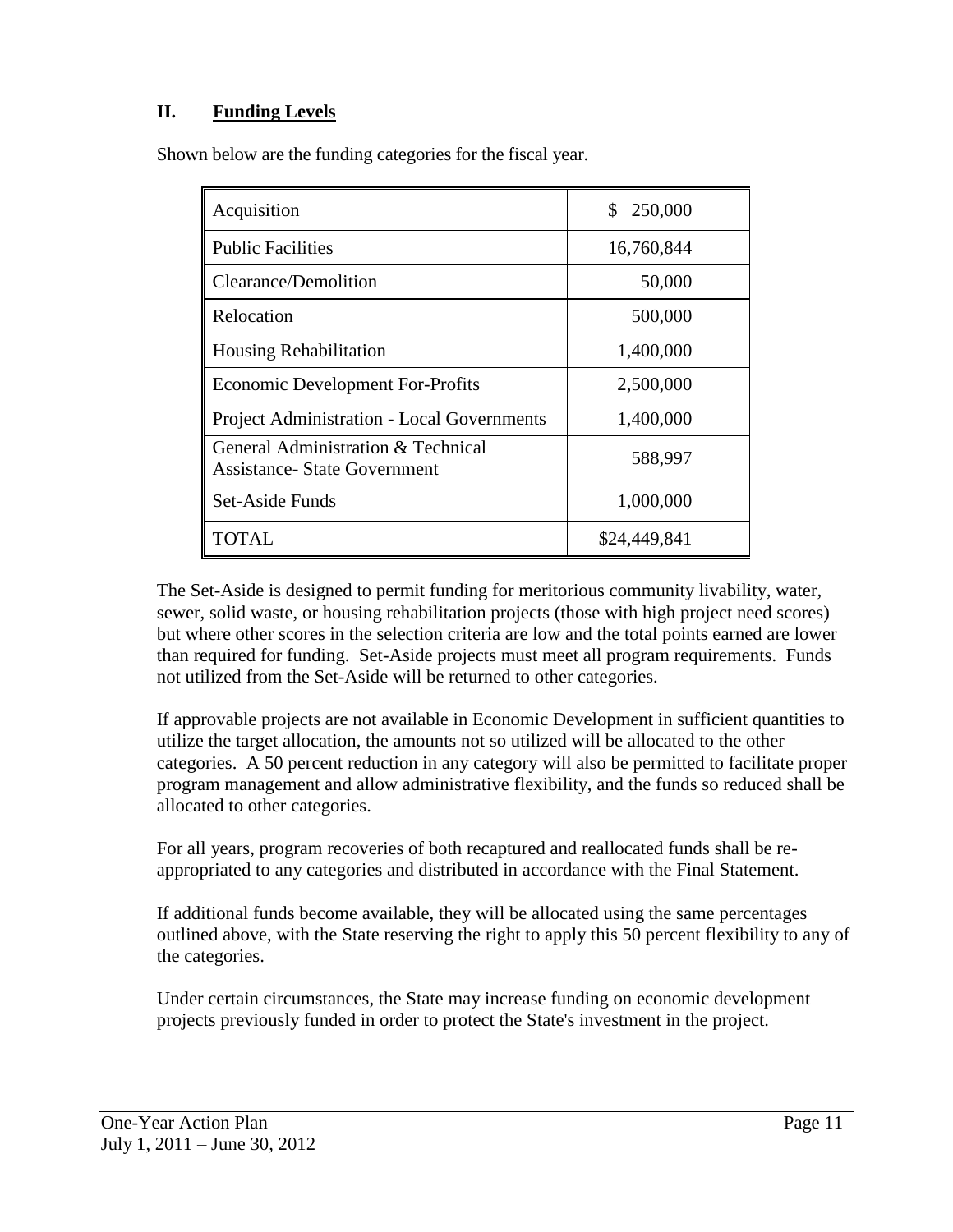## II. Funding Levels

Shown below are the funding categories for the fiscal year.

| | |
|---|---|
| Acquisition | $ 250,000 |
| Public Facilities | 16,760,844 |
| Clearance/Demolition | 50,000 |
| Relocation | 500,000 |
| Housing Rehabilitation | 1,400,000 |
| Economic Development For-Profits | 2,500,000 |
| Project Administration - Local Governments | 1,400,000 |
| General Administration & Technical Assistance- State Government | 588,997 |
| Set-Aside Funds | 1,000,000 |
| TOTAL | $24,449,841 |

The Set-Aside is designed to permit funding for meritorious community livability, water, sewer, solid waste, or housing rehabilitation projects (those with high project need scores) but where other scores in the selection criteria are low and the total points earned are lower than required for funding. Set-Aside projects must meet all program requirements. Funds not utilized from the Set-Aside will be returned to other categories.

If approvable projects are not available in Economic Development in sufficient quantities to utilize the target allocation, the amounts not so utilized will be allocated to the other categories. A 50 percent reduction in any category will also be permitted to facilitate proper program management and allow administrative flexibility, and the funds so reduced shall be allocated to other categories.

For all years, program recoveries of both recaptured and reallocated funds shall be re-appropriated to any categories and distributed in accordance with the Final Statement.

If additional funds become available, they will be allocated using the same percentages outlined above, with the State reserving the right to apply this 50 percent flexibility to any of the categories.

Under certain circumstances, the State may increase funding on economic development projects previously funded in order to protect the State's investment in the project.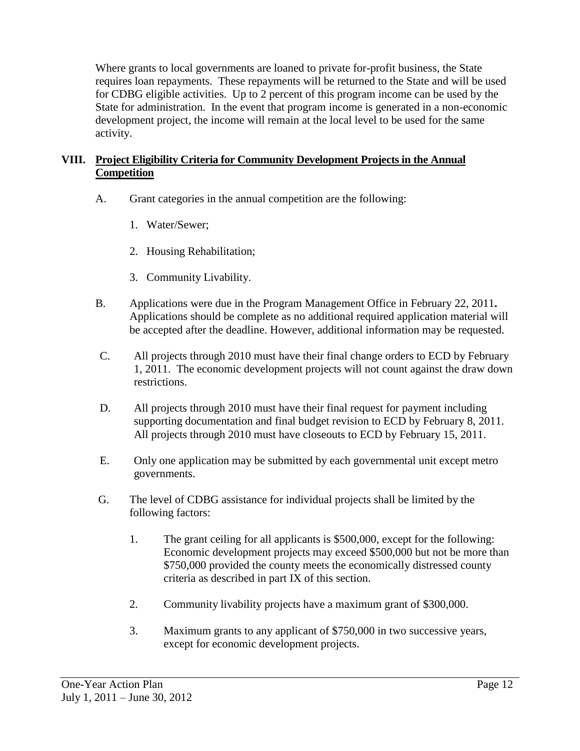Where grants to local governments are loaned to private for-profit business, the State requires loan repayments. These repayments will be returned to the State and will be used for CDBG eligible activities. Up to 2 percent of this program income can be used by the State for administration. In the event that program income is generated in a non-economic development project, the income will remain at the local level to be used for the same activity.

## VIII. Project Eligibility Criteria for Community Development Projects in the Annual Competition

A. Grant categories in the annual competition are the following:

1. Water/Sewer;
2. Housing Rehabilitation;
3. Community Livability.

B. Applications were due in the Program Management Office in February 22, 2011**.** Applications should be complete as no additional required application material will be accepted after the deadline. However, additional information may be requested.

C. All projects through 2010 must have their final change orders to ECD by February 1, 2011. The economic development projects will not count against the draw down restrictions.

D. All projects through 2010 must have their final request for payment including supporting documentation and final budget revision to ECD by February 8, 2011. All projects through 2010 must have closeouts to ECD by February 15, 2011.

E. Only one application may be submitted by each governmental unit except metro governments.

G. The level of CDBG assistance for individual projects shall be limited by the following factors:

1. The grant ceiling for all applicants is $500,000, except for the following: Economic development projects may exceed $500,000 but not be more than $750,000 provided the county meets the economically distressed county criteria as described in part IX of this section.
2. Community livability projects have a maximum grant of $300,000.
3. Maximum grants to any applicant of $750,000 in two successive years, except for economic development projects.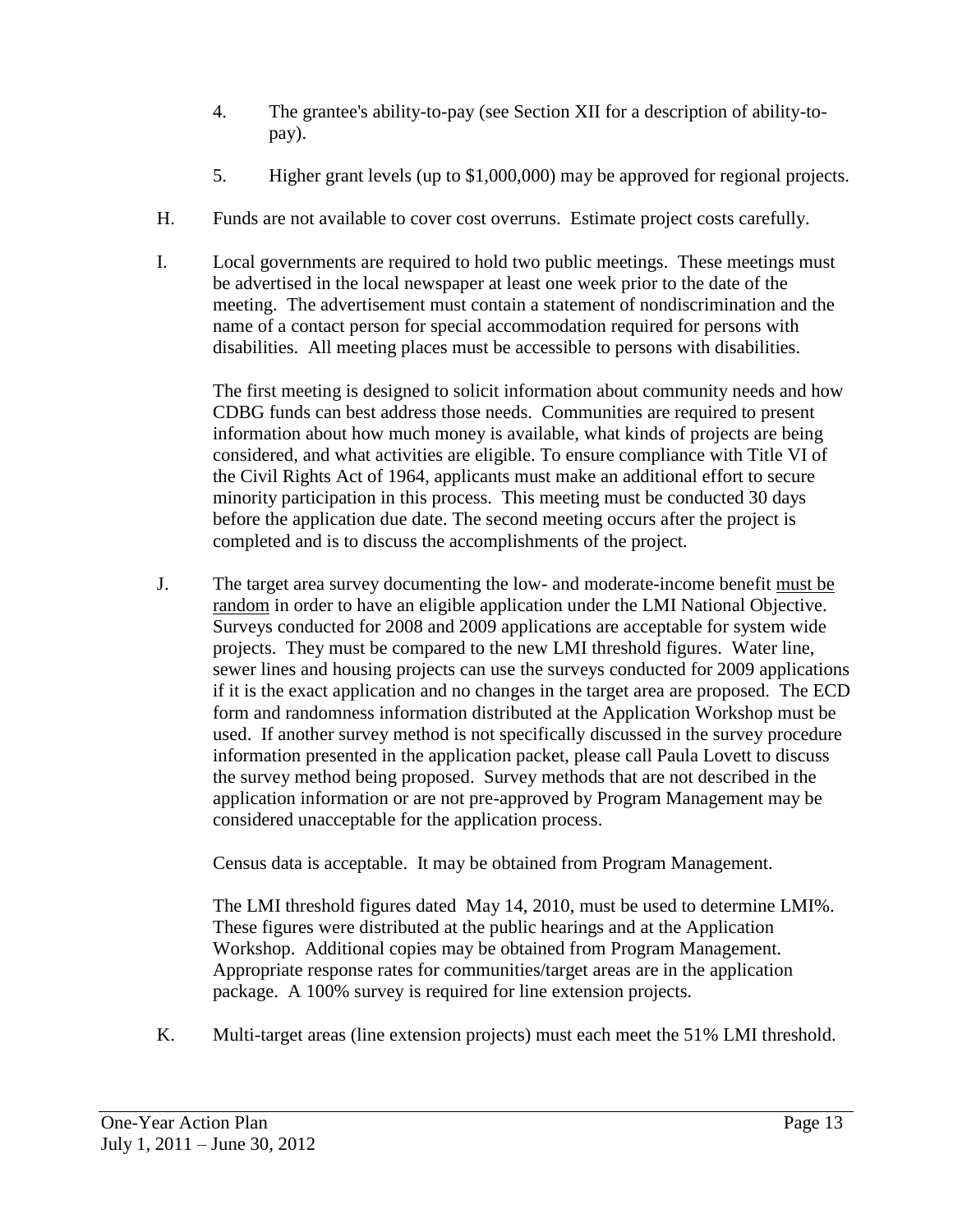4. The grantee's ability-to-pay (see Section XII for a description of ability-to-pay).

5. Higher grant levels (up to $1,000,000) may be approved for regional projects.

H. Funds are not available to cover cost overruns. Estimate project costs carefully.

I. Local governments are required to hold two public meetings. These meetings must be advertised in the local newspaper at least one week prior to the date of the meeting. The advertisement must contain a statement of nondiscrimination and the name of a contact person for special accommodation required for persons with disabilities. All meeting places must be accessible to persons with disabilities.

   The first meeting is designed to solicit information about community needs and how CDBG funds can best address those needs. Communities are required to present information about how much money is available, what kinds of projects are being considered, and what activities are eligible. To ensure compliance with Title VI of the Civil Rights Act of 1964, applicants must make an additional effort to secure minority participation in this process. This meeting must be conducted 30 days before the application due date. The second meeting occurs after the project is completed and is to discuss the accomplishments of the project.

J. The target area survey documenting the low- and moderate-income benefit must be random in order to have an eligible application under the LMI National Objective. Surveys conducted for 2008 and 2009 applications are acceptable for system wide projects. They must be compared to the new LMI threshold figures. Water line, sewer lines and housing projects can use the surveys conducted for 2009 applications if it is the exact application and no changes in the target area are proposed. The ECD form and randomness information distributed at the Application Workshop must be used. If another survey method is not specifically discussed in the survey procedure information presented in the application packet, please call Paula Lovett to discuss the survey method being proposed. Survey methods that are not described in the application information or are not pre-approved by Program Management may be considered unacceptable for the application process.

   Census data is acceptable. It may be obtained from Program Management.

   The LMI threshold figures dated May 14, 2010, must be used to determine LMI%. These figures were distributed at the public hearings and at the Application Workshop. Additional copies may be obtained from Program Management. Appropriate response rates for communities/target areas are in the application package. A 100% survey is required for line extension projects.

K. Multi-target areas (line extension projects) must each meet the 51% LMI threshold.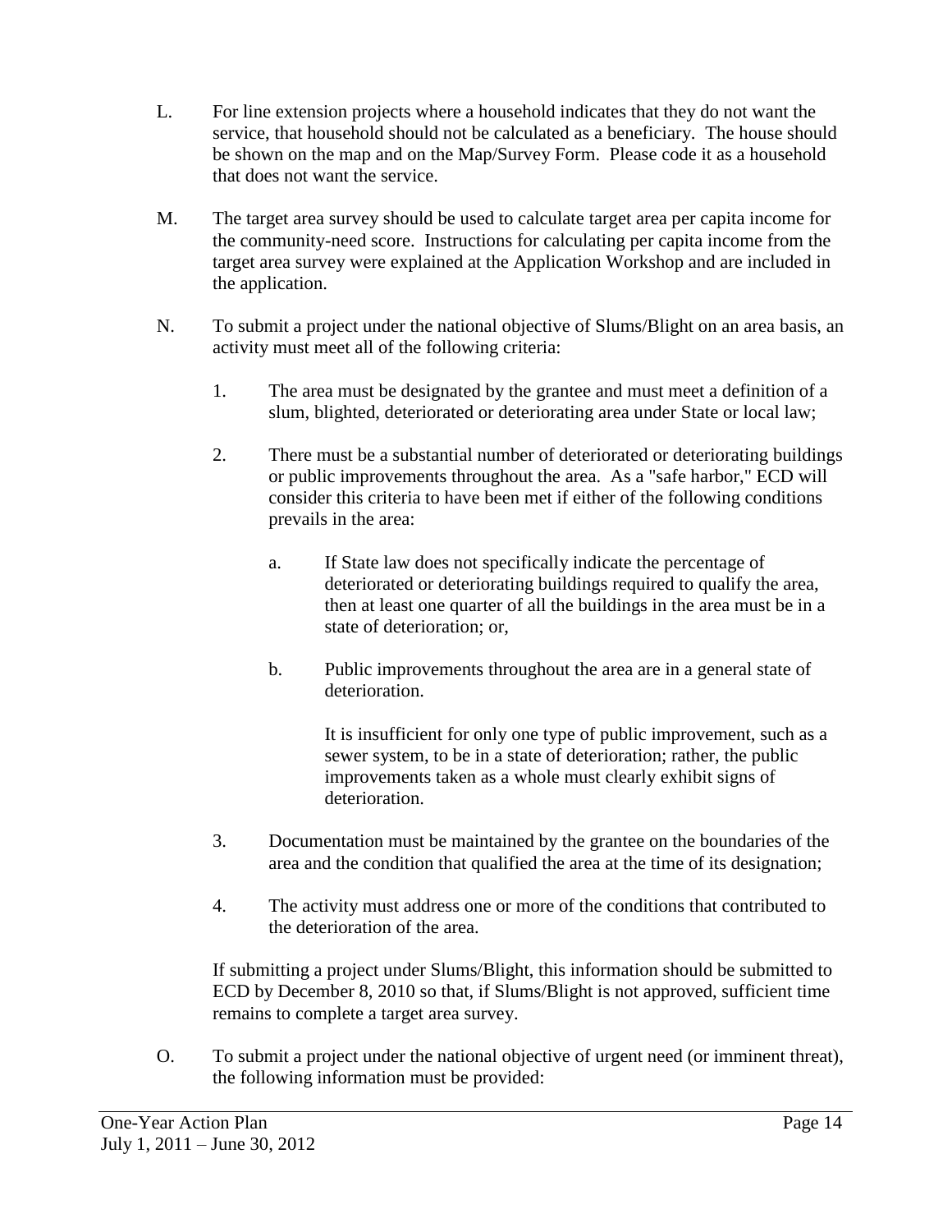L. For line extension projects where a household indicates that they do not want the service, that household should not be calculated as a beneficiary. The house should be shown on the map and on the Map/Survey Form. Please code it as a household that does not want the service.

M. The target area survey should be used to calculate target area per capita income for the community-need score. Instructions for calculating per capita income from the target area survey were explained at the Application Workshop and are included in the application.

N. To submit a project under the national objective of Slums/Blight on an area basis, an activity must meet all of the following criteria:

   1. The area must be designated by the grantee and must meet a definition of a slum, blighted, deteriorated or deteriorating area under State or local law;

   2. There must be a substantial number of deteriorated or deteriorating buildings or public improvements throughout the area. As a "safe harbor," ECD will consider this criteria to have been met if either of the following conditions prevails in the area:

      a. If State law does not specifically indicate the percentage of deteriorated or deteriorating buildings required to qualify the area, then at least one quarter of all the buildings in the area must be in a state of deterioration; or,

      b. Public improvements throughout the area are in a general state of deterioration.

         It is insufficient for only one type of public improvement, such as a sewer system, to be in a state of deterioration; rather, the public improvements taken as a whole must clearly exhibit signs of deterioration.

   3. Documentation must be maintained by the grantee on the boundaries of the area and the condition that qualified the area at the time of its designation;

   4. The activity must address one or more of the conditions that contributed to the deterioration of the area.

   If submitting a project under Slums/Blight, this information should be submitted to ECD by December 8, 2010 so that, if Slums/Blight is not approved, sufficient time remains to complete a target area survey.

O. To submit a project under the national objective of urgent need (or imminent threat), the following information must be provided: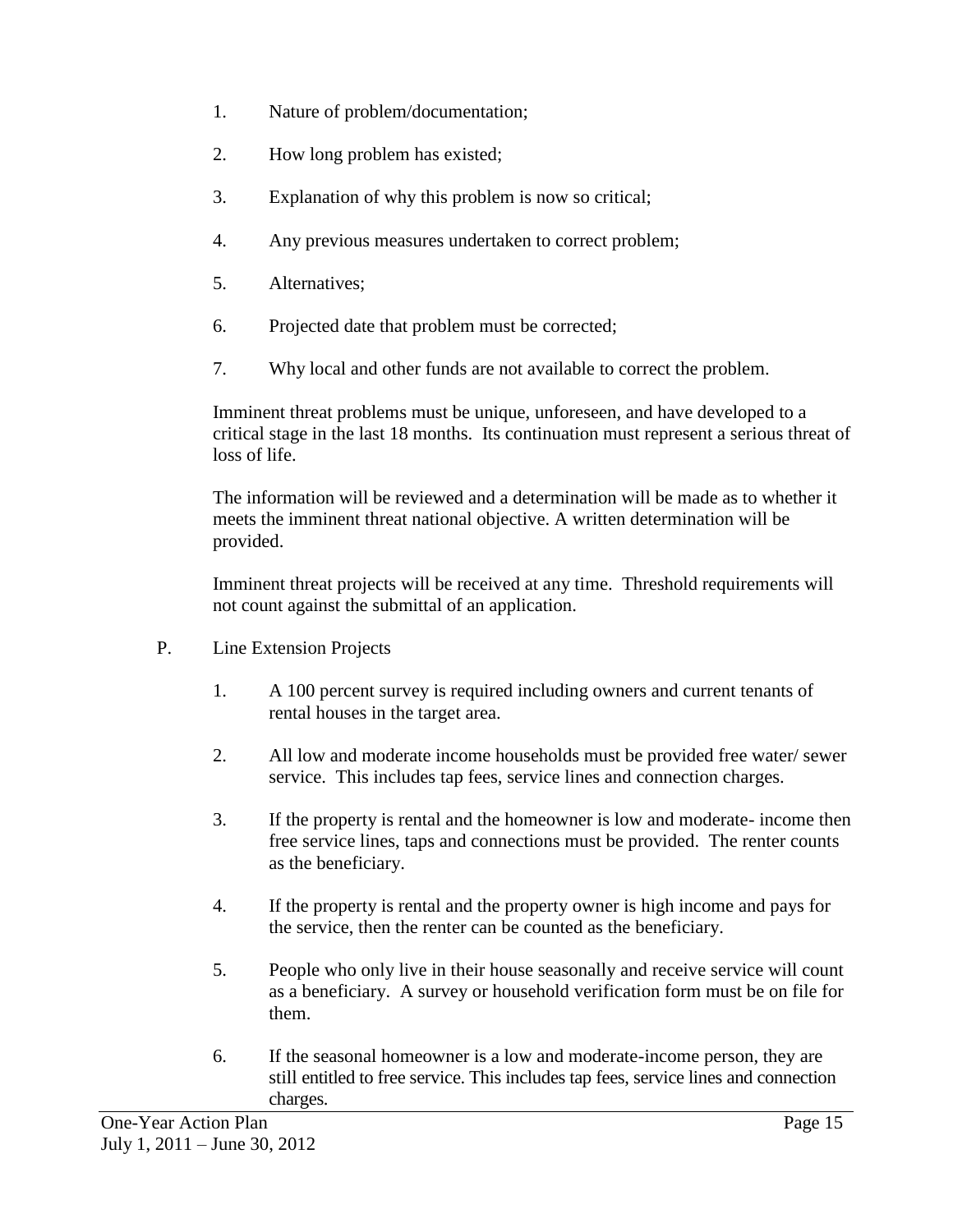1. Nature of problem/documentation;

2. How long problem has existed;

3. Explanation of why this problem is now so critical;

4. Any previous measures undertaken to correct problem;

5. Alternatives;

6. Projected date that problem must be corrected;

7. Why local and other funds are not available to correct the problem.

Imminent threat problems must be unique, unforeseen, and have developed to a critical stage in the last 18 months. Its continuation must represent a serious threat of loss of life.

The information will be reviewed and a determination will be made as to whether it meets the imminent threat national objective. A written determination will be provided.

Imminent threat projects will be received at any time. Threshold requirements will not count against the submittal of an application.

P. Line Extension Projects

1. A 100 percent survey is required including owners and current tenants of rental houses in the target area.

2. All low and moderate income households must be provided free water/ sewer service. This includes tap fees, service lines and connection charges.

3. If the property is rental and the homeowner is low and moderate- income then free service lines, taps and connections must be provided. The renter counts as the beneficiary.

4. If the property is rental and the property owner is high income and pays for the service, then the renter can be counted as the beneficiary.

5. People who only live in their house seasonally and receive service will count as a beneficiary. A survey or household verification form must be on file for them.

6. If the seasonal homeowner is a low and moderate-income person, they are still entitled to free service. This includes tap fees, service lines and connection charges.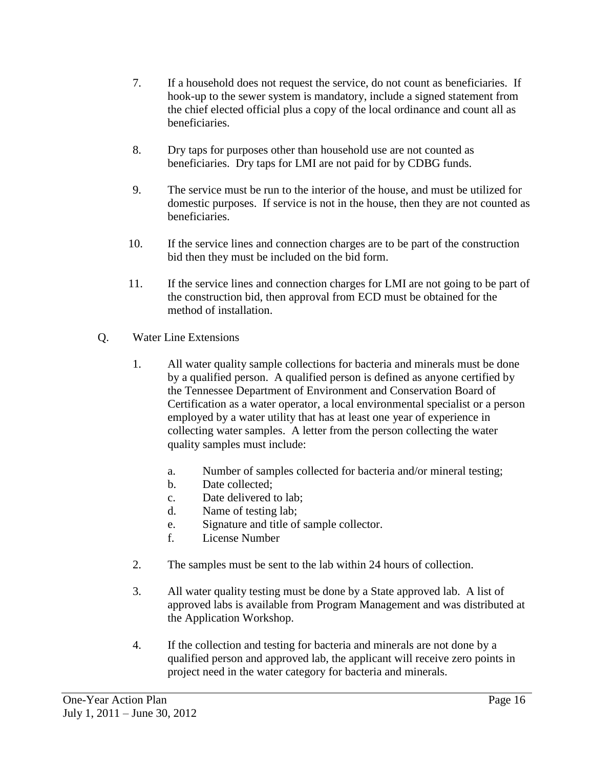7. If a household does not request the service, do not count as beneficiaries. If hook-up to the sewer system is mandatory, include a signed statement from the chief elected official plus a copy of the local ordinance and count all as beneficiaries.

8. Dry taps for purposes other than household use are not counted as beneficiaries. Dry taps for LMI are not paid for by CDBG funds.

9. The service must be run to the interior of the house, and must be utilized for domestic purposes. If service is not in the house, then they are not counted as beneficiaries.

10. If the service lines and connection charges are to be part of the construction bid then they must be included on the bid form.

11. If the service lines and connection charges for LMI are not going to be part of the construction bid, then approval from ECD must be obtained for the method of installation.

Q. Water Line Extensions

1. All water quality sample collections for bacteria and minerals must be done by a qualified person. A qualified person is defined as anyone certified by the Tennessee Department of Environment and Conservation Board of Certification as a water operator, a local environmental specialist or a person employed by a water utility that has at least one year of experience in collecting water samples. A letter from the person collecting the water quality samples must include:

   a. Number of samples collected for bacteria and/or mineral testing;
   b. Date collected;
   c. Date delivered to lab;
   d. Name of testing lab;
   e. Signature and title of sample collector.
   f. License Number

2. The samples must be sent to the lab within 24 hours of collection.

3. All water quality testing must be done by a State approved lab. A list of approved labs is available from Program Management and was distributed at the Application Workshop.

4. If the collection and testing for bacteria and minerals are not done by a qualified person and approved lab, the applicant will receive zero points in project need in the water category for bacteria and minerals.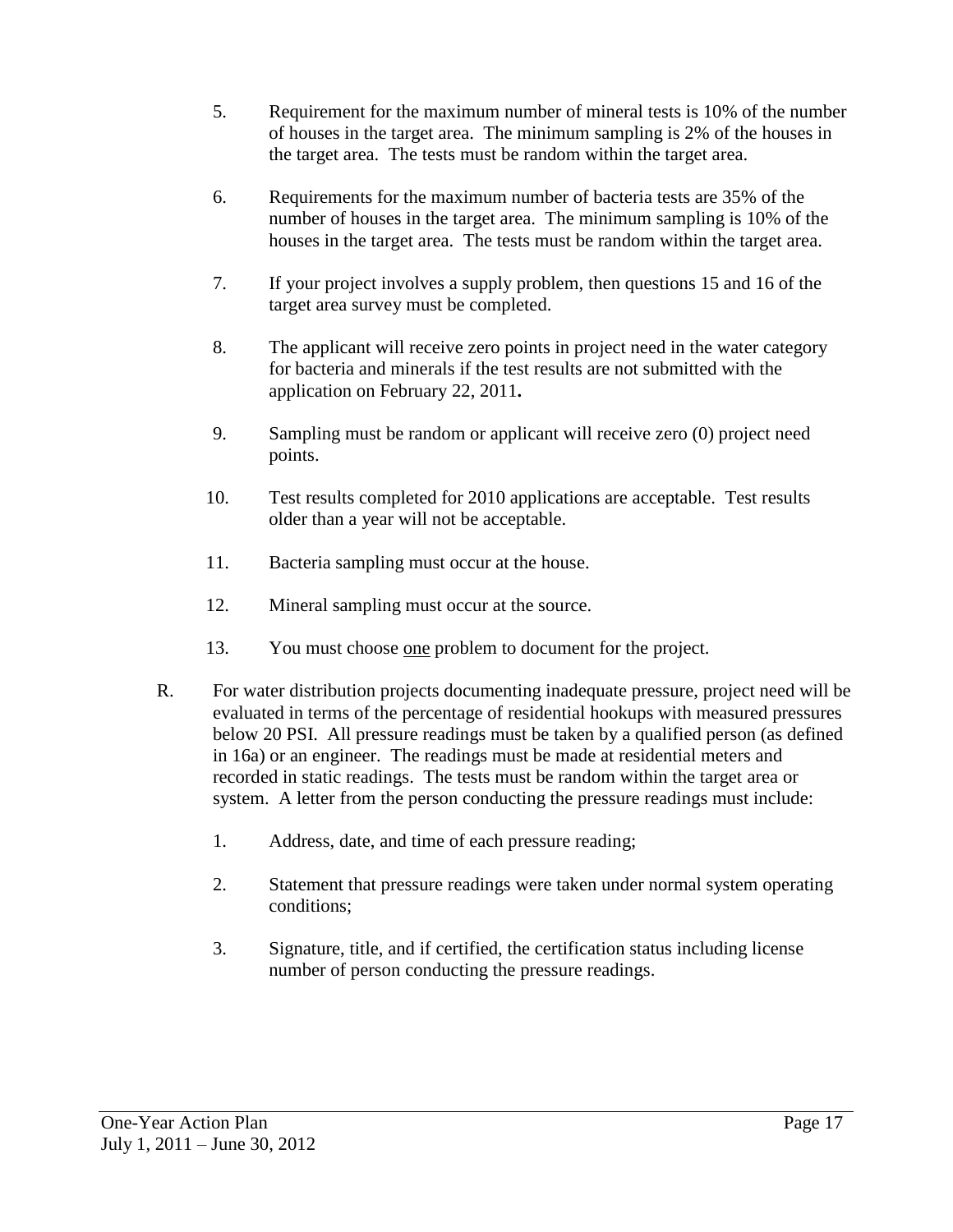5. Requirement for the maximum number of mineral tests is 10% of the number of houses in the target area. The minimum sampling is 2% of the houses in the target area. The tests must be random within the target area.

6. Requirements for the maximum number of bacteria tests are 35% of the number of houses in the target area. The minimum sampling is 10% of the houses in the target area. The tests must be random within the target area.

7. If your project involves a supply problem, then questions 15 and 16 of the target area survey must be completed.

8. The applicant will receive zero points in project need in the water category for bacteria and minerals if the test results are not submitted with the application on February 22, 2011**.**

9. Sampling must be random or applicant will receive zero (0) project need points.

10. Test results completed for 2010 applications are acceptable. Test results older than a year will not be acceptable.

11. Bacteria sampling must occur at the house.

12. Mineral sampling must occur at the source.

13. You must choose <u>one</u> problem to document for the project.

R. For water distribution projects documenting inadequate pressure, project need will be evaluated in terms of the percentage of residential hookups with measured pressures below 20 PSI. All pressure readings must be taken by a qualified person (as defined in 16a) or an engineer. The readings must be made at residential meters and recorded in static readings. The tests must be random within the target area or system. A letter from the person conducting the pressure readings must include:

   1. Address, date, and time of each pressure reading;

   2. Statement that pressure readings were taken under normal system operating conditions;

   3. Signature, title, and if certified, the certification status including license number of person conducting the pressure readings.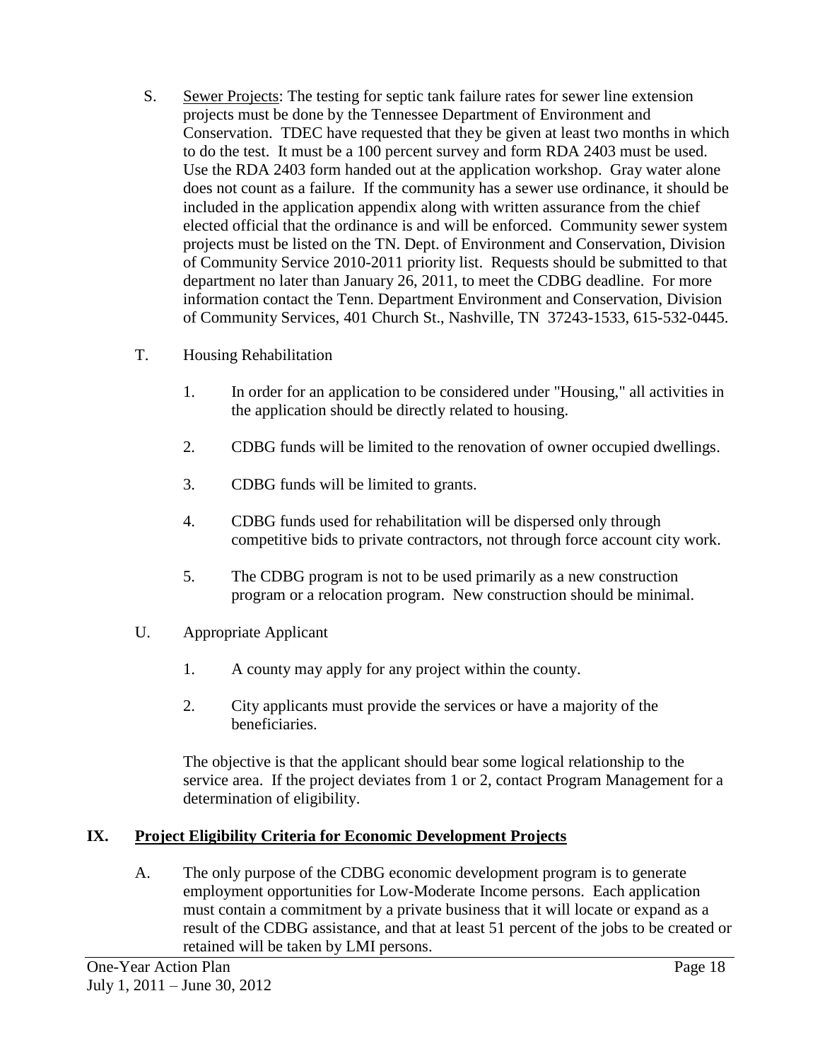S. Sewer Projects: The testing for septic tank failure rates for sewer line extension projects must be done by the Tennessee Department of Environment and Conservation. TDEC have requested that they be given at least two months in which to do the test. It must be a 100 percent survey and form RDA 2403 must be used. Use the RDA 2403 form handed out at the application workshop. Gray water alone does not count as a failure. If the community has a sewer use ordinance, it should be included in the application appendix along with written assurance from the chief elected official that the ordinance is and will be enforced. Community sewer system projects must be listed on the TN. Dept. of Environment and Conservation, Division of Community Service 2010-2011 priority list. Requests should be submitted to that department no later than January 26, 2011, to meet the CDBG deadline. For more information contact the Tenn. Department Environment and Conservation, Division of Community Services, 401 Church St., Nashville, TN 37243-1533, 615-532-0445.

T. Housing Rehabilitation

1. In order for an application to be considered under "Housing," all activities in the application should be directly related to housing.

2. CDBG funds will be limited to the renovation of owner occupied dwellings.

3. CDBG funds will be limited to grants.

4. CDBG funds used for rehabilitation will be dispersed only through competitive bids to private contractors, not through force account city work.

5. The CDBG program is not to be used primarily as a new construction program or a relocation program. New construction should be minimal.

U. Appropriate Applicant

1. A county may apply for any project within the county.

2. City applicants must provide the services or have a majority of the beneficiaries.

The objective is that the applicant should bear some logical relationship to the service area. If the project deviates from 1 or 2, contact Program Management for a determination of eligibility.

## IX. Project Eligibility Criteria for Economic Development Projects

A. The only purpose of the CDBG economic development program is to generate employment opportunities for Low-Moderate Income persons. Each application must contain a commitment by a private business that it will locate or expand as a result of the CDBG assistance, and that at least 51 percent of the jobs to be created or retained will be taken by LMI persons.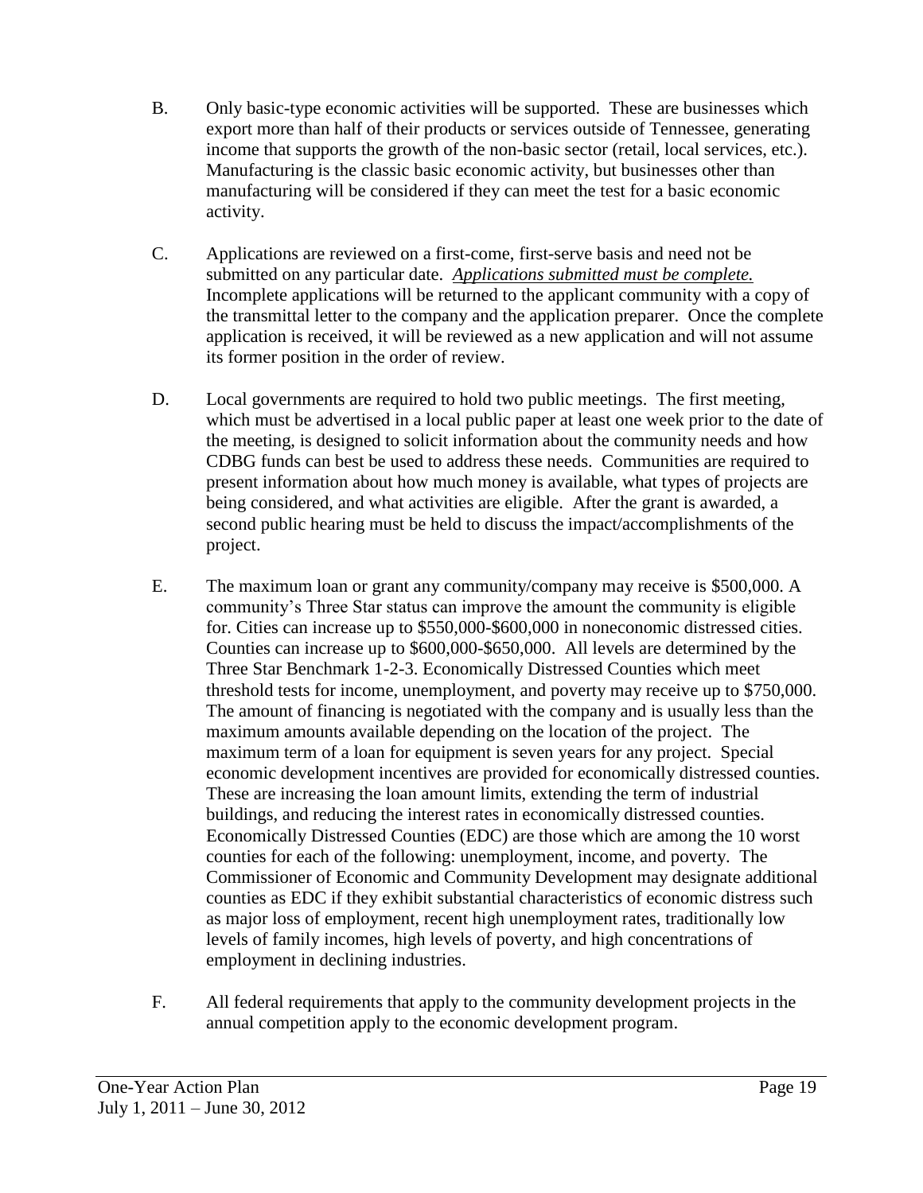B. Only basic-type economic activities will be supported. These are businesses which export more than half of their products or services outside of Tennessee, generating income that supports the growth of the non-basic sector (retail, local services, etc.). Manufacturing is the classic basic economic activity, but businesses other than manufacturing will be considered if they can meet the test for a basic economic activity.

C. Applications are reviewed on a first-come, first-serve basis and need not be submitted on any particular date. *<u>Applications submitted must be complete.</u>* Incomplete applications will be returned to the applicant community with a copy of the transmittal letter to the company and the application preparer. Once the complete application is received, it will be reviewed as a new application and will not assume its former position in the order of review.

D. Local governments are required to hold two public meetings. The first meeting, which must be advertised in a local public paper at least one week prior to the date of the meeting, is designed to solicit information about the community needs and how CDBG funds can best be used to address these needs. Communities are required to present information about how much money is available, what types of projects are being considered, and what activities are eligible. After the grant is awarded, a second public hearing must be held to discuss the impact/accomplishments of the project.

E. The maximum loan or grant any community/company may receive is $500,000. A community's Three Star status can improve the amount the community is eligible for. Cities can increase up to $550,000-$600,000 in noneconomic distressed cities. Counties can increase up to $600,000-$650,000. All levels are determined by the Three Star Benchmark 1-2-3. Economically Distressed Counties which meet threshold tests for income, unemployment, and poverty may receive up to $750,000. The amount of financing is negotiated with the company and is usually less than the maximum amounts available depending on the location of the project. The maximum term of a loan for equipment is seven years for any project. Special economic development incentives are provided for economically distressed counties. These are increasing the loan amount limits, extending the term of industrial buildings, and reducing the interest rates in economically distressed counties. Economically Distressed Counties (EDC) are those which are among the 10 worst counties for each of the following: unemployment, income, and poverty. The Commissioner of Economic and Community Development may designate additional counties as EDC if they exhibit substantial characteristics of economic distress such as major loss of employment, recent high unemployment rates, traditionally low levels of family incomes, high levels of poverty, and high concentrations of employment in declining industries.

F. All federal requirements that apply to the community development projects in the annual competition apply to the economic development program.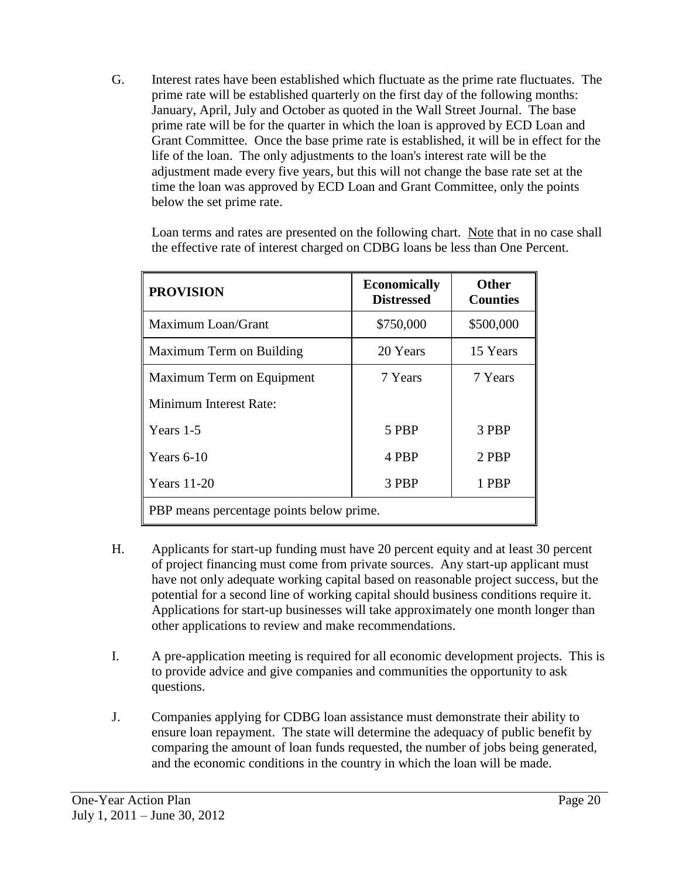G. Interest rates have been established which fluctuate as the prime rate fluctuates. The prime rate will be established quarterly on the first day of the following months: January, April, July and October as quoted in the Wall Street Journal. The base prime rate will be for the quarter in which the loan is approved by ECD Loan and Grant Committee. Once the base prime rate is established, it will be in effect for the life of the loan. The only adjustments to the loan's interest rate will be the adjustment made every five years, but this will not change the base rate set at the time the loan was approved by ECD Loan and Grant Committee, only the points below the set prime rate.

   Loan terms and rates are presented on the following chart. Note that in no case shall the effective rate of interest charged on CDBG loans be less than One Percent.

| PROVISION | Economically Distressed | Other Counties |
|---|---|---|
| Maximum Loan/Grant | \$750,000 | \$500,000 |
| Maximum Term on Building | 20 Years | 15 Years |
| Maximum Term on Equipment | 7 Years | 7 Years |
| Minimum Interest Rate: | | |
| Years 1-5 | 5 PBP | 3 PBP |
| Years 6-10 | 4 PBP | 2 PBP |
| Years 11-20 | 3 PBP | 1 PBP |
| PBP means percentage points below prime. | | |

H. Applicants for start-up funding must have 20 percent equity and at least 30 percent of project financing must come from private sources. Any start-up applicant must have not only adequate working capital based on reasonable project success, but the potential for a second line of working capital should business conditions require it. Applications for start-up businesses will take approximately one month longer than other applications to review and make recommendations.

I. A pre-application meeting is required for all economic development projects. This is to provide advice and give companies and communities the opportunity to ask questions.

J. Companies applying for CDBG loan assistance must demonstrate their ability to ensure loan repayment. The state will determine the adequacy of public benefit by comparing the amount of loan funds requested, the number of jobs being generated, and the economic conditions in the country in which the loan will be made.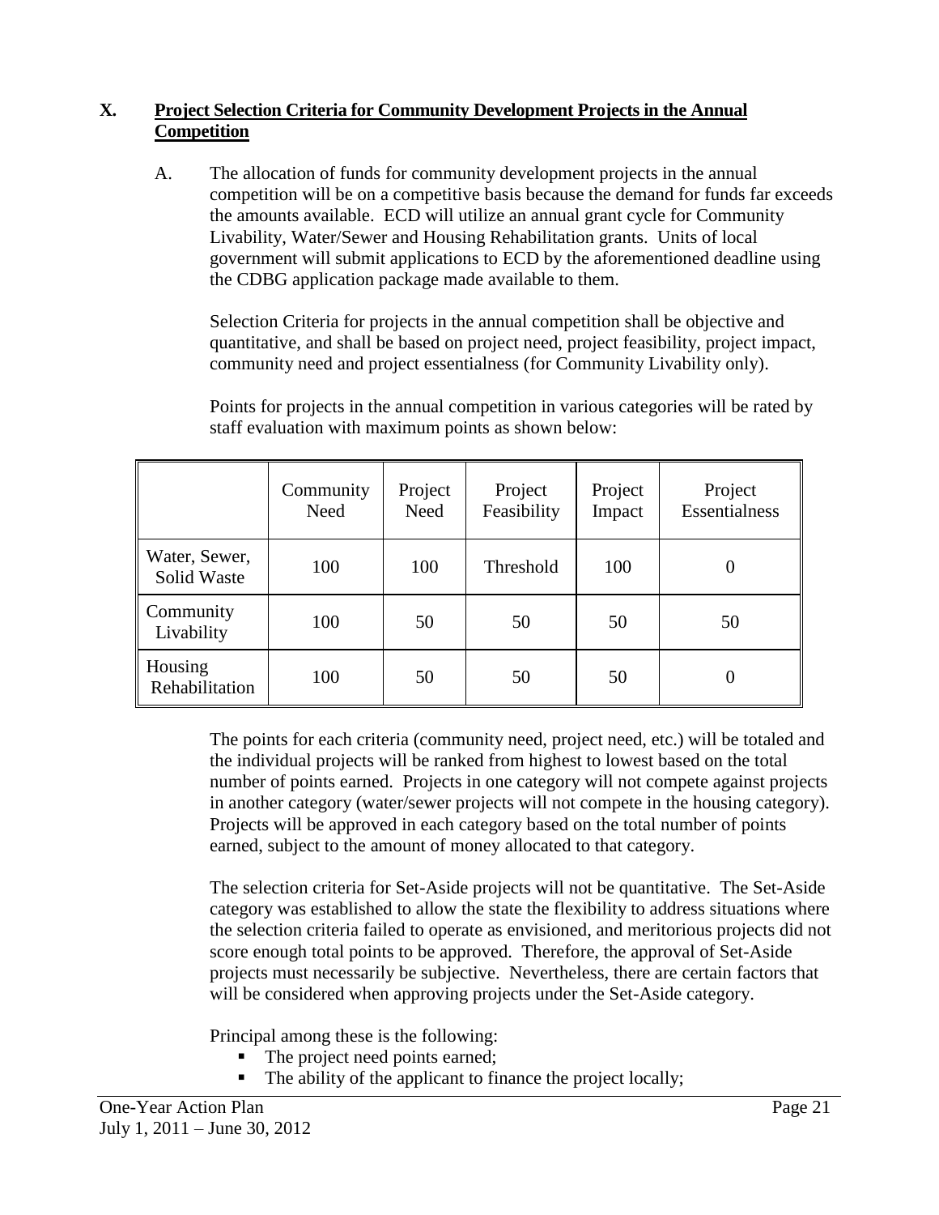## X. Project Selection Criteria for Community Development Projects in the Annual Competition

A. The allocation of funds for community development projects in the annual competition will be on a competitive basis because the demand for funds far exceeds the amounts available. ECD will utilize an annual grant cycle for Community Livability, Water/Sewer and Housing Rehabilitation grants. Units of local government will submit applications to ECD by the aforementioned deadline using the CDBG application package made available to them.

Selection Criteria for projects in the annual competition shall be objective and quantitative, and shall be based on project need, project feasibility, project impact, community need and project essentialness (for Community Livability only).

Points for projects in the annual competition in various categories will be rated by staff evaluation with maximum points as shown below:

| | Community Need | Project Need | Project Feasibility | Project Impact | Project Essentialness |
|---|---|---|---|---|---|
| Water, Sewer, Solid Waste | 100 | 100 | Threshold | 100 | 0 |
| Community Livability | 100 | 50 | 50 | 50 | 50 |
| Housing Rehabilitation | 100 | 50 | 50 | 50 | 0 |

The points for each criteria (community need, project need, etc.) will be totaled and the individual projects will be ranked from highest to lowest based on the total number of points earned. Projects in one category will not compete against projects in another category (water/sewer projects will not compete in the housing category). Projects will be approved in each category based on the total number of points earned, subject to the amount of money allocated to that category.

The selection criteria for Set-Aside projects will not be quantitative. The Set-Aside category was established to allow the state the flexibility to address situations where the selection criteria failed to operate as envisioned, and meritorious projects did not score enough total points to be approved. Therefore, the approval of Set-Aside projects must necessarily be subjective. Nevertheless, there are certain factors that will be considered when approving projects under the Set-Aside category.

Principal among these is the following:

- The project need points earned;
- The ability of the applicant to finance the project locally;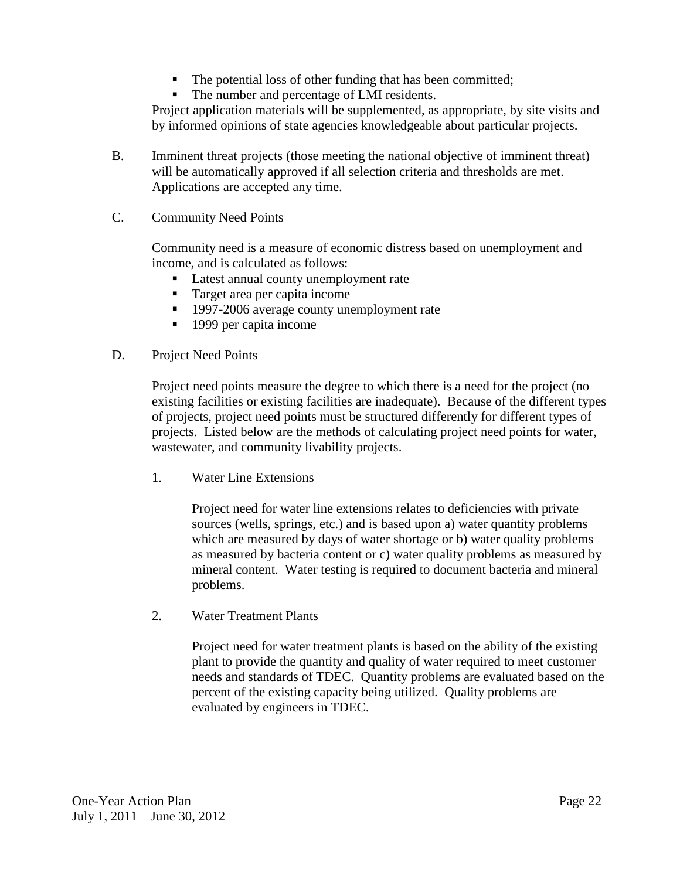- The potential loss of other funding that has been committed;
- The number and percentage of LMI residents.

Project application materials will be supplemented, as appropriate, by site visits and by informed opinions of state agencies knowledgeable about particular projects.

B. Imminent threat projects (those meeting the national objective of imminent threat) will be automatically approved if all selection criteria and thresholds are met. Applications are accepted any time.

C. Community Need Points

Community need is a measure of economic distress based on unemployment and income, and is calculated as follows:

- Latest annual county unemployment rate
- Target area per capita income
- 1997-2006 average county unemployment rate
- 1999 per capita income

D. Project Need Points

Project need points measure the degree to which there is a need for the project (no existing facilities or existing facilities are inadequate). Because of the different types of projects, project need points must be structured differently for different types of projects. Listed below are the methods of calculating project need points for water, wastewater, and community livability projects.

1. Water Line Extensions

   Project need for water line extensions relates to deficiencies with private sources (wells, springs, etc.) and is based upon a) water quantity problems which are measured by days of water shortage or b) water quality problems as measured by bacteria content or c) water quality problems as measured by mineral content. Water testing is required to document bacteria and mineral problems.

2. Water Treatment Plants

   Project need for water treatment plants is based on the ability of the existing plant to provide the quantity and quality of water required to meet customer needs and standards of TDEC. Quantity problems are evaluated based on the percent of the existing capacity being utilized. Quality problems are evaluated by engineers in TDEC.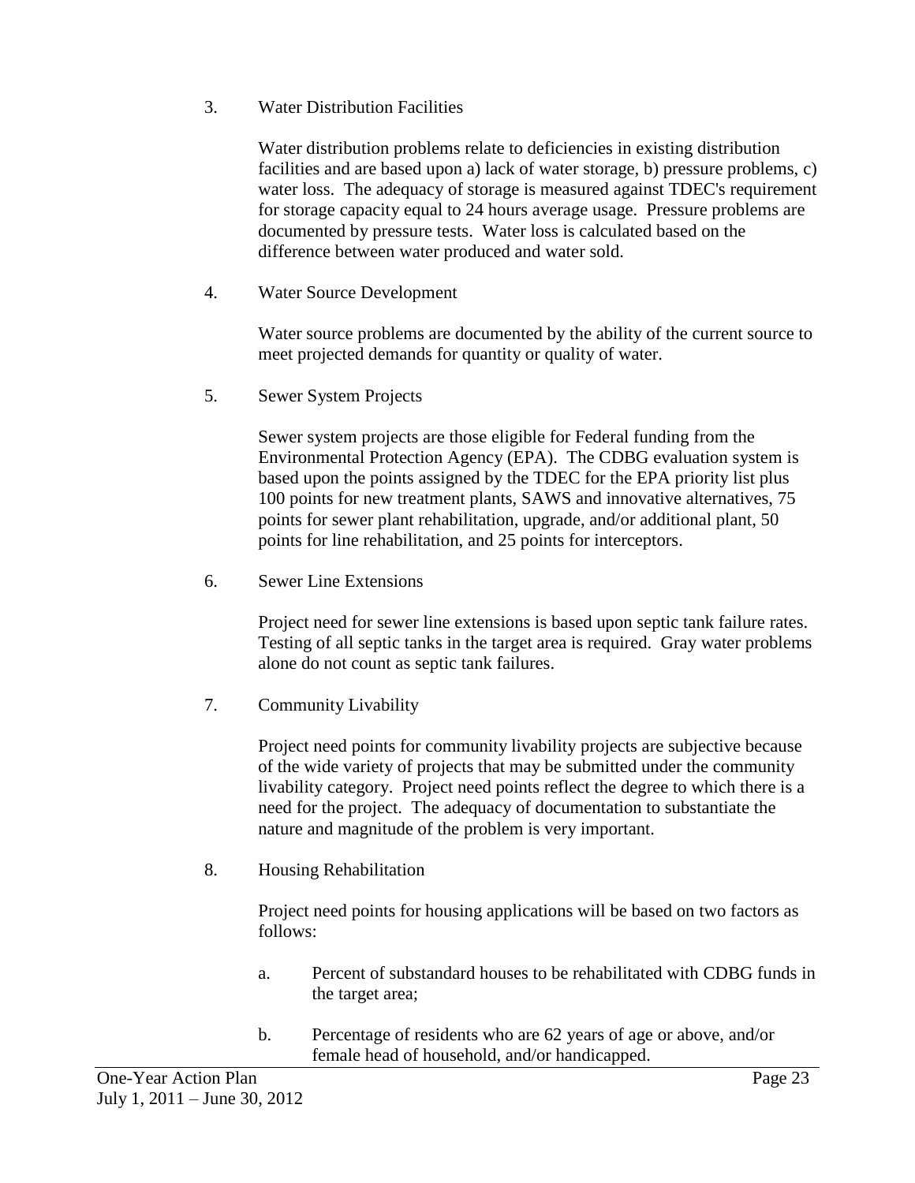3. Water Distribution Facilities

   Water distribution problems relate to deficiencies in existing distribution facilities and are based upon a) lack of water storage, b) pressure problems, c) water loss. The adequacy of storage is measured against TDEC's requirement for storage capacity equal to 24 hours average usage. Pressure problems are documented by pressure tests. Water loss is calculated based on the difference between water produced and water sold.

4. Water Source Development

   Water source problems are documented by the ability of the current source to meet projected demands for quantity or quality of water.

5. Sewer System Projects

   Sewer system projects are those eligible for Federal funding from the Environmental Protection Agency (EPA). The CDBG evaluation system is based upon the points assigned by the TDEC for the EPA priority list plus 100 points for new treatment plants, SAWS and innovative alternatives, 75 points for sewer plant rehabilitation, upgrade, and/or additional plant, 50 points for line rehabilitation, and 25 points for interceptors.

6. Sewer Line Extensions

   Project need for sewer line extensions is based upon septic tank failure rates. Testing of all septic tanks in the target area is required. Gray water problems alone do not count as septic tank failures.

7. Community Livability

   Project need points for community livability projects are subjective because of the wide variety of projects that may be submitted under the community livability category. Project need points reflect the degree to which there is a need for the project. The adequacy of documentation to substantiate the nature and magnitude of the problem is very important.

8. Housing Rehabilitation

   Project need points for housing applications will be based on two factors as follows:

   a. Percent of substandard houses to be rehabilitated with CDBG funds in the target area;

   b. Percentage of residents who are 62 years of age or above, and/or female head of household, and/or handicapped.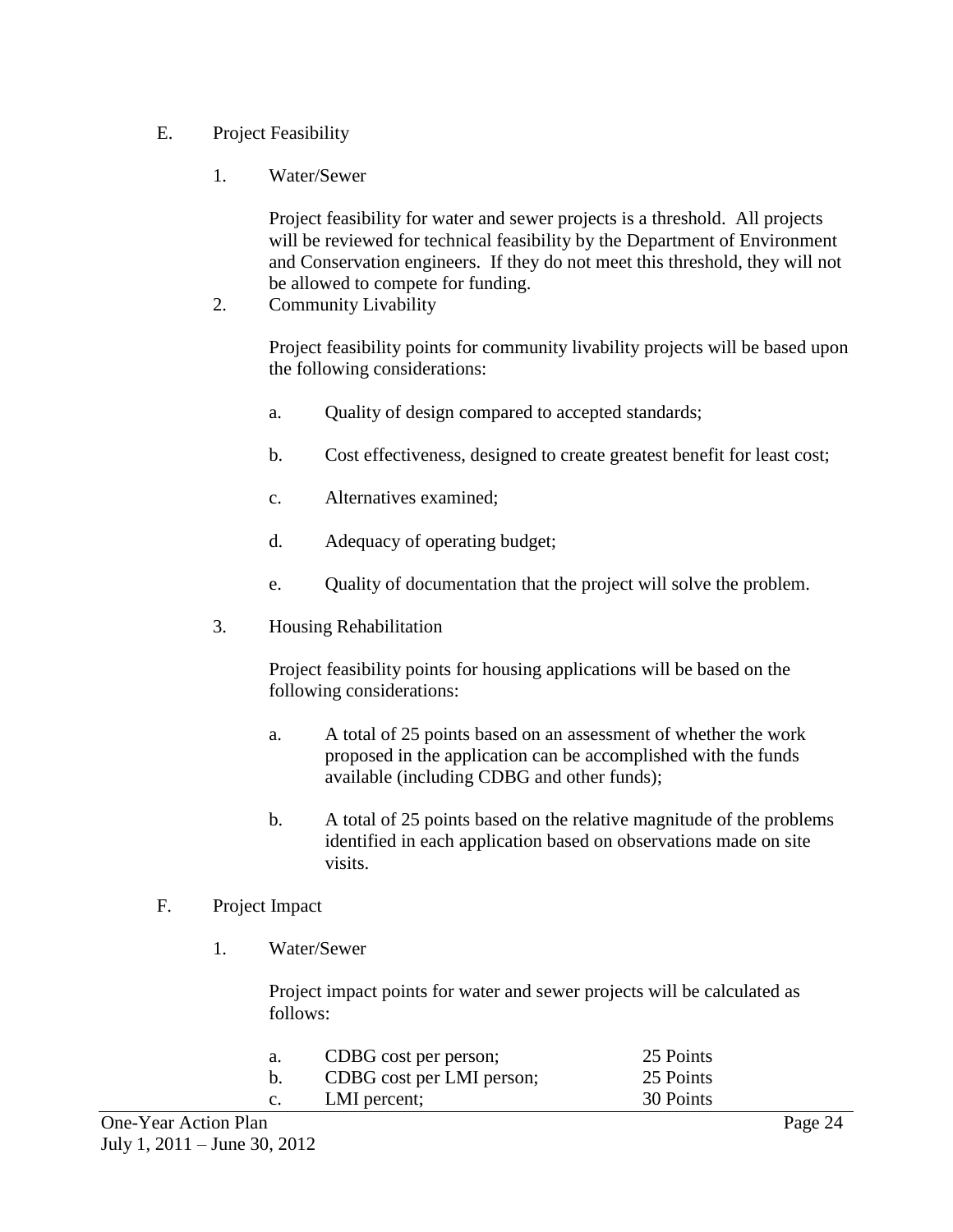E. Project Feasibility

1. Water/Sewer

   Project feasibility for water and sewer projects is a threshold. All projects will be reviewed for technical feasibility by the Department of Environment and Conservation engineers. If they do not meet this threshold, they will not be allowed to compete for funding.

2. Community Livability

   Project feasibility points for community livability projects will be based upon the following considerations:

   a. Quality of design compared to accepted standards;

   b. Cost effectiveness, designed to create greatest benefit for least cost;

   c. Alternatives examined;

   d. Adequacy of operating budget;

   e. Quality of documentation that the project will solve the problem.

3. Housing Rehabilitation

   Project feasibility points for housing applications will be based on the following considerations:

   a. A total of 25 points based on an assessment of whether the work proposed in the application can be accomplished with the funds available (including CDBG and other funds);

   b. A total of 25 points based on the relative magnitude of the problems identified in each application based on observations made on site visits.

F. Project Impact

1. Water/Sewer

   Project impact points for water and sewer projects will be calculated as follows:

   | | | |
   |---|---|---|
   | a. | CDBG cost per person; | 25 Points |
   | b. | CDBG cost per LMI person; | 25 Points |
   | c. | LMI percent; | 30 Points |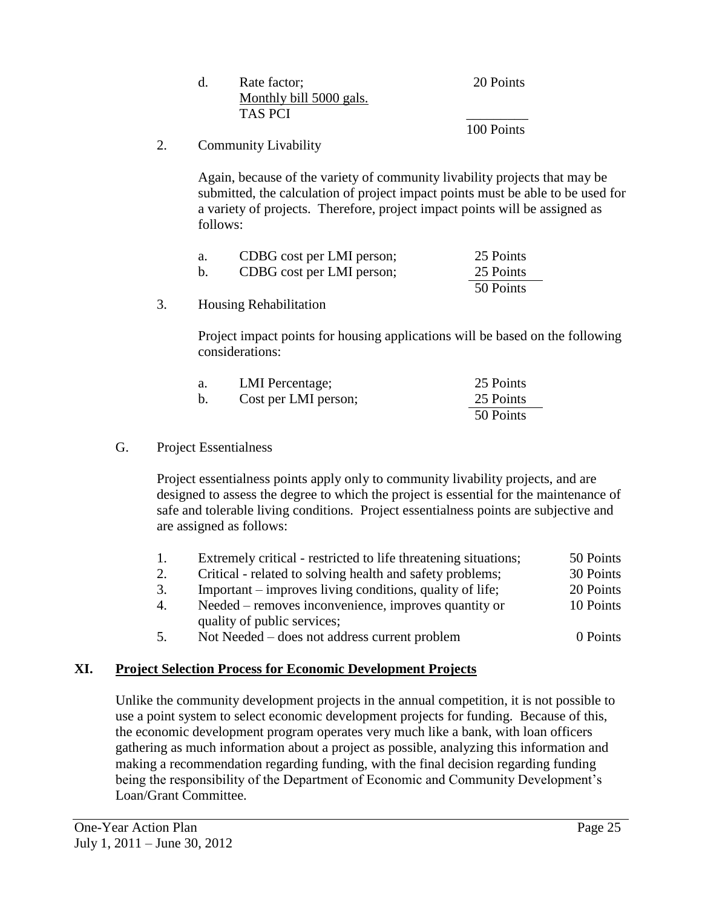d. Rate factor; Monthly bill 5000 gals. / TAS PCI — 20 Points

Total: 100 Points

2. Community Livability

   Again, because of the variety of community livability projects that may be submitted, the calculation of project impact points must be able to be used for a variety of projects. Therefore, project impact points will be assigned as follows:

   | | | |
   |---|---|---|
   | a. | CDBG cost per LMI person; | 25 Points |
   | b. | CDBG cost per LMI person; | 25 Points |
   | | | 50 Points |

3. Housing Rehabilitation

   Project impact points for housing applications will be based on the following considerations:

   | | | |
   |---|---|---|
   | a. | LMI Percentage; | 25 Points |
   | b. | Cost per LMI person; | 25 Points |
   | | | 50 Points |

G. Project Essentialness

Project essentialness points apply only to community livability projects, and are designed to assess the degree to which the project is essential for the maintenance of safe and tolerable living conditions. Project essentialness points are subjective and are assigned as follows:

| | | |
|---|---|---|
| 1. | Extremely critical - restricted to life threatening situations; | 50 Points |
| 2. | Critical - related to solving health and safety problems; | 30 Points |
| 3. | Important – improves living conditions, quality of life; | 20 Points |
| 4. | Needed – removes inconvenience, improves quantity or quality of public services; | 10 Points |
| 5. | Not Needed – does not address current problem | 0 Points |

## XI. Project Selection Process for Economic Development Projects

Unlike the community development projects in the annual competition, it is not possible to use a point system to select economic development projects for funding. Because of this, the economic development program operates very much like a bank, with loan officers gathering as much information about a project as possible, analyzing this information and making a recommendation regarding funding, with the final decision regarding funding being the responsibility of the Department of Economic and Community Development's Loan/Grant Committee.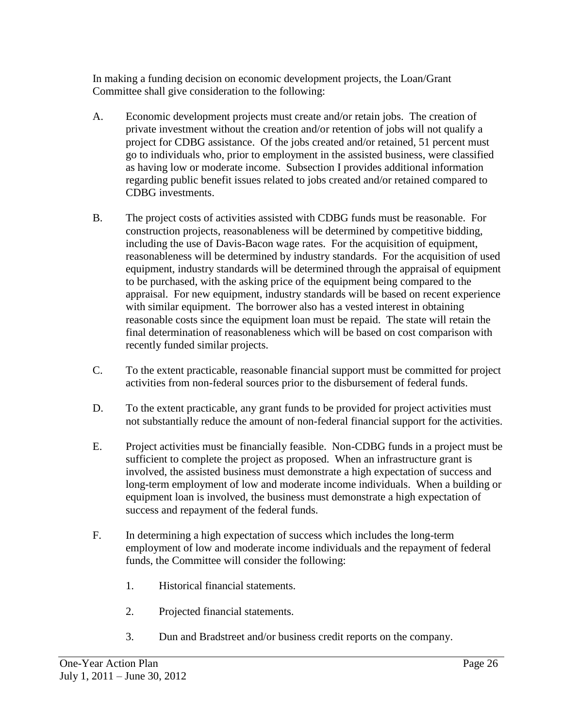In making a funding decision on economic development projects, the Loan/Grant Committee shall give consideration to the following:

A. Economic development projects must create and/or retain jobs. The creation of private investment without the creation and/or retention of jobs will not qualify a project for CDBG assistance. Of the jobs created and/or retained, 51 percent must go to individuals who, prior to employment in the assisted business, were classified as having low or moderate income. Subsection I provides additional information regarding public benefit issues related to jobs created and/or retained compared to CDBG investments.

B. The project costs of activities assisted with CDBG funds must be reasonable. For construction projects, reasonableness will be determined by competitive bidding, including the use of Davis-Bacon wage rates. For the acquisition of equipment, reasonableness will be determined by industry standards. For the acquisition of used equipment, industry standards will be determined through the appraisal of equipment to be purchased, with the asking price of the equipment being compared to the appraisal. For new equipment, industry standards will be based on recent experience with similar equipment. The borrower also has a vested interest in obtaining reasonable costs since the equipment loan must be repaid. The state will retain the final determination of reasonableness which will be based on cost comparison with recently funded similar projects.

C. To the extent practicable, reasonable financial support must be committed for project activities from non-federal sources prior to the disbursement of federal funds.

D. To the extent practicable, any grant funds to be provided for project activities must not substantially reduce the amount of non-federal financial support for the activities.

E. Project activities must be financially feasible. Non-CDBG funds in a project must be sufficient to complete the project as proposed. When an infrastructure grant is involved, the assisted business must demonstrate a high expectation of success and long-term employment of low and moderate income individuals. When a building or equipment loan is involved, the business must demonstrate a high expectation of success and repayment of the federal funds.

F. In determining a high expectation of success which includes the long-term employment of low and moderate income individuals and the repayment of federal funds, the Committee will consider the following:

    1. Historical financial statements.

    2. Projected financial statements.

    3. Dun and Bradstreet and/or business credit reports on the company.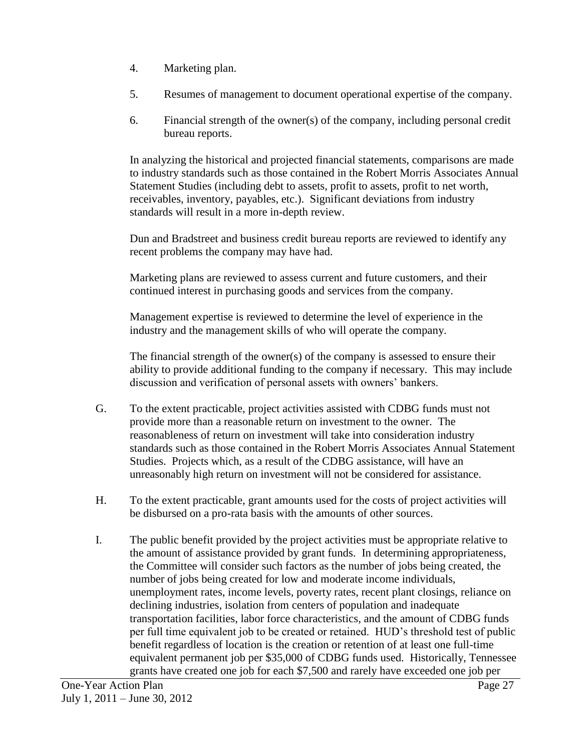4. Marketing plan.

5. Resumes of management to document operational expertise of the company.

6. Financial strength of the owner(s) of the company, including personal credit bureau reports.

In analyzing the historical and projected financial statements, comparisons are made to industry standards such as those contained in the Robert Morris Associates Annual Statement Studies (including debt to assets, profit to assets, profit to net worth, receivables, inventory, payables, etc.). Significant deviations from industry standards will result in a more in-depth review.

Dun and Bradstreet and business credit bureau reports are reviewed to identify any recent problems the company may have had.

Marketing plans are reviewed to assess current and future customers, and their continued interest in purchasing goods and services from the company.

Management expertise is reviewed to determine the level of experience in the industry and the management skills of who will operate the company.

The financial strength of the owner(s) of the company is assessed to ensure their ability to provide additional funding to the company if necessary. This may include discussion and verification of personal assets with owners' bankers.

G. To the extent practicable, project activities assisted with CDBG funds must not provide more than a reasonable return on investment to the owner. The reasonableness of return on investment will take into consideration industry standards such as those contained in the Robert Morris Associates Annual Statement Studies. Projects which, as a result of the CDBG assistance, will have an unreasonably high return on investment will not be considered for assistance.

H. To the extent practicable, grant amounts used for the costs of project activities will be disbursed on a pro-rata basis with the amounts of other sources.

I. The public benefit provided by the project activities must be appropriate relative to the amount of assistance provided by grant funds. In determining appropriateness, the Committee will consider such factors as the number of jobs being created, the number of jobs being created for low and moderate income individuals, unemployment rates, income levels, poverty rates, recent plant closings, reliance on declining industries, isolation from centers of population and inadequate transportation facilities, labor force characteristics, and the amount of CDBG funds per full time equivalent job to be created or retained. HUD's threshold test of public benefit regardless of location is the creation or retention of at least one full-time equivalent permanent job per \$35,000 of CDBG funds used. Historically, Tennessee grants have created one job for each \$7,500 and rarely have exceeded one job per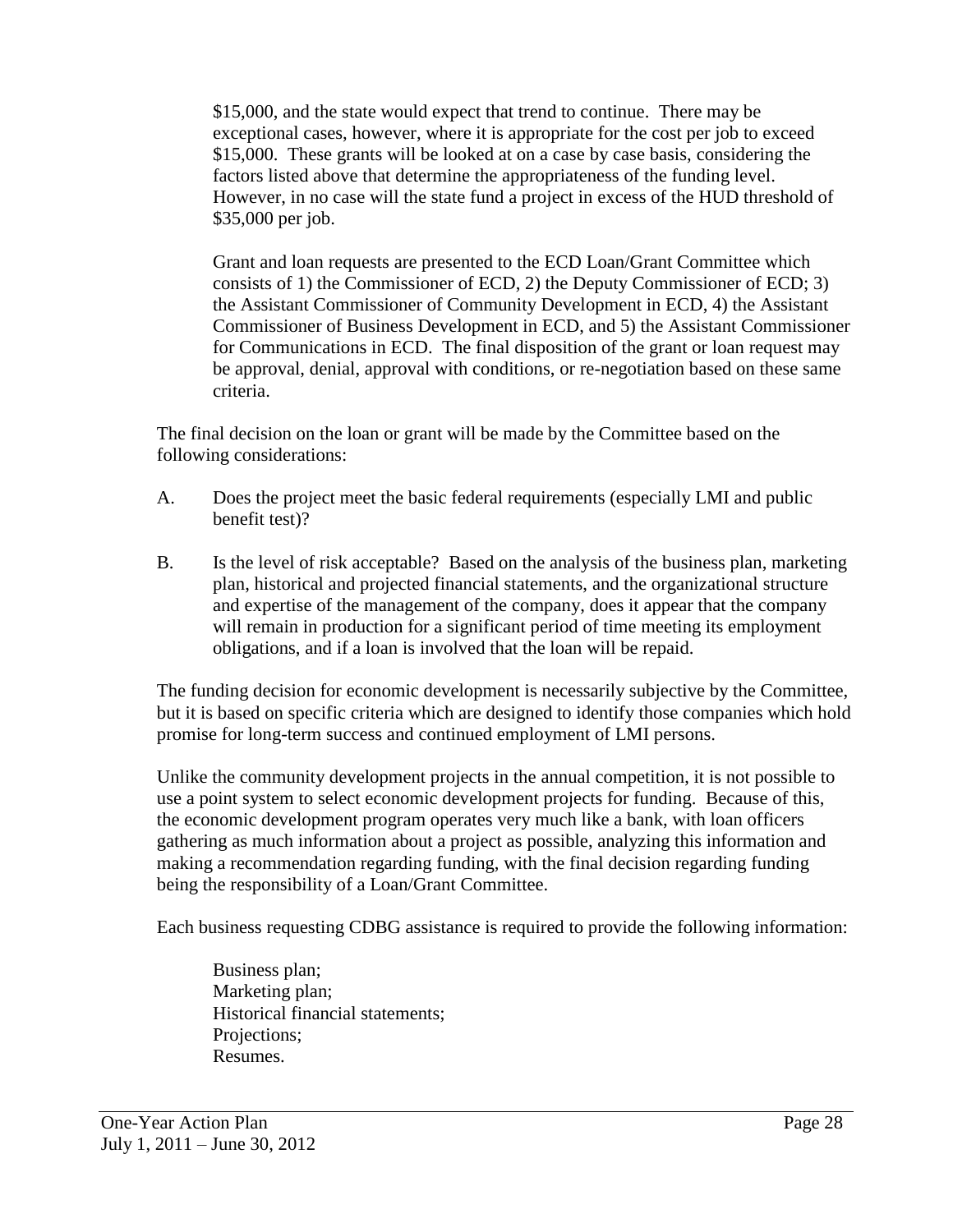$15,000, and the state would expect that trend to continue. There may be exceptional cases, however, where it is appropriate for the cost per job to exceed $15,000. These grants will be looked at on a case by case basis, considering the factors listed above that determine the appropriateness of the funding level. However, in no case will the state fund a project in excess of the HUD threshold of $35,000 per job.

Grant and loan requests are presented to the ECD Loan/Grant Committee which consists of 1) the Commissioner of ECD, 2) the Deputy Commissioner of ECD; 3) the Assistant Commissioner of Community Development in ECD, 4) the Assistant Commissioner of Business Development in ECD, and 5) the Assistant Commissioner for Communications in ECD. The final disposition of the grant or loan request may be approval, denial, approval with conditions, or re-negotiation based on these same criteria.

The final decision on the loan or grant will be made by the Committee based on the following considerations:

A. Does the project meet the basic federal requirements (especially LMI and public benefit test)?

B. Is the level of risk acceptable? Based on the analysis of the business plan, marketing plan, historical and projected financial statements, and the organizational structure and expertise of the management of the company, does it appear that the company will remain in production for a significant period of time meeting its employment obligations, and if a loan is involved that the loan will be repaid.

The funding decision for economic development is necessarily subjective by the Committee, but it is based on specific criteria which are designed to identify those companies which hold promise for long-term success and continued employment of LMI persons.

Unlike the community development projects in the annual competition, it is not possible to use a point system to select economic development projects for funding. Because of this, the economic development program operates very much like a bank, with loan officers gathering as much information about a project as possible, analyzing this information and making a recommendation regarding funding, with the final decision regarding funding being the responsibility of a Loan/Grant Committee.

Each business requesting CDBG assistance is required to provide the following information:

Business plan;
Marketing plan;
Historical financial statements;
Projections;
Resumes.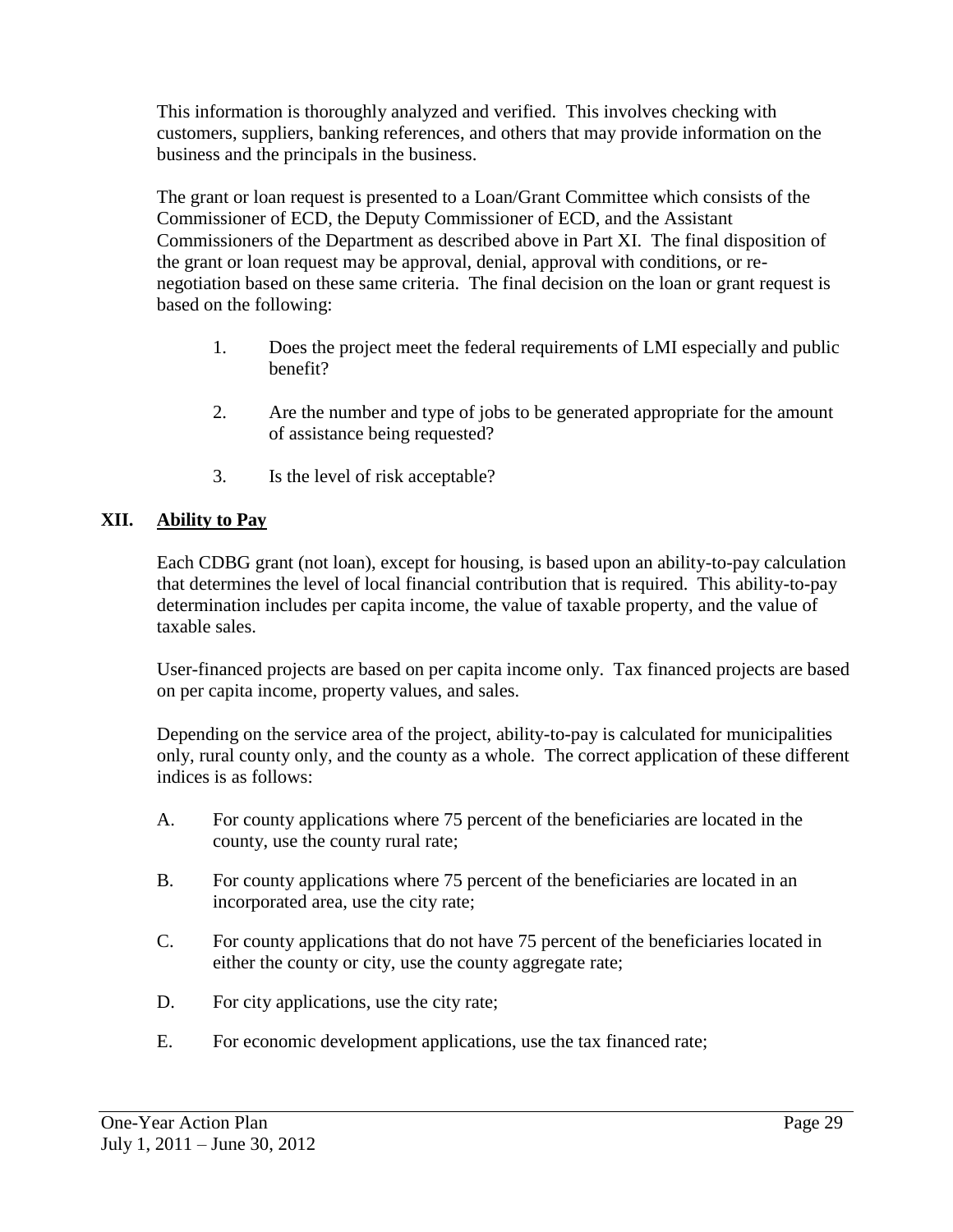This information is thoroughly analyzed and verified. This involves checking with customers, suppliers, banking references, and others that may provide information on the business and the principals in the business.

The grant or loan request is presented to a Loan/Grant Committee which consists of the Commissioner of ECD, the Deputy Commissioner of ECD, and the Assistant Commissioners of the Department as described above in Part XI. The final disposition of the grant or loan request may be approval, denial, approval with conditions, or re-negotiation based on these same criteria. The final decision on the loan or grant request is based on the following:

1. Does the project meet the federal requirements of LMI especially and public benefit?

2. Are the number and type of jobs to be generated appropriate for the amount of assistance being requested?

3. Is the level of risk acceptable?

## XII. Ability to Pay

Each CDBG grant (not loan), except for housing, is based upon an ability-to-pay calculation that determines the level of local financial contribution that is required. This ability-to-pay determination includes per capita income, the value of taxable property, and the value of taxable sales.

User-financed projects are based on per capita income only. Tax financed projects are based on per capita income, property values, and sales.

Depending on the service area of the project, ability-to-pay is calculated for municipalities only, rural county only, and the county as a whole. The correct application of these different indices is as follows:

A. For county applications where 75 percent of the beneficiaries are located in the county, use the county rural rate;

B. For county applications where 75 percent of the beneficiaries are located in an incorporated area, use the city rate;

C. For county applications that do not have 75 percent of the beneficiaries located in either the county or city, use the county aggregate rate;

D. For city applications, use the city rate;

E. For economic development applications, use the tax financed rate;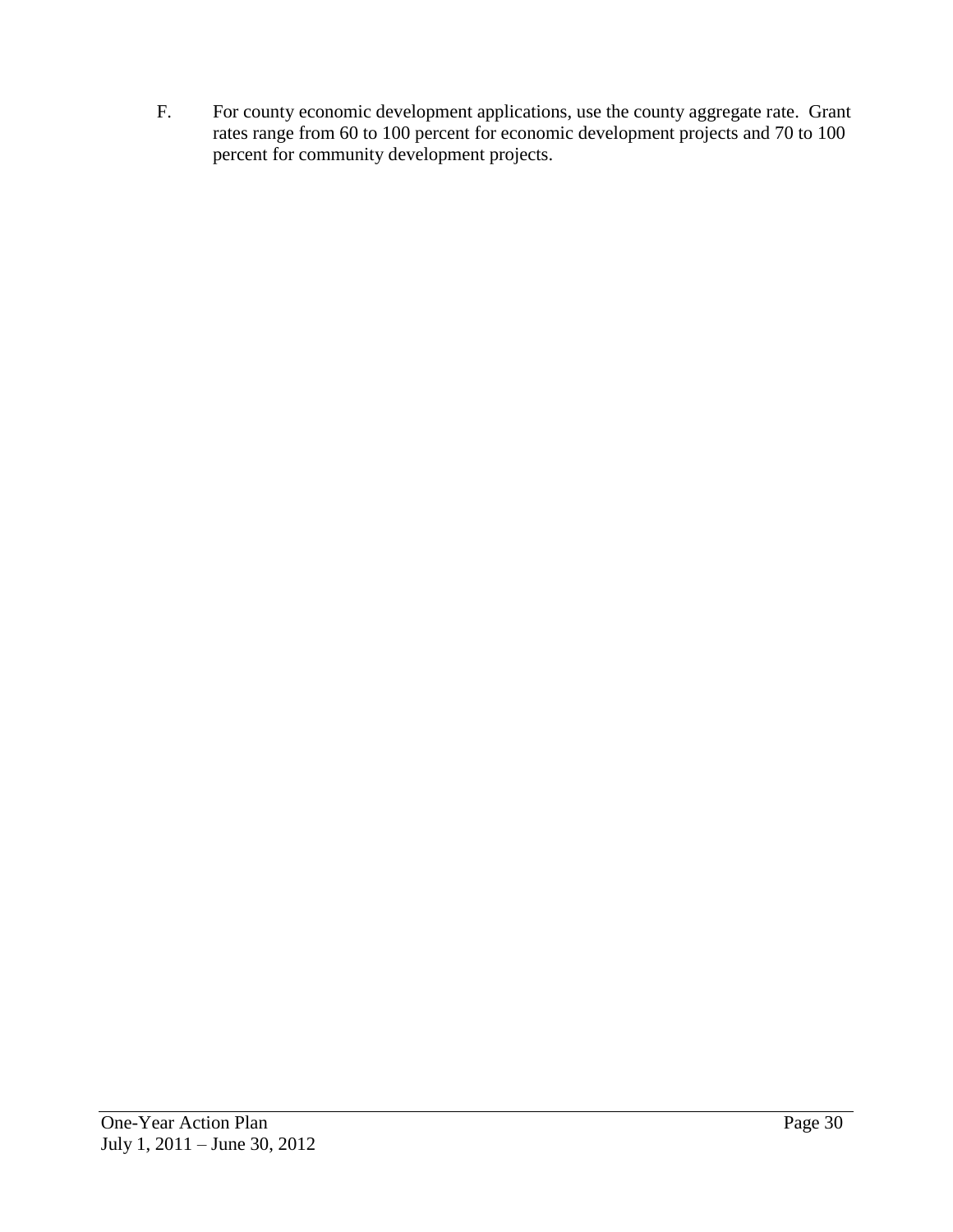F. For county economic development applications, use the county aggregate rate. Grant rates range from 60 to 100 percent for economic development projects and 70 to 100 percent for community development projects.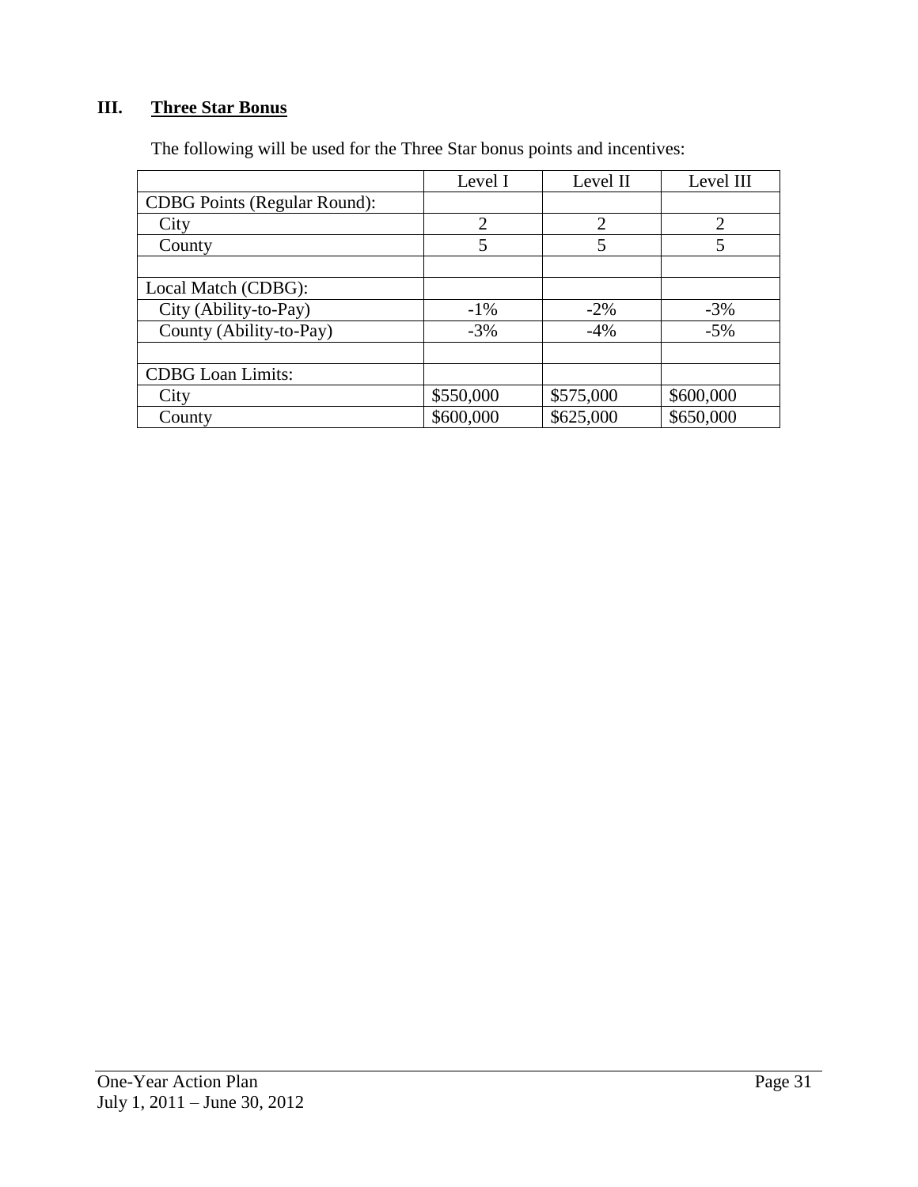## III. Three Star Bonus

The following will be used for the Three Star bonus points and incentives:

| | Level I | Level II | Level III |
|---|---|---|---|
| CDBG Points (Regular Round): | | | |
| City | 2 | 2 | 2 |
| County | 5 | 5 | 5 |
| | | | |
| Local Match (CDBG): | | | |
| City (Ability-to-Pay) | -1% | -2% | -3% |
| County (Ability-to-Pay) | -3% | -4% | -5% |
| | | | |
| CDBG Loan Limits: | | | |
| City | \$550,000 | \$575,000 | \$600,000 |
| County | \$600,000 | \$625,000 | \$650,000 |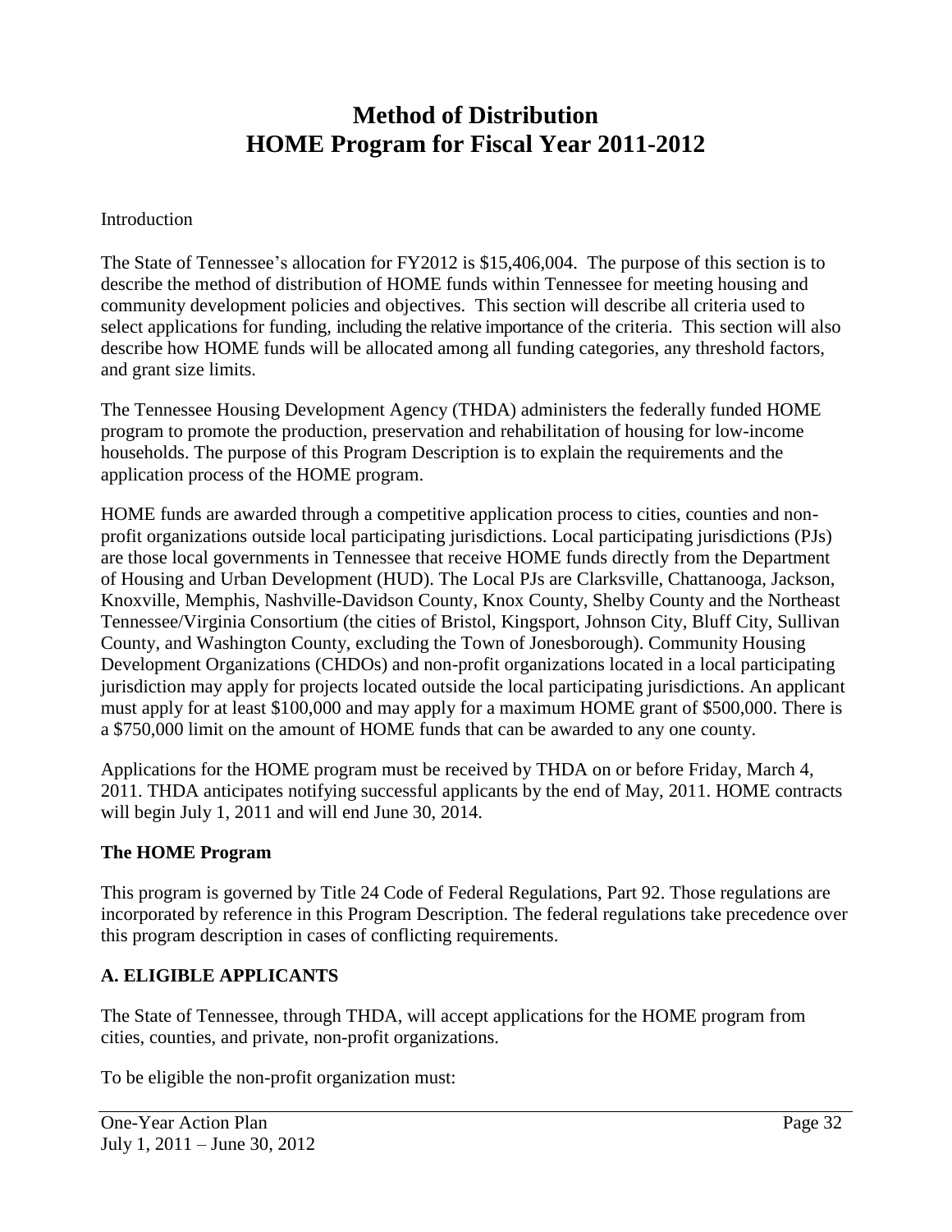# Method of Distribution
# HOME Program for Fiscal Year 2011-2012

Introduction

The State of Tennessee's allocation for FY2012 is $15,406,004. The purpose of this section is to describe the method of distribution of HOME funds within Tennessee for meeting housing and community development policies and objectives. This section will describe all criteria used to select applications for funding, including the relative importance of the criteria. This section will also describe how HOME funds will be allocated among all funding categories, any threshold factors, and grant size limits.

The Tennessee Housing Development Agency (THDA) administers the federally funded HOME program to promote the production, preservation and rehabilitation of housing for low-income households. The purpose of this Program Description is to explain the requirements and the application process of the HOME program.

HOME funds are awarded through a competitive application process to cities, counties and non-profit organizations outside local participating jurisdictions. Local participating jurisdictions (PJs) are those local governments in Tennessee that receive HOME funds directly from the Department of Housing and Urban Development (HUD). The Local PJs are Clarksville, Chattanooga, Jackson, Knoxville, Memphis, Nashville-Davidson County, Knox County, Shelby County and the Northeast Tennessee/Virginia Consortium (the cities of Bristol, Kingsport, Johnson City, Bluff City, Sullivan County, and Washington County, excluding the Town of Jonesborough). Community Housing Development Organizations (CHDOs) and non-profit organizations located in a local participating jurisdiction may apply for projects located outside the local participating jurisdictions. An applicant must apply for at least $100,000 and may apply for a maximum HOME grant of $500,000. There is a $750,000 limit on the amount of HOME funds that can be awarded to any one county.

Applications for the HOME program must be received by THDA on or before Friday, March 4, 2011. THDA anticipates notifying successful applicants by the end of May, 2011. HOME contracts will begin July 1, 2011 and will end June 30, 2014.

### The HOME Program

This program is governed by Title 24 Code of Federal Regulations, Part 92. Those regulations are incorporated by reference in this Program Description. The federal regulations take precedence over this program description in cases of conflicting requirements.

### A. ELIGIBLE APPLICANTS

The State of Tennessee, through THDA, will accept applications for the HOME program from cities, counties, and private, non-profit organizations.

To be eligible the non-profit organization must: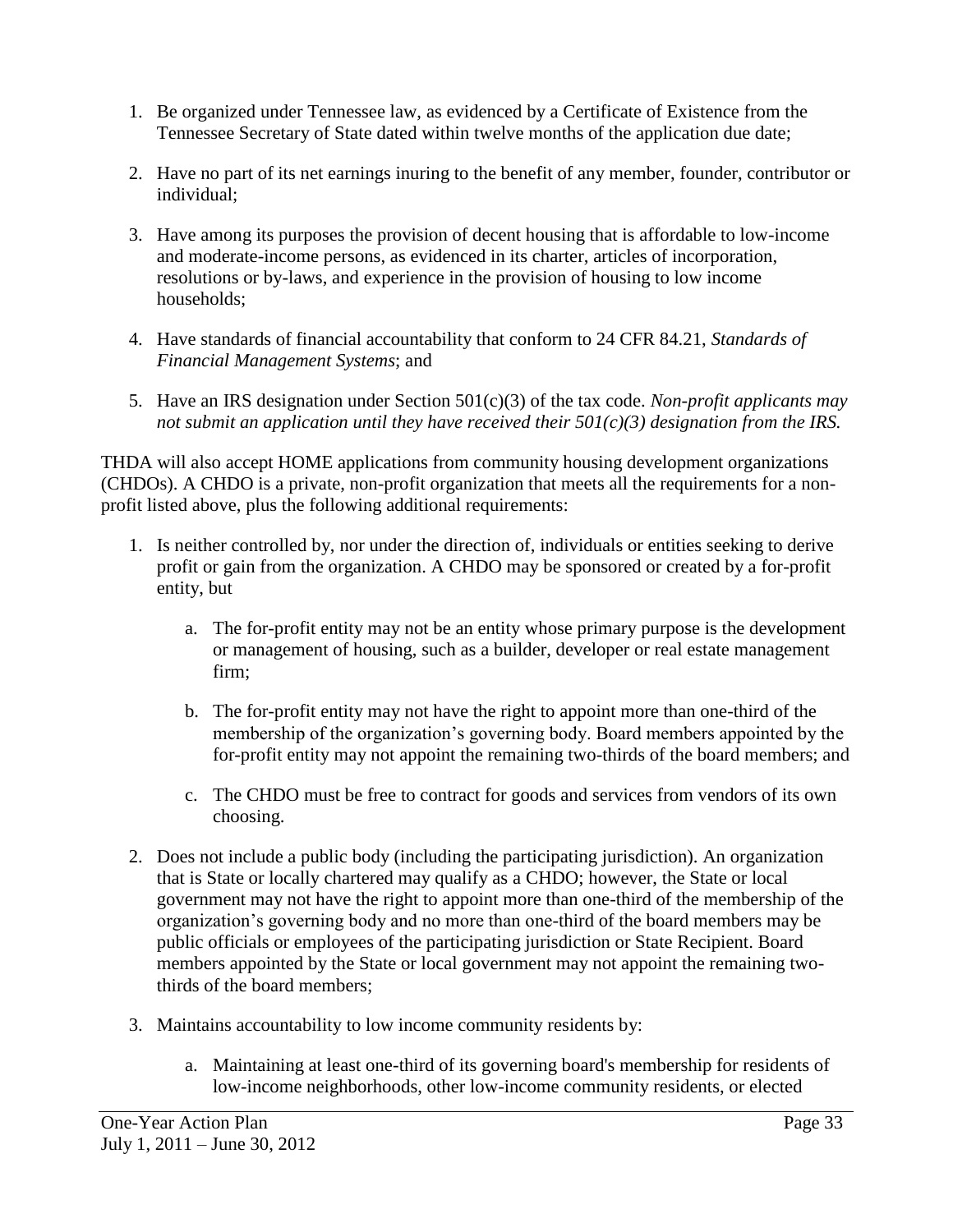1. Be organized under Tennessee law, as evidenced by a Certificate of Existence from the Tennessee Secretary of State dated within twelve months of the application due date;

2. Have no part of its net earnings inuring to the benefit of any member, founder, contributor or individual;

3. Have among its purposes the provision of decent housing that is affordable to low-income and moderate-income persons, as evidenced in its charter, articles of incorporation, resolutions or by-laws, and experience in the provision of housing to low income households;

4. Have standards of financial accountability that conform to 24 CFR 84.21, *Standards of Financial Management Systems*; and

5. Have an IRS designation under Section 501(c)(3) of the tax code. *Non-profit applicants may not submit an application until they have received their 501(c)(3) designation from the IRS.*

THDA will also accept HOME applications from community housing development organizations (CHDOs). A CHDO is a private, non-profit organization that meets all the requirements for a non-profit listed above, plus the following additional requirements:

1. Is neither controlled by, nor under the direction of, individuals or entities seeking to derive profit or gain from the organization. A CHDO may be sponsored or created by a for-profit entity, but

    a. The for-profit entity may not be an entity whose primary purpose is the development or management of housing, such as a builder, developer or real estate management firm;

    b. The for-profit entity may not have the right to appoint more than one-third of the membership of the organization's governing body. Board members appointed by the for-profit entity may not appoint the remaining two-thirds of the board members; and

    c. The CHDO must be free to contract for goods and services from vendors of its own choosing.

2. Does not include a public body (including the participating jurisdiction). An organization that is State or locally chartered may qualify as a CHDO; however, the State or local government may not have the right to appoint more than one-third of the membership of the organization's governing body and no more than one-third of the board members may be public officials or employees of the participating jurisdiction or State Recipient. Board members appointed by the State or local government may not appoint the remaining two-thirds of the board members;

3. Maintains accountability to low income community residents by:

    a. Maintaining at least one-third of its governing board's membership for residents of low-income neighborhoods, other low-income community residents, or elected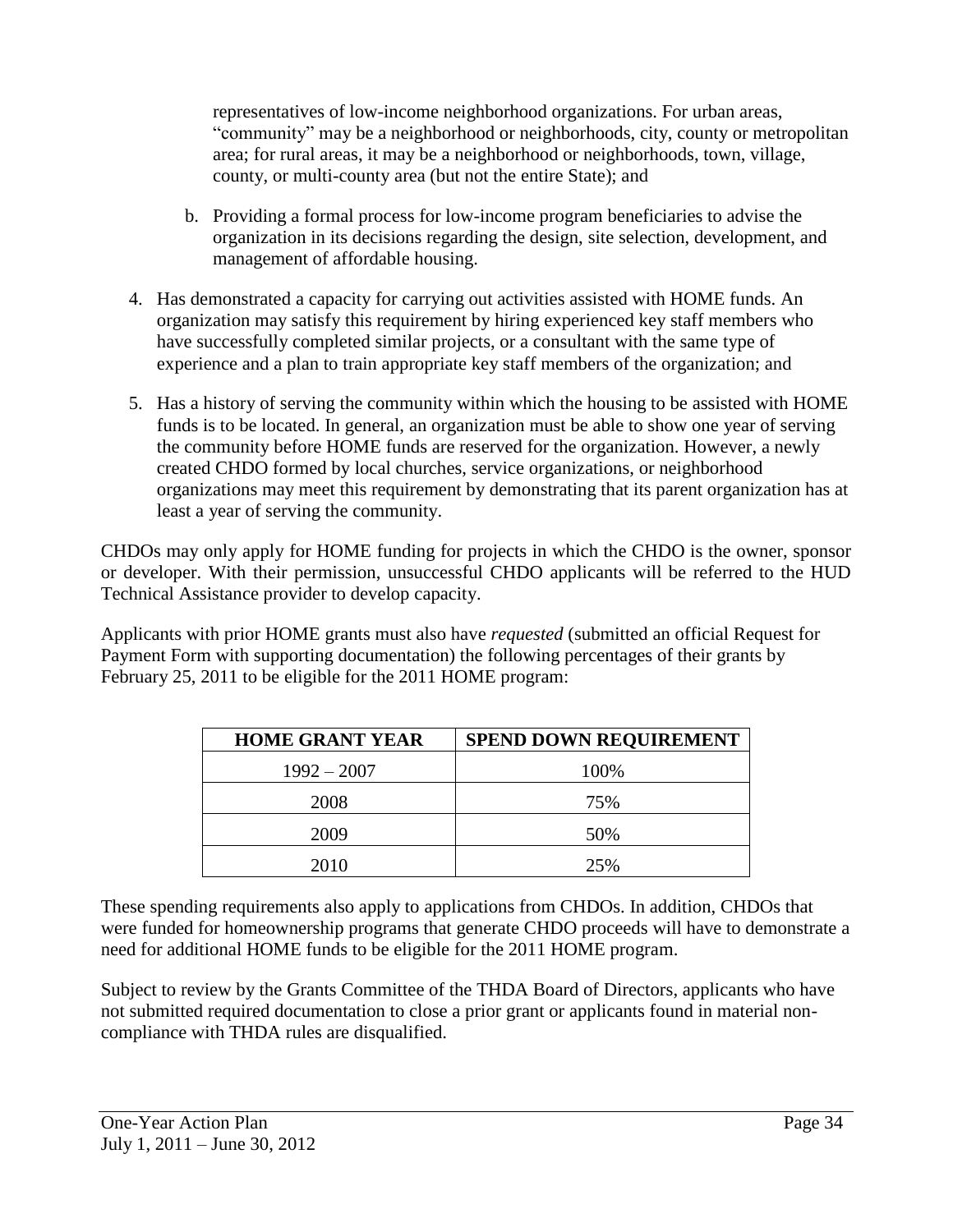representatives of low-income neighborhood organizations. For urban areas, "community" may be a neighborhood or neighborhoods, city, county or metropolitan area; for rural areas, it may be a neighborhood or neighborhoods, town, village, county, or multi-county area (but not the entire State); and

   b. Providing a formal process for low-income program beneficiaries to advise the organization in its decisions regarding the design, site selection, development, and management of affordable housing.

4. Has demonstrated a capacity for carrying out activities assisted with HOME funds. An organization may satisfy this requirement by hiring experienced key staff members who have successfully completed similar projects, or a consultant with the same type of experience and a plan to train appropriate key staff members of the organization; and

5. Has a history of serving the community within which the housing to be assisted with HOME funds is to be located. In general, an organization must be able to show one year of serving the community before HOME funds are reserved for the organization. However, a newly created CHDO formed by local churches, service organizations, or neighborhood organizations may meet this requirement by demonstrating that its parent organization has at least a year of serving the community.

CHDOs may only apply for HOME funding for projects in which the CHDO is the owner, sponsor or developer. With their permission, unsuccessful CHDO applicants will be referred to the HUD Technical Assistance provider to develop capacity.

Applicants with prior HOME grants must also have *requested* (submitted an official Request for Payment Form with supporting documentation) the following percentages of their grants by February 25, 2011 to be eligible for the 2011 HOME program:

| HOME GRANT YEAR | SPEND DOWN REQUIREMENT |
|---|---|
| 1992 – 2007 | 100% |
| 2008 | 75% |
| 2009 | 50% |
| 2010 | 25% |

These spending requirements also apply to applications from CHDOs. In addition, CHDOs that were funded for homeownership programs that generate CHDO proceeds will have to demonstrate a need for additional HOME funds to be eligible for the 2011 HOME program.

Subject to review by the Grants Committee of the THDA Board of Directors, applicants who have not submitted required documentation to close a prior grant or applicants found in material non-compliance with THDA rules are disqualified.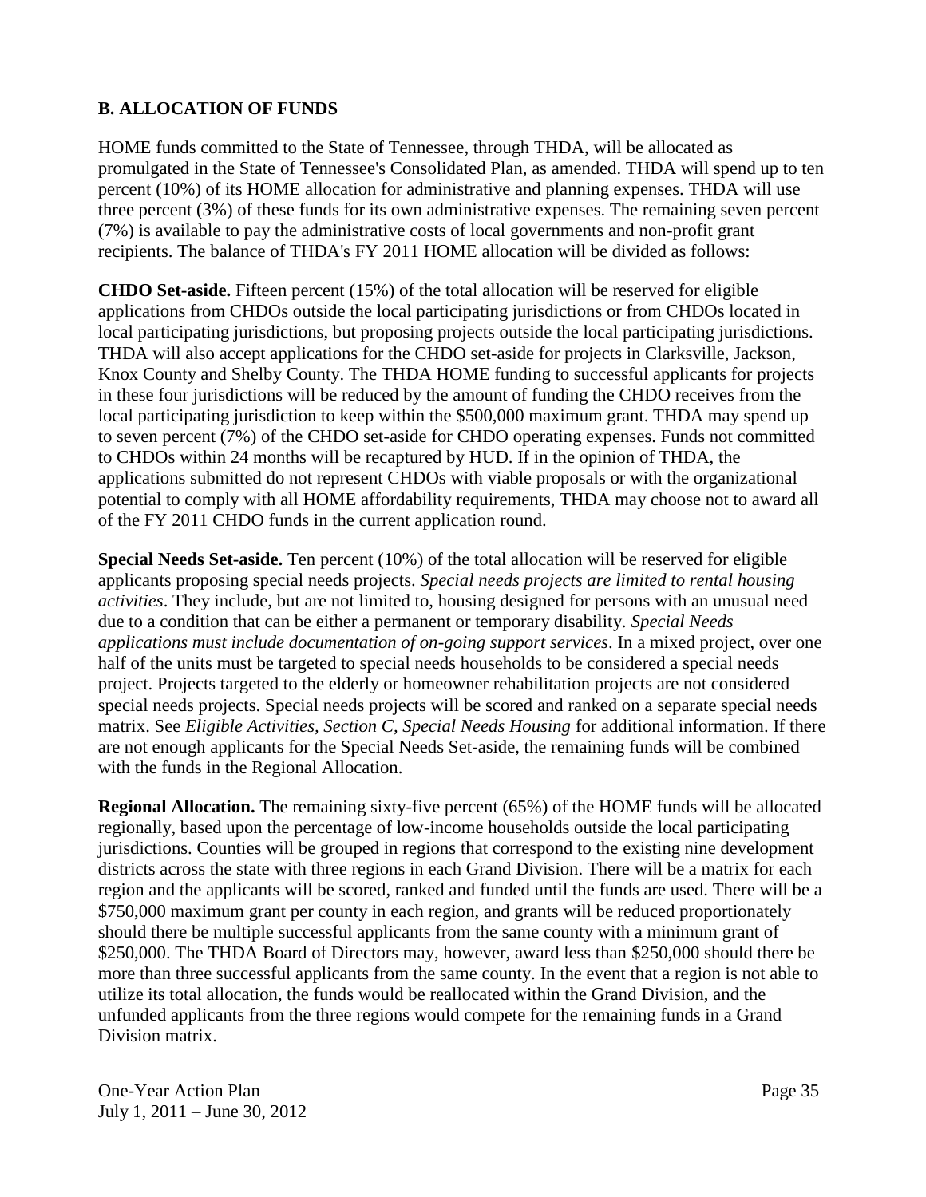## B. ALLOCATION OF FUNDS

HOME funds committed to the State of Tennessee, through THDA, will be allocated as promulgated in the State of Tennessee's Consolidated Plan, as amended. THDA will spend up to ten percent (10%) of its HOME allocation for administrative and planning expenses. THDA will use three percent (3%) of these funds for its own administrative expenses. The remaining seven percent (7%) is available to pay the administrative costs of local governments and non-profit grant recipients. The balance of THDA's FY 2011 HOME allocation will be divided as follows:

**CHDO Set-aside.** Fifteen percent (15%) of the total allocation will be reserved for eligible applications from CHDOs outside the local participating jurisdictions or from CHDOs located in local participating jurisdictions, but proposing projects outside the local participating jurisdictions. THDA will also accept applications for the CHDO set-aside for projects in Clarksville, Jackson, Knox County and Shelby County. The THDA HOME funding to successful applicants for projects in these four jurisdictions will be reduced by the amount of funding the CHDO receives from the local participating jurisdiction to keep within the $500,000 maximum grant. THDA may spend up to seven percent (7%) of the CHDO set-aside for CHDO operating expenses. Funds not committed to CHDOs within 24 months will be recaptured by HUD. If in the opinion of THDA, the applications submitted do not represent CHDOs with viable proposals or with the organizational potential to comply with all HOME affordability requirements, THDA may choose not to award all of the FY 2011 CHDO funds in the current application round.

**Special Needs Set-aside.** Ten percent (10%) of the total allocation will be reserved for eligible applicants proposing special needs projects. *Special needs projects are limited to rental housing activities*. They include, but are not limited to, housing designed for persons with an unusual need due to a condition that can be either a permanent or temporary disability. *Special Needs applications must include documentation of on-going support services*. In a mixed project, over one half of the units must be targeted to special needs households to be considered a special needs project. Projects targeted to the elderly or homeowner rehabilitation projects are not considered special needs projects. Special needs projects will be scored and ranked on a separate special needs matrix. See *Eligible Activities, Section C, Special Needs Housing* for additional information. If there are not enough applicants for the Special Needs Set-aside, the remaining funds will be combined with the funds in the Regional Allocation.

**Regional Allocation.** The remaining sixty-five percent (65%) of the HOME funds will be allocated regionally, based upon the percentage of low-income households outside the local participating jurisdictions. Counties will be grouped in regions that correspond to the existing nine development districts across the state with three regions in each Grand Division. There will be a matrix for each region and the applicants will be scored, ranked and funded until the funds are used. There will be a $750,000 maximum grant per county in each region, and grants will be reduced proportionately should there be multiple successful applicants from the same county with a minimum grant of $250,000. The THDA Board of Directors may, however, award less than $250,000 should there be more than three successful applicants from the same county. In the event that a region is not able to utilize its total allocation, the funds would be reallocated within the Grand Division, and the unfunded applicants from the three regions would compete for the remaining funds in a Grand Division matrix.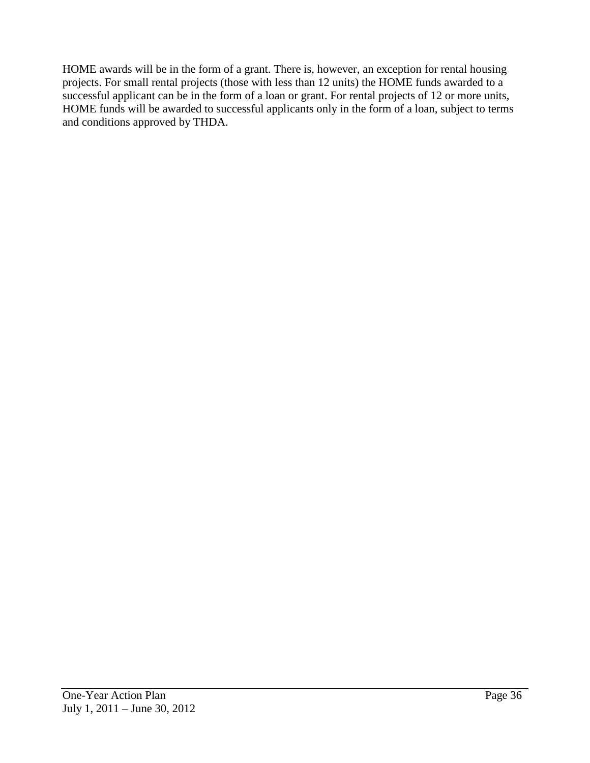HOME awards will be in the form of a grant. There is, however, an exception for rental housing projects. For small rental projects (those with less than 12 units) the HOME funds awarded to a successful applicant can be in the form of a loan or grant. For rental projects of 12 or more units, HOME funds will be awarded to successful applicants only in the form of a loan, subject to terms and conditions approved by THDA.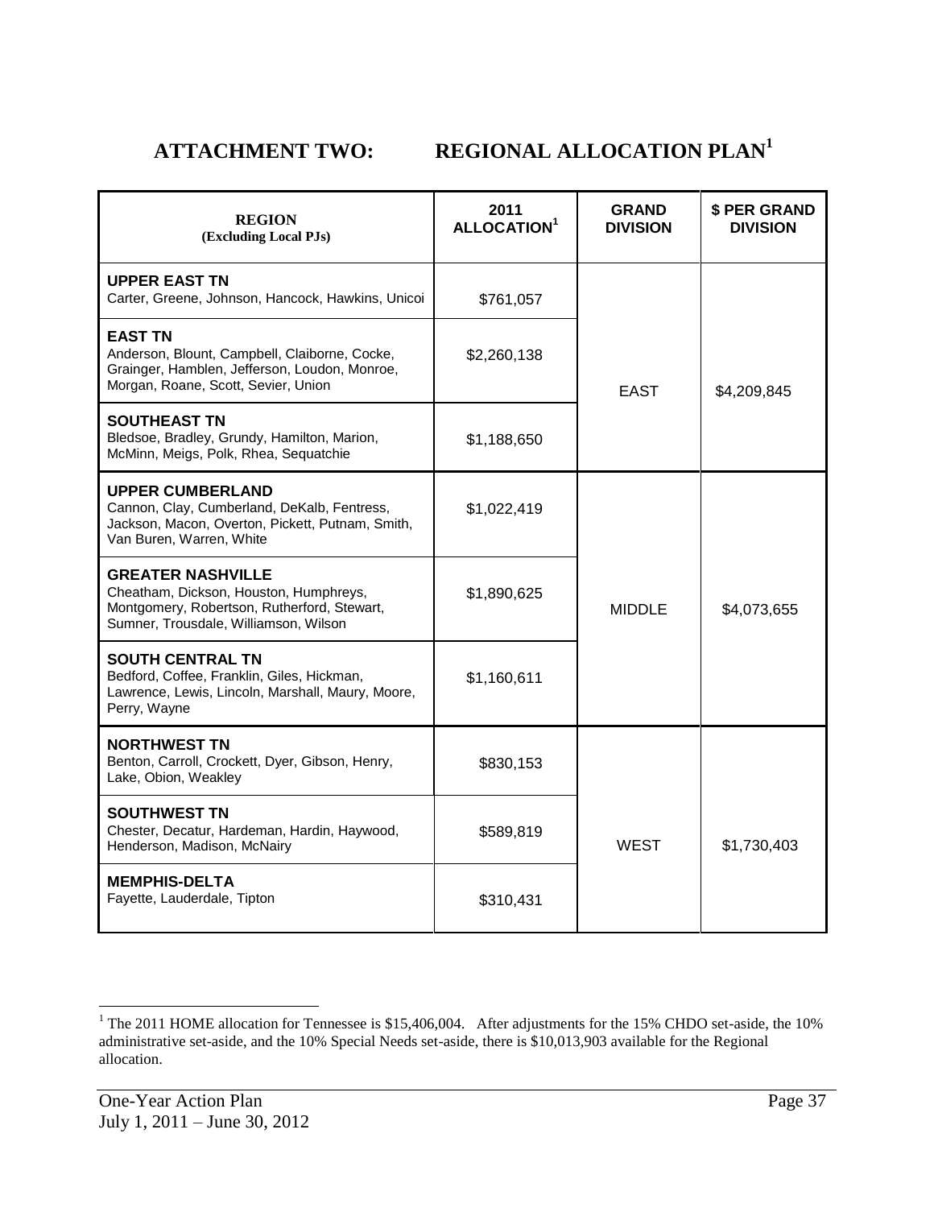# ATTACHMENT TWO: REGIONAL ALLOCATION PLAN[1]

| REGION (Excluding Local PJs) | 2011 ALLOCATION[1] | GRAND DIVISION | $ PER GRAND DIVISION |
|---|---|---|---|
| **UPPER EAST TN** Carter, Greene, Johnson, Hancock, Hawkins, Unicoi | $761,057 | EAST | $4,209,845 |
| **EAST TN** Anderson, Blount, Campbell, Claiborne, Cocke, Grainger, Hamblen, Jefferson, Loudon, Monroe, Morgan, Roane, Scott, Sevier, Union | $2,260,138 | | |
| **SOUTHEAST TN** Bledsoe, Bradley, Grundy, Hamilton, Marion, McMinn, Meigs, Polk, Rhea, Sequatchie | $1,188,650 | | |
| **UPPER CUMBERLAND** Cannon, Clay, Cumberland, DeKalb, Fentress, Jackson, Macon, Overton, Pickett, Putnam, Smith, Van Buren, Warren, White | $1,022,419 | MIDDLE | $4,073,655 |
| **GREATER NASHVILLE** Cheatham, Dickson, Houston, Humphreys, Montgomery, Robertson, Rutherford, Stewart, Sumner, Trousdale, Williamson, Wilson | $1,890,625 | | |
| **SOUTH CENTRAL TN** Bedford, Coffee, Franklin, Giles, Hickman, Lawrence, Lewis, Lincoln, Marshall, Maury, Moore, Perry, Wayne | $1,160,611 | | |
| **NORTHWEST TN** Benton, Carroll, Crockett, Dyer, Gibson, Henry, Lake, Obion, Weakley | $830,153 | WEST | $1,730,403 |
| **SOUTHWEST TN** Chester, Decatur, Hardeman, Hardin, Haywood, Henderson, Madison, McNairy | $589,819 | | |
| **MEMPHIS-DELTA** Fayette, Lauderdale, Tipton | $310,431 | | |

[1] The 2011 HOME allocation for Tennessee is $15,406,004. After adjustments for the 15% CHDO set-aside, the 10% administrative set-aside, and the 10% Special Needs set-aside, there is $10,013,903 available for the Regional allocation.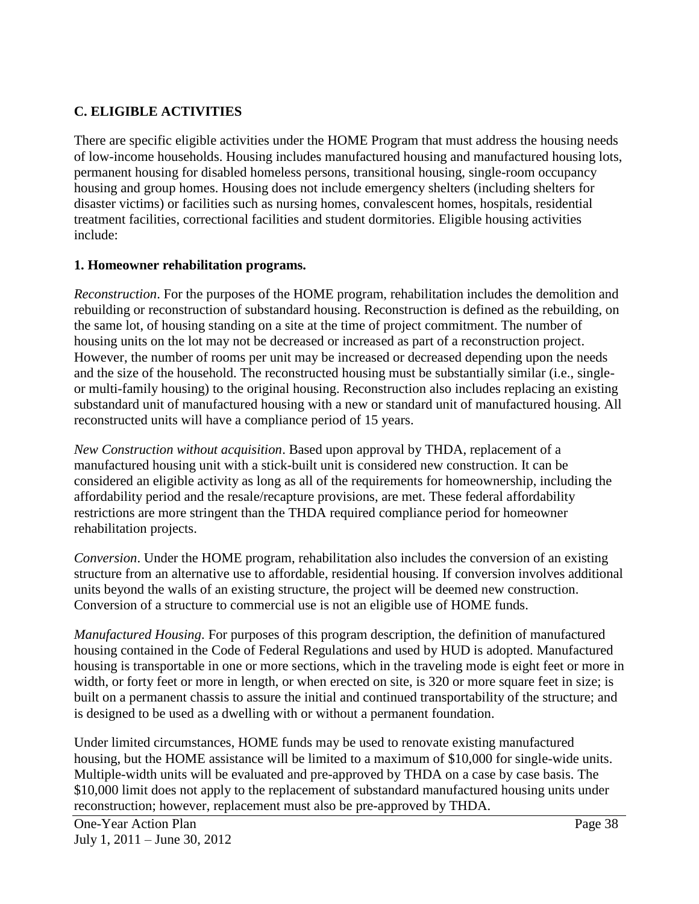## C. ELIGIBLE ACTIVITIES

There are specific eligible activities under the HOME Program that must address the housing needs of low-income households. Housing includes manufactured housing and manufactured housing lots, permanent housing for disabled homeless persons, transitional housing, single-room occupancy housing and group homes. Housing does not include emergency shelters (including shelters for disaster victims) or facilities such as nursing homes, convalescent homes, hospitals, residential treatment facilities, correctional facilities and student dormitories. Eligible housing activities include:

### 1. Homeowner rehabilitation programs.

*Reconstruction*. For the purposes of the HOME program, rehabilitation includes the demolition and rebuilding or reconstruction of substandard housing. Reconstruction is defined as the rebuilding, on the same lot, of housing standing on a site at the time of project commitment. The number of housing units on the lot may not be decreased or increased as part of a reconstruction project. However, the number of rooms per unit may be increased or decreased depending upon the needs and the size of the household. The reconstructed housing must be substantially similar (i.e., single- or multi-family housing) to the original housing. Reconstruction also includes replacing an existing substandard unit of manufactured housing with a new or standard unit of manufactured housing. All reconstructed units will have a compliance period of 15 years.

*New Construction without acquisition*. Based upon approval by THDA, replacement of a manufactured housing unit with a stick-built unit is considered new construction. It can be considered an eligible activity as long as all of the requirements for homeownership, including the affordability period and the resale/recapture provisions, are met. These federal affordability restrictions are more stringent than the THDA required compliance period for homeowner rehabilitation projects.

*Conversion*. Under the HOME program, rehabilitation also includes the conversion of an existing structure from an alternative use to affordable, residential housing. If conversion involves additional units beyond the walls of an existing structure, the project will be deemed new construction. Conversion of a structure to commercial use is not an eligible use of HOME funds.

*Manufactured Housing*. For purposes of this program description, the definition of manufactured housing contained in the Code of Federal Regulations and used by HUD is adopted. Manufactured housing is transportable in one or more sections, which in the traveling mode is eight feet or more in width, or forty feet or more in length, or when erected on site, is 320 or more square feet in size; is built on a permanent chassis to assure the initial and continued transportability of the structure; and is designed to be used as a dwelling with or without a permanent foundation.

Under limited circumstances, HOME funds may be used to renovate existing manufactured housing, but the HOME assistance will be limited to a maximum of $10,000 for single-wide units. Multiple-width units will be evaluated and pre-approved by THDA on a case by case basis. The $10,000 limit does not apply to the replacement of substandard manufactured housing units under reconstruction; however, replacement must also be pre-approved by THDA.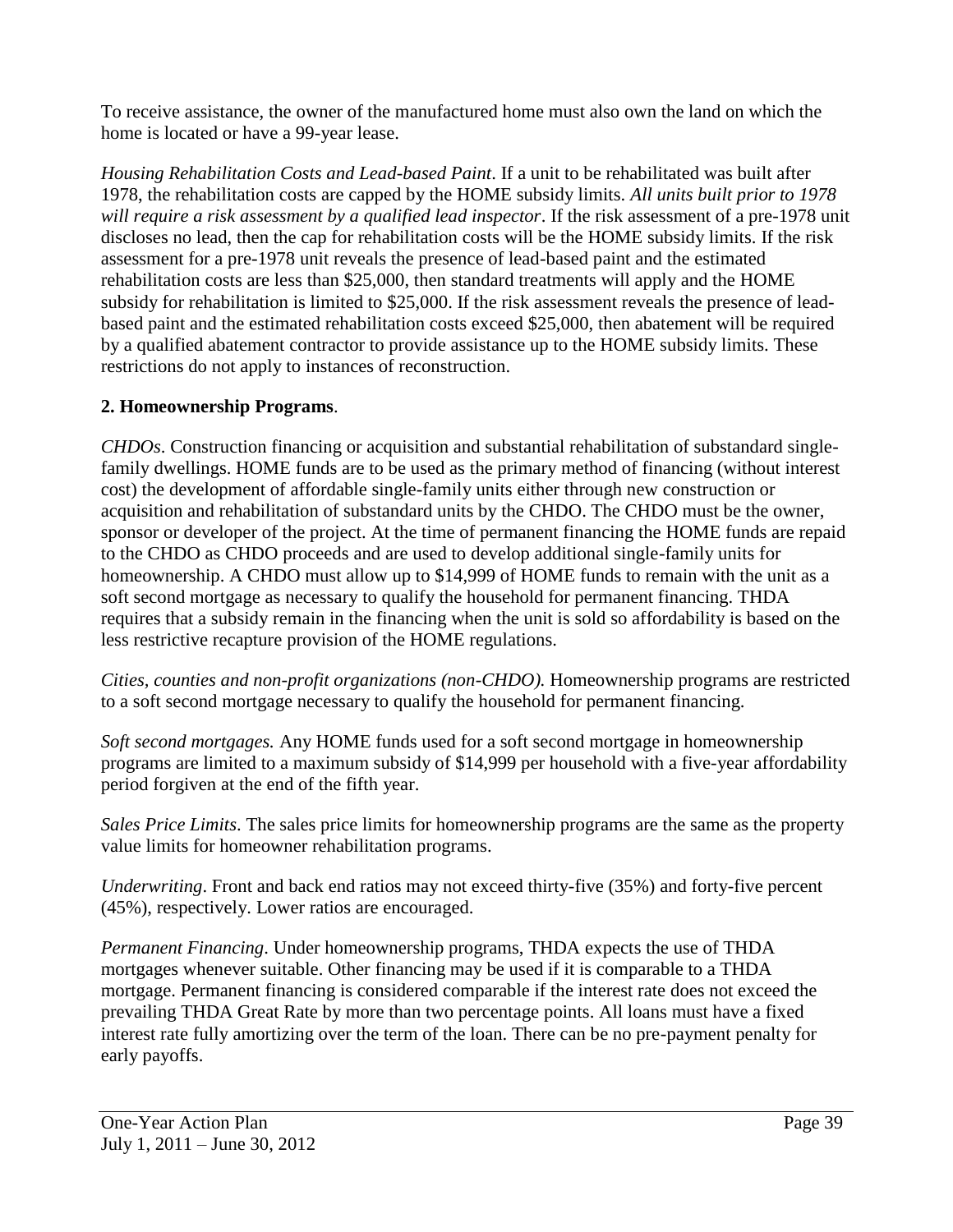To receive assistance, the owner of the manufactured home must also own the land on which the home is located or have a 99-year lease.

*Housing Rehabilitation Costs and Lead-based Paint*. If a unit to be rehabilitated was built after 1978, the rehabilitation costs are capped by the HOME subsidy limits. *All units built prior to 1978 will require a risk assessment by a qualified lead inspector*. If the risk assessment of a pre-1978 unit discloses no lead, then the cap for rehabilitation costs will be the HOME subsidy limits. If the risk assessment for a pre-1978 unit reveals the presence of lead-based paint and the estimated rehabilitation costs are less than $25,000, then standard treatments will apply and the HOME subsidy for rehabilitation is limited to $25,000. If the risk assessment reveals the presence of lead-based paint and the estimated rehabilitation costs exceed $25,000, then abatement will be required by a qualified abatement contractor to provide assistance up to the HOME subsidy limits. These restrictions do not apply to instances of reconstruction.

**2. Homeownership Programs**.

*CHDOs*. Construction financing or acquisition and substantial rehabilitation of substandard single-family dwellings. HOME funds are to be used as the primary method of financing (without interest cost) the development of affordable single-family units either through new construction or acquisition and rehabilitation of substandard units by the CHDO. The CHDO must be the owner, sponsor or developer of the project. At the time of permanent financing the HOME funds are repaid to the CHDO as CHDO proceeds and are used to develop additional single-family units for homeownership. A CHDO must allow up to $14,999 of HOME funds to remain with the unit as a soft second mortgage as necessary to qualify the household for permanent financing. THDA requires that a subsidy remain in the financing when the unit is sold so affordability is based on the less restrictive recapture provision of the HOME regulations.

*Cities, counties and non-profit organizations (non-CHDO).* Homeownership programs are restricted to a soft second mortgage necessary to qualify the household for permanent financing.

*Soft second mortgages.* Any HOME funds used for a soft second mortgage in homeownership programs are limited to a maximum subsidy of $14,999 per household with a five-year affordability period forgiven at the end of the fifth year.

*Sales Price Limits*. The sales price limits for homeownership programs are the same as the property value limits for homeowner rehabilitation programs.

*Underwriting*. Front and back end ratios may not exceed thirty-five (35%) and forty-five percent (45%), respectively. Lower ratios are encouraged.

*Permanent Financing*. Under homeownership programs, THDA expects the use of THDA mortgages whenever suitable. Other financing may be used if it is comparable to a THDA mortgage. Permanent financing is considered comparable if the interest rate does not exceed the prevailing THDA Great Rate by more than two percentage points. All loans must have a fixed interest rate fully amortizing over the term of the loan. There can be no pre-payment penalty for early payoffs.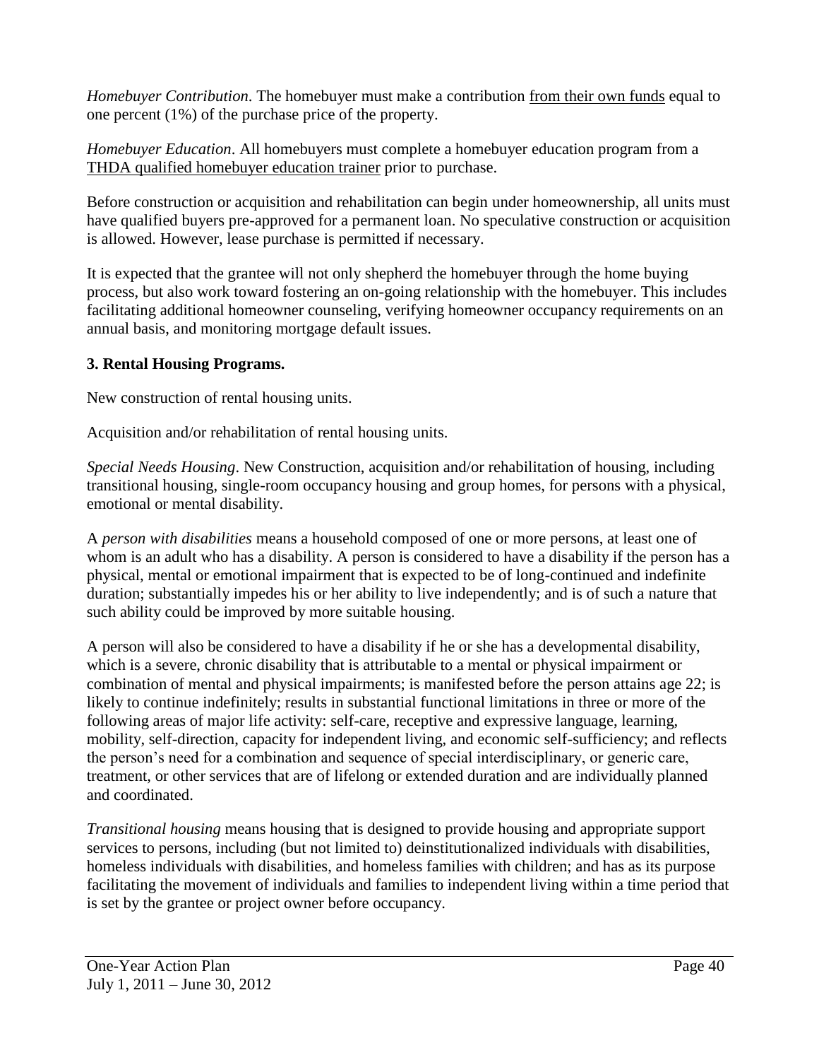*Homebuyer Contribution*. The homebuyer must make a contribution from their own funds equal to one percent (1%) of the purchase price of the property.

*Homebuyer Education*. All homebuyers must complete a homebuyer education program from a THDA qualified homebuyer education trainer prior to purchase.

Before construction or acquisition and rehabilitation can begin under homeownership, all units must have qualified buyers pre-approved for a permanent loan. No speculative construction or acquisition is allowed. However, lease purchase is permitted if necessary.

It is expected that the grantee will not only shepherd the homebuyer through the home buying process, but also work toward fostering an on-going relationship with the homebuyer. This includes facilitating additional homeowner counseling, verifying homeowner occupancy requirements on an annual basis, and monitoring mortgage default issues.

**3. Rental Housing Programs.**

New construction of rental housing units.

Acquisition and/or rehabilitation of rental housing units.

*Special Needs Housing*. New Construction, acquisition and/or rehabilitation of housing, including transitional housing, single-room occupancy housing and group homes, for persons with a physical, emotional or mental disability.

A *person with disabilities* means a household composed of one or more persons, at least one of whom is an adult who has a disability. A person is considered to have a disability if the person has a physical, mental or emotional impairment that is expected to be of long-continued and indefinite duration; substantially impedes his or her ability to live independently; and is of such a nature that such ability could be improved by more suitable housing.

A person will also be considered to have a disability if he or she has a developmental disability, which is a severe, chronic disability that is attributable to a mental or physical impairment or combination of mental and physical impairments; is manifested before the person attains age 22; is likely to continue indefinitely; results in substantial functional limitations in three or more of the following areas of major life activity: self-care, receptive and expressive language, learning, mobility, self-direction, capacity for independent living, and economic self-sufficiency; and reflects the person's need for a combination and sequence of special interdisciplinary, or generic care, treatment, or other services that are of lifelong or extended duration and are individually planned and coordinated.

*Transitional housing* means housing that is designed to provide housing and appropriate support services to persons, including (but not limited to) deinstitutionalized individuals with disabilities, homeless individuals with disabilities, and homeless families with children; and has as its purpose facilitating the movement of individuals and families to independent living within a time period that is set by the grantee or project owner before occupancy.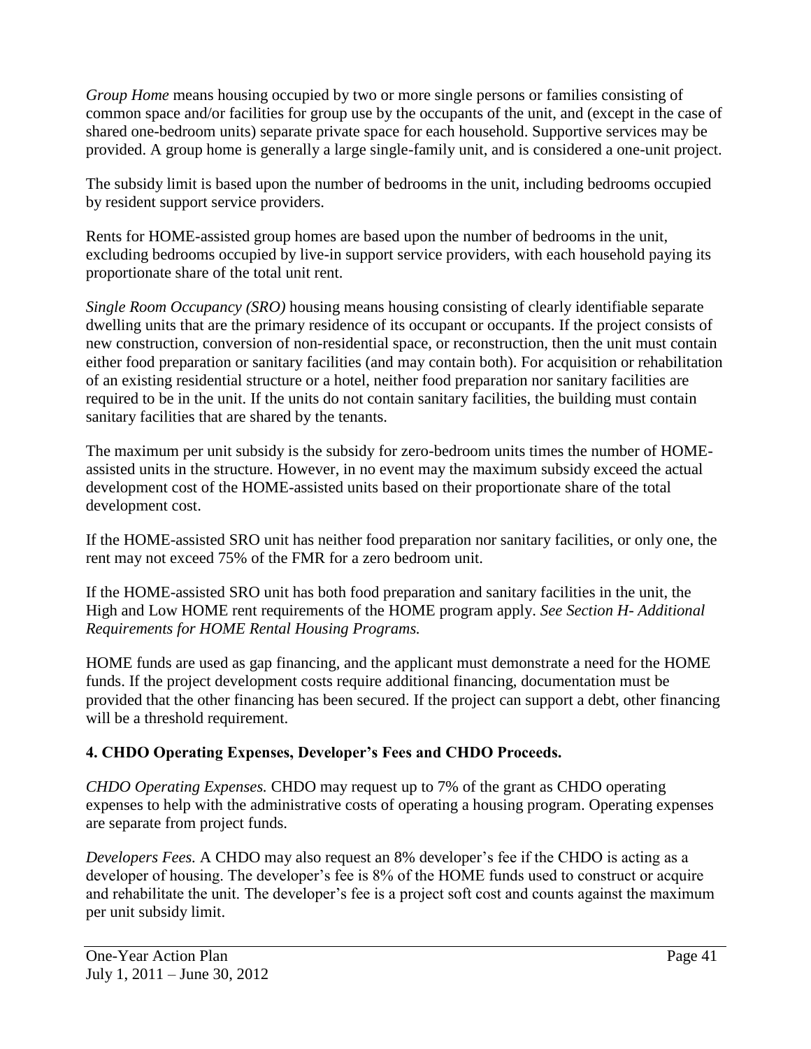*Group Home* means housing occupied by two or more single persons or families consisting of common space and/or facilities for group use by the occupants of the unit, and (except in the case of shared one-bedroom units) separate private space for each household. Supportive services may be provided. A group home is generally a large single-family unit, and is considered a one-unit project.

The subsidy limit is based upon the number of bedrooms in the unit, including bedrooms occupied by resident support service providers.

Rents for HOME-assisted group homes are based upon the number of bedrooms in the unit, excluding bedrooms occupied by live-in support service providers, with each household paying its proportionate share of the total unit rent.

*Single Room Occupancy (SRO)* housing means housing consisting of clearly identifiable separate dwelling units that are the primary residence of its occupant or occupants. If the project consists of new construction, conversion of non-residential space, or reconstruction, then the unit must contain either food preparation or sanitary facilities (and may contain both). For acquisition or rehabilitation of an existing residential structure or a hotel, neither food preparation nor sanitary facilities are required to be in the unit. If the units do not contain sanitary facilities, the building must contain sanitary facilities that are shared by the tenants.

The maximum per unit subsidy is the subsidy for zero-bedroom units times the number of HOME-assisted units in the structure. However, in no event may the maximum subsidy exceed the actual development cost of the HOME-assisted units based on their proportionate share of the total development cost.

If the HOME-assisted SRO unit has neither food preparation nor sanitary facilities, or only one, the rent may not exceed 75% of the FMR for a zero bedroom unit.

If the HOME-assisted SRO unit has both food preparation and sanitary facilities in the unit, the High and Low HOME rent requirements of the HOME program apply. *See Section H- Additional Requirements for HOME Rental Housing Programs.*

HOME funds are used as gap financing, and the applicant must demonstrate a need for the HOME funds. If the project development costs require additional financing, documentation must be provided that the other financing has been secured. If the project can support a debt, other financing will be a threshold requirement.

### 4. CHDO Operating Expenses, Developer's Fees and CHDO Proceeds.

*CHDO Operating Expenses.* CHDO may request up to 7% of the grant as CHDO operating expenses to help with the administrative costs of operating a housing program. Operating expenses are separate from project funds.

*Developers Fees.* A CHDO may also request an 8% developer's fee if the CHDO is acting as a developer of housing. The developer's fee is 8% of the HOME funds used to construct or acquire and rehabilitate the unit. The developer's fee is a project soft cost and counts against the maximum per unit subsidy limit.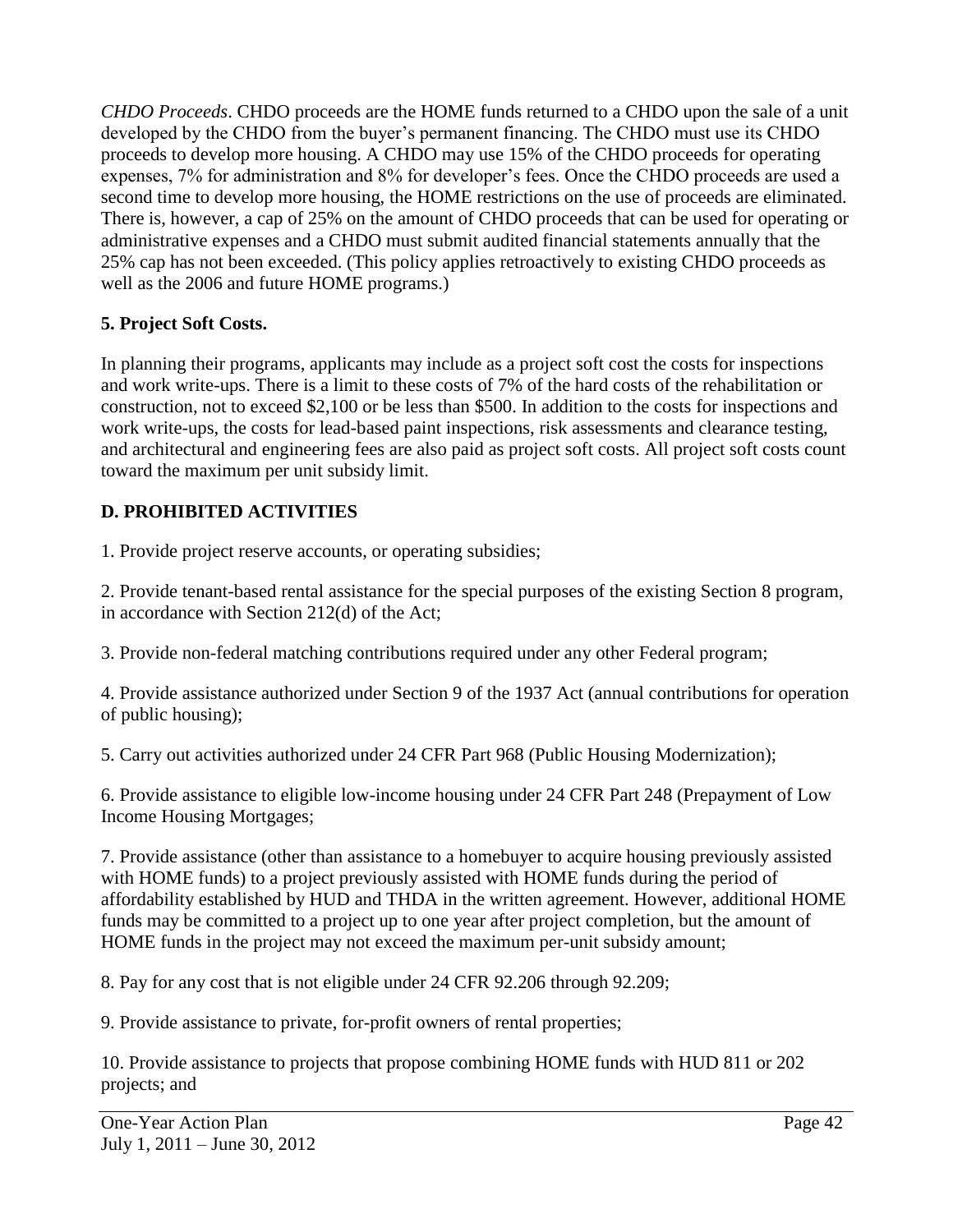*CHDO Proceeds*. CHDO proceeds are the HOME funds returned to a CHDO upon the sale of a unit developed by the CHDO from the buyer's permanent financing. The CHDO must use its CHDO proceeds to develop more housing. A CHDO may use 15% of the CHDO proceeds for operating expenses, 7% for administration and 8% for developer's fees. Once the CHDO proceeds are used a second time to develop more housing, the HOME restrictions on the use of proceeds are eliminated. There is, however, a cap of 25% on the amount of CHDO proceeds that can be used for operating or administrative expenses and a CHDO must submit audited financial statements annually that the 25% cap has not been exceeded. (This policy applies retroactively to existing CHDO proceeds as well as the 2006 and future HOME programs.)

**5. Project Soft Costs.**

In planning their programs, applicants may include as a project soft cost the costs for inspections and work write-ups. There is a limit to these costs of 7% of the hard costs of the rehabilitation or construction, not to exceed $2,100 or be less than $500. In addition to the costs for inspections and work write-ups, the costs for lead-based paint inspections, risk assessments and clearance testing, and architectural and engineering fees are also paid as project soft costs. All project soft costs count toward the maximum per unit subsidy limit.

## D. PROHIBITED ACTIVITIES

1. Provide project reserve accounts, or operating subsidies;

2. Provide tenant-based rental assistance for the special purposes of the existing Section 8 program, in accordance with Section 212(d) of the Act;

3. Provide non-federal matching contributions required under any other Federal program;

4. Provide assistance authorized under Section 9 of the 1937 Act (annual contributions for operation of public housing);

5. Carry out activities authorized under 24 CFR Part 968 (Public Housing Modernization);

6. Provide assistance to eligible low-income housing under 24 CFR Part 248 (Prepayment of Low Income Housing Mortgages;

7. Provide assistance (other than assistance to a homebuyer to acquire housing previously assisted with HOME funds) to a project previously assisted with HOME funds during the period of affordability established by HUD and THDA in the written agreement. However, additional HOME funds may be committed to a project up to one year after project completion, but the amount of HOME funds in the project may not exceed the maximum per-unit subsidy amount;

8. Pay for any cost that is not eligible under 24 CFR 92.206 through 92.209;

9. Provide assistance to private, for-profit owners of rental properties;

10. Provide assistance to projects that propose combining HOME funds with HUD 811 or 202 projects; and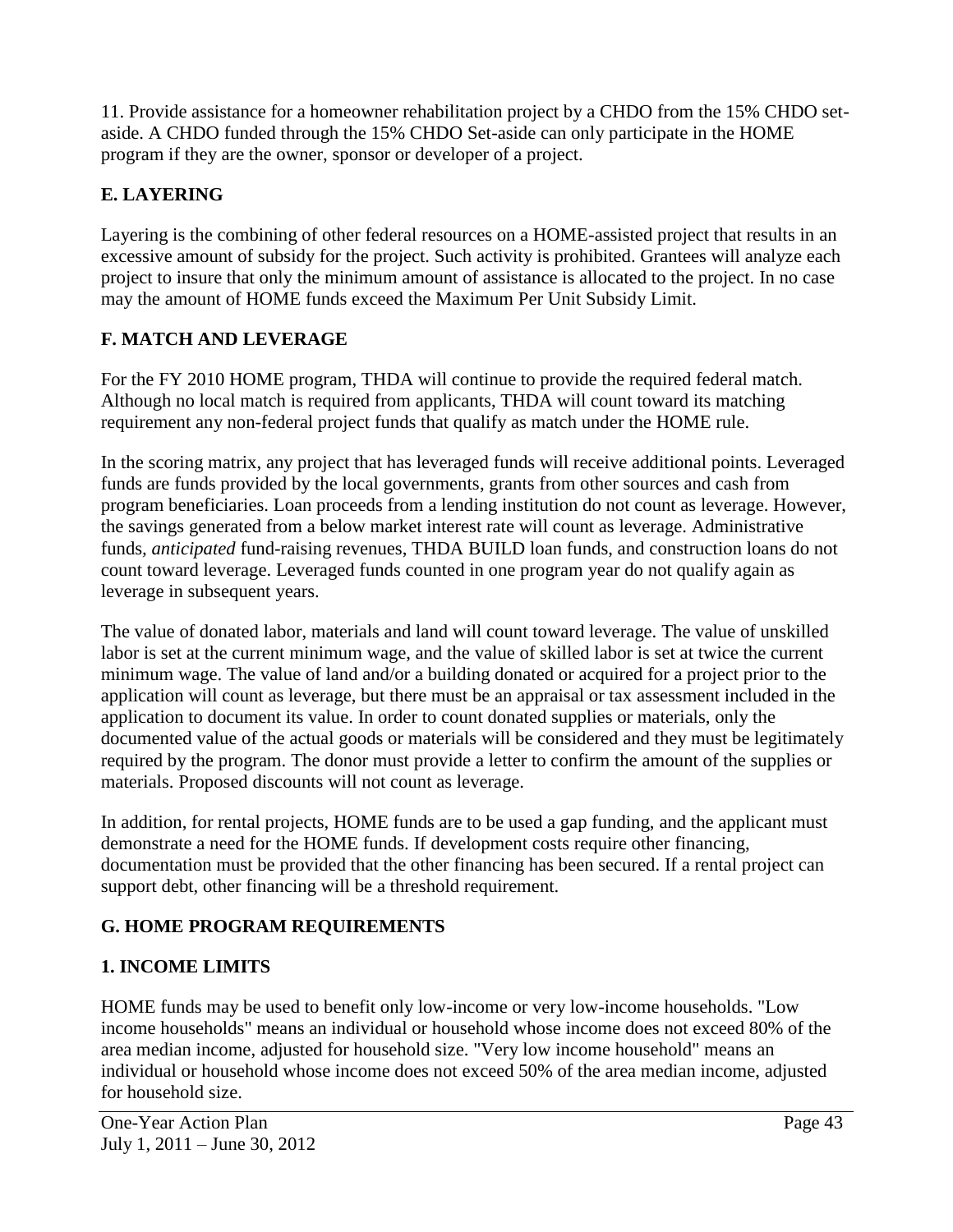11. Provide assistance for a homeowner rehabilitation project by a CHDO from the 15% CHDO set-aside. A CHDO funded through the 15% CHDO Set-aside can only participate in the HOME program if they are the owner, sponsor or developer of a project.

## E. LAYERING

Layering is the combining of other federal resources on a HOME-assisted project that results in an excessive amount of subsidy for the project. Such activity is prohibited. Grantees will analyze each project to insure that only the minimum amount of assistance is allocated to the project. In no case may the amount of HOME funds exceed the Maximum Per Unit Subsidy Limit.

## F. MATCH AND LEVERAGE

For the FY 2010 HOME program, THDA will continue to provide the required federal match. Although no local match is required from applicants, THDA will count toward its matching requirement any non-federal project funds that qualify as match under the HOME rule.

In the scoring matrix, any project that has leveraged funds will receive additional points. Leveraged funds are funds provided by the local governments, grants from other sources and cash from program beneficiaries. Loan proceeds from a lending institution do not count as leverage. However, the savings generated from a below market interest rate will count as leverage. Administrative funds, *anticipated* fund-raising revenues, THDA BUILD loan funds, and construction loans do not count toward leverage. Leveraged funds counted in one program year do not qualify again as leverage in subsequent years.

The value of donated labor, materials and land will count toward leverage. The value of unskilled labor is set at the current minimum wage, and the value of skilled labor is set at twice the current minimum wage. The value of land and/or a building donated or acquired for a project prior to the application will count as leverage, but there must be an appraisal or tax assessment included in the application to document its value. In order to count donated supplies or materials, only the documented value of the actual goods or materials will be considered and they must be legitimately required by the program. The donor must provide a letter to confirm the amount of the supplies or materials. Proposed discounts will not count as leverage.

In addition, for rental projects, HOME funds are to be used a gap funding, and the applicant must demonstrate a need for the HOME funds. If development costs require other financing, documentation must be provided that the other financing has been secured. If a rental project can support debt, other financing will be a threshold requirement.

## G. HOME PROGRAM REQUIREMENTS

### 1. INCOME LIMITS

HOME funds may be used to benefit only low-income or very low-income households. "Low income households" means an individual or household whose income does not exceed 80% of the area median income, adjusted for household size. "Very low income household" means an individual or household whose income does not exceed 50% of the area median income, adjusted for household size.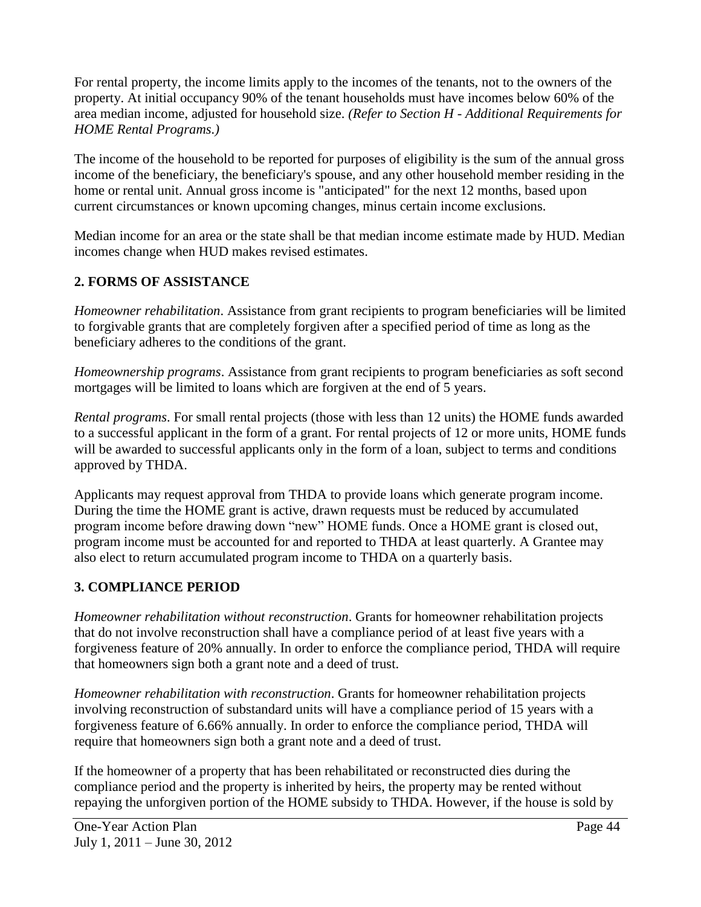For rental property, the income limits apply to the incomes of the tenants, not to the owners of the property. At initial occupancy 90% of the tenant households must have incomes below 60% of the area median income, adjusted for household size. *(Refer to Section H - Additional Requirements for HOME Rental Programs.)*

The income of the household to be reported for purposes of eligibility is the sum of the annual gross income of the beneficiary, the beneficiary's spouse, and any other household member residing in the home or rental unit. Annual gross income is "anticipated" for the next 12 months, based upon current circumstances or known upcoming changes, minus certain income exclusions.

Median income for an area or the state shall be that median income estimate made by HUD. Median incomes change when HUD makes revised estimates.

### 2. FORMS OF ASSISTANCE

*Homeowner rehabilitation*. Assistance from grant recipients to program beneficiaries will be limited to forgivable grants that are completely forgiven after a specified period of time as long as the beneficiary adheres to the conditions of the grant.

*Homeownership programs*. Assistance from grant recipients to program beneficiaries as soft second mortgages will be limited to loans which are forgiven at the end of 5 years.

*Rental programs*. For small rental projects (those with less than 12 units) the HOME funds awarded to a successful applicant in the form of a grant. For rental projects of 12 or more units, HOME funds will be awarded to successful applicants only in the form of a loan, subject to terms and conditions approved by THDA.

Applicants may request approval from THDA to provide loans which generate program income. During the time the HOME grant is active, drawn requests must be reduced by accumulated program income before drawing down "new" HOME funds. Once a HOME grant is closed out, program income must be accounted for and reported to THDA at least quarterly. A Grantee may also elect to return accumulated program income to THDA on a quarterly basis.

### 3. COMPLIANCE PERIOD

*Homeowner rehabilitation without reconstruction*. Grants for homeowner rehabilitation projects that do not involve reconstruction shall have a compliance period of at least five years with a forgiveness feature of 20% annually. In order to enforce the compliance period, THDA will require that homeowners sign both a grant note and a deed of trust.

*Homeowner rehabilitation with reconstruction*. Grants for homeowner rehabilitation projects involving reconstruction of substandard units will have a compliance period of 15 years with a forgiveness feature of 6.66% annually. In order to enforce the compliance period, THDA will require that homeowners sign both a grant note and a deed of trust.

If the homeowner of a property that has been rehabilitated or reconstructed dies during the compliance period and the property is inherited by heirs, the property may be rented without repaying the unforgiven portion of the HOME subsidy to THDA. However, if the house is sold by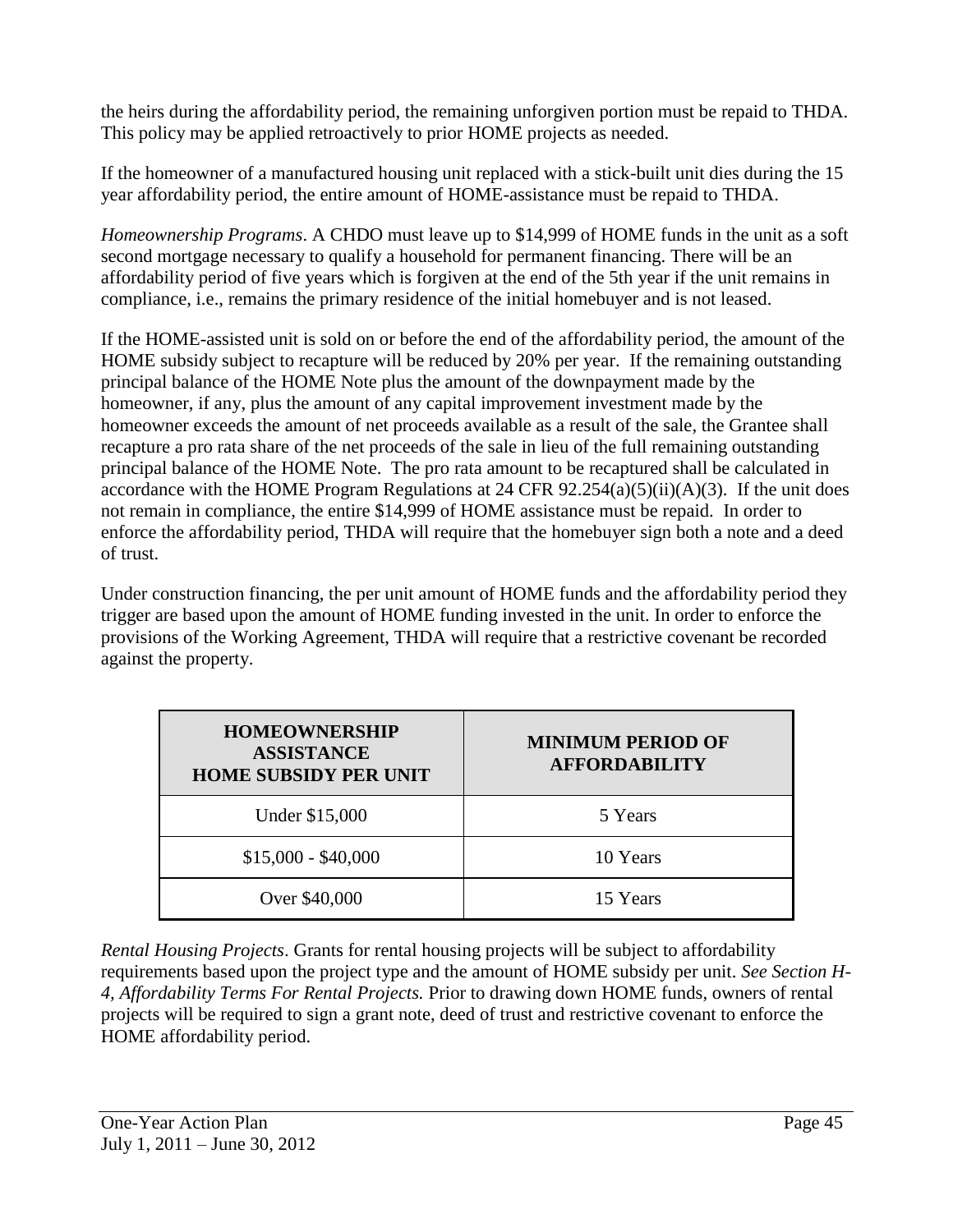the heirs during the affordability period, the remaining unforgiven portion must be repaid to THDA. This policy may be applied retroactively to prior HOME projects as needed.

If the homeowner of a manufactured housing unit replaced with a stick-built unit dies during the 15 year affordability period, the entire amount of HOME-assistance must be repaid to THDA.

*Homeownership Programs*. A CHDO must leave up to $14,999 of HOME funds in the unit as a soft second mortgage necessary to qualify a household for permanent financing. There will be an affordability period of five years which is forgiven at the end of the 5th year if the unit remains in compliance, i.e., remains the primary residence of the initial homebuyer and is not leased.

If the HOME-assisted unit is sold on or before the end of the affordability period, the amount of the HOME subsidy subject to recapture will be reduced by 20% per year. If the remaining outstanding principal balance of the HOME Note plus the amount of the downpayment made by the homeowner, if any, plus the amount of any capital improvement investment made by the homeowner exceeds the amount of net proceeds available as a result of the sale, the Grantee shall recapture a pro rata share of the net proceeds of the sale in lieu of the full remaining outstanding principal balance of the HOME Note. The pro rata amount to be recaptured shall be calculated in accordance with the HOME Program Regulations at 24 CFR 92.254(a)(5)(ii)(A)(3). If the unit does not remain in compliance, the entire $14,999 of HOME assistance must be repaid. In order to enforce the affordability period, THDA will require that the homebuyer sign both a note and a deed of trust.

Under construction financing, the per unit amount of HOME funds and the affordability period they trigger are based upon the amount of HOME funding invested in the unit. In order to enforce the provisions of the Working Agreement, THDA will require that a restrictive covenant be recorded against the property.

| HOMEOWNERSHIP ASSISTANCE HOME SUBSIDY PER UNIT | MINIMUM PERIOD OF AFFORDABILITY |
|---|---|
| Under $15,000 | 5 Years |
| $15,000 - $40,000 | 10 Years |
| Over $40,000 | 15 Years |

*Rental Housing Projects*. Grants for rental housing projects will be subject to affordability requirements based upon the project type and the amount of HOME subsidy per unit. *See Section H-4, Affordability Terms For Rental Projects.* Prior to drawing down HOME funds, owners of rental projects will be required to sign a grant note, deed of trust and restrictive covenant to enforce the HOME affordability period.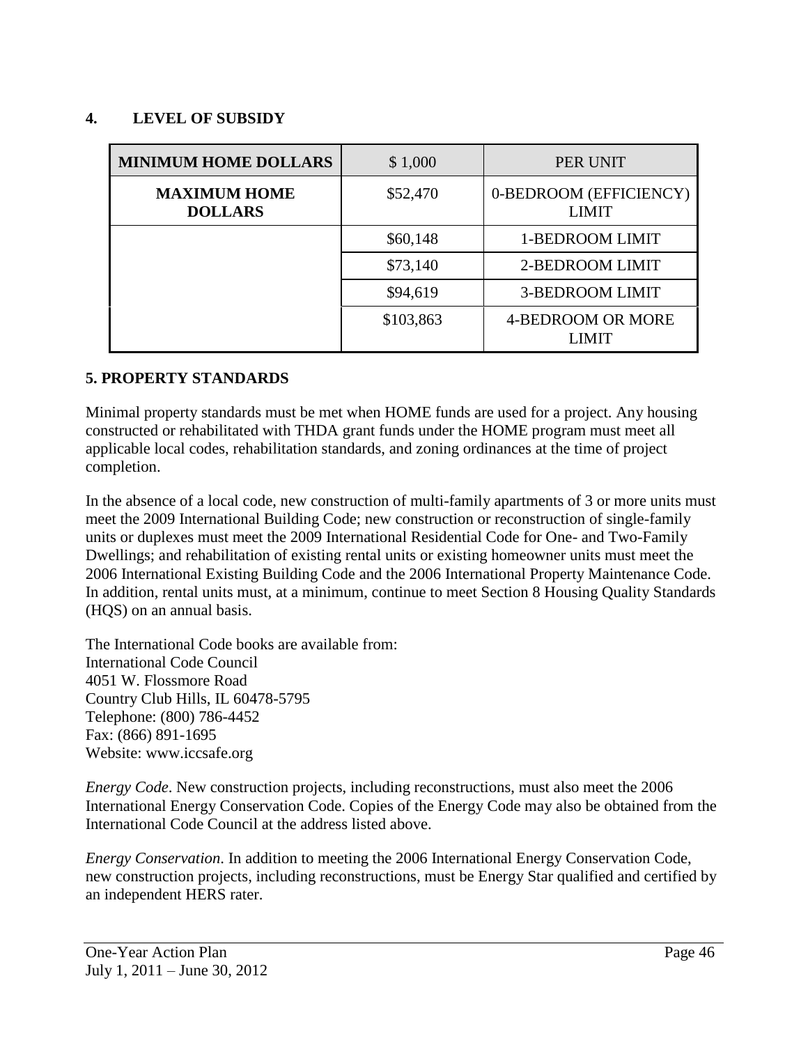## 4. LEVEL OF SUBSIDY

| MINIMUM HOME DOLLARS | $ 1,000 | PER UNIT |
|---|---|---|
| **MAXIMUM HOME DOLLARS** | $52,470 | 0-BEDROOM (EFFICIENCY) LIMIT |
| | $60,148 | 1-BEDROOM LIMIT |
| | $73,140 | 2-BEDROOM LIMIT |
| | $94,619 | 3-BEDROOM LIMIT |
| | $103,863 | 4-BEDROOM OR MORE LIMIT |

## 5. PROPERTY STANDARDS

Minimal property standards must be met when HOME funds are used for a project. Any housing constructed or rehabilitated with THDA grant funds under the HOME program must meet all applicable local codes, rehabilitation standards, and zoning ordinances at the time of project completion.

In the absence of a local code, new construction of multi-family apartments of 3 or more units must meet the 2009 International Building Code; new construction or reconstruction of single-family units or duplexes must meet the 2009 International Residential Code for One- and Two-Family Dwellings; and rehabilitation of existing rental units or existing homeowner units must meet the 2006 International Existing Building Code and the 2006 International Property Maintenance Code. In addition, rental units must, at a minimum, continue to meet Section 8 Housing Quality Standards (HQS) on an annual basis.

The International Code books are available from:
International Code Council
4051 W. Flossmore Road
Country Club Hills, IL 60478-5795
Telephone: (800) 786-4452
Fax: (866) 891-1695
Website: www.iccsafe.org

*Energy Code*. New construction projects, including reconstructions, must also meet the 2006 International Energy Conservation Code. Copies of the Energy Code may also be obtained from the International Code Council at the address listed above.

*Energy Conservation*. In addition to meeting the 2006 International Energy Conservation Code, new construction projects, including reconstructions, must be Energy Star qualified and certified by an independent HERS rater.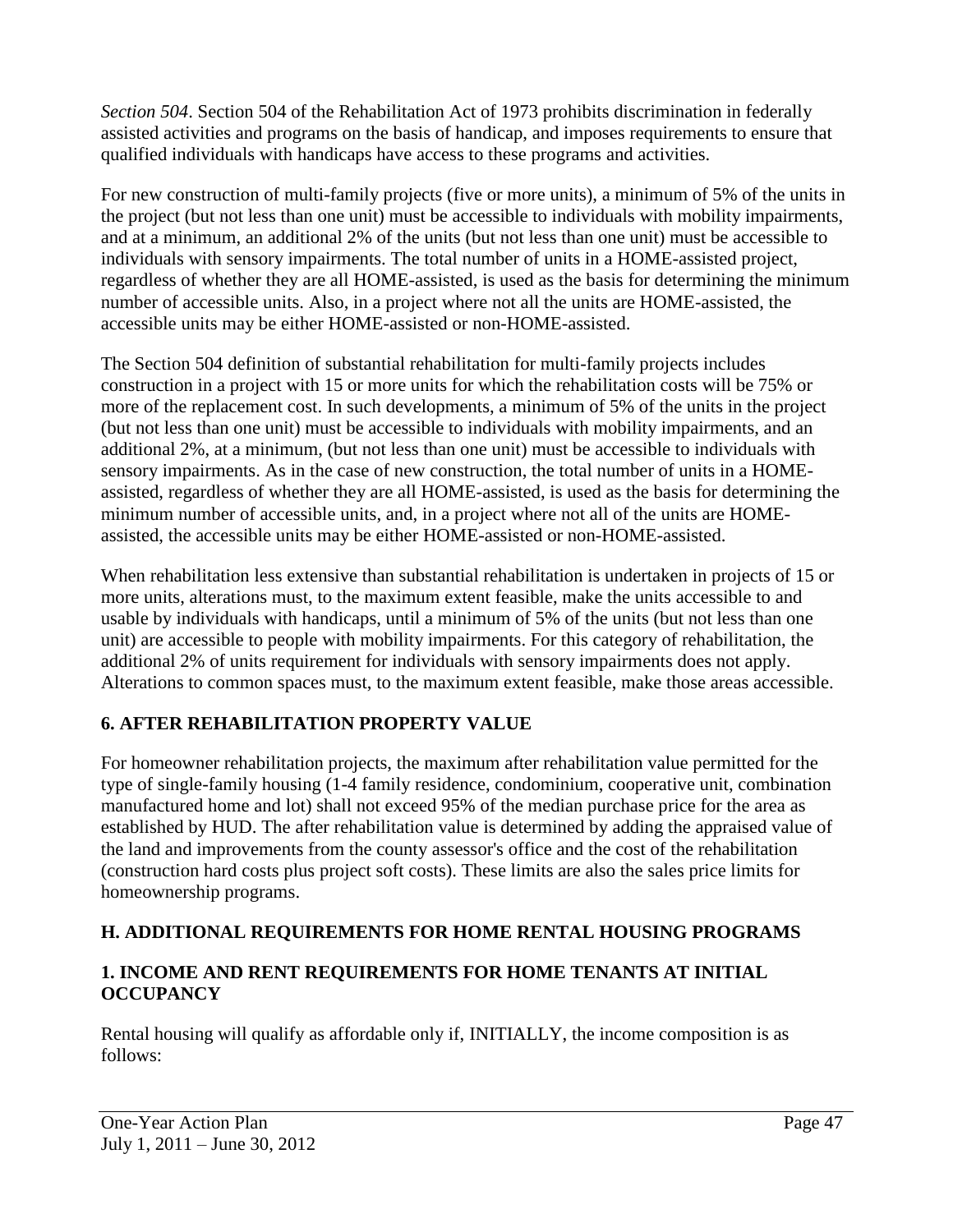*Section 504*. Section 504 of the Rehabilitation Act of 1973 prohibits discrimination in federally assisted activities and programs on the basis of handicap, and imposes requirements to ensure that qualified individuals with handicaps have access to these programs and activities.

For new construction of multi-family projects (five or more units), a minimum of 5% of the units in the project (but not less than one unit) must be accessible to individuals with mobility impairments, and at a minimum, an additional 2% of the units (but not less than one unit) must be accessible to individuals with sensory impairments. The total number of units in a HOME-assisted project, regardless of whether they are all HOME-assisted, is used as the basis for determining the minimum number of accessible units. Also, in a project where not all the units are HOME-assisted, the accessible units may be either HOME-assisted or non-HOME-assisted.

The Section 504 definition of substantial rehabilitation for multi-family projects includes construction in a project with 15 or more units for which the rehabilitation costs will be 75% or more of the replacement cost. In such developments, a minimum of 5% of the units in the project (but not less than one unit) must be accessible to individuals with mobility impairments, and an additional 2%, at a minimum, (but not less than one unit) must be accessible to individuals with sensory impairments. As in the case of new construction, the total number of units in a HOME-assisted, regardless of whether they are all HOME-assisted, is used as the basis for determining the minimum number of accessible units, and, in a project where not all of the units are HOME-assisted, the accessible units may be either HOME-assisted or non-HOME-assisted.

When rehabilitation less extensive than substantial rehabilitation is undertaken in projects of 15 or more units, alterations must, to the maximum extent feasible, make the units accessible to and usable by individuals with handicaps, until a minimum of 5% of the units (but not less than one unit) are accessible to people with mobility impairments. For this category of rehabilitation, the additional 2% of units requirement for individuals with sensory impairments does not apply. Alterations to common spaces must, to the maximum extent feasible, make those areas accessible.

### 6. AFTER REHABILITATION PROPERTY VALUE

For homeowner rehabilitation projects, the maximum after rehabilitation value permitted for the type of single-family housing (1-4 family residence, condominium, cooperative unit, combination manufactured home and lot) shall not exceed 95% of the median purchase price for the area as established by HUD. The after rehabilitation value is determined by adding the appraised value of the land and improvements from the county assessor's office and the cost of the rehabilitation (construction hard costs plus project soft costs). These limits are also the sales price limits for homeownership programs.

## H. ADDITIONAL REQUIREMENTS FOR HOME RENTAL HOUSING PROGRAMS

### 1. INCOME AND RENT REQUIREMENTS FOR HOME TENANTS AT INITIAL OCCUPANCY

Rental housing will qualify as affordable only if, INITIALLY, the income composition is as follows: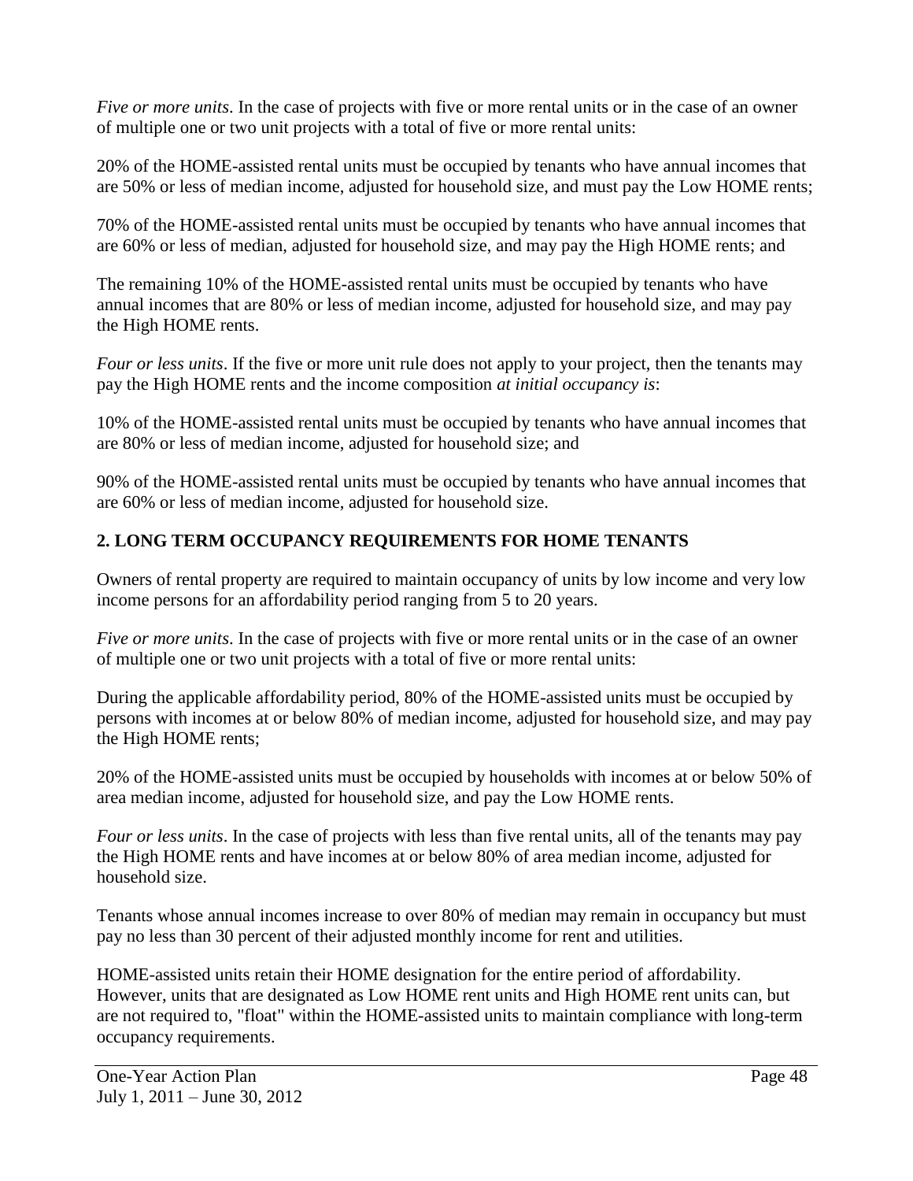*Five or more units*. In the case of projects with five or more rental units or in the case of an owner of multiple one or two unit projects with a total of five or more rental units:

20% of the HOME-assisted rental units must be occupied by tenants who have annual incomes that are 50% or less of median income, adjusted for household size, and must pay the Low HOME rents;

70% of the HOME-assisted rental units must be occupied by tenants who have annual incomes that are 60% or less of median, adjusted for household size, and may pay the High HOME rents; and

The remaining 10% of the HOME-assisted rental units must be occupied by tenants who have annual incomes that are 80% or less of median income, adjusted for household size, and may pay the High HOME rents.

*Four or less units*. If the five or more unit rule does not apply to your project, then the tenants may pay the High HOME rents and the income composition *at initial occupancy is*:

10% of the HOME-assisted rental units must be occupied by tenants who have annual incomes that are 80% or less of median income, adjusted for household size; and

90% of the HOME-assisted rental units must be occupied by tenants who have annual incomes that are 60% or less of median income, adjusted for household size.

## 2. LONG TERM OCCUPANCY REQUIREMENTS FOR HOME TENANTS

Owners of rental property are required to maintain occupancy of units by low income and very low income persons for an affordability period ranging from 5 to 20 years.

*Five or more units*. In the case of projects with five or more rental units or in the case of an owner of multiple one or two unit projects with a total of five or more rental units:

During the applicable affordability period, 80% of the HOME-assisted units must be occupied by persons with incomes at or below 80% of median income, adjusted for household size, and may pay the High HOME rents;

20% of the HOME-assisted units must be occupied by households with incomes at or below 50% of area median income, adjusted for household size, and pay the Low HOME rents.

*Four or less units*. In the case of projects with less than five rental units, all of the tenants may pay the High HOME rents and have incomes at or below 80% of area median income, adjusted for household size.

Tenants whose annual incomes increase to over 80% of median may remain in occupancy but must pay no less than 30 percent of their adjusted monthly income for rent and utilities.

HOME-assisted units retain their HOME designation for the entire period of affordability. However, units that are designated as Low HOME rent units and High HOME rent units can, but are not required to, "float" within the HOME-assisted units to maintain compliance with long-term occupancy requirements.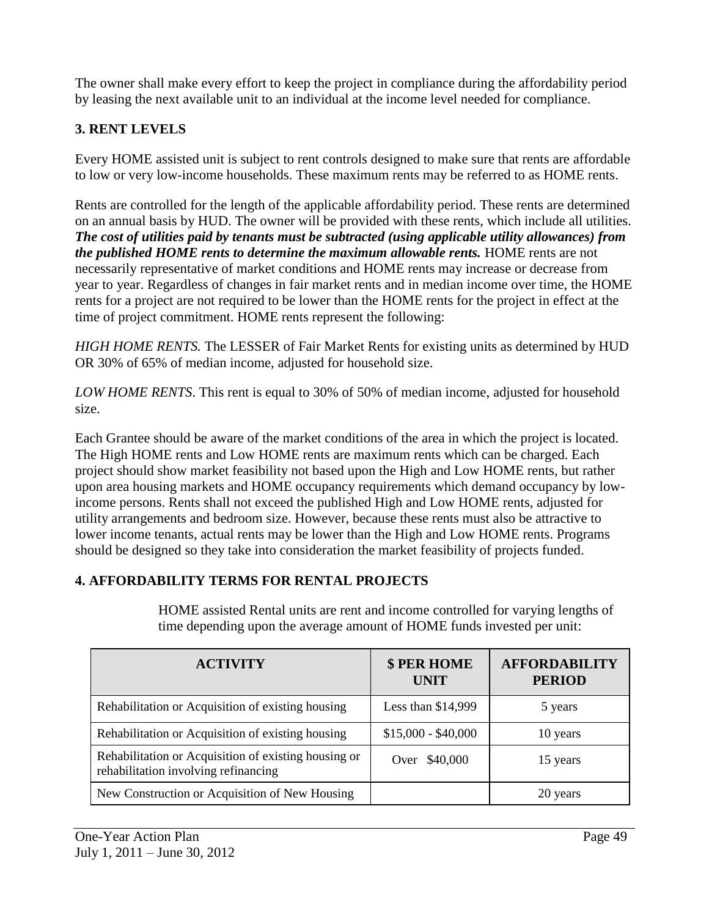The owner shall make every effort to keep the project in compliance during the affordability period by leasing the next available unit to an individual at the income level needed for compliance.

### 3. RENT LEVELS

Every HOME assisted unit is subject to rent controls designed to make sure that rents are affordable to low or very low-income households. These maximum rents may be referred to as HOME rents.

Rents are controlled for the length of the applicable affordability period. These rents are determined on an annual basis by HUD. The owner will be provided with these rents, which include all utilities. ***The cost of utilities paid by tenants must be subtracted (using applicable utility allowances) from the published HOME rents to determine the maximum allowable rents.*** HOME rents are not necessarily representative of market conditions and HOME rents may increase or decrease from year to year. Regardless of changes in fair market rents and in median income over time, the HOME rents for a project are not required to be lower than the HOME rents for the project in effect at the time of project commitment. HOME rents represent the following:

*HIGH HOME RENTS.* The LESSER of Fair Market Rents for existing units as determined by HUD OR 30% of 65% of median income, adjusted for household size.

*LOW HOME RENTS*. This rent is equal to 30% of 50% of median income, adjusted for household size.

Each Grantee should be aware of the market conditions of the area in which the project is located. The High HOME rents and Low HOME rents are maximum rents which can be charged. Each project should show market feasibility not based upon the High and Low HOME rents, but rather upon area housing markets and HOME occupancy requirements which demand occupancy by low-income persons. Rents shall not exceed the published High and Low HOME rents, adjusted for utility arrangements and bedroom size. However, because these rents must also be attractive to lower income tenants, actual rents may be lower than the High and Low HOME rents. Programs should be designed so they take into consideration the market feasibility of projects funded.

### 4. AFFORDABILITY TERMS FOR RENTAL PROJECTS

HOME assisted Rental units are rent and income controlled for varying lengths of time depending upon the average amount of HOME funds invested per unit:

| ACTIVITY | $ PER HOME UNIT | AFFORDABILITY PERIOD |
|---|---|---|
| Rehabilitation or Acquisition of existing housing | Less than $14,999 | 5 years |
| Rehabilitation or Acquisition of existing housing | $15,000 - $40,000 | 10 years |
| Rehabilitation or Acquisition of existing housing or rehabilitation involving refinancing | Over $40,000 | 15 years |
| New Construction or Acquisition of New Housing | | 20 years |

One-Year Action Plan
July 1, 2011 – June 30, 2012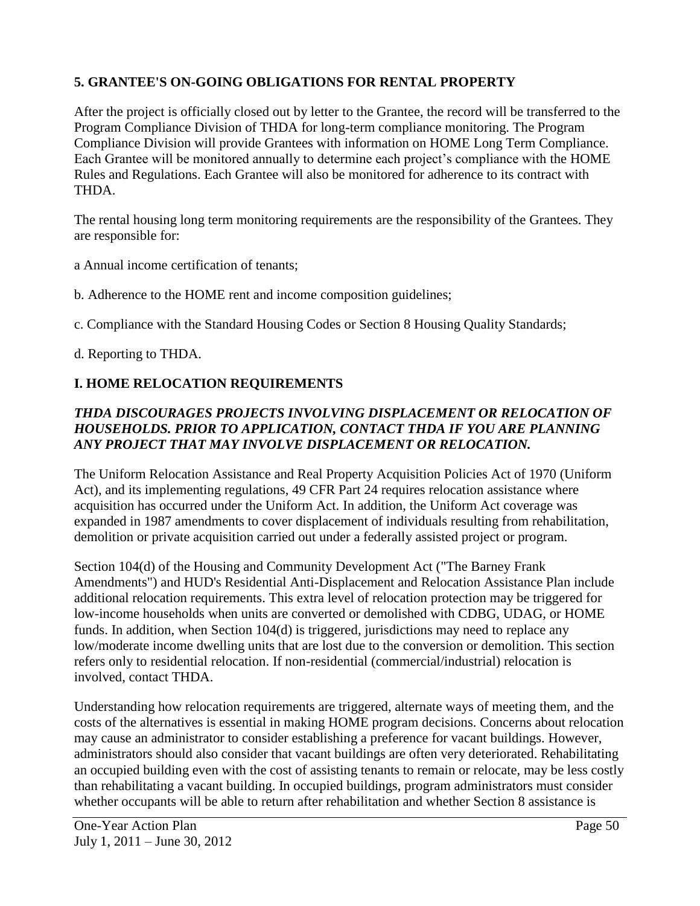**5. GRANTEE'S ON-GOING OBLIGATIONS FOR RENTAL PROPERTY**

After the project is officially closed out by letter to the Grantee, the record will be transferred to the Program Compliance Division of THDA for long-term compliance monitoring. The Program Compliance Division will provide Grantees with information on HOME Long Term Compliance. Each Grantee will be monitored annually to determine each project's compliance with the HOME Rules and Regulations. Each Grantee will also be monitored for adherence to its contract with THDA.

The rental housing long term monitoring requirements are the responsibility of the Grantees. They are responsible for:

a Annual income certification of tenants;

b. Adherence to the HOME rent and income composition guidelines;

c. Compliance with the Standard Housing Codes or Section 8 Housing Quality Standards;

d. Reporting to THDA.

## I. HOME RELOCATION REQUIREMENTS

***THDA DISCOURAGES PROJECTS INVOLVING DISPLACEMENT OR RELOCATION OF HOUSEHOLDS. PRIOR TO APPLICATION, CONTACT THDA IF YOU ARE PLANNING ANY PROJECT THAT MAY INVOLVE DISPLACEMENT OR RELOCATION.***

The Uniform Relocation Assistance and Real Property Acquisition Policies Act of 1970 (Uniform Act), and its implementing regulations, 49 CFR Part 24 requires relocation assistance where acquisition has occurred under the Uniform Act. In addition, the Uniform Act coverage was expanded in 1987 amendments to cover displacement of individuals resulting from rehabilitation, demolition or private acquisition carried out under a federally assisted project or program.

Section 104(d) of the Housing and Community Development Act ("The Barney Frank Amendments") and HUD's Residential Anti-Displacement and Relocation Assistance Plan include additional relocation requirements. This extra level of relocation protection may be triggered for low-income households when units are converted or demolished with CDBG, UDAG, or HOME funds. In addition, when Section 104(d) is triggered, jurisdictions may need to replace any low/moderate income dwelling units that are lost due to the conversion or demolition. This section refers only to residential relocation. If non-residential (commercial/industrial) relocation is involved, contact THDA.

Understanding how relocation requirements are triggered, alternate ways of meeting them, and the costs of the alternatives is essential in making HOME program decisions. Concerns about relocation may cause an administrator to consider establishing a preference for vacant buildings. However, administrators should also consider that vacant buildings are often very deteriorated. Rehabilitating an occupied building even with the cost of assisting tenants to remain or relocate, may be less costly than rehabilitating a vacant building. In occupied buildings, program administrators must consider whether occupants will be able to return after rehabilitation and whether Section 8 assistance is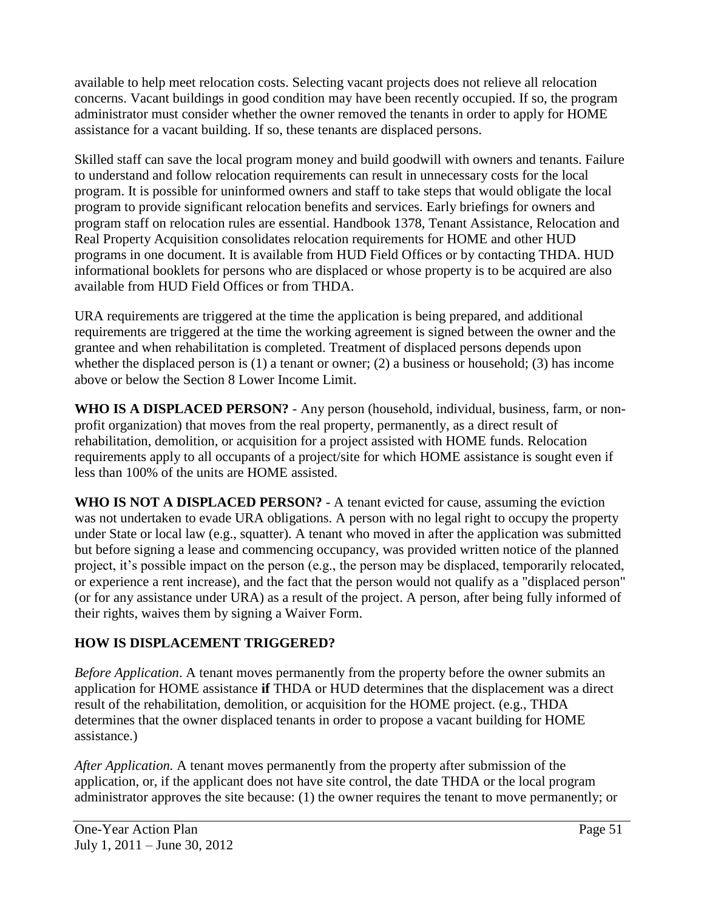available to help meet relocation costs. Selecting vacant projects does not relieve all relocation concerns. Vacant buildings in good condition may have been recently occupied. If so, the program administrator must consider whether the owner removed the tenants in order to apply for HOME assistance for a vacant building. If so, these tenants are displaced persons.

Skilled staff can save the local program money and build goodwill with owners and tenants. Failure to understand and follow relocation requirements can result in unnecessary costs for the local program. It is possible for uninformed owners and staff to take steps that would obligate the local program to provide significant relocation benefits and services. Early briefings for owners and program staff on relocation rules are essential. Handbook 1378, Tenant Assistance, Relocation and Real Property Acquisition consolidates relocation requirements for HOME and other HUD programs in one document. It is available from HUD Field Offices or by contacting THDA. HUD informational booklets for persons who are displaced or whose property is to be acquired are also available from HUD Field Offices or from THDA.

URA requirements are triggered at the time the application is being prepared, and additional requirements are triggered at the time the working agreement is signed between the owner and the grantee and when rehabilitation is completed. Treatment of displaced persons depends upon whether the displaced person is (1) a tenant or owner; (2) a business or household; (3) has income above or below the Section 8 Lower Income Limit.

**WHO IS A DISPLACED PERSON?** - Any person (household, individual, business, farm, or non-profit organization) that moves from the real property, permanently, as a direct result of rehabilitation, demolition, or acquisition for a project assisted with HOME funds. Relocation requirements apply to all occupants of a project/site for which HOME assistance is sought even if less than 100% of the units are HOME assisted.

**WHO IS NOT A DISPLACED PERSON?** - A tenant evicted for cause, assuming the eviction was not undertaken to evade URA obligations. A person with no legal right to occupy the property under State or local law (e.g., squatter). A tenant who moved in after the application was submitted but before signing a lease and commencing occupancy, was provided written notice of the planned project, it's possible impact on the person (e.g., the person may be displaced, temporarily relocated, or experience a rent increase), and the fact that the person would not qualify as a "displaced person" (or for any assistance under URA) as a result of the project. A person, after being fully informed of their rights, waives them by signing a Waiver Form.

**HOW IS DISPLACEMENT TRIGGERED?**

*Before Application*. A tenant moves permanently from the property before the owner submits an application for HOME assistance **if** THDA or HUD determines that the displacement was a direct result of the rehabilitation, demolition, or acquisition for the HOME project. (e.g., THDA determines that the owner displaced tenants in order to propose a vacant building for HOME assistance.)

*After Application.* A tenant moves permanently from the property after submission of the application, or, if the applicant does not have site control, the date THDA or the local program administrator approves the site because: (1) the owner requires the tenant to move permanently; or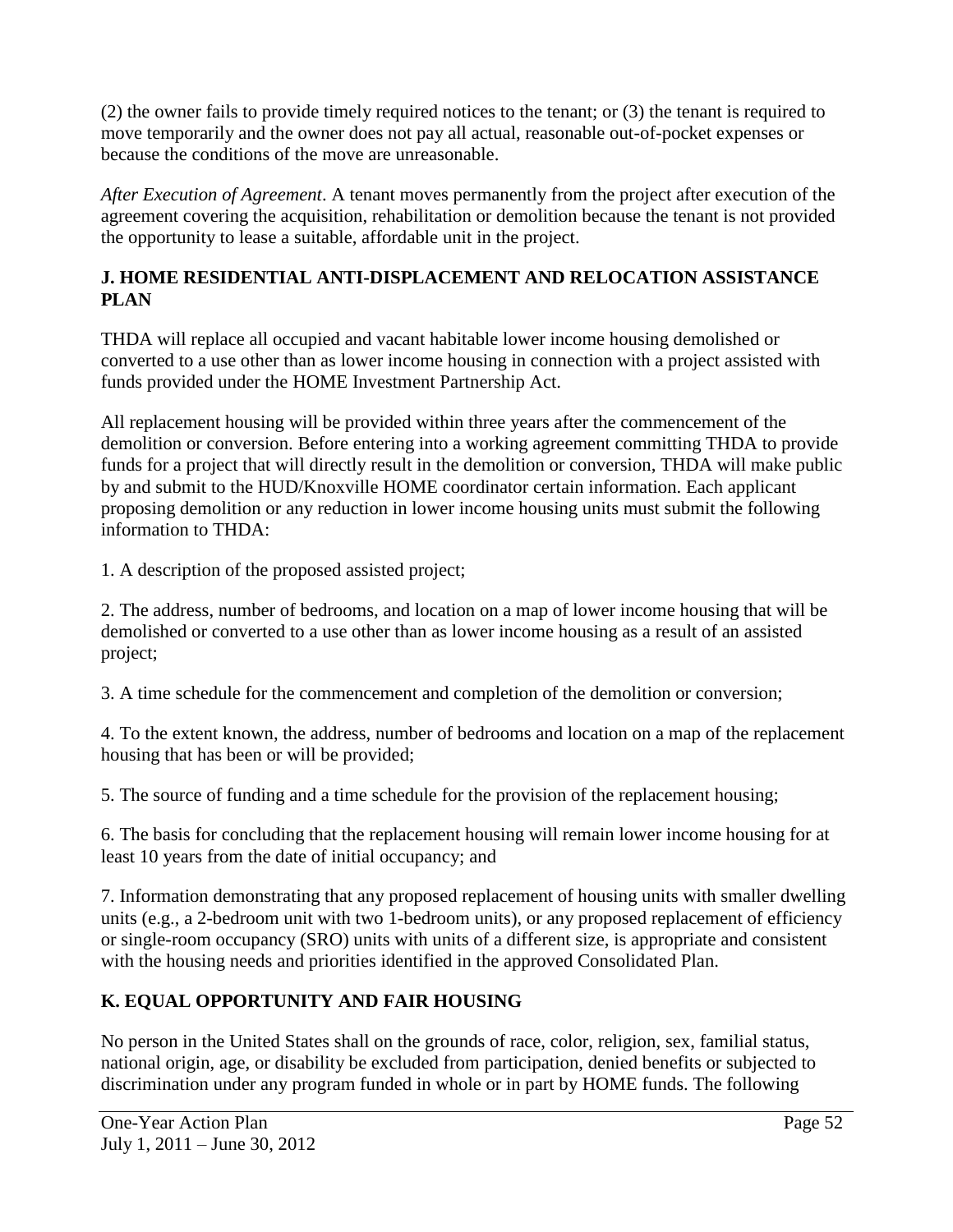(2) the owner fails to provide timely required notices to the tenant; or (3) the tenant is required to move temporarily and the owner does not pay all actual, reasonable out-of-pocket expenses or because the conditions of the move are unreasonable.

*After Execution of Agreement*. A tenant moves permanently from the project after execution of the agreement covering the acquisition, rehabilitation or demolition because the tenant is not provided the opportunity to lease a suitable, affordable unit in the project.

## J. HOME RESIDENTIAL ANTI-DISPLACEMENT AND RELOCATION ASSISTANCE PLAN

THDA will replace all occupied and vacant habitable lower income housing demolished or converted to a use other than as lower income housing in connection with a project assisted with funds provided under the HOME Investment Partnership Act.

All replacement housing will be provided within three years after the commencement of the demolition or conversion. Before entering into a working agreement committing THDA to provide funds for a project that will directly result in the demolition or conversion, THDA will make public by and submit to the HUD/Knoxville HOME coordinator certain information. Each applicant proposing demolition or any reduction in lower income housing units must submit the following information to THDA:

1. A description of the proposed assisted project;

2. The address, number of bedrooms, and location on a map of lower income housing that will be demolished or converted to a use other than as lower income housing as a result of an assisted project;

3. A time schedule for the commencement and completion of the demolition or conversion;

4. To the extent known, the address, number of bedrooms and location on a map of the replacement housing that has been or will be provided;

5. The source of funding and a time schedule for the provision of the replacement housing;

6. The basis for concluding that the replacement housing will remain lower income housing for at least 10 years from the date of initial occupancy; and

7. Information demonstrating that any proposed replacement of housing units with smaller dwelling units (e.g., a 2-bedroom unit with two 1-bedroom units), or any proposed replacement of efficiency or single-room occupancy (SRO) units with units of a different size, is appropriate and consistent with the housing needs and priorities identified in the approved Consolidated Plan.

## K. EQUAL OPPORTUNITY AND FAIR HOUSING

No person in the United States shall on the grounds of race, color, religion, sex, familial status, national origin, age, or disability be excluded from participation, denied benefits or subjected to discrimination under any program funded in whole or in part by HOME funds. The following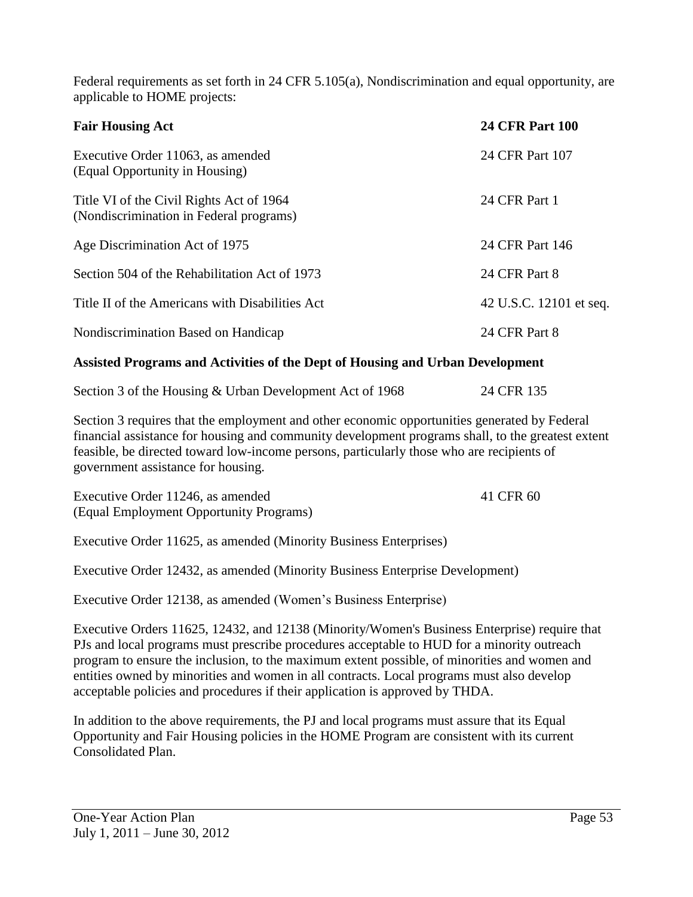Federal requirements as set forth in 24 CFR 5.105(a), Nondiscrimination and equal opportunity, are applicable to HOME projects:

| **Fair Housing Act** | **24 CFR Part 100** |
|---|---|
| Executive Order 11063, as amended (Equal Opportunity in Housing) | 24 CFR Part 107 |
| Title VI of the Civil Rights Act of 1964 (Nondiscrimination in Federal programs) | 24 CFR Part 1 |
| Age Discrimination Act of 1975 | 24 CFR Part 146 |
| Section 504 of the Rehabilitation Act of 1973 | 24 CFR Part 8 |
| Title II of the Americans with Disabilities Act | 42 U.S.C. 12101 et seq. |
| Nondiscrimination Based on Handicap | 24 CFR Part 8 |

**Assisted Programs and Activities of the Dept of Housing and Urban Development**

Section 3 of the Housing & Urban Development Act of 1968 — 24 CFR 135

Section 3 requires that the employment and other economic opportunities generated by Federal financial assistance for housing and community development programs shall, to the greatest extent feasible, be directed toward low-income persons, particularly those who are recipients of government assistance for housing.

Executive Order 11246, as amended (Equal Employment Opportunity Programs) — 41 CFR 60

Executive Order 11625, as amended (Minority Business Enterprises)

Executive Order 12432, as amended (Minority Business Enterprise Development)

Executive Order 12138, as amended (Women's Business Enterprise)

Executive Orders 11625, 12432, and 12138 (Minority/Women's Business Enterprise) require that PJs and local programs must prescribe procedures acceptable to HUD for a minority outreach program to ensure the inclusion, to the maximum extent possible, of minorities and women and entities owned by minorities and women in all contracts. Local programs must also develop acceptable policies and procedures if their application is approved by THDA.

In addition to the above requirements, the PJ and local programs must assure that its Equal Opportunity and Fair Housing policies in the HOME Program are consistent with its current Consolidated Plan.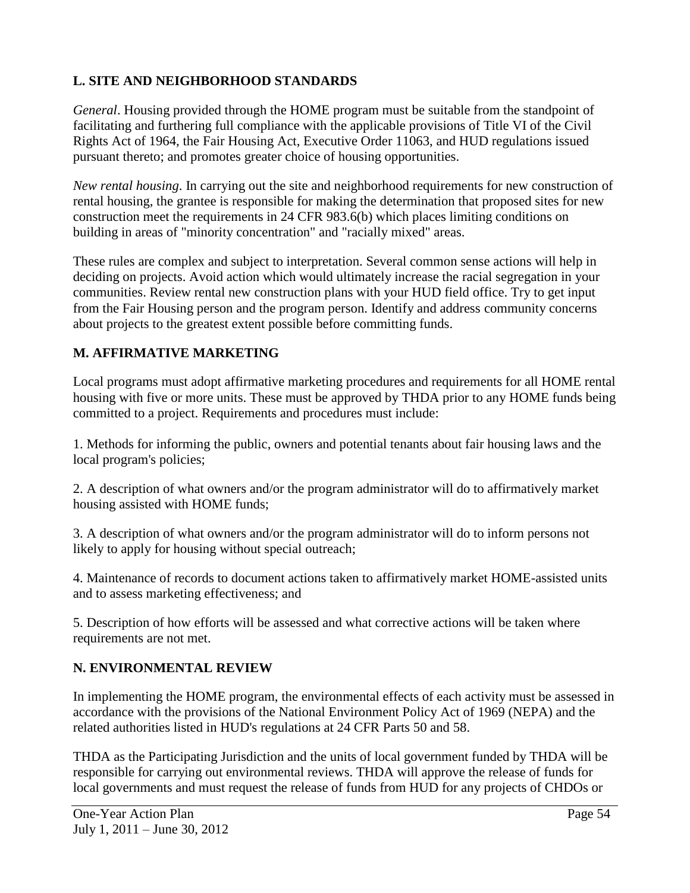## L. SITE AND NEIGHBORHOOD STANDARDS

*General*. Housing provided through the HOME program must be suitable from the standpoint of facilitating and furthering full compliance with the applicable provisions of Title VI of the Civil Rights Act of 1964, the Fair Housing Act, Executive Order 11063, and HUD regulations issued pursuant thereto; and promotes greater choice of housing opportunities.

*New rental housing*. In carrying out the site and neighborhood requirements for new construction of rental housing, the grantee is responsible for making the determination that proposed sites for new construction meet the requirements in 24 CFR 983.6(b) which places limiting conditions on building in areas of "minority concentration" and "racially mixed" areas.

These rules are complex and subject to interpretation. Several common sense actions will help in deciding on projects. Avoid action which would ultimately increase the racial segregation in your communities. Review rental new construction plans with your HUD field office. Try to get input from the Fair Housing person and the program person. Identify and address community concerns about projects to the greatest extent possible before committing funds.

## M. AFFIRMATIVE MARKETING

Local programs must adopt affirmative marketing procedures and requirements for all HOME rental housing with five or more units. These must be approved by THDA prior to any HOME funds being committed to a project. Requirements and procedures must include:

1. Methods for informing the public, owners and potential tenants about fair housing laws and the local program's policies;

2. A description of what owners and/or the program administrator will do to affirmatively market housing assisted with HOME funds;

3. A description of what owners and/or the program administrator will do to inform persons not likely to apply for housing without special outreach;

4. Maintenance of records to document actions taken to affirmatively market HOME-assisted units and to assess marketing effectiveness; and

5. Description of how efforts will be assessed and what corrective actions will be taken where requirements are not met.

## N. ENVIRONMENTAL REVIEW

In implementing the HOME program, the environmental effects of each activity must be assessed in accordance with the provisions of the National Environment Policy Act of 1969 (NEPA) and the related authorities listed in HUD's regulations at 24 CFR Parts 50 and 58.

THDA as the Participating Jurisdiction and the units of local government funded by THDA will be responsible for carrying out environmental reviews. THDA will approve the release of funds for local governments and must request the release of funds from HUD for any projects of CHDOs or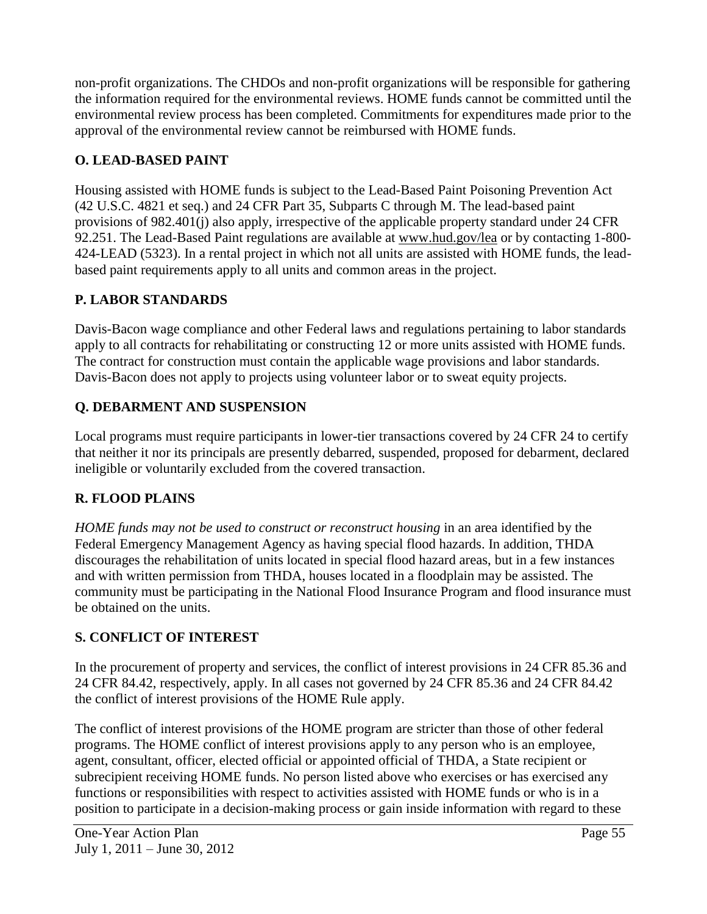non-profit organizations. The CHDOs and non-profit organizations will be responsible for gathering the information required for the environmental reviews. HOME funds cannot be committed until the environmental review process has been completed. Commitments for expenditures made prior to the approval of the environmental review cannot be reimbursed with HOME funds.

## O. LEAD-BASED PAINT

Housing assisted with HOME funds is subject to the Lead-Based Paint Poisoning Prevention Act (42 U.S.C. 4821 et seq.) and 24 CFR Part 35, Subparts C through M. The lead-based paint provisions of 982.401(j) also apply, irrespective of the applicable property standard under 24 CFR 92.251. The Lead-Based Paint regulations are available at www.hud.gov/lea or by contacting 1-800-424-LEAD (5323). In a rental project in which not all units are assisted with HOME funds, the lead-based paint requirements apply to all units and common areas in the project.

## P. LABOR STANDARDS

Davis-Bacon wage compliance and other Federal laws and regulations pertaining to labor standards apply to all contracts for rehabilitating or constructing 12 or more units assisted with HOME funds. The contract for construction must contain the applicable wage provisions and labor standards. Davis-Bacon does not apply to projects using volunteer labor or to sweat equity projects.

## Q. DEBARMENT AND SUSPENSION

Local programs must require participants in lower-tier transactions covered by 24 CFR 24 to certify that neither it nor its principals are presently debarred, suspended, proposed for debarment, declared ineligible or voluntarily excluded from the covered transaction.

## R. FLOOD PLAINS

*HOME funds may not be used to construct or reconstruct housing* in an area identified by the Federal Emergency Management Agency as having special flood hazards. In addition, THDA discourages the rehabilitation of units located in special flood hazard areas, but in a few instances and with written permission from THDA, houses located in a floodplain may be assisted. The community must be participating in the National Flood Insurance Program and flood insurance must be obtained on the units.

## S. CONFLICT OF INTEREST

In the procurement of property and services, the conflict of interest provisions in 24 CFR 85.36 and 24 CFR 84.42, respectively, apply. In all cases not governed by 24 CFR 85.36 and 24 CFR 84.42 the conflict of interest provisions of the HOME Rule apply.

The conflict of interest provisions of the HOME program are stricter than those of other federal programs. The HOME conflict of interest provisions apply to any person who is an employee, agent, consultant, officer, elected official or appointed official of THDA, a State recipient or subrecipient receiving HOME funds. No person listed above who exercises or has exercised any functions or responsibilities with respect to activities assisted with HOME funds or who is in a position to participate in a decision-making process or gain inside information with regard to these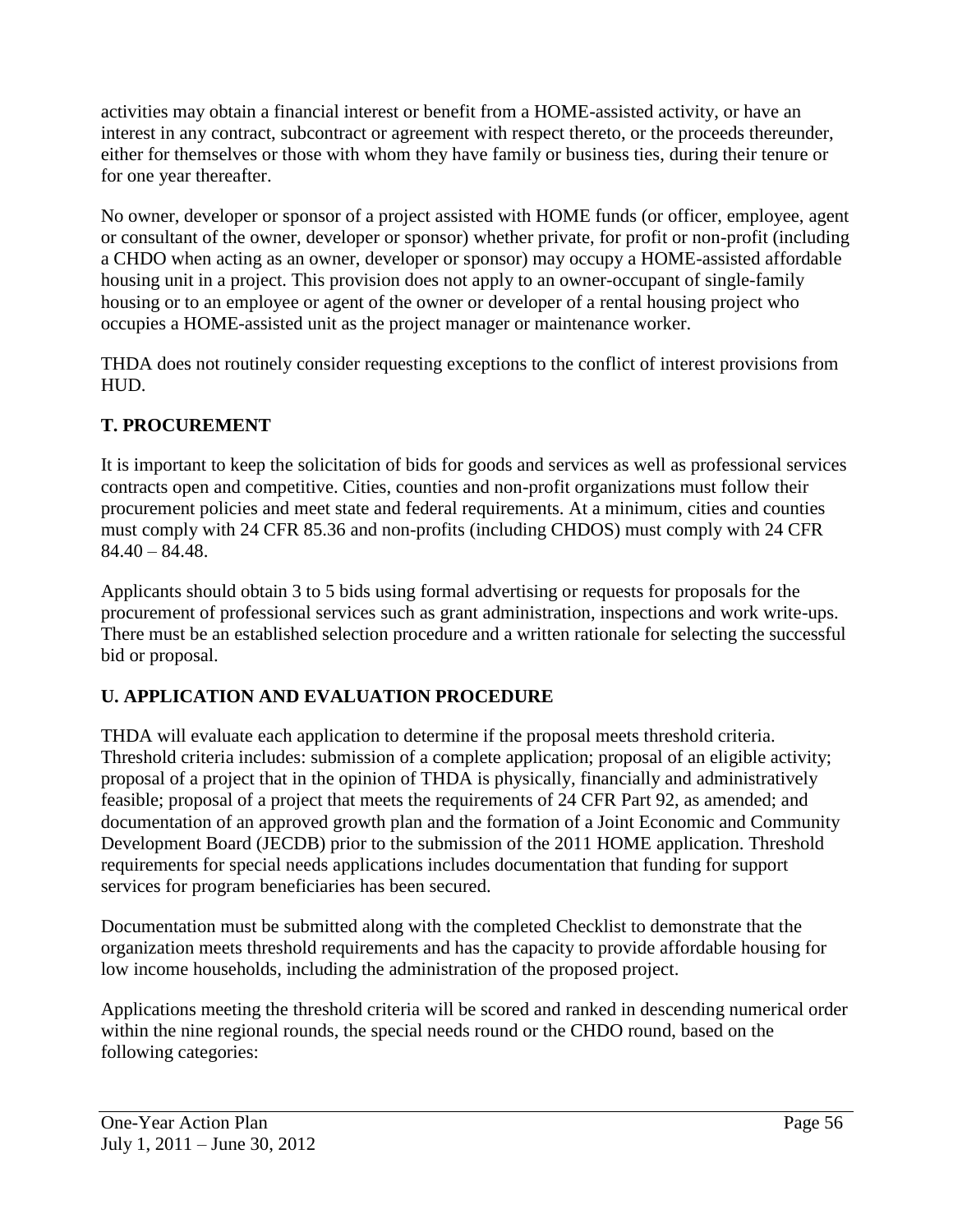activities may obtain a financial interest or benefit from a HOME-assisted activity, or have an interest in any contract, subcontract or agreement with respect thereto, or the proceeds thereunder, either for themselves or those with whom they have family or business ties, during their tenure or for one year thereafter.

No owner, developer or sponsor of a project assisted with HOME funds (or officer, employee, agent or consultant of the owner, developer or sponsor) whether private, for profit or non-profit (including a CHDO when acting as an owner, developer or sponsor) may occupy a HOME-assisted affordable housing unit in a project. This provision does not apply to an owner-occupant of single-family housing or to an employee or agent of the owner or developer of a rental housing project who occupies a HOME-assisted unit as the project manager or maintenance worker.

THDA does not routinely consider requesting exceptions to the conflict of interest provisions from HUD.

## T. PROCUREMENT

It is important to keep the solicitation of bids for goods and services as well as professional services contracts open and competitive. Cities, counties and non-profit organizations must follow their procurement policies and meet state and federal requirements. At a minimum, cities and counties must comply with 24 CFR 85.36 and non-profits (including CHDOS) must comply with 24 CFR 84.40 – 84.48.

Applicants should obtain 3 to 5 bids using formal advertising or requests for proposals for the procurement of professional services such as grant administration, inspections and work write-ups. There must be an established selection procedure and a written rationale for selecting the successful bid or proposal.

## U. APPLICATION AND EVALUATION PROCEDURE

THDA will evaluate each application to determine if the proposal meets threshold criteria. Threshold criteria includes: submission of a complete application; proposal of an eligible activity; proposal of a project that in the opinion of THDA is physically, financially and administratively feasible; proposal of a project that meets the requirements of 24 CFR Part 92, as amended; and documentation of an approved growth plan and the formation of a Joint Economic and Community Development Board (JECDB) prior to the submission of the 2011 HOME application. Threshold requirements for special needs applications includes documentation that funding for support services for program beneficiaries has been secured.

Documentation must be submitted along with the completed Checklist to demonstrate that the organization meets threshold requirements and has the capacity to provide affordable housing for low income households, including the administration of the proposed project.

Applications meeting the threshold criteria will be scored and ranked in descending numerical order within the nine regional rounds, the special needs round or the CHDO round, based on the following categories: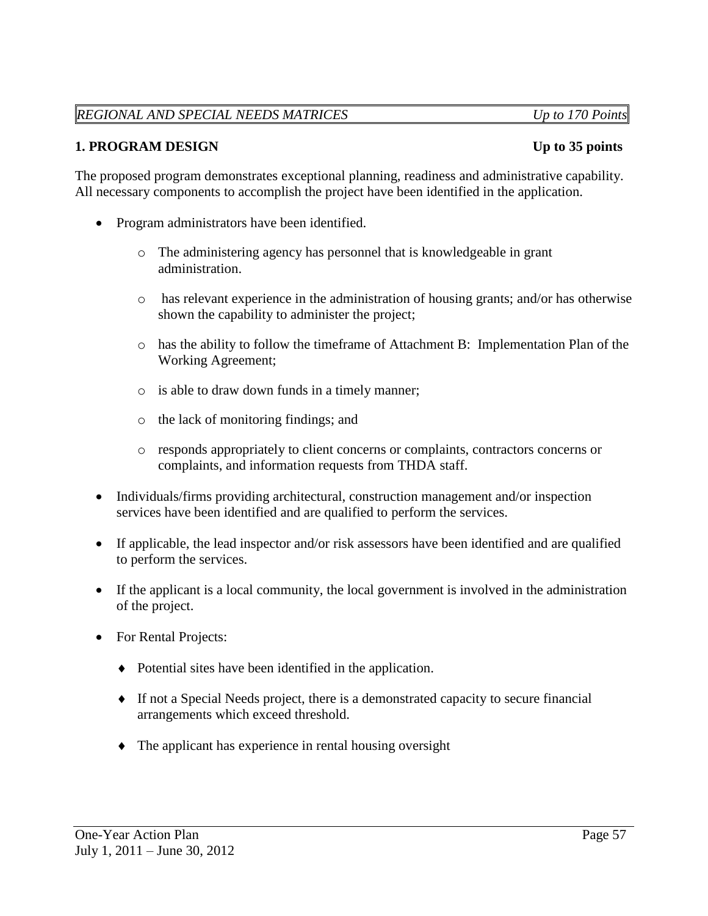*REGIONAL AND SPECIAL NEEDS MATRICES* *Up to 170 Points*

**1. PROGRAM DESIGN** **Up to 35 points**

The proposed program demonstrates exceptional planning, readiness and administrative capability. All necessary components to accomplish the project have been identified in the application.

- Program administrators have been identified.
  - The administering agency has personnel that is knowledgeable in grant administration.
  - has relevant experience in the administration of housing grants; and/or has otherwise shown the capability to administer the project;
  - has the ability to follow the timeframe of Attachment B: Implementation Plan of the Working Agreement;
  - is able to draw down funds in a timely manner;
  - the lack of monitoring findings; and
  - responds appropriately to client concerns or complaints, contractors concerns or complaints, and information requests from THDA staff.
- Individuals/firms providing architectural, construction management and/or inspection services have been identified and are qualified to perform the services.
- If applicable, the lead inspector and/or risk assessors have been identified and are qualified to perform the services.
- If the applicant is a local community, the local government is involved in the administration of the project.
- For Rental Projects:
  - ♦ Potential sites have been identified in the application.
  - ♦ If not a Special Needs project, there is a demonstrated capacity to secure financial arrangements which exceed threshold.
  - ♦ The applicant has experience in rental housing oversight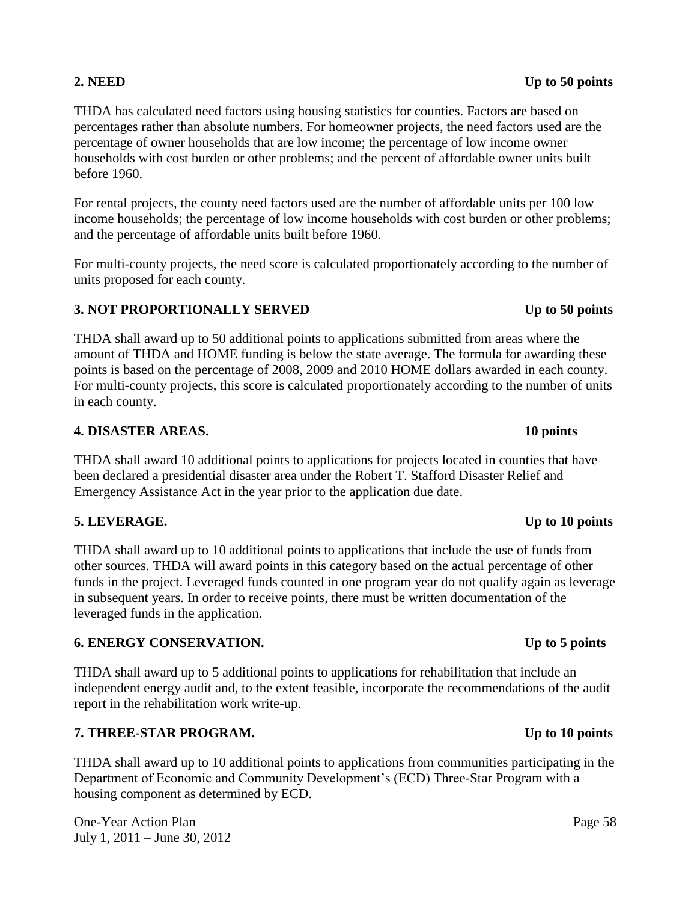**2. NEED** **Up to 50 points**

THDA has calculated need factors using housing statistics for counties. Factors are based on percentages rather than absolute numbers. For homeowner projects, the need factors used are the percentage of owner households that are low income; the percentage of low income owner households with cost burden or other problems; and the percent of affordable owner units built before 1960.

For rental projects, the county need factors used are the number of affordable units per 100 low income households; the percentage of low income households with cost burden or other problems; and the percentage of affordable units built before 1960.

For multi-county projects, the need score is calculated proportionately according to the number of units proposed for each county.

**3. NOT PROPORTIONALLY SERVED** **Up to 50 points**

THDA shall award up to 50 additional points to applications submitted from areas where the amount of THDA and HOME funding is below the state average. The formula for awarding these points is based on the percentage of 2008, 2009 and 2010 HOME dollars awarded in each county. For multi-county projects, this score is calculated proportionately according to the number of units in each county.

**4. DISASTER AREAS.** **10 points**

THDA shall award 10 additional points to applications for projects located in counties that have been declared a presidential disaster area under the Robert T. Stafford Disaster Relief and Emergency Assistance Act in the year prior to the application due date.

**5. LEVERAGE.** **Up to 10 points**

THDA shall award up to 10 additional points to applications that include the use of funds from other sources. THDA will award points in this category based on the actual percentage of other funds in the project. Leveraged funds counted in one program year do not qualify again as leverage in subsequent years. In order to receive points, there must be written documentation of the leveraged funds in the application.

**6. ENERGY CONSERVATION.** **Up to 5 points**

THDA shall award up to 5 additional points to applications for rehabilitation that include an independent energy audit and, to the extent feasible, incorporate the recommendations of the audit report in the rehabilitation work write-up.

**7. THREE-STAR PROGRAM.** **Up to 10 points**

THDA shall award up to 10 additional points to applications from communities participating in the Department of Economic and Community Development's (ECD) Three-Star Program with a housing component as determined by ECD.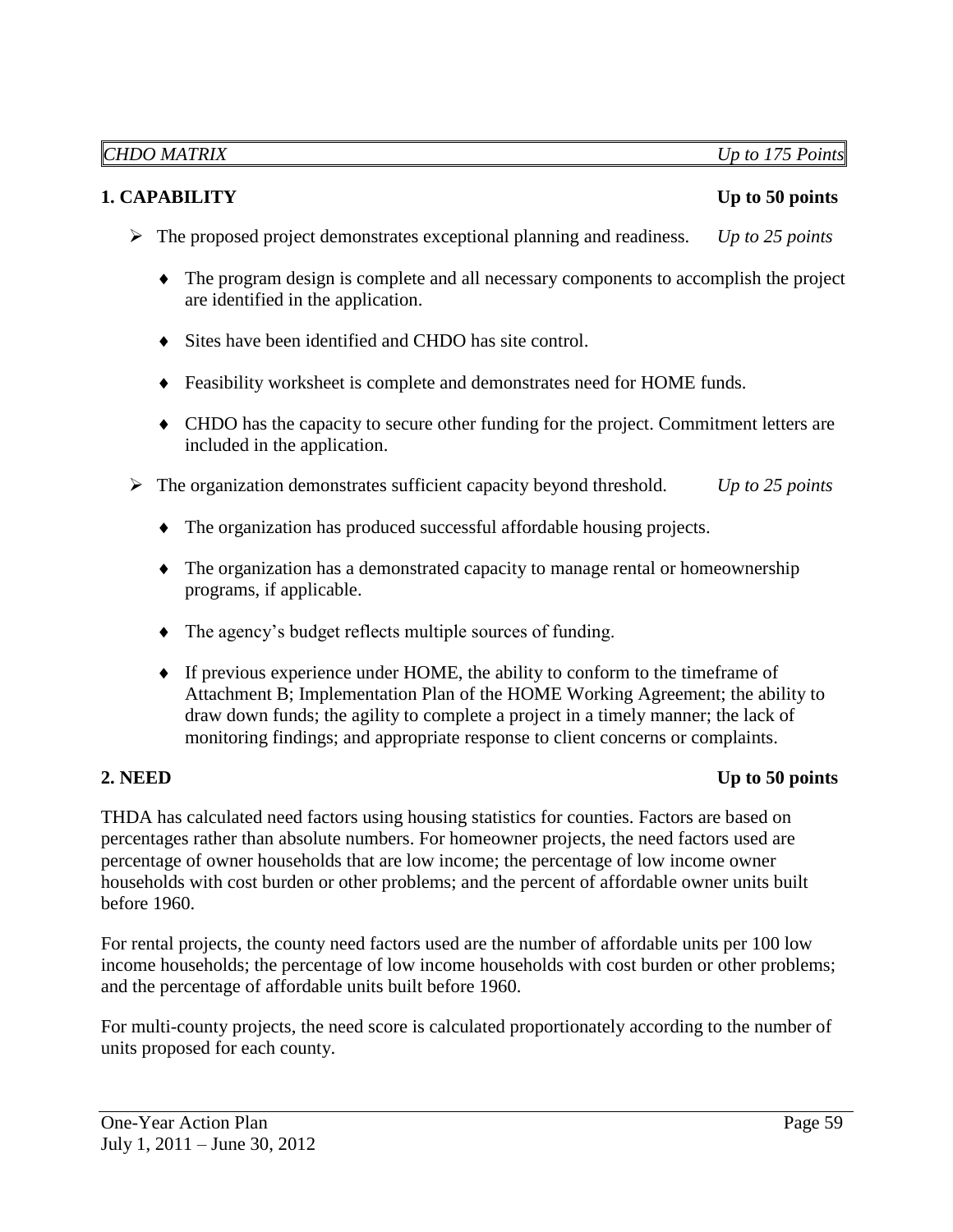*CHDO MATRIX* *Up to 175 Points*

**1. CAPABILITY** **Up to 50 points**

- The proposed project demonstrates exceptional planning and readiness. *Up to 25 points*
  - The program design is complete and all necessary components to accomplish the project are identified in the application.
  - Sites have been identified and CHDO has site control.
  - Feasibility worksheet is complete and demonstrates need for HOME funds.
  - CHDO has the capacity to secure other funding for the project. Commitment letters are included in the application.
- The organization demonstrates sufficient capacity beyond threshold. *Up to 25 points*
  - The organization has produced successful affordable housing projects.
  - The organization has a demonstrated capacity to manage rental or homeownership programs, if applicable.
  - The agency's budget reflects multiple sources of funding.
  - If previous experience under HOME, the ability to conform to the timeframe of Attachment B; Implementation Plan of the HOME Working Agreement; the ability to draw down funds; the agility to complete a project in a timely manner; the lack of monitoring findings; and appropriate response to client concerns or complaints.

**2. NEED** **Up to 50 points**

THDA has calculated need factors using housing statistics for counties. Factors are based on percentages rather than absolute numbers. For homeowner projects, the need factors used are percentage of owner households that are low income; the percentage of low income owner households with cost burden or other problems; and the percent of affordable owner units built before 1960.

For rental projects, the county need factors used are the number of affordable units per 100 low income households; the percentage of low income households with cost burden or other problems; and the percentage of affordable units built before 1960.

For multi-county projects, the need score is calculated proportionately according to the number of units proposed for each county.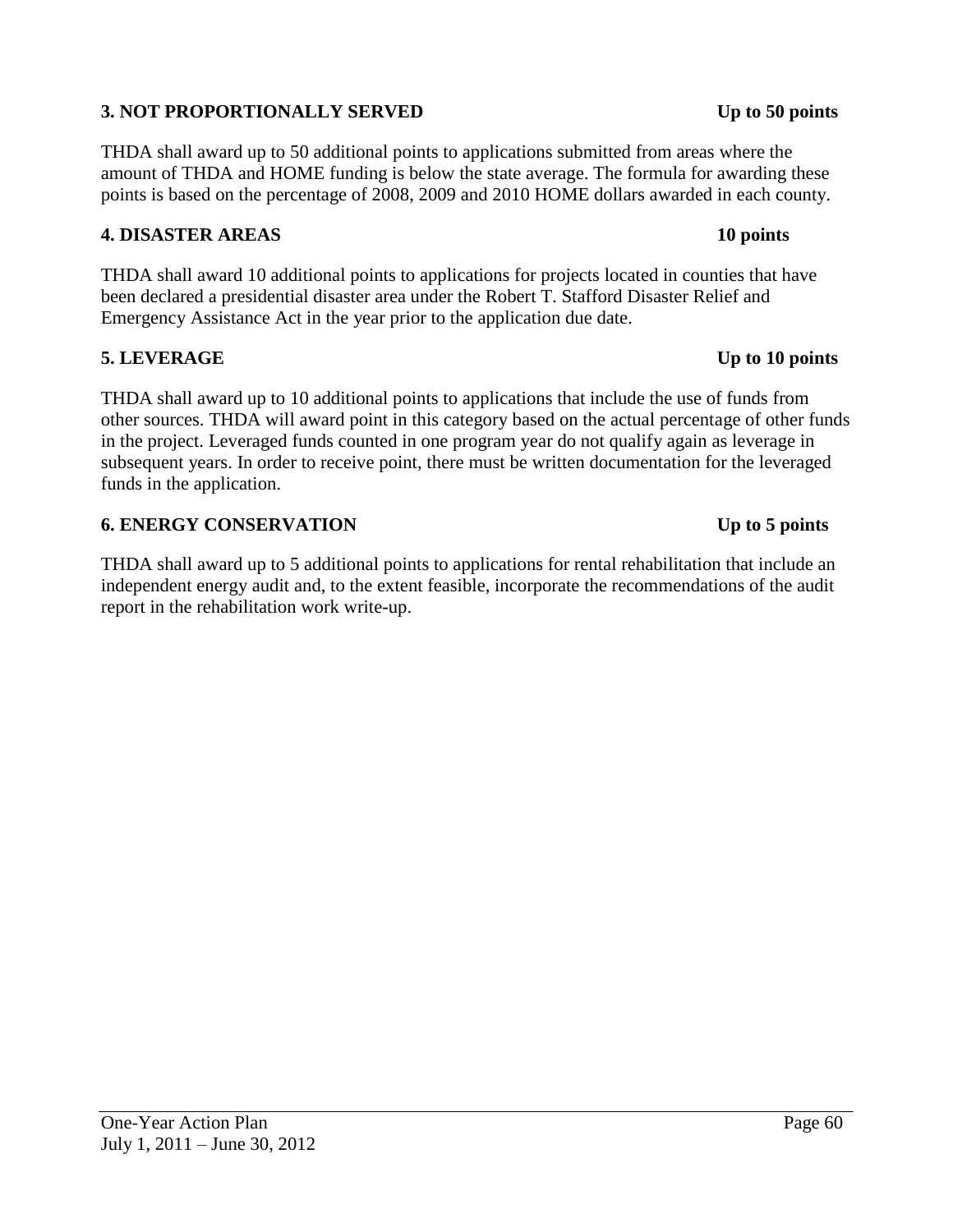**3. NOT PROPORTIONALLY SERVED** **Up to 50 points**

THDA shall award up to 50 additional points to applications submitted from areas where the amount of THDA and HOME funding is below the state average. The formula for awarding these points is based on the percentage of 2008, 2009 and 2010 HOME dollars awarded in each county.

**4. DISASTER AREAS** **10 points**

THDA shall award 10 additional points to applications for projects located in counties that have been declared a presidential disaster area under the Robert T. Stafford Disaster Relief and Emergency Assistance Act in the year prior to the application due date.

**5. LEVERAGE** **Up to 10 points**

THDA shall award up to 10 additional points to applications that include the use of funds from other sources. THDA will award point in this category based on the actual percentage of other funds in the project. Leveraged funds counted in one program year do not qualify again as leverage in subsequent years. In order to receive point, there must be written documentation for the leveraged funds in the application.

**6. ENERGY CONSERVATION** **Up to 5 points**

THDA shall award up to 5 additional points to applications for rental rehabilitation that include an independent energy audit and, to the extent feasible, incorporate the recommendations of the audit report in the rehabilitation work write-up.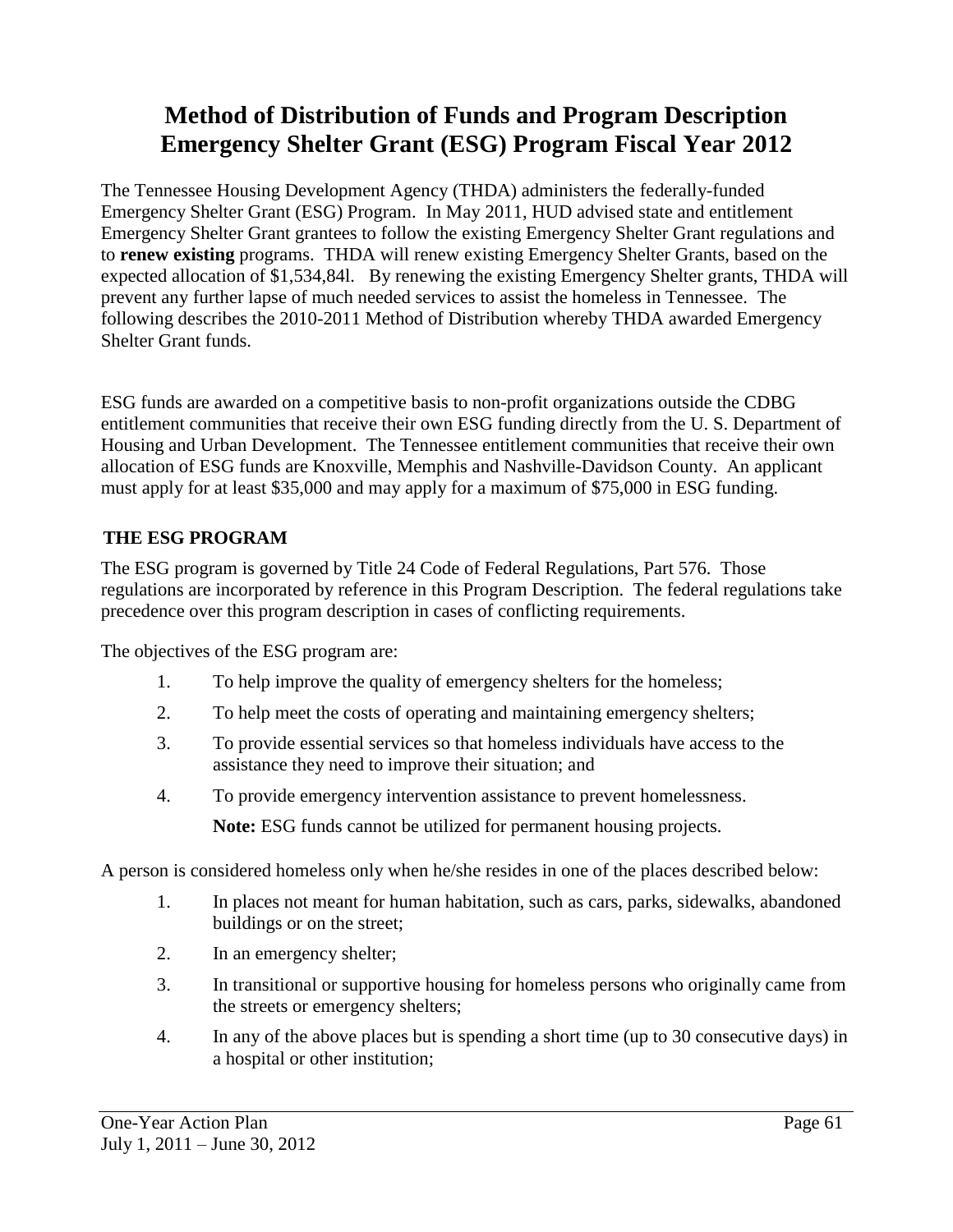# Method of Distribution of Funds and Program Description Emergency Shelter Grant (ESG) Program Fiscal Year 2012

The Tennessee Housing Development Agency (THDA) administers the federally-funded Emergency Shelter Grant (ESG) Program. In May 2011, HUD advised state and entitlement Emergency Shelter Grant grantees to follow the existing Emergency Shelter Grant regulations and to **renew existing** programs. THDA will renew existing Emergency Shelter Grants, based on the expected allocation of $1,534,84l. By renewing the existing Emergency Shelter grants, THDA will prevent any further lapse of much needed services to assist the homeless in Tennessee. The following describes the 2010-2011 Method of Distribution whereby THDA awarded Emergency Shelter Grant funds.

ESG funds are awarded on a competitive basis to non-profit organizations outside the CDBG entitlement communities that receive their own ESG funding directly from the U. S. Department of Housing and Urban Development. The Tennessee entitlement communities that receive their own allocation of ESG funds are Knoxville, Memphis and Nashville-Davidson County. An applicant must apply for at least $35,000 and may apply for a maximum of $75,000 in ESG funding.

## THE ESG PROGRAM

The ESG program is governed by Title 24 Code of Federal Regulations, Part 576. Those regulations are incorporated by reference in this Program Description. The federal regulations take precedence over this program description in cases of conflicting requirements.

The objectives of the ESG program are:

1. To help improve the quality of emergency shelters for the homeless;
2. To help meet the costs of operating and maintaining emergency shelters;
3. To provide essential services so that homeless individuals have access to the assistance they need to improve their situation; and
4. To provide emergency intervention assistance to prevent homelessness.

   **Note:** ESG funds cannot be utilized for permanent housing projects.

A person is considered homeless only when he/she resides in one of the places described below:

1. In places not meant for human habitation, such as cars, parks, sidewalks, abandoned buildings or on the street;
2. In an emergency shelter;
3. In transitional or supportive housing for homeless persons who originally came from the streets or emergency shelters;
4. In any of the above places but is spending a short time (up to 30 consecutive days) in a hospital or other institution;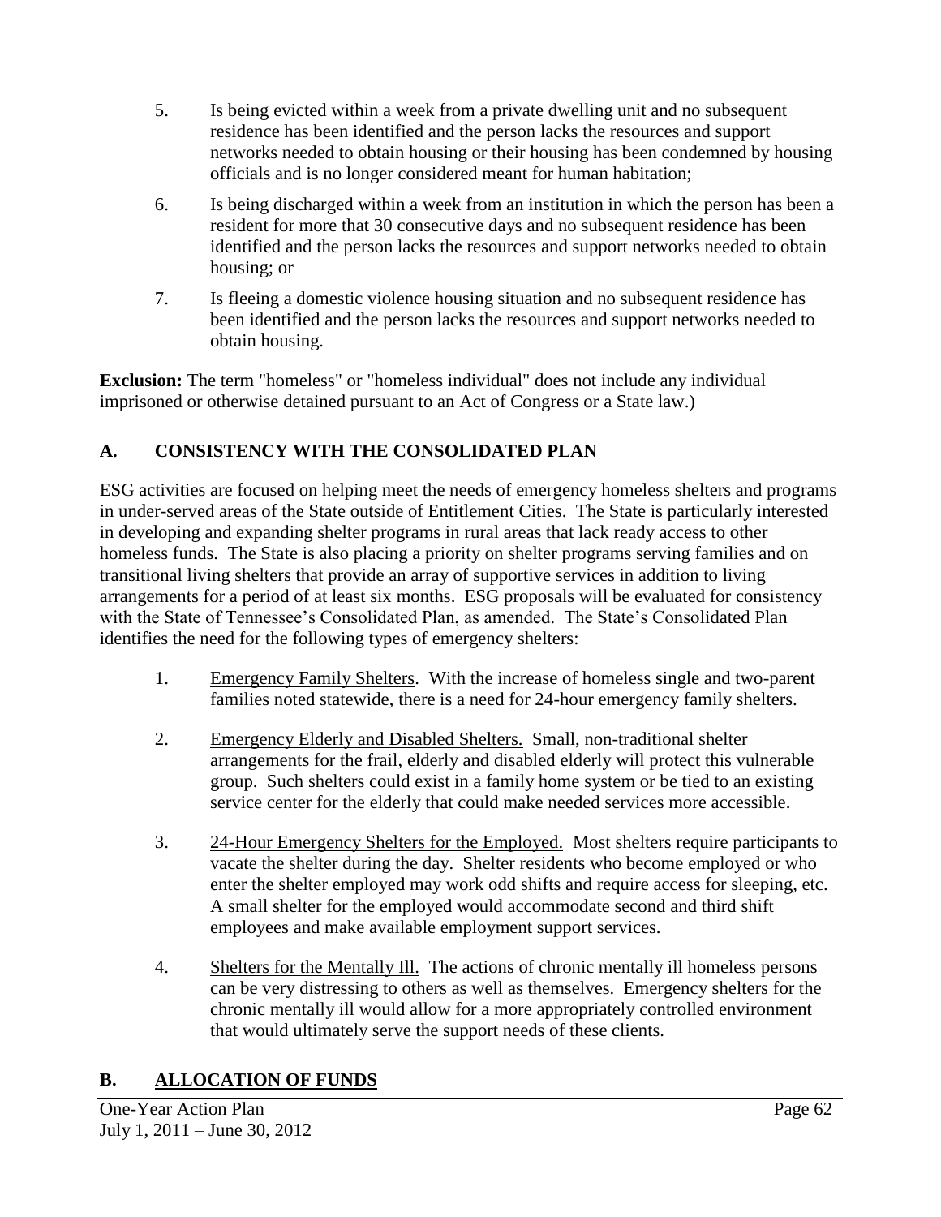5. Is being evicted within a week from a private dwelling unit and no subsequent residence has been identified and the person lacks the resources and support networks needed to obtain housing or their housing has been condemned by housing officials and is no longer considered meant for human habitation;

6. Is being discharged within a week from an institution in which the person has been a resident for more that 30 consecutive days and no subsequent residence has been identified and the person lacks the resources and support networks needed to obtain housing; or

7. Is fleeing a domestic violence housing situation and no subsequent residence has been identified and the person lacks the resources and support networks needed to obtain housing.

**Exclusion:** The term "homeless" or "homeless individual" does not include any individual imprisoned or otherwise detained pursuant to an Act of Congress or a State law.)

## A. CONSISTENCY WITH THE CONSOLIDATED PLAN

ESG activities are focused on helping meet the needs of emergency homeless shelters and programs in under-served areas of the State outside of Entitlement Cities. The State is particularly interested in developing and expanding shelter programs in rural areas that lack ready access to other homeless funds. The State is also placing a priority on shelter programs serving families and on transitional living shelters that provide an array of supportive services in addition to living arrangements for a period of at least six months. ESG proposals will be evaluated for consistency with the State of Tennessee's Consolidated Plan, as amended. The State's Consolidated Plan identifies the need for the following types of emergency shelters:

1. <u>Emergency Family Shelters</u>. With the increase of homeless single and two-parent families noted statewide, there is a need for 24-hour emergency family shelters.

2. <u>Emergency Elderly and Disabled Shelters.</u> Small, non-traditional shelter arrangements for the frail, elderly and disabled elderly will protect this vulnerable group. Such shelters could exist in a family home system or be tied to an existing service center for the elderly that could make needed services more accessible.

3. <u>24-Hour Emergency Shelters for the Employed.</u> Most shelters require participants to vacate the shelter during the day. Shelter residents who become employed or who enter the shelter employed may work odd shifts and require access for sleeping, etc. A small shelter for the employed would accommodate second and third shift employees and make available employment support services.

4. <u>Shelters for the Mentally Ill.</u> The actions of chronic mentally ill homeless persons can be very distressing to others as well as themselves. Emergency shelters for the chronic mentally ill would allow for a more appropriately controlled environment that would ultimately serve the support needs of these clients.

## B. <u>ALLOCATION OF FUNDS</u>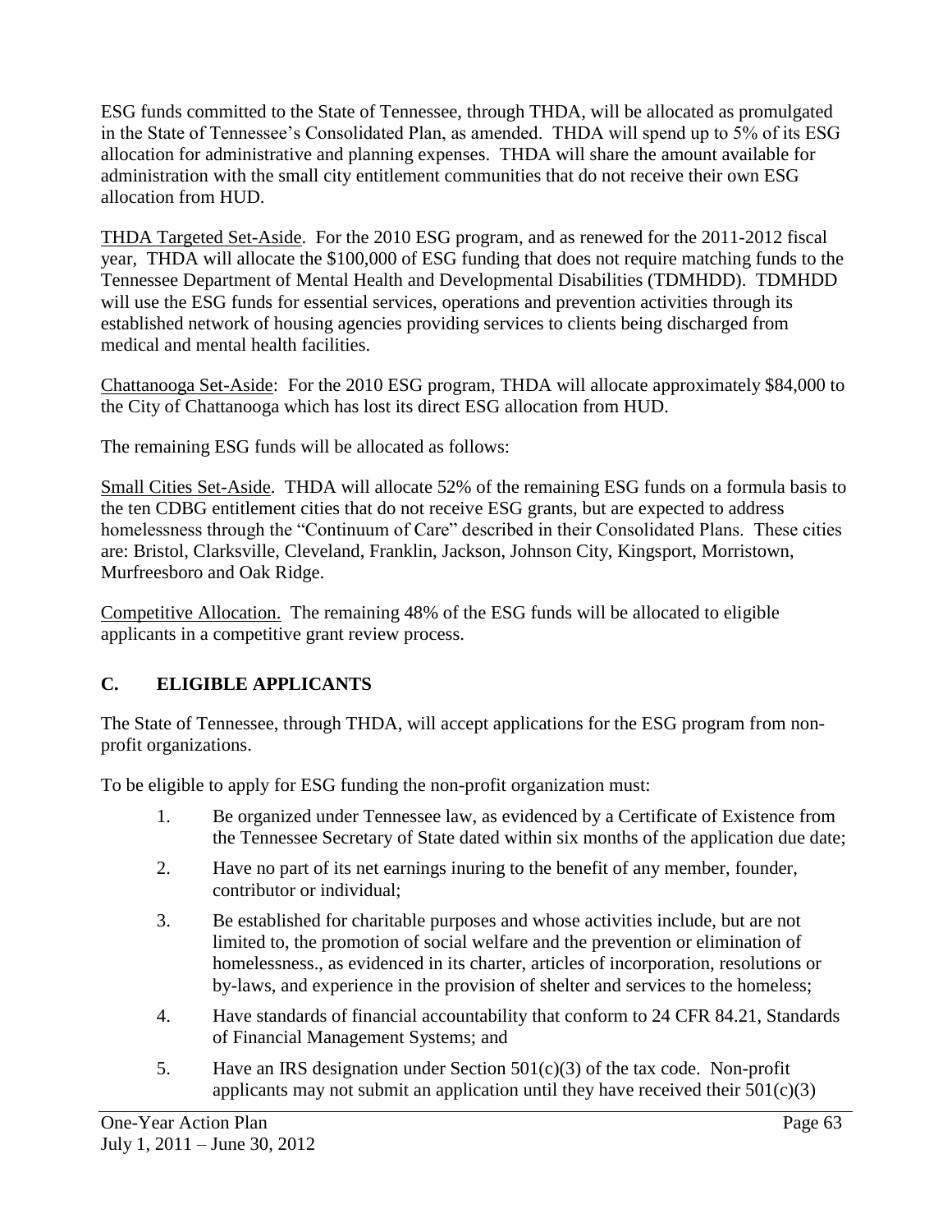ESG funds committed to the State of Tennessee, through THDA, will be allocated as promulgated in the State of Tennessee's Consolidated Plan, as amended. THDA will spend up to 5% of its ESG allocation for administrative and planning expenses. THDA will share the amount available for administration with the small city entitlement communities that do not receive their own ESG allocation from HUD.

THDA Targeted Set-Aside. For the 2010 ESG program, and as renewed for the 2011-2012 fiscal year, THDA will allocate the $100,000 of ESG funding that does not require matching funds to the Tennessee Department of Mental Health and Developmental Disabilities (TDMHDD). TDMHDD will use the ESG funds for essential services, operations and prevention activities through its established network of housing agencies providing services to clients being discharged from medical and mental health facilities.

Chattanooga Set-Aside: For the 2010 ESG program, THDA will allocate approximately $84,000 to the City of Chattanooga which has lost its direct ESG allocation from HUD.

The remaining ESG funds will be allocated as follows:

Small Cities Set-Aside. THDA will allocate 52% of the remaining ESG funds on a formula basis to the ten CDBG entitlement cities that do not receive ESG grants, but are expected to address homelessness through the "Continuum of Care" described in their Consolidated Plans. These cities are: Bristol, Clarksville, Cleveland, Franklin, Jackson, Johnson City, Kingsport, Morristown, Murfreesboro and Oak Ridge.

Competitive Allocation. The remaining 48% of the ESG funds will be allocated to eligible applicants in a competitive grant review process.

## C. ELIGIBLE APPLICANTS

The State of Tennessee, through THDA, will accept applications for the ESG program from non-profit organizations.

To be eligible to apply for ESG funding the non-profit organization must:

1. Be organized under Tennessee law, as evidenced by a Certificate of Existence from the Tennessee Secretary of State dated within six months of the application due date;
2. Have no part of its net earnings inuring to the benefit of any member, founder, contributor or individual;
3. Be established for charitable purposes and whose activities include, but are not limited to, the promotion of social welfare and the prevention or elimination of homelessness., as evidenced in its charter, articles of incorporation, resolutions or by-laws, and experience in the provision of shelter and services to the homeless;
4. Have standards of financial accountability that conform to 24 CFR 84.21, Standards of Financial Management Systems; and
5. Have an IRS designation under Section 501(c)(3) of the tax code. Non-profit applicants may not submit an application until they have received their 501(c)(3)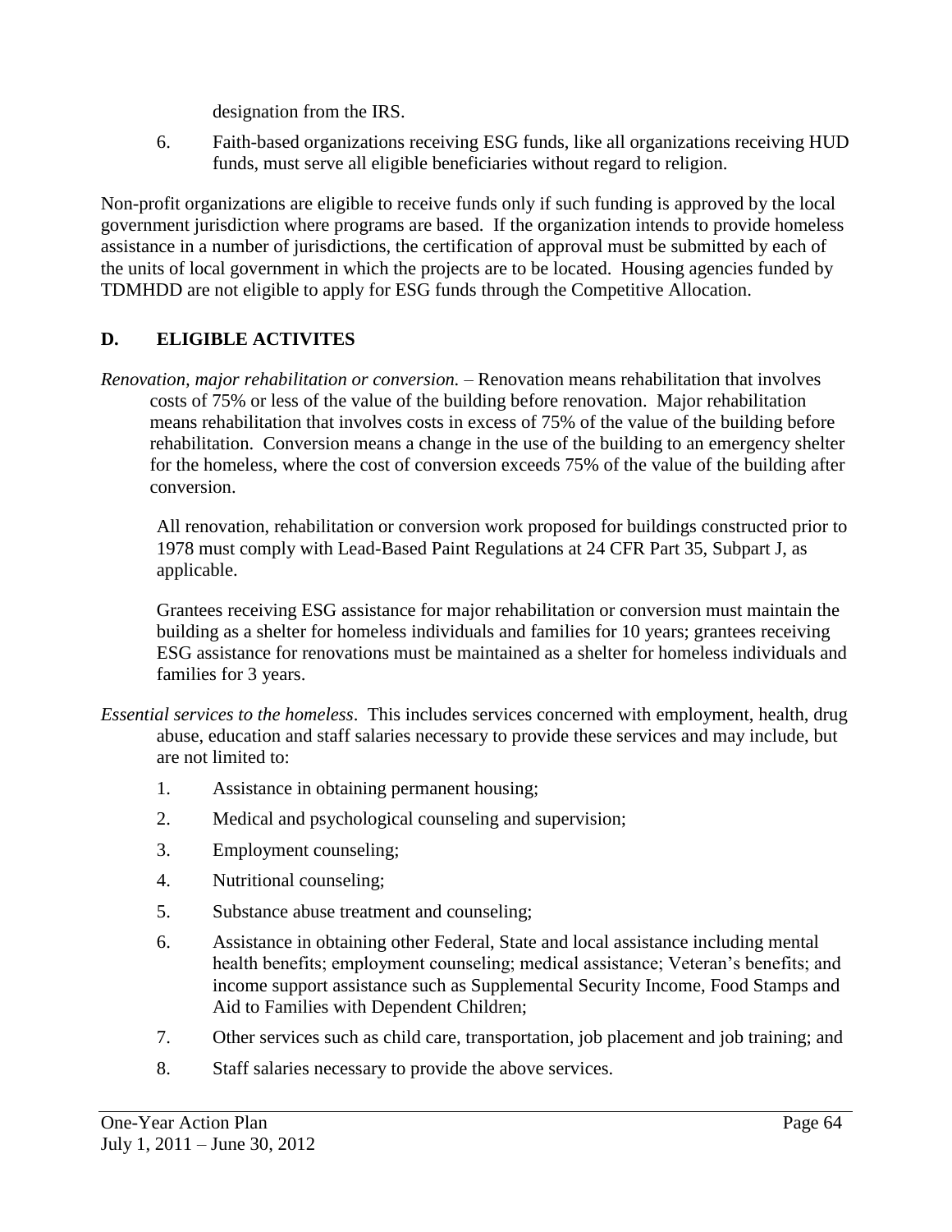designation from the IRS.

6. Faith-based organizations receiving ESG funds, like all organizations receiving HUD funds, must serve all eligible beneficiaries without regard to religion.

Non-profit organizations are eligible to receive funds only if such funding is approved by the local government jurisdiction where programs are based. If the organization intends to provide homeless assistance in a number of jurisdictions, the certification of approval must be submitted by each of the units of local government in which the projects are to be located. Housing agencies funded by TDMHDD are not eligible to apply for ESG funds through the Competitive Allocation.

## D. ELIGIBLE ACTIVITES

*Renovation, major rehabilitation or conversion.* – Renovation means rehabilitation that involves costs of 75% or less of the value of the building before renovation. Major rehabilitation means rehabilitation that involves costs in excess of 75% of the value of the building before rehabilitation. Conversion means a change in the use of the building to an emergency shelter for the homeless, where the cost of conversion exceeds 75% of the value of the building after conversion.

All renovation, rehabilitation or conversion work proposed for buildings constructed prior to 1978 must comply with Lead-Based Paint Regulations at 24 CFR Part 35, Subpart J, as applicable.

Grantees receiving ESG assistance for major rehabilitation or conversion must maintain the building as a shelter for homeless individuals and families for 10 years; grantees receiving ESG assistance for renovations must be maintained as a shelter for homeless individuals and families for 3 years.

*Essential services to the homeless*. This includes services concerned with employment, health, drug abuse, education and staff salaries necessary to provide these services and may include, but are not limited to:

1. Assistance in obtaining permanent housing;
2. Medical and psychological counseling and supervision;
3. Employment counseling;
4. Nutritional counseling;
5. Substance abuse treatment and counseling;
6. Assistance in obtaining other Federal, State and local assistance including mental health benefits; employment counseling; medical assistance; Veteran's benefits; and income support assistance such as Supplemental Security Income, Food Stamps and Aid to Families with Dependent Children;
7. Other services such as child care, transportation, job placement and job training; and
8. Staff salaries necessary to provide the above services.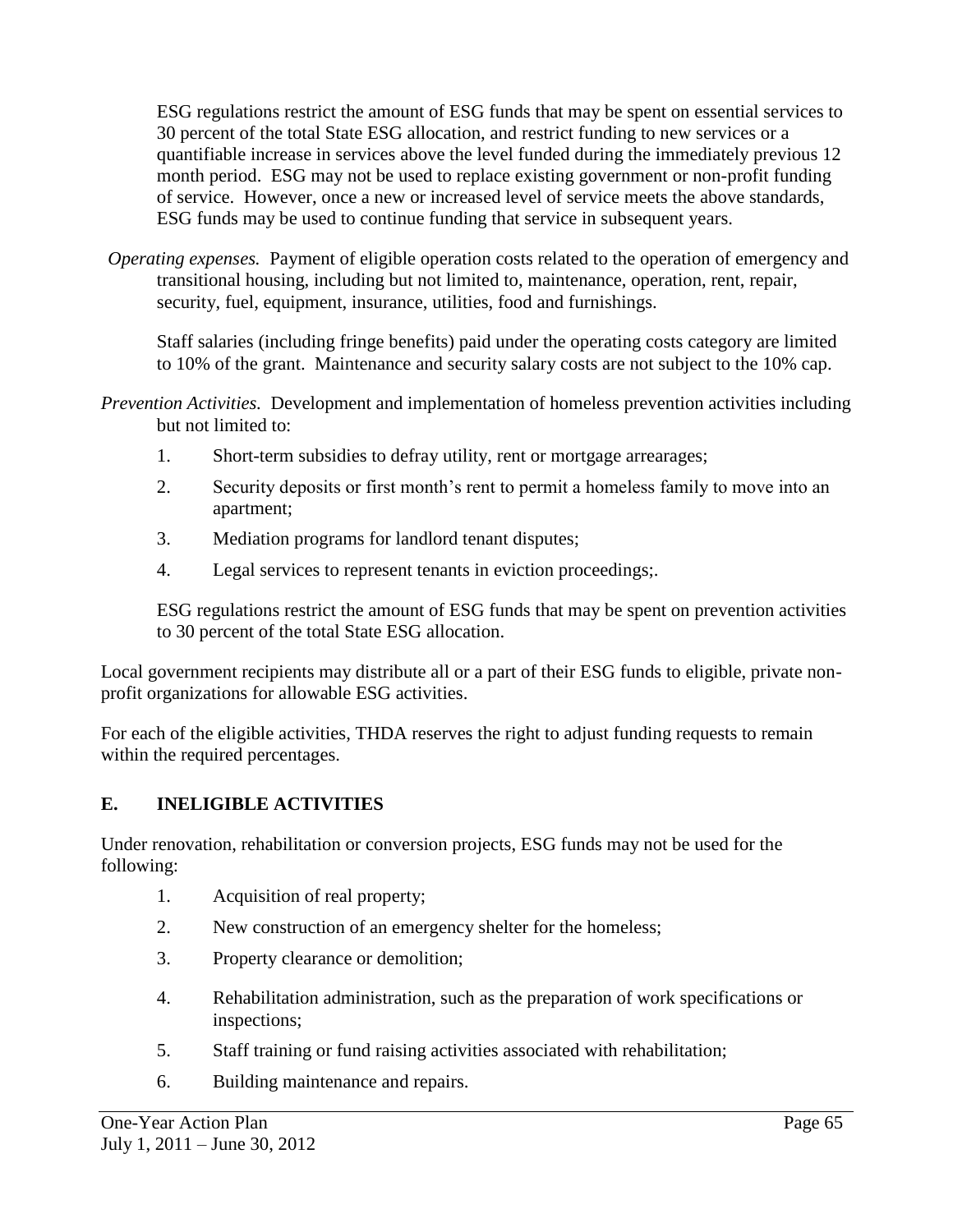ESG regulations restrict the amount of ESG funds that may be spent on essential services to 30 percent of the total State ESG allocation, and restrict funding to new services or a quantifiable increase in services above the level funded during the immediately previous 12 month period. ESG may not be used to replace existing government or non-profit funding of service. However, once a new or increased level of service meets the above standards, ESG funds may be used to continue funding that service in subsequent years.

*Operating expenses.* Payment of eligible operation costs related to the operation of emergency and transitional housing, including but not limited to, maintenance, operation, rent, repair, security, fuel, equipment, insurance, utilities, food and furnishings.

Staff salaries (including fringe benefits) paid under the operating costs category are limited to 10% of the grant. Maintenance and security salary costs are not subject to the 10% cap.

*Prevention Activities.* Development and implementation of homeless prevention activities including but not limited to:

1. Short-term subsidies to defray utility, rent or mortgage arrearages;
2. Security deposits or first month's rent to permit a homeless family to move into an apartment;
3. Mediation programs for landlord tenant disputes;
4. Legal services to represent tenants in eviction proceedings;.

ESG regulations restrict the amount of ESG funds that may be spent on prevention activities to 30 percent of the total State ESG allocation.

Local government recipients may distribute all or a part of their ESG funds to eligible, private non-profit organizations for allowable ESG activities.

For each of the eligible activities, THDA reserves the right to adjust funding requests to remain within the required percentages.

## E. INELIGIBLE ACTIVITIES

Under renovation, rehabilitation or conversion projects, ESG funds may not be used for the following:

1. Acquisition of real property;
2. New construction of an emergency shelter for the homeless;
3. Property clearance or demolition;
4. Rehabilitation administration, such as the preparation of work specifications or inspections;
5. Staff training or fund raising activities associated with rehabilitation;
6. Building maintenance and repairs.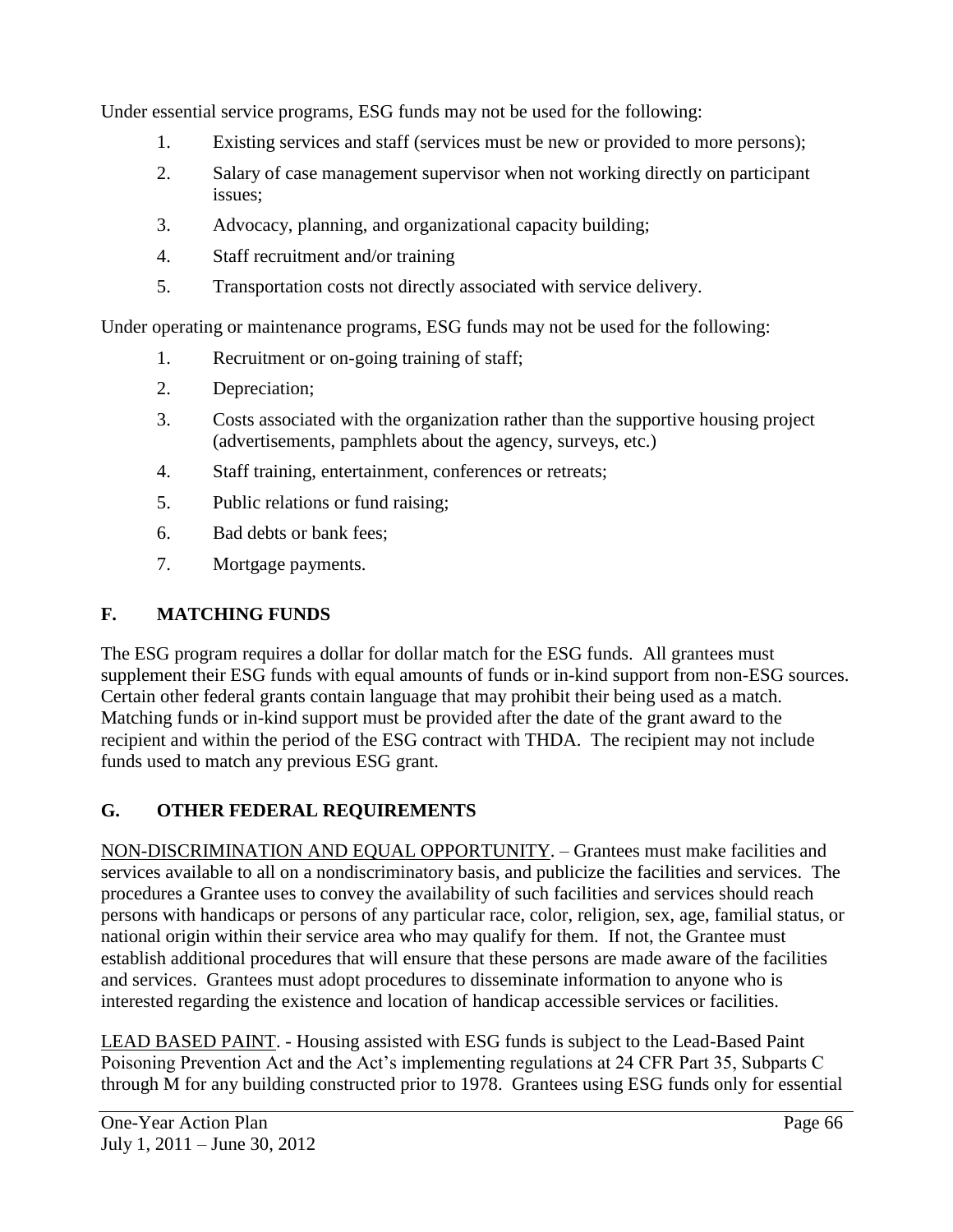Under essential service programs, ESG funds may not be used for the following:

1. Existing services and staff (services must be new or provided to more persons);
2. Salary of case management supervisor when not working directly on participant issues;
3. Advocacy, planning, and organizational capacity building;
4. Staff recruitment and/or training
5. Transportation costs not directly associated with service delivery.

Under operating or maintenance programs, ESG funds may not be used for the following:

1. Recruitment or on-going training of staff;
2. Depreciation;
3. Costs associated with the organization rather than the supportive housing project (advertisements, pamphlets about the agency, surveys, etc.)
4. Staff training, entertainment, conferences or retreats;
5. Public relations or fund raising;
6. Bad debts or bank fees;
7. Mortgage payments.

## F. MATCHING FUNDS

The ESG program requires a dollar for dollar match for the ESG funds. All grantees must supplement their ESG funds with equal amounts of funds or in-kind support from non-ESG sources. Certain other federal grants contain language that may prohibit their being used as a match. Matching funds or in-kind support must be provided after the date of the grant award to the recipient and within the period of the ESG contract with THDA. The recipient may not include funds used to match any previous ESG grant.

## G. OTHER FEDERAL REQUIREMENTS

<u>NON-DISCRIMINATION AND EQUAL OPPORTUNITY</u>. – Grantees must make facilities and services available to all on a nondiscriminatory basis, and publicize the facilities and services. The procedures a Grantee uses to convey the availability of such facilities and services should reach persons with handicaps or persons of any particular race, color, religion, sex, age, familial status, or national origin within their service area who may qualify for them. If not, the Grantee must establish additional procedures that will ensure that these persons are made aware of the facilities and services. Grantees must adopt procedures to disseminate information to anyone who is interested regarding the existence and location of handicap accessible services or facilities.

<u>LEAD BASED PAINT</u>. - Housing assisted with ESG funds is subject to the Lead-Based Paint Poisoning Prevention Act and the Act's implementing regulations at 24 CFR Part 35, Subparts C through M for any building constructed prior to 1978. Grantees using ESG funds only for essential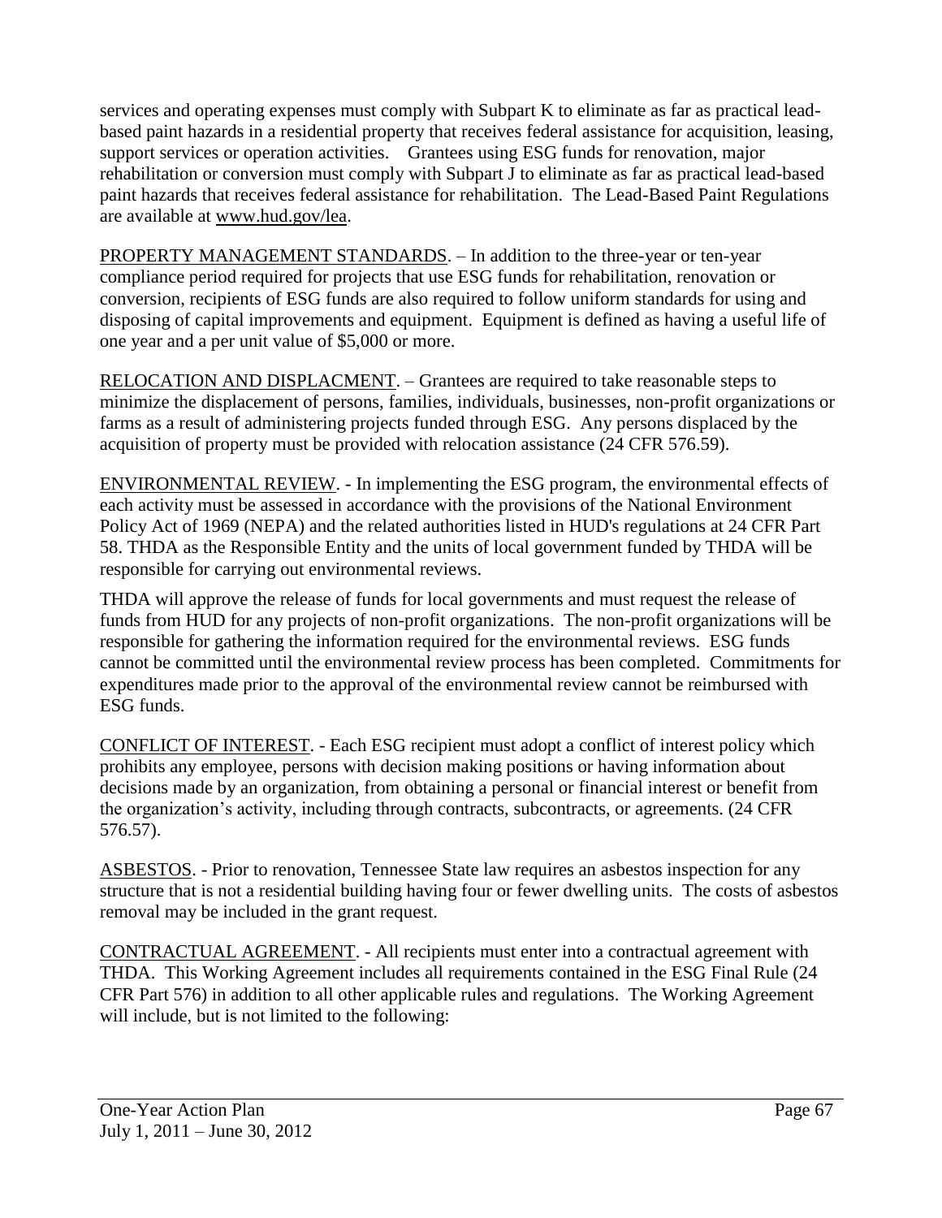services and operating expenses must comply with Subpart K to eliminate as far as practical lead-based paint hazards in a residential property that receives federal assistance for acquisition, leasing, support services or operation activities. Grantees using ESG funds for renovation, major rehabilitation or conversion must comply with Subpart J to eliminate as far as practical lead-based paint hazards that receives federal assistance for rehabilitation. The Lead-Based Paint Regulations are available at www.hud.gov/lea.

PROPERTY MANAGEMENT STANDARDS. – In addition to the three-year or ten-year compliance period required for projects that use ESG funds for rehabilitation, renovation or conversion, recipients of ESG funds are also required to follow uniform standards for using and disposing of capital improvements and equipment. Equipment is defined as having a useful life of one year and a per unit value of $5,000 or more.

RELOCATION AND DISPLACMENT. – Grantees are required to take reasonable steps to minimize the displacement of persons, families, individuals, businesses, non-profit organizations or farms as a result of administering projects funded through ESG. Any persons displaced by the acquisition of property must be provided with relocation assistance (24 CFR 576.59).

ENVIRONMENTAL REVIEW. - In implementing the ESG program, the environmental effects of each activity must be assessed in accordance with the provisions of the National Environment Policy Act of 1969 (NEPA) and the related authorities listed in HUD's regulations at 24 CFR Part 58. THDA as the Responsible Entity and the units of local government funded by THDA will be responsible for carrying out environmental reviews.

THDA will approve the release of funds for local governments and must request the release of funds from HUD for any projects of non-profit organizations. The non-profit organizations will be responsible for gathering the information required for the environmental reviews. ESG funds cannot be committed until the environmental review process has been completed. Commitments for expenditures made prior to the approval of the environmental review cannot be reimbursed with ESG funds.

CONFLICT OF INTEREST. - Each ESG recipient must adopt a conflict of interest policy which prohibits any employee, persons with decision making positions or having information about decisions made by an organization, from obtaining a personal or financial interest or benefit from the organization's activity, including through contracts, subcontracts, or agreements. (24 CFR 576.57).

ASBESTOS. - Prior to renovation, Tennessee State law requires an asbestos inspection for any structure that is not a residential building having four or fewer dwelling units. The costs of asbestos removal may be included in the grant request.

CONTRACTUAL AGREEMENT. - All recipients must enter into a contractual agreement with THDA. This Working Agreement includes all requirements contained in the ESG Final Rule (24 CFR Part 576) in addition to all other applicable rules and regulations. The Working Agreement will include, but is not limited to the following: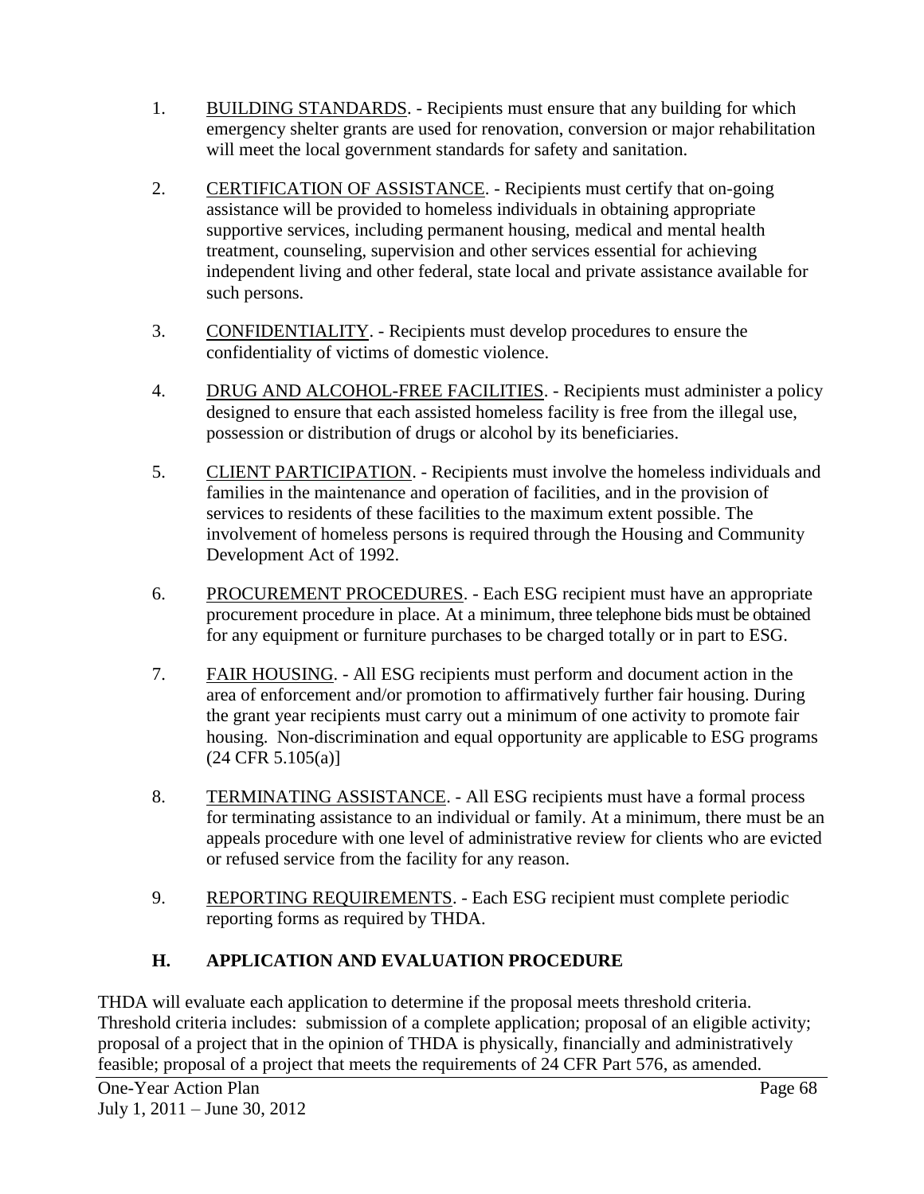1. <u>BUILDING STANDARDS</u>. - Recipients must ensure that any building for which emergency shelter grants are used for renovation, conversion or major rehabilitation will meet the local government standards for safety and sanitation.

2. <u>CERTIFICATION OF ASSISTANCE</u>. - Recipients must certify that on-going assistance will be provided to homeless individuals in obtaining appropriate supportive services, including permanent housing, medical and mental health treatment, counseling, supervision and other services essential for achieving independent living and other federal, state local and private assistance available for such persons.

3. <u>CONFIDENTIALITY</u>. - Recipients must develop procedures to ensure the confidentiality of victims of domestic violence.

4. <u>DRUG AND ALCOHOL-FREE FACILITIES</u>. - Recipients must administer a policy designed to ensure that each assisted homeless facility is free from the illegal use, possession or distribution of drugs or alcohol by its beneficiaries.

5. <u>CLIENT PARTICIPATION</u>. - Recipients must involve the homeless individuals and families in the maintenance and operation of facilities, and in the provision of services to residents of these facilities to the maximum extent possible. The involvement of homeless persons is required through the Housing and Community Development Act of 1992.

6. <u>PROCUREMENT PROCEDURES</u>. - Each ESG recipient must have an appropriate procurement procedure in place. At a minimum, three telephone bids must be obtained for any equipment or furniture purchases to be charged totally or in part to ESG.

7. <u>FAIR HOUSING</u>. - All ESG recipients must perform and document action in the area of enforcement and/or promotion to affirmatively further fair housing. During the grant year recipients must carry out a minimum of one activity to promote fair housing. Non-discrimination and equal opportunity are applicable to ESG programs (24 CFR 5.105(a)]

8. <u>TERMINATING ASSISTANCE</u>. - All ESG recipients must have a formal process for terminating assistance to an individual or family. At a minimum, there must be an appeals procedure with one level of administrative review for clients who are evicted or refused service from the facility for any reason.

9. <u>REPORTING REQUIREMENTS</u>. - Each ESG recipient must complete periodic reporting forms as required by THDA.

## H. APPLICATION AND EVALUATION PROCEDURE

THDA will evaluate each application to determine if the proposal meets threshold criteria. Threshold criteria includes: submission of a complete application; proposal of an eligible activity; proposal of a project that in the opinion of THDA is physically, financially and administratively feasible; proposal of a project that meets the requirements of 24 CFR Part 576, as amended.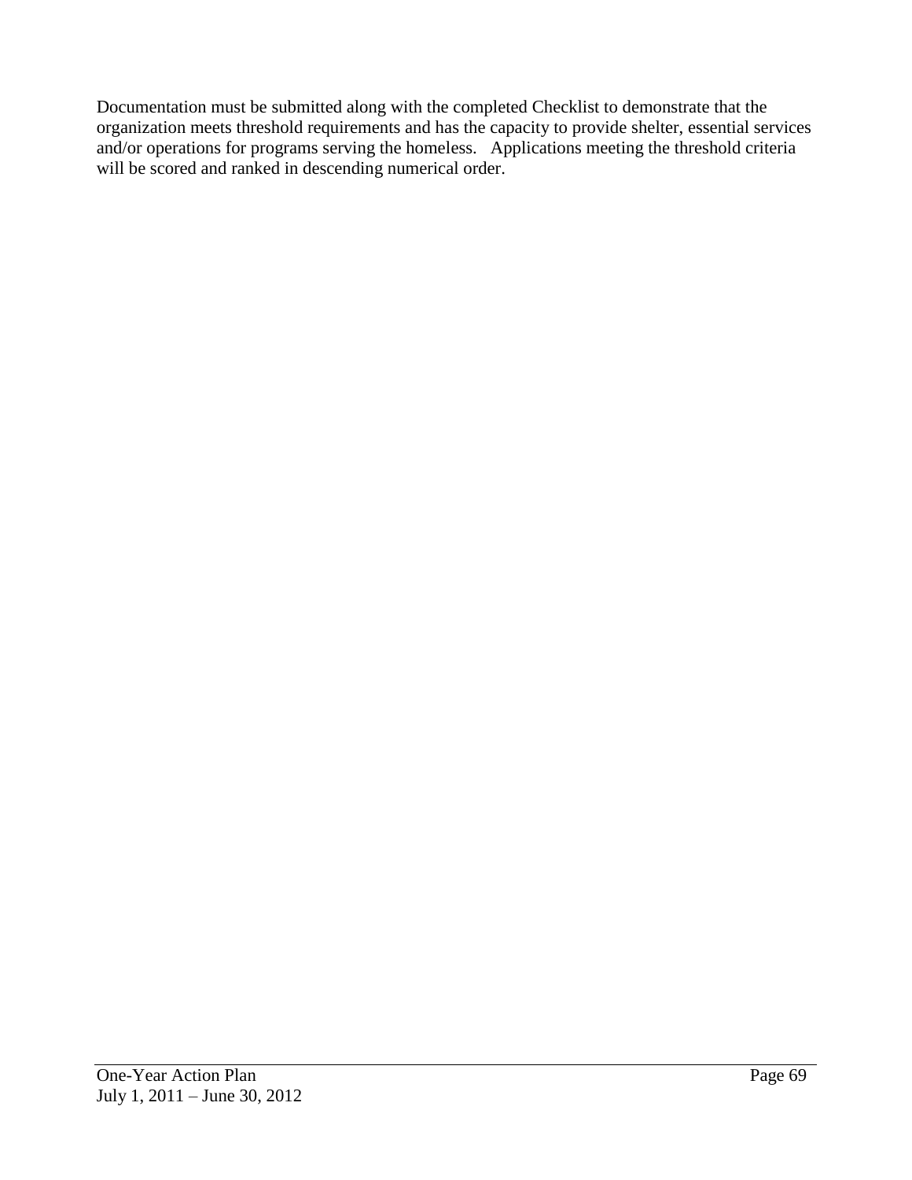Documentation must be submitted along with the completed Checklist to demonstrate that the organization meets threshold requirements and has the capacity to provide shelter, essential services and/or operations for programs serving the homeless. Applications meeting the threshold criteria will be scored and ranked in descending numerical order.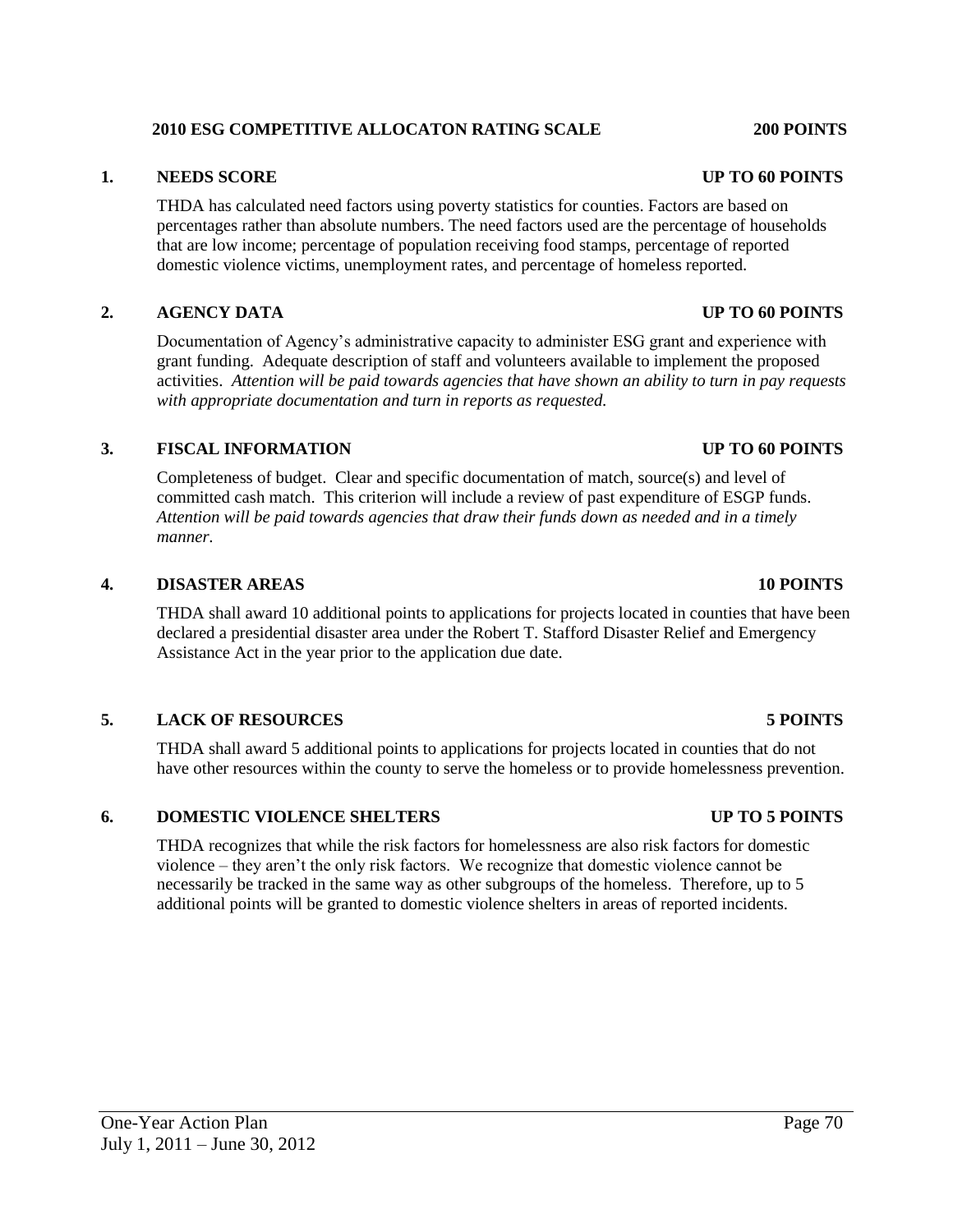## 2010 ESG COMPETITIVE ALLOCATON RATING SCALE 200 POINTS

### 1. NEEDS SCORE UP TO 60 POINTS

THDA has calculated need factors using poverty statistics for counties. Factors are based on percentages rather than absolute numbers. The need factors used are the percentage of households that are low income; percentage of population receiving food stamps, percentage of reported domestic violence victims, unemployment rates, and percentage of homeless reported.

### 2. AGENCY DATA UP TO 60 POINTS

Documentation of Agency's administrative capacity to administer ESG grant and experience with grant funding. Adequate description of staff and volunteers available to implement the proposed activities. *Attention will be paid towards agencies that have shown an ability to turn in pay requests with appropriate documentation and turn in reports as requested.*

### 3. FISCAL INFORMATION UP TO 60 POINTS

Completeness of budget. Clear and specific documentation of match, source(s) and level of committed cash match. This criterion will include a review of past expenditure of ESGP funds. *Attention will be paid towards agencies that draw their funds down as needed and in a timely manner.*

### 4. DISASTER AREAS 10 POINTS

THDA shall award 10 additional points to applications for projects located in counties that have been declared a presidential disaster area under the Robert T. Stafford Disaster Relief and Emergency Assistance Act in the year prior to the application due date.

### 5. LACK OF RESOURCES 5 POINTS

THDA shall award 5 additional points to applications for projects located in counties that do not have other resources within the county to serve the homeless or to provide homelessness prevention.

### 6. DOMESTIC VIOLENCE SHELTERS UP TO 5 POINTS

THDA recognizes that while the risk factors for homelessness are also risk factors for domestic violence – they aren't the only risk factors. We recognize that domestic violence cannot be necessarily be tracked in the same way as other subgroups of the homeless. Therefore, up to 5 additional points will be granted to domestic violence shelters in areas of reported incidents.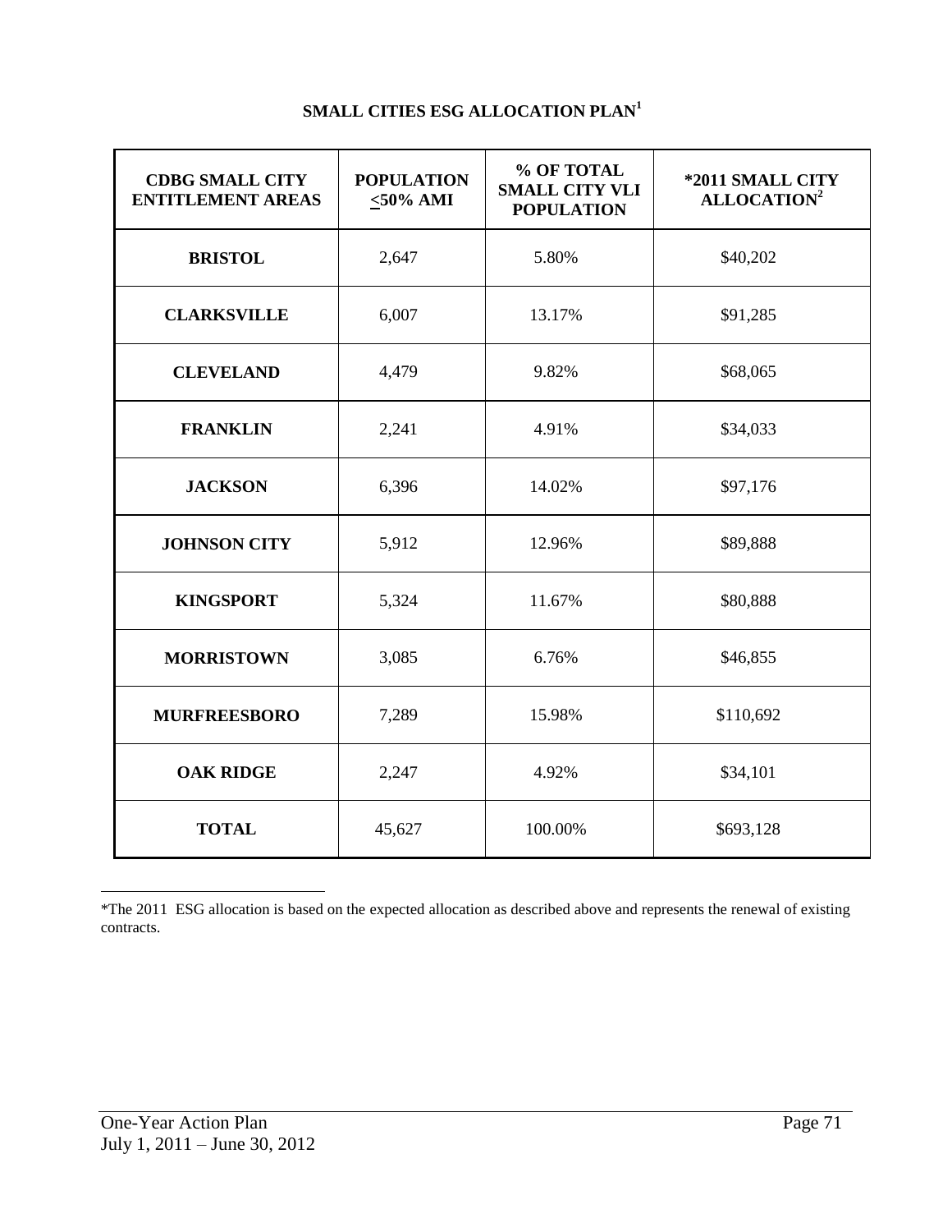## SMALL CITIES ESG ALLOCATION PLAN[1]

| CDBG SMALL CITY ENTITLEMENT AREAS | POPULATION ≤50% AMI | % OF TOTAL SMALL CITY VLI POPULATION | *2011 SMALL CITY ALLOCATION[2] |
|---|---|---|---|
| **BRISTOL** | 2,647 | 5.80% | $40,202 |
| **CLARKSVILLE** | 6,007 | 13.17% | $91,285 |
| **CLEVELAND** | 4,479 | 9.82% | $68,065 |
| **FRANKLIN** | 2,241 | 4.91% | $34,033 |
| **JACKSON** | 6,396 | 14.02% | $97,176 |
| **JOHNSON CITY** | 5,912 | 12.96% | $89,888 |
| **KINGSPORT** | 5,324 | 11.67% | $80,888 |
| **MORRISTOWN** | 3,085 | 6.76% | $46,855 |
| **MURFREESBORO** | 7,289 | 15.98% | $110,692 |
| **OAK RIDGE** | 2,247 | 4.92% | $34,101 |
| **TOTAL** | 45,627 | 100.00% | $693,128 |

*The 2011 ESG allocation is based on the expected allocation as described above and represents the renewal of existing contracts.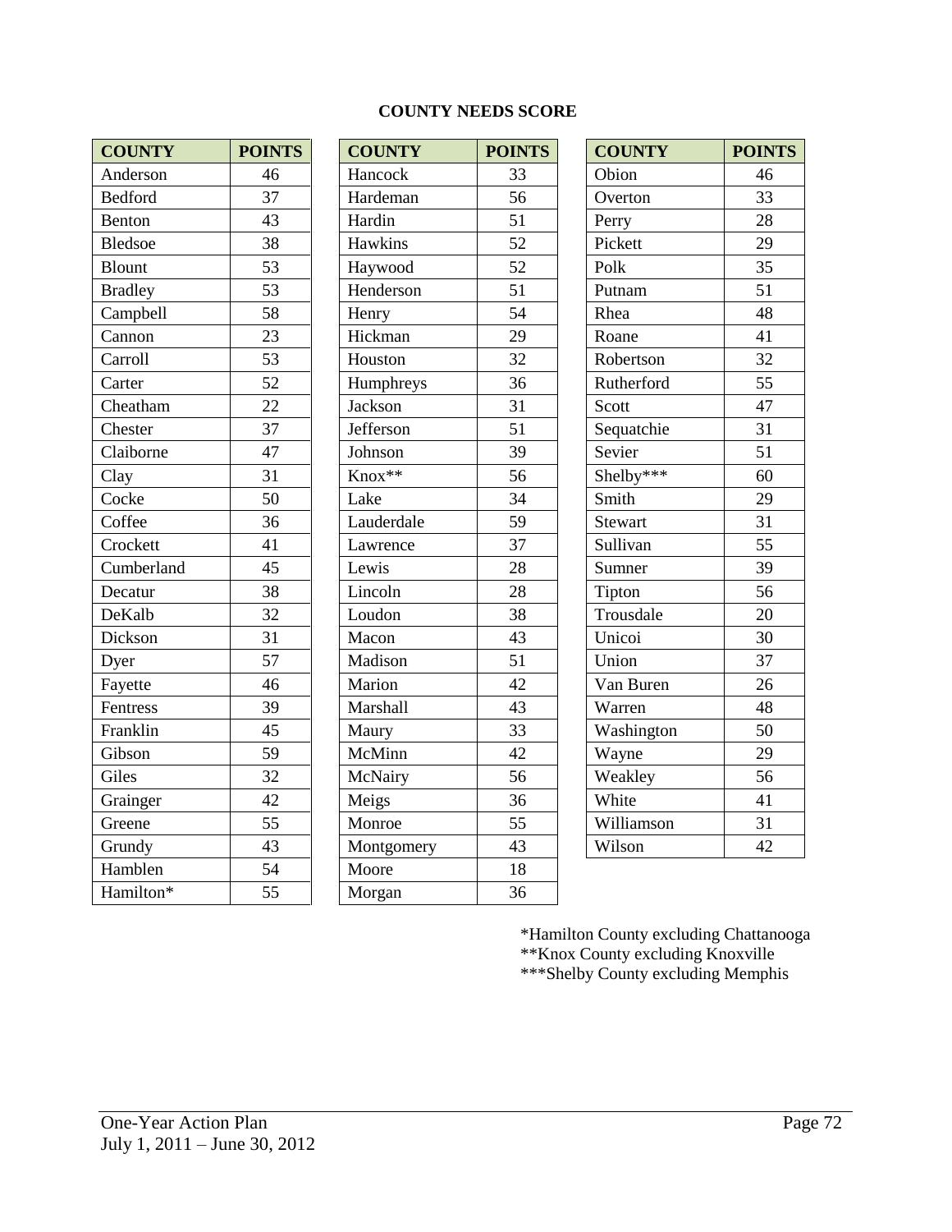**COUNTY NEEDS SCORE**

| COUNTY | POINTS |
|---|---|
| Anderson | 46 |
| Bedford | 37 |
| Benton | 43 |
| Bledsoe | 38 |
| Blount | 53 |
| Bradley | 53 |
| Campbell | 58 |
| Cannon | 23 |
| Carroll | 53 |
| Carter | 52 |
| Cheatham | 22 |
| Chester | 37 |
| Claiborne | 47 |
| Clay | 31 |
| Cocke | 50 |
| Coffee | 36 |
| Crockett | 41 |
| Cumberland | 45 |
| Decatur | 38 |
| DeKalb | 32 |
| Dickson | 31 |
| Dyer | 57 |
| Fayette | 46 |
| Fentress | 39 |
| Franklin | 45 |
| Gibson | 59 |
| Giles | 32 |
| Grainger | 42 |
| Greene | 55 |
| Grundy | 43 |
| Hamblen | 54 |
| Hamilton* | 55 |

| COUNTY | POINTS |
|---|---|
| Hancock | 33 |
| Hardeman | 56 |
| Hardin | 51 |
| Hawkins | 52 |
| Haywood | 52 |
| Henderson | 51 |
| Henry | 54 |
| Hickman | 29 |
| Houston | 32 |
| Humphreys | 36 |
| Jackson | 31 |
| Jefferson | 51 |
| Johnson | 39 |
| Knox** | 56 |
| Lake | 34 |
| Lauderdale | 59 |
| Lawrence | 37 |
| Lewis | 28 |
| Lincoln | 28 |
| Loudon | 38 |
| Macon | 43 |
| Madison | 51 |
| Marion | 42 |
| Marshall | 43 |
| Maury | 33 |
| McMinn | 42 |
| McNairy | 56 |
| Meigs | 36 |
| Monroe | 55 |
| Montgomery | 43 |
| Moore | 18 |
| Morgan | 36 |

| COUNTY | POINTS |
|---|---|
| Obion | 46 |
| Overton | 33 |
| Perry | 28 |
| Pickett | 29 |
| Polk | 35 |
| Putnam | 51 |
| Rhea | 48 |
| Roane | 41 |
| Robertson | 32 |
| Rutherford | 55 |
| Scott | 47 |
| Sequatchie | 31 |
| Sevier | 51 |
| Shelby*** | 60 |
| Smith | 29 |
| Stewart | 31 |
| Sullivan | 55 |
| Sumner | 39 |
| Tipton | 56 |
| Trousdale | 20 |
| Unicoi | 30 |
| Union | 37 |
| Van Buren | 26 |
| Warren | 48 |
| Washington | 50 |
| Wayne | 29 |
| Weakley | 56 |
| White | 41 |
| Williamson | 31 |
| Wilson | 42 |

*Hamilton County excluding Chattanooga
**Knox County excluding Knoxville
***Shelby County excluding Memphis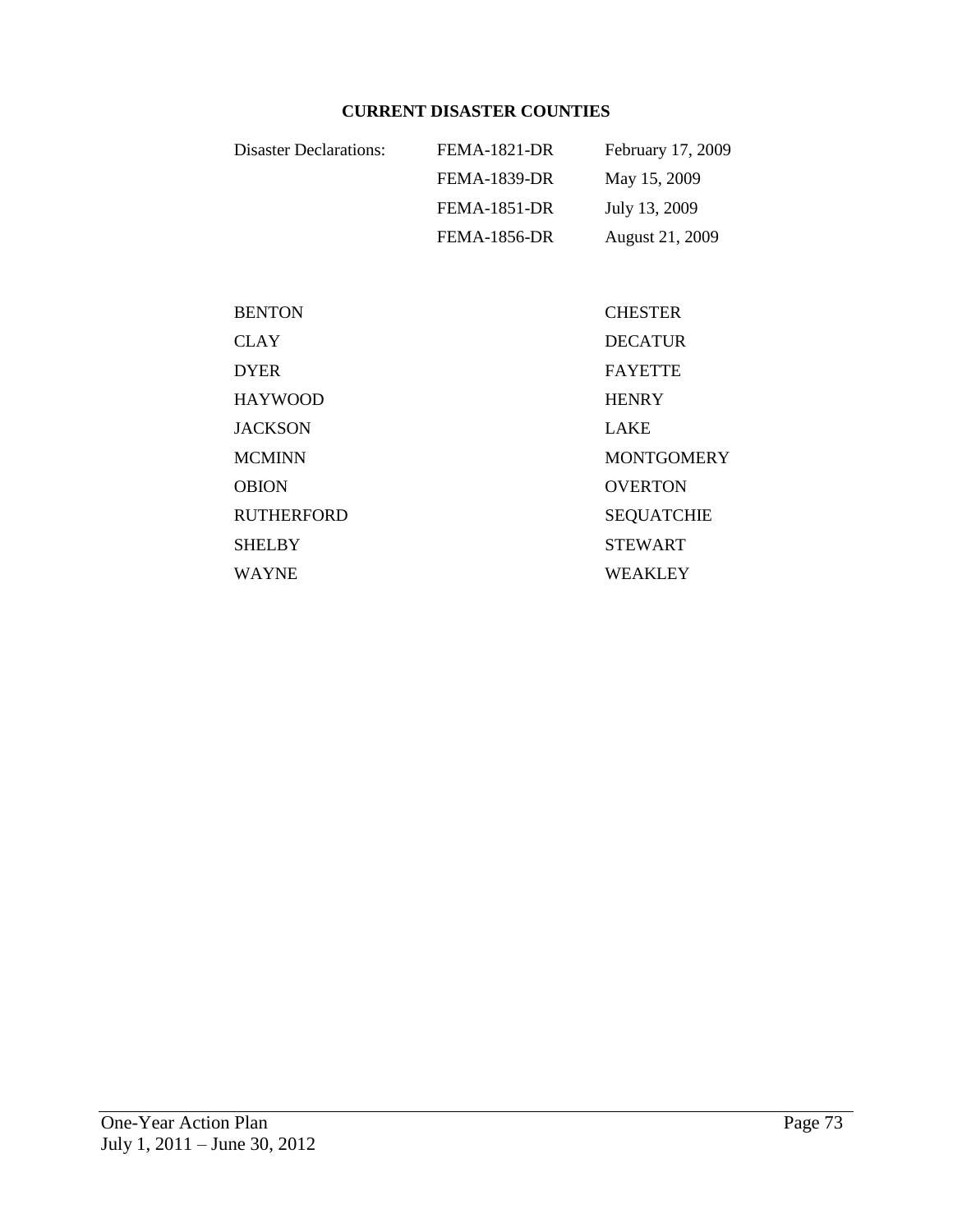## CURRENT DISASTER COUNTIES

| Disaster Declarations: | FEMA-1821-DR | February 17, 2009 |
|---|---|---|
| | FEMA-1839-DR | May 15, 2009 |
| | FEMA-1851-DR | July 13, 2009 |
| | FEMA-1856-DR | August 21, 2009 |

| | |
|---|---|
| BENTON | CHESTER |
| CLAY | DECATUR |
| DYER | FAYETTE |
| HAYWOOD | HENRY |
| JACKSON | LAKE |
| MCMINN | MONTGOMERY |
| OBION | OVERTON |
| RUTHERFORD | SEQUATCHIE |
| SHELBY | STEWART |
| WAYNE | WEAKLEY |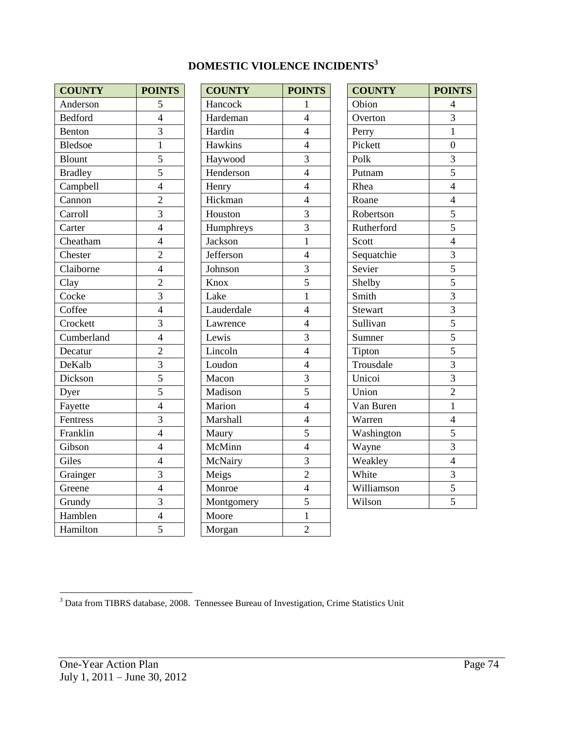**DOMESTIC VIOLENCE INCIDENTS[3]**

| COUNTY | POINTS |
|---|---|
| Anderson | 5 |
| Bedford | 4 |
| Benton | 3 |
| Bledsoe | 1 |
| Blount | 5 |
| Bradley | 5 |
| Campbell | 4 |
| Cannon | 2 |
| Carroll | 3 |
| Carter | 4 |
| Cheatham | 4 |
| Chester | 2 |
| Claiborne | 4 |
| Clay | 2 |
| Cocke | 3 |
| Coffee | 4 |
| Crockett | 3 |
| Cumberland | 4 |
| Decatur | 2 |
| DeKalb | 3 |
| Dickson | 5 |
| Dyer | 5 |
| Fayette | 4 |
| Fentress | 3 |
| Franklin | 4 |
| Gibson | 4 |
| Giles | 4 |
| Grainger | 3 |
| Greene | 4 |
| Grundy | 3 |
| Hamblen | 4 |
| Hamilton | 5 |

| COUNTY | POINTS |
|---|---|
| Hancock | 1 |
| Hardeman | 4 |
| Hardin | 4 |
| Hawkins | 4 |
| Haywood | 3 |
| Henderson | 4 |
| Henry | 4 |
| Hickman | 4 |
| Houston | 3 |
| Humphreys | 3 |
| Jackson | 1 |
| Jefferson | 4 |
| Johnson | 3 |
| Knox | 5 |
| Lake | 1 |
| Lauderdale | 4 |
| Lawrence | 4 |
| Lewis | 3 |
| Lincoln | 4 |
| Loudon | 4 |
| Macon | 3 |
| Madison | 5 |
| Marion | 4 |
| Marshall | 4 |
| Maury | 5 |
| McMinn | 4 |
| McNairy | 3 |
| Meigs | 2 |
| Monroe | 4 |
| Montgomery | 5 |
| Moore | 1 |
| Morgan | 2 |

| COUNTY | POINTS |
|---|---|
| Obion | 4 |
| Overton | 3 |
| Perry | 1 |
| Pickett | 0 |
| Polk | 3 |
| Putnam | 5 |
| Rhea | 4 |
| Roane | 4 |
| Robertson | 5 |
| Rutherford | 5 |
| Scott | 4 |
| Sequatchie | 3 |
| Sevier | 5 |
| Shelby | 5 |
| Smith | 3 |
| Stewart | 3 |
| Sullivan | 5 |
| Sumner | 5 |
| Tipton | 5 |
| Trousdale | 3 |
| Unicoi | 3 |
| Union | 2 |
| Van Buren | 1 |
| Warren | 4 |
| Washington | 5 |
| Wayne | 3 |
| Weakley | 4 |
| White | 3 |
| Williamson | 5 |
| Wilson | 5 |

[3] Data from TIBRS database, 2008. Tennessee Bureau of Investigation, Crime Statistics Unit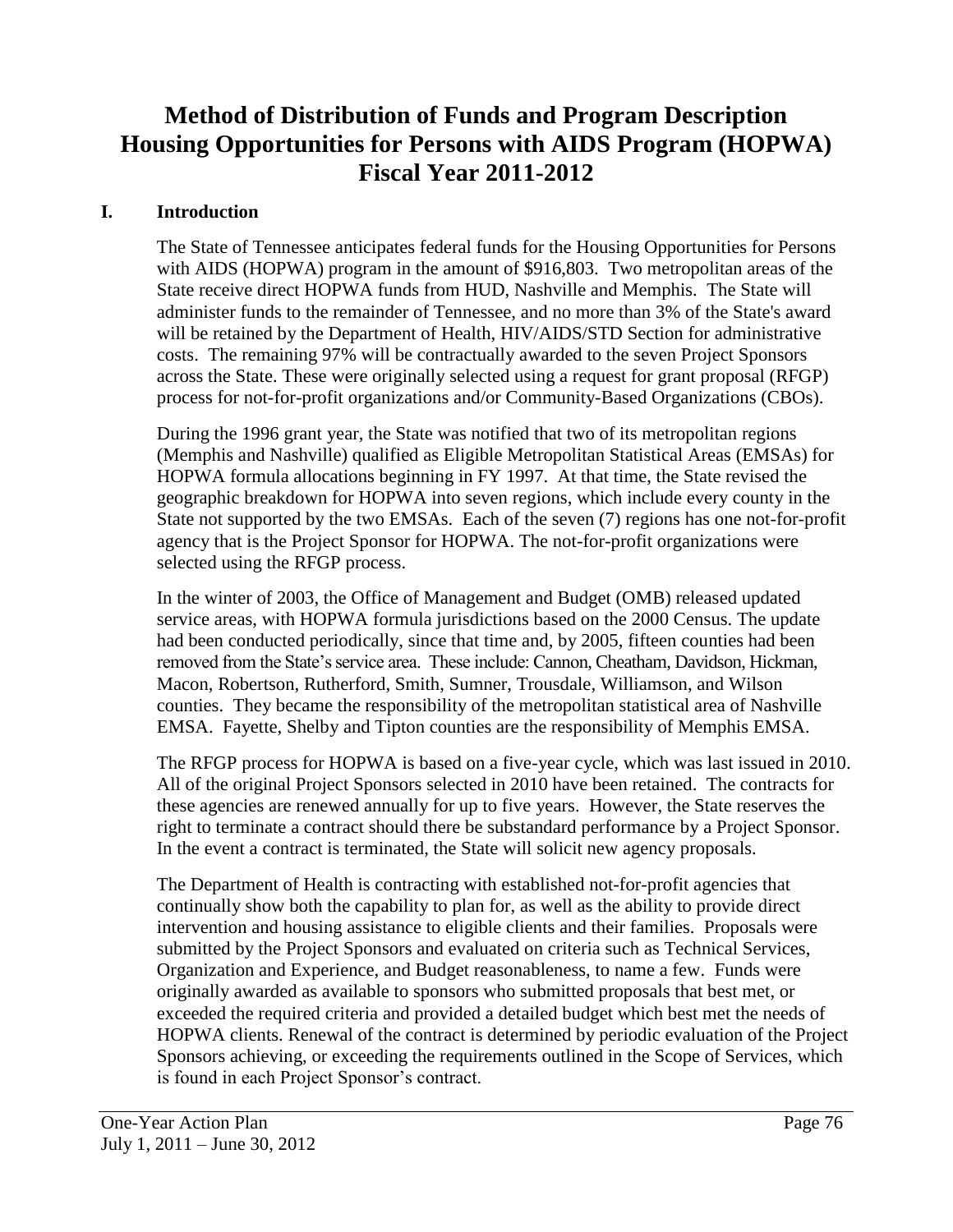# Method of Distribution of Funds and Program Description
# Housing Opportunities for Persons with AIDS Program (HOPWA)
# Fiscal Year 2011-2012

## I. Introduction

The State of Tennessee anticipates federal funds for the Housing Opportunities for Persons with AIDS (HOPWA) program in the amount of $916,803. Two metropolitan areas of the State receive direct HOPWA funds from HUD, Nashville and Memphis. The State will administer funds to the remainder of Tennessee, and no more than 3% of the State's award will be retained by the Department of Health, HIV/AIDS/STD Section for administrative costs. The remaining 97% will be contractually awarded to the seven Project Sponsors across the State. These were originally selected using a request for grant proposal (RFGP) process for not-for-profit organizations and/or Community-Based Organizations (CBOs).

During the 1996 grant year, the State was notified that two of its metropolitan regions (Memphis and Nashville) qualified as Eligible Metropolitan Statistical Areas (EMSAs) for HOPWA formula allocations beginning in FY 1997. At that time, the State revised the geographic breakdown for HOPWA into seven regions, which include every county in the State not supported by the two EMSAs. Each of the seven (7) regions has one not-for-profit agency that is the Project Sponsor for HOPWA. The not-for-profit organizations were selected using the RFGP process.

In the winter of 2003, the Office of Management and Budget (OMB) released updated service areas, with HOPWA formula jurisdictions based on the 2000 Census. The update had been conducted periodically, since that time and, by 2005, fifteen counties had been removed from the State's service area. These include: Cannon, Cheatham, Davidson, Hickman, Macon, Robertson, Rutherford, Smith, Sumner, Trousdale, Williamson, and Wilson counties. They became the responsibility of the metropolitan statistical area of Nashville EMSA. Fayette, Shelby and Tipton counties are the responsibility of Memphis EMSA.

The RFGP process for HOPWA is based on a five-year cycle, which was last issued in 2010. All of the original Project Sponsors selected in 2010 have been retained. The contracts for these agencies are renewed annually for up to five years. However, the State reserves the right to terminate a contract should there be substandard performance by a Project Sponsor. In the event a contract is terminated, the State will solicit new agency proposals.

The Department of Health is contracting with established not-for-profit agencies that continually show both the capability to plan for, as well as the ability to provide direct intervention and housing assistance to eligible clients and their families. Proposals were submitted by the Project Sponsors and evaluated on criteria such as Technical Services, Organization and Experience, and Budget reasonableness, to name a few. Funds were originally awarded as available to sponsors who submitted proposals that best met, or exceeded the required criteria and provided a detailed budget which best met the needs of HOPWA clients. Renewal of the contract is determined by periodic evaluation of the Project Sponsors achieving, or exceeding the requirements outlined in the Scope of Services, which is found in each Project Sponsor's contract.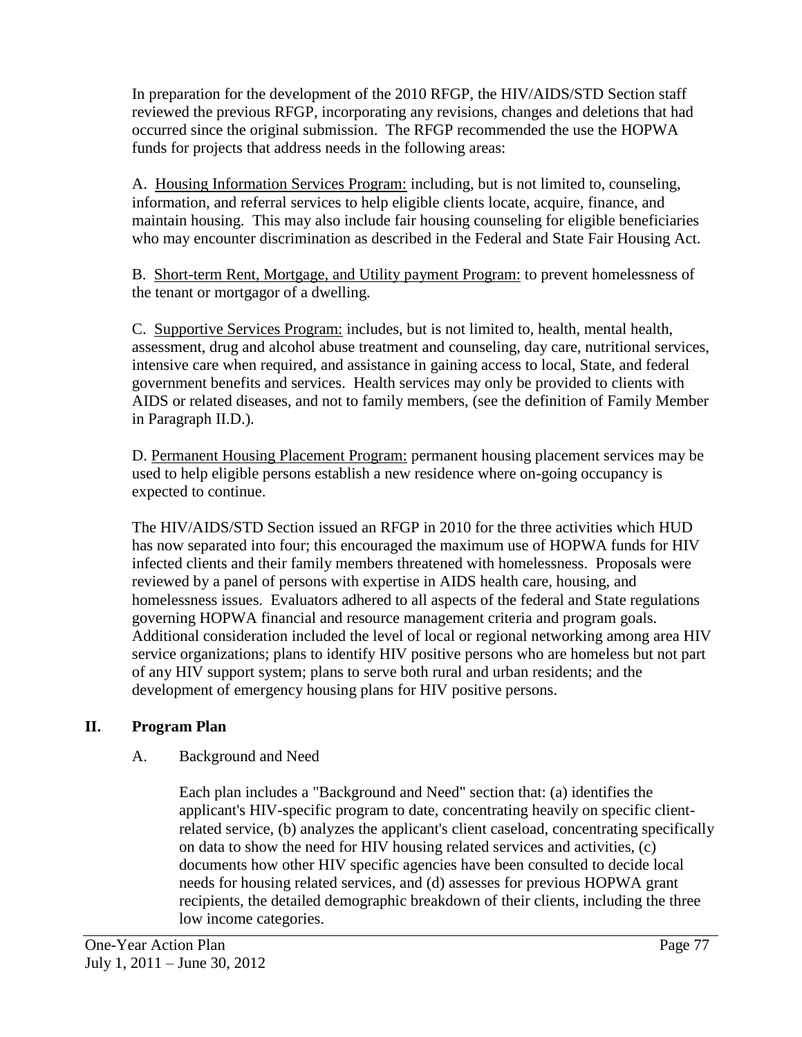In preparation for the development of the 2010 RFGP, the HIV/AIDS/STD Section staff reviewed the previous RFGP, incorporating any revisions, changes and deletions that had occurred since the original submission. The RFGP recommended the use the HOPWA funds for projects that address needs in the following areas:

A. Housing Information Services Program: including, but is not limited to, counseling, information, and referral services to help eligible clients locate, acquire, finance, and maintain housing. This may also include fair housing counseling for eligible beneficiaries who may encounter discrimination as described in the Federal and State Fair Housing Act.

B. Short-term Rent, Mortgage, and Utility payment Program: to prevent homelessness of the tenant or mortgagor of a dwelling.

C. Supportive Services Program: includes, but is not limited to, health, mental health, assessment, drug and alcohol abuse treatment and counseling, day care, nutritional services, intensive care when required, and assistance in gaining access to local, State, and federal government benefits and services. Health services may only be provided to clients with AIDS or related diseases, and not to family members, (see the definition of Family Member in Paragraph II.D.).

D. Permanent Housing Placement Program: permanent housing placement services may be used to help eligible persons establish a new residence where on-going occupancy is expected to continue.

The HIV/AIDS/STD Section issued an RFGP in 2010 for the three activities which HUD has now separated into four; this encouraged the maximum use of HOPWA funds for HIV infected clients and their family members threatened with homelessness. Proposals were reviewed by a panel of persons with expertise in AIDS health care, housing, and homelessness issues. Evaluators adhered to all aspects of the federal and State regulations governing HOPWA financial and resource management criteria and program goals. Additional consideration included the level of local or regional networking among area HIV service organizations; plans to identify HIV positive persons who are homeless but not part of any HIV support system; plans to serve both rural and urban residents; and the development of emergency housing plans for HIV positive persons.

## II. Program Plan

### A. Background and Need

Each plan includes a "Background and Need" section that: (a) identifies the applicant's HIV-specific program to date, concentrating heavily on specific client-related service, (b) analyzes the applicant's client caseload, concentrating specifically on data to show the need for HIV housing related services and activities, (c) documents how other HIV specific agencies have been consulted to decide local needs for housing related services, and (d) assesses for previous HOPWA grant recipients, the detailed demographic breakdown of their clients, including the three low income categories.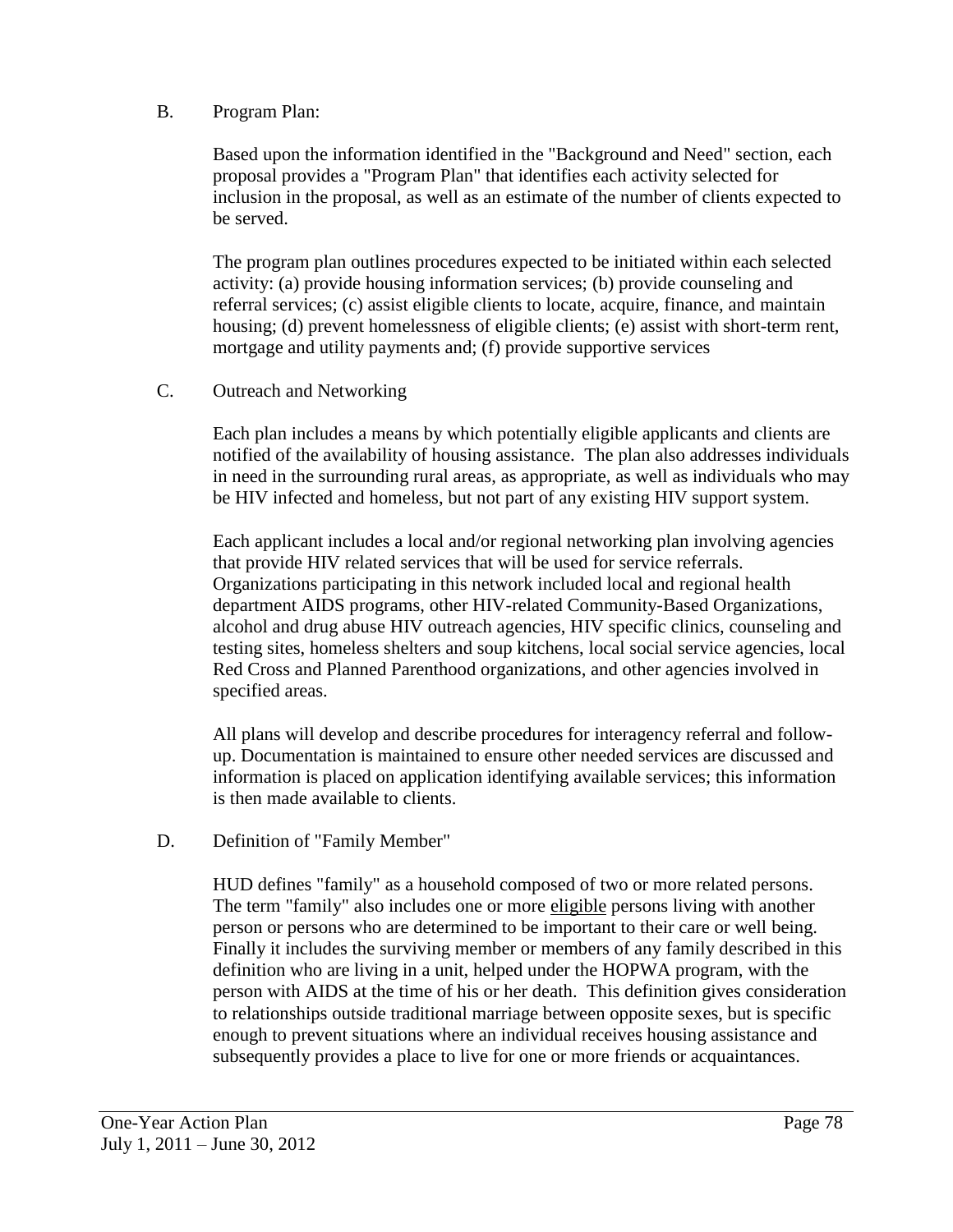B. Program Plan:

Based upon the information identified in the "Background and Need" section, each proposal provides a "Program Plan" that identifies each activity selected for inclusion in the proposal, as well as an estimate of the number of clients expected to be served.

The program plan outlines procedures expected to be initiated within each selected activity: (a) provide housing information services; (b) provide counseling and referral services; (c) assist eligible clients to locate, acquire, finance, and maintain housing; (d) prevent homelessness of eligible clients; (e) assist with short-term rent, mortgage and utility payments and; (f) provide supportive services

C. Outreach and Networking

Each plan includes a means by which potentially eligible applicants and clients are notified of the availability of housing assistance. The plan also addresses individuals in need in the surrounding rural areas, as appropriate, as well as individuals who may be HIV infected and homeless, but not part of any existing HIV support system.

Each applicant includes a local and/or regional networking plan involving agencies that provide HIV related services that will be used for service referrals. Organizations participating in this network included local and regional health department AIDS programs, other HIV-related Community-Based Organizations, alcohol and drug abuse HIV outreach agencies, HIV specific clinics, counseling and testing sites, homeless shelters and soup kitchens, local social service agencies, local Red Cross and Planned Parenthood organizations, and other agencies involved in specified areas.

All plans will develop and describe procedures for interagency referral and follow-up. Documentation is maintained to ensure other needed services are discussed and information is placed on application identifying available services; this information is then made available to clients.

D. Definition of "Family Member"

HUD defines "family" as a household composed of two or more related persons. The term "family" also includes one or more <u>eligible</u> persons living with another person or persons who are determined to be important to their care or well being. Finally it includes the surviving member or members of any family described in this definition who are living in a unit, helped under the HOPWA program, with the person with AIDS at the time of his or her death. This definition gives consideration to relationships outside traditional marriage between opposite sexes, but is specific enough to prevent situations where an individual receives housing assistance and subsequently provides a place to live for one or more friends or acquaintances.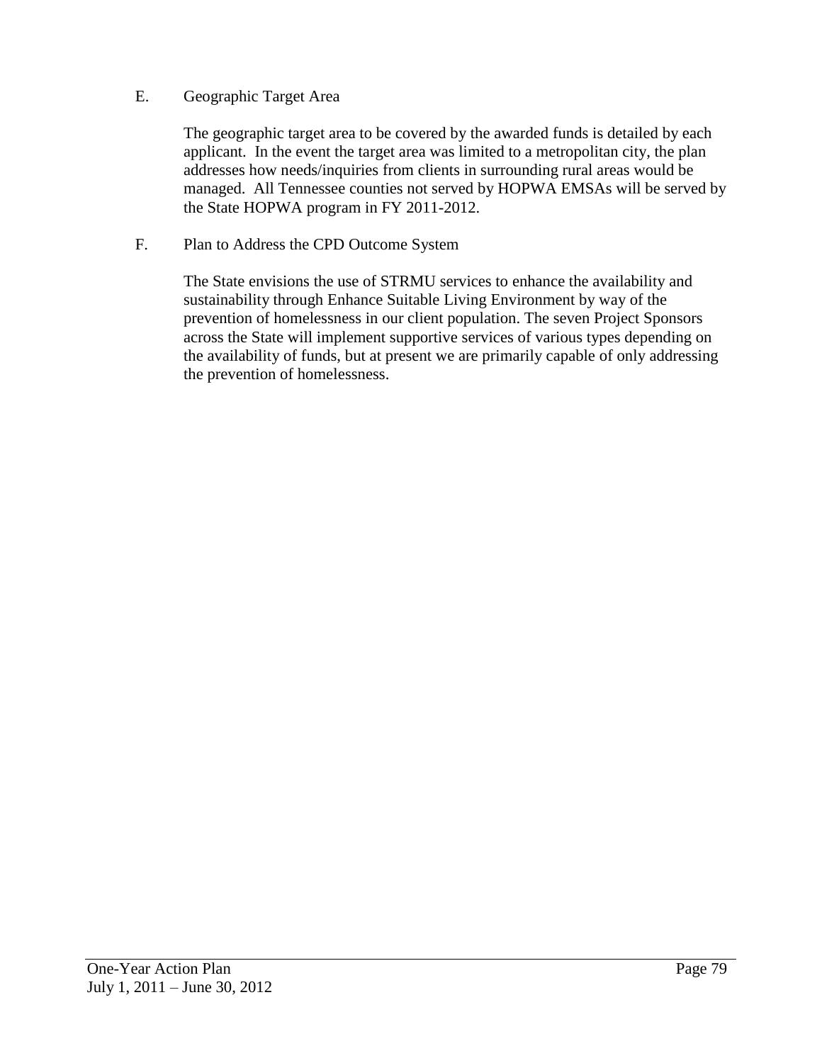E. Geographic Target Area

The geographic target area to be covered by the awarded funds is detailed by each applicant. In the event the target area was limited to a metropolitan city, the plan addresses how needs/inquiries from clients in surrounding rural areas would be managed. All Tennessee counties not served by HOPWA EMSAs will be served by the State HOPWA program in FY 2011-2012.

F. Plan to Address the CPD Outcome System

The State envisions the use of STRMU services to enhance the availability and sustainability through Enhance Suitable Living Environment by way of the prevention of homelessness in our client population. The seven Project Sponsors across the State will implement supportive services of various types depending on the availability of funds, but at present we are primarily capable of only addressing the prevention of homelessness.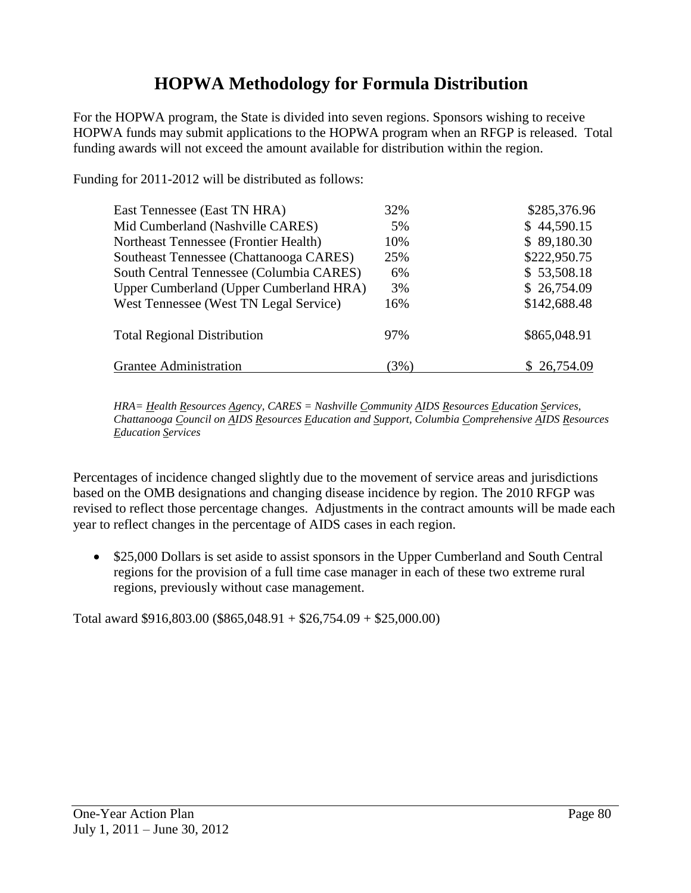# HOPWA Methodology for Formula Distribution

For the HOPWA program, the State is divided into seven regions. Sponsors wishing to receive HOPWA funds may submit applications to the HOPWA program when an RFGP is released. Total funding awards will not exceed the amount available for distribution within the region.

Funding for 2011-2012 will be distributed as follows:

| | | |
|---|---|---|
| East Tennessee (East TN HRA) | 32% | $285,376.96 |
| Mid Cumberland (Nashville CARES) | 5% | $ 44,590.15 |
| Northeast Tennessee (Frontier Health) | 10% | $ 89,180.30 |
| Southeast Tennessee (Chattanooga CARES) | 25% | $222,950.75 |
| South Central Tennessee (Columbia CARES) | 6% | $ 53,508.18 |
| Upper Cumberland (Upper Cumberland HRA) | 3% | $ 26,754.09 |
| West Tennessee (West TN Legal Service) | 16% | $142,688.48 |
| Total Regional Distribution | 97% | $865,048.91 |
| Grantee Administration | (3%) | $ 26,754.09 |

*HRA= Health Resources Agency, CARES = Nashville Community AIDS Resources Education Services, Chattanooga Council on AIDS Resources Education and Support, Columbia Comprehensive AIDS Resources Education Services*

Percentages of incidence changed slightly due to the movement of service areas and jurisdictions based on the OMB designations and changing disease incidence by region. The 2010 RFGP was revised to reflect those percentage changes. Adjustments in the contract amounts will be made each year to reflect changes in the percentage of AIDS cases in each region.

- $25,000 Dollars is set aside to assist sponsors in the Upper Cumberland and South Central regions for the provision of a full time case manager in each of these two extreme rural regions, previously without case management.

Total award $916,803.00 ($865,048.91 + $26,754.09 + $25,000.00)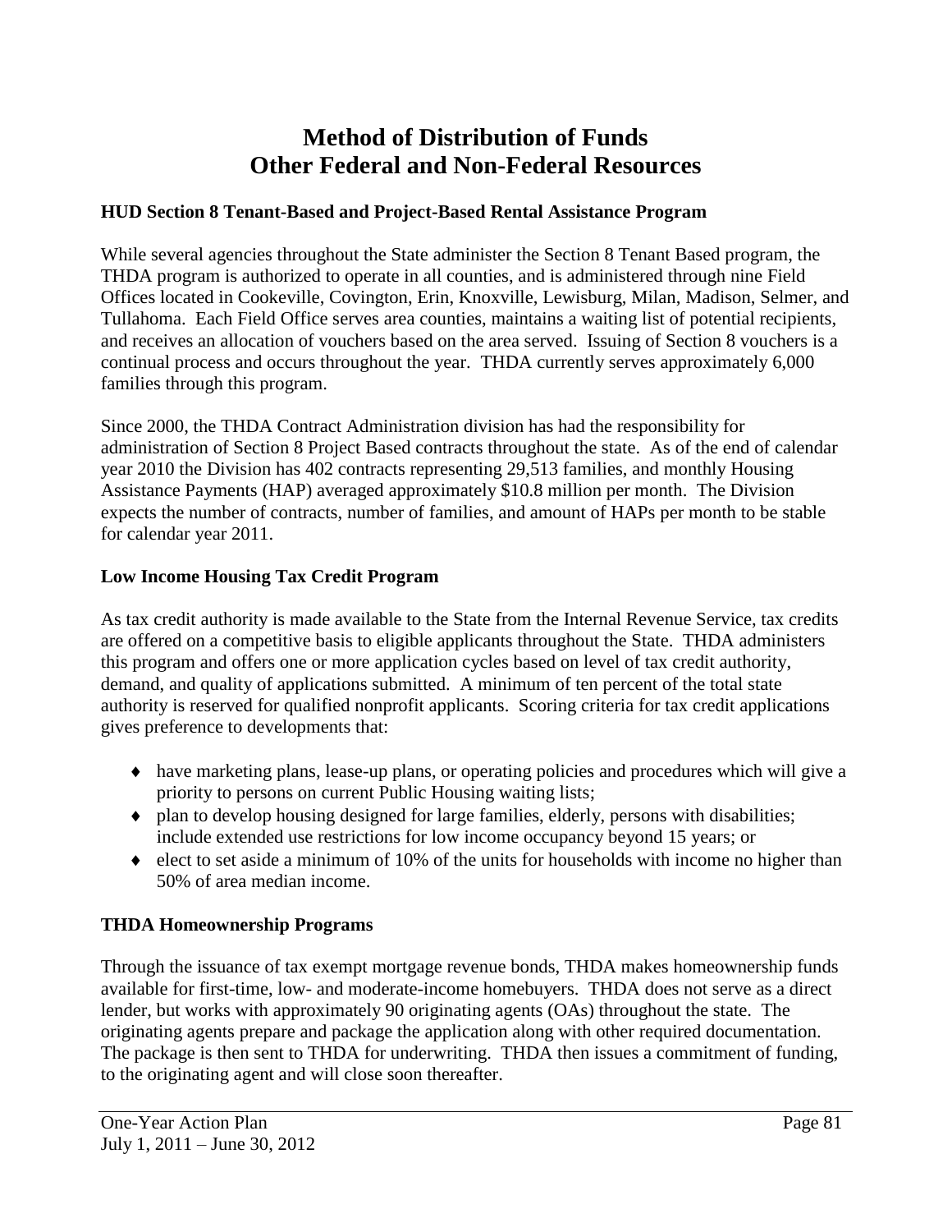# Method of Distribution of Funds
# Other Federal and Non-Federal Resources

**HUD Section 8 Tenant-Based and Project-Based Rental Assistance Program**

While several agencies throughout the State administer the Section 8 Tenant Based program, the THDA program is authorized to operate in all counties, and is administered through nine Field Offices located in Cookeville, Covington, Erin, Knoxville, Lewisburg, Milan, Madison, Selmer, and Tullahoma. Each Field Office serves area counties, maintains a waiting list of potential recipients, and receives an allocation of vouchers based on the area served. Issuing of Section 8 vouchers is a continual process and occurs throughout the year. THDA currently serves approximately 6,000 families through this program.

Since 2000, the THDA Contract Administration division has had the responsibility for administration of Section 8 Project Based contracts throughout the state. As of the end of calendar year 2010 the Division has 402 contracts representing 29,513 families, and monthly Housing Assistance Payments (HAP) averaged approximately $10.8 million per month. The Division expects the number of contracts, number of families, and amount of HAPs per month to be stable for calendar year 2011.

**Low Income Housing Tax Credit Program**

As tax credit authority is made available to the State from the Internal Revenue Service, tax credits are offered on a competitive basis to eligible applicants throughout the State. THDA administers this program and offers one or more application cycles based on level of tax credit authority, demand, and quality of applications submitted. A minimum of ten percent of the total state authority is reserved for qualified nonprofit applicants. Scoring criteria for tax credit applications gives preference to developments that:

- have marketing plans, lease-up plans, or operating policies and procedures which will give a priority to persons on current Public Housing waiting lists;
- plan to develop housing designed for large families, elderly, persons with disabilities; include extended use restrictions for low income occupancy beyond 15 years; or
- elect to set aside a minimum of 10% of the units for households with income no higher than 50% of area median income.

**THDA Homeownership Programs**

Through the issuance of tax exempt mortgage revenue bonds, THDA makes homeownership funds available for first-time, low- and moderate-income homebuyers. THDA does not serve as a direct lender, but works with approximately 90 originating agents (OAs) throughout the state. The originating agents prepare and package the application along with other required documentation. The package is then sent to THDA for underwriting. THDA then issues a commitment of funding, to the originating agent and will close soon thereafter.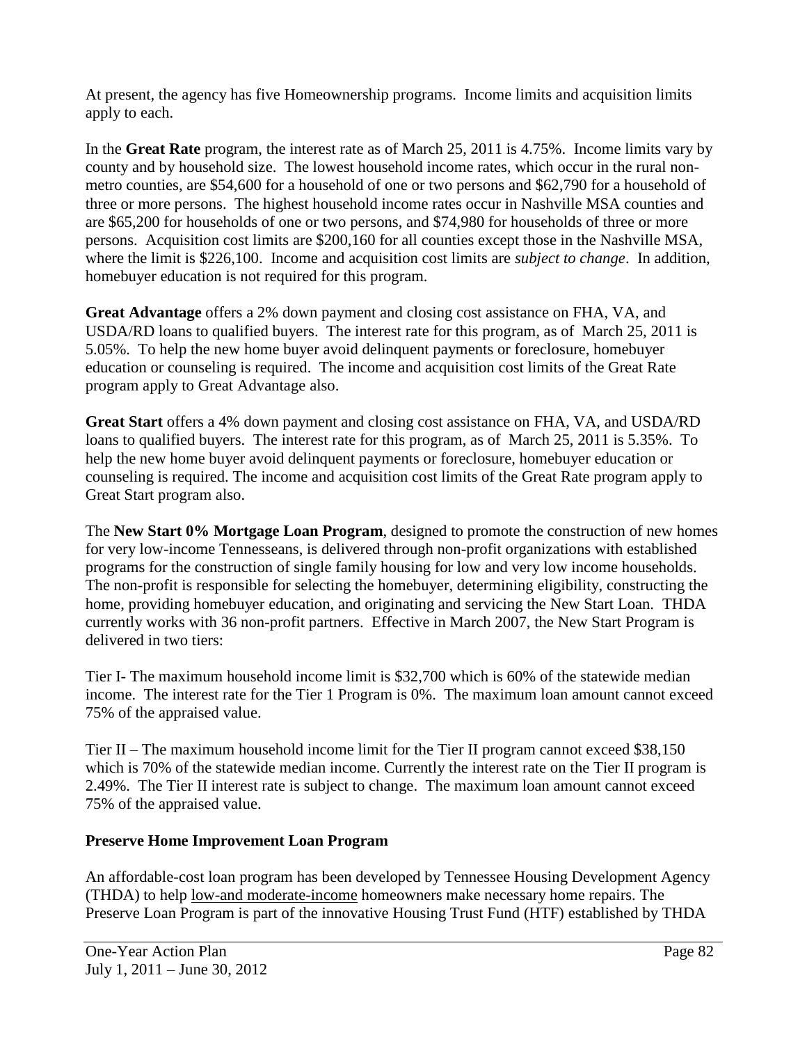At present, the agency has five Homeownership programs. Income limits and acquisition limits apply to each.

In the **Great Rate** program, the interest rate as of March 25, 2011 is 4.75%. Income limits vary by county and by household size. The lowest household income rates, which occur in the rural non-metro counties, are $54,600 for a household of one or two persons and $62,790 for a household of three or more persons. The highest household income rates occur in Nashville MSA counties and are $65,200 for households of one or two persons, and $74,980 for households of three or more persons. Acquisition cost limits are $200,160 for all counties except those in the Nashville MSA, where the limit is $226,100. Income and acquisition cost limits are *subject to change*. In addition, homebuyer education is not required for this program.

**Great Advantage** offers a 2% down payment and closing cost assistance on FHA, VA, and USDA/RD loans to qualified buyers. The interest rate for this program, as of March 25, 2011 is 5.05%. To help the new home buyer avoid delinquent payments or foreclosure, homebuyer education or counseling is required. The income and acquisition cost limits of the Great Rate program apply to Great Advantage also.

**Great Start** offers a 4% down payment and closing cost assistance on FHA, VA, and USDA/RD loans to qualified buyers. The interest rate for this program, as of March 25, 2011 is 5.35%. To help the new home buyer avoid delinquent payments or foreclosure, homebuyer education or counseling is required. The income and acquisition cost limits of the Great Rate program apply to Great Start program also.

The **New Start 0% Mortgage Loan Program**, designed to promote the construction of new homes for very low-income Tennesseans, is delivered through non-profit organizations with established programs for the construction of single family housing for low and very low income households. The non-profit is responsible for selecting the homebuyer, determining eligibility, constructing the home, providing homebuyer education, and originating and servicing the New Start Loan. THDA currently works with 36 non-profit partners. Effective in March 2007, the New Start Program is delivered in two tiers:

Tier I- The maximum household income limit is $32,700 which is 60% of the statewide median income. The interest rate for the Tier 1 Program is 0%. The maximum loan amount cannot exceed 75% of the appraised value.

Tier II – The maximum household income limit for the Tier II program cannot exceed $38,150 which is 70% of the statewide median income. Currently the interest rate on the Tier II program is 2.49%. The Tier II interest rate is subject to change. The maximum loan amount cannot exceed 75% of the appraised value.

**Preserve Home Improvement Loan Program**

An affordable-cost loan program has been developed by Tennessee Housing Development Agency (THDA) to help low-and moderate-income homeowners make necessary home repairs. The Preserve Loan Program is part of the innovative Housing Trust Fund (HTF) established by THDA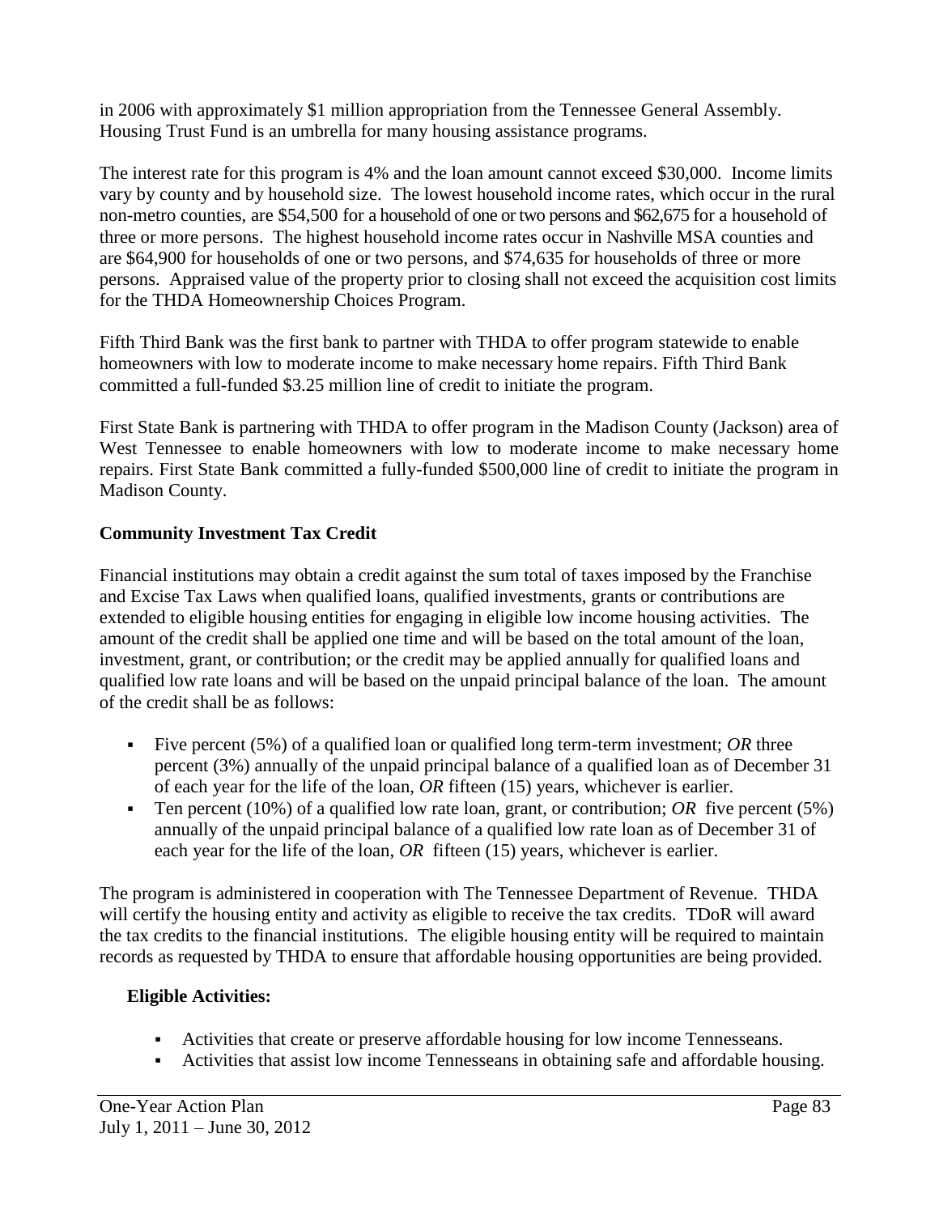in 2006 with approximately $1 million appropriation from the Tennessee General Assembly. Housing Trust Fund is an umbrella for many housing assistance programs.

The interest rate for this program is 4% and the loan amount cannot exceed $30,000. Income limits vary by county and by household size. The lowest household income rates, which occur in the rural non-metro counties, are $54,500 for a household of one or two persons and $62,675 for a household of three or more persons. The highest household income rates occur in Nashville MSA counties and are $64,900 for households of one or two persons, and $74,635 for households of three or more persons. Appraised value of the property prior to closing shall not exceed the acquisition cost limits for the THDA Homeownership Choices Program.

Fifth Third Bank was the first bank to partner with THDA to offer program statewide to enable homeowners with low to moderate income to make necessary home repairs. Fifth Third Bank committed a full-funded $3.25 million line of credit to initiate the program.

First State Bank is partnering with THDA to offer program in the Madison County (Jackson) area of West Tennessee to enable homeowners with low to moderate income to make necessary home repairs. First State Bank committed a fully-funded $500,000 line of credit to initiate the program in Madison County.

**Community Investment Tax Credit**

Financial institutions may obtain a credit against the sum total of taxes imposed by the Franchise and Excise Tax Laws when qualified loans, qualified investments, grants or contributions are extended to eligible housing entities for engaging in eligible low income housing activities. The amount of the credit shall be applied one time and will be based on the total amount of the loan, investment, grant, or contribution; or the credit may be applied annually for qualified loans and qualified low rate loans and will be based on the unpaid principal balance of the loan. The amount of the credit shall be as follows:

- Five percent (5%) of a qualified loan or qualified long term-term investment; *OR* three percent (3%) annually of the unpaid principal balance of a qualified loan as of December 31 of each year for the life of the loan, *OR* fifteen (15) years, whichever is earlier.
- Ten percent (10%) of a qualified low rate loan, grant, or contribution; *OR* five percent (5%) annually of the unpaid principal balance of a qualified low rate loan as of December 31 of each year for the life of the loan, *OR* fifteen (15) years, whichever is earlier.

The program is administered in cooperation with The Tennessee Department of Revenue. THDA will certify the housing entity and activity as eligible to receive the tax credits. TDoR will award the tax credits to the financial institutions. The eligible housing entity will be required to maintain records as requested by THDA to ensure that affordable housing opportunities are being provided.

**Eligible Activities:**

- Activities that create or preserve affordable housing for low income Tennesseans.
- Activities that assist low income Tennesseans in obtaining safe and affordable housing.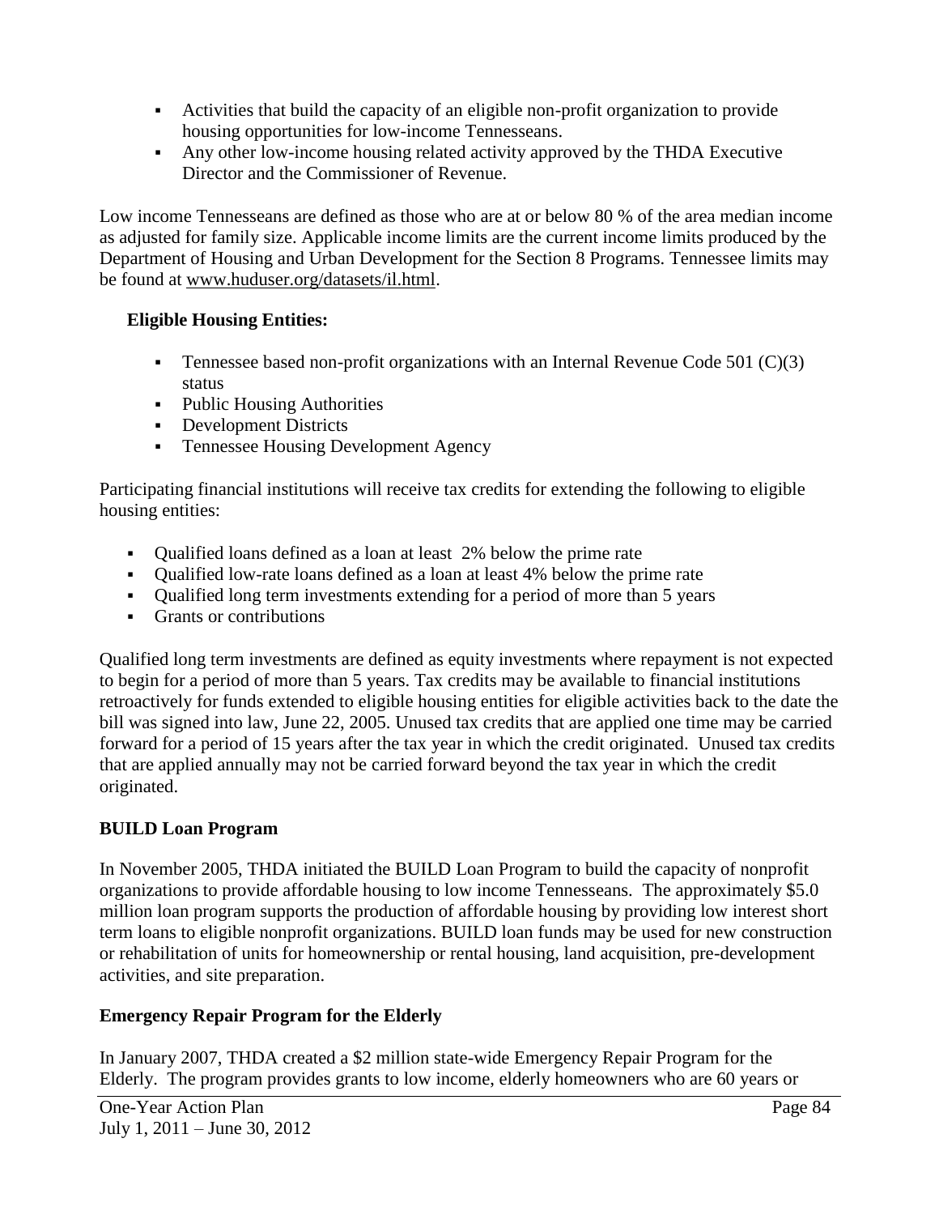- Activities that build the capacity of an eligible non-profit organization to provide housing opportunities for low-income Tennesseans.
- Any other low-income housing related activity approved by the THDA Executive Director and the Commissioner of Revenue.

Low income Tennesseans are defined as those who are at or below 80 % of the area median income as adjusted for family size. Applicable income limits are the current income limits produced by the Department of Housing and Urban Development for the Section 8 Programs. Tennessee limits may be found at www.huduser.org/datasets/il.html.

**Eligible Housing Entities:**

- Tennessee based non-profit organizations with an Internal Revenue Code 501 (C)(3) status
- Public Housing Authorities
- Development Districts
- Tennessee Housing Development Agency

Participating financial institutions will receive tax credits for extending the following to eligible housing entities:

- Qualified loans defined as a loan at least 2% below the prime rate
- Qualified low-rate loans defined as a loan at least 4% below the prime rate
- Qualified long term investments extending for a period of more than 5 years
- Grants or contributions

Qualified long term investments are defined as equity investments where repayment is not expected to begin for a period of more than 5 years. Tax credits may be available to financial institutions retroactively for funds extended to eligible housing entities for eligible activities back to the date the bill was signed into law, June 22, 2005. Unused tax credits that are applied one time may be carried forward for a period of 15 years after the tax year in which the credit originated. Unused tax credits that are applied annually may not be carried forward beyond the tax year in which the credit originated.

**BUILD Loan Program**

In November 2005, THDA initiated the BUILD Loan Program to build the capacity of nonprofit organizations to provide affordable housing to low income Tennesseans. The approximately $5.0 million loan program supports the production of affordable housing by providing low interest short term loans to eligible nonprofit organizations. BUILD loan funds may be used for new construction or rehabilitation of units for homeownership or rental housing, land acquisition, pre-development activities, and site preparation.

**Emergency Repair Program for the Elderly**

In January 2007, THDA created a $2 million state-wide Emergency Repair Program for the Elderly. The program provides grants to low income, elderly homeowners who are 60 years or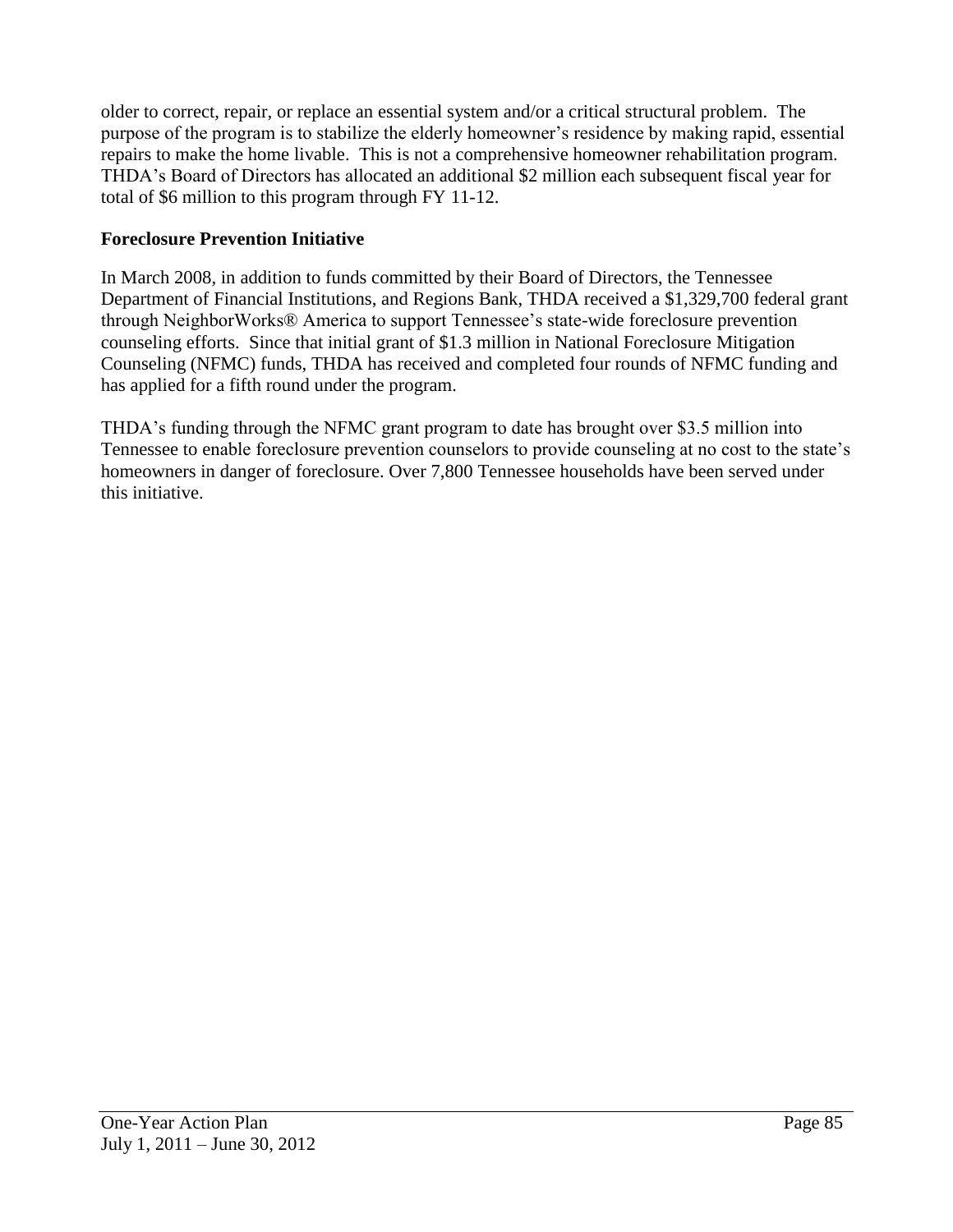older to correct, repair, or replace an essential system and/or a critical structural problem. The purpose of the program is to stabilize the elderly homeowner's residence by making rapid, essential repairs to make the home livable. This is not a comprehensive homeowner rehabilitation program. THDA's Board of Directors has allocated an additional $2 million each subsequent fiscal year for total of $6 million to this program through FY 11-12.

**Foreclosure Prevention Initiative**

In March 2008, in addition to funds committed by their Board of Directors, the Tennessee Department of Financial Institutions, and Regions Bank, THDA received a $1,329,700 federal grant through NeighborWorks® America to support Tennessee's state-wide foreclosure prevention counseling efforts. Since that initial grant of $1.3 million in National Foreclosure Mitigation Counseling (NFMC) funds, THDA has received and completed four rounds of NFMC funding and has applied for a fifth round under the program.

THDA's funding through the NFMC grant program to date has brought over $3.5 million into Tennessee to enable foreclosure prevention counselors to provide counseling at no cost to the state's homeowners in danger of foreclosure. Over 7,800 Tennessee households have been served under this initiative.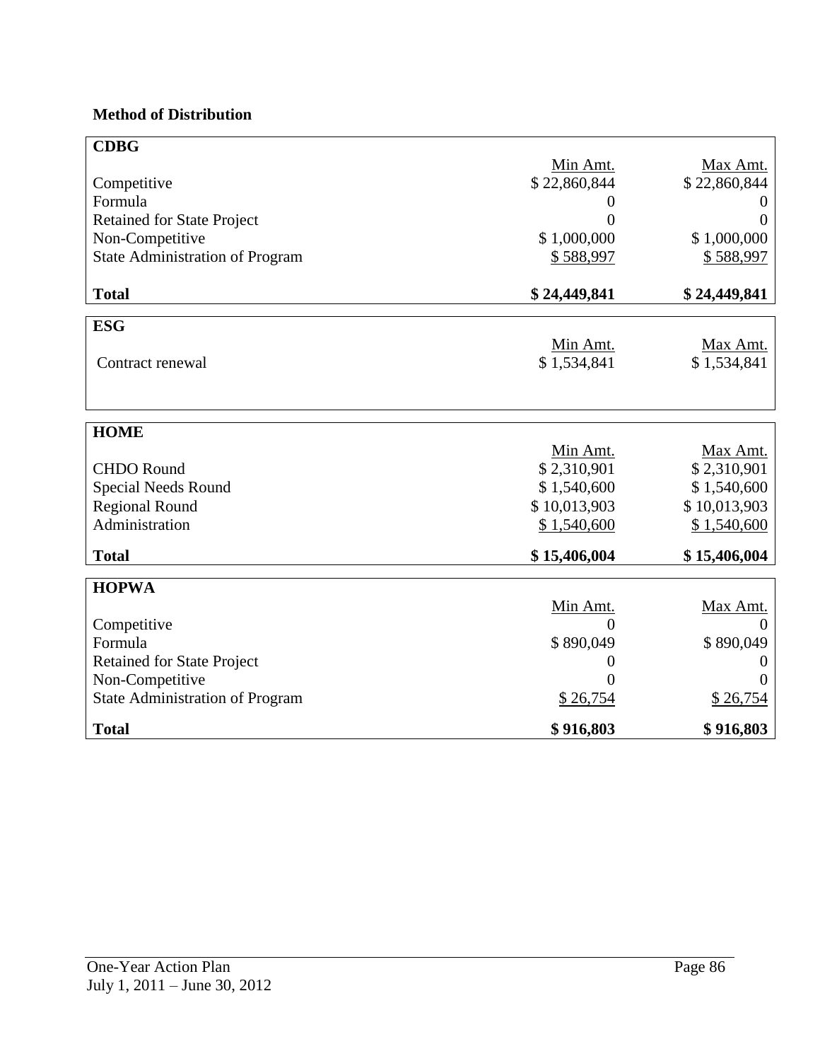**Method of Distribution**

| CDBG | Min Amt. | Max Amt. |
|---|---|---|
| Competitive | $ 22,860,844 | $ 22,860,844 |
| Formula | 0 | 0 |
| Retained for State Project | 0 | 0 |
| Non-Competitive | $ 1,000,000 | $ 1,000,000 |
| State Administration of Program | $ 588,997 | $ 588,997 |
| **Total** | **$ 24,449,841** | **$ 24,449,841** |

| ESG | Min Amt. | Max Amt. |
|---|---|---|
| Contract renewal | $ 1,534,841 | $ 1,534,841 |

| HOME | Min Amt. | Max Amt. |
|---|---|---|
| CHDO Round | $ 2,310,901 | $ 2,310,901 |
| Special Needs Round | $ 1,540,600 | $ 1,540,600 |
| Regional Round | $ 10,013,903 | $ 10,013,903 |
| Administration | $ 1,540,600 | $ 1,540,600 |
| **Total** | **$ 15,406,004** | **$ 15,406,004** |

| HOPWA | Min Amt. | Max Amt. |
|---|---|---|
| Competitive | 0 | 0 |
| Formula | $ 890,049 | $ 890,049 |
| Retained for State Project | 0 | 0 |
| Non-Competitive | 0 | 0 |
| State Administration of Program | $ 26,754 | $ 26,754 |
| **Total** | **$ 916,803** | **$ 916,803** |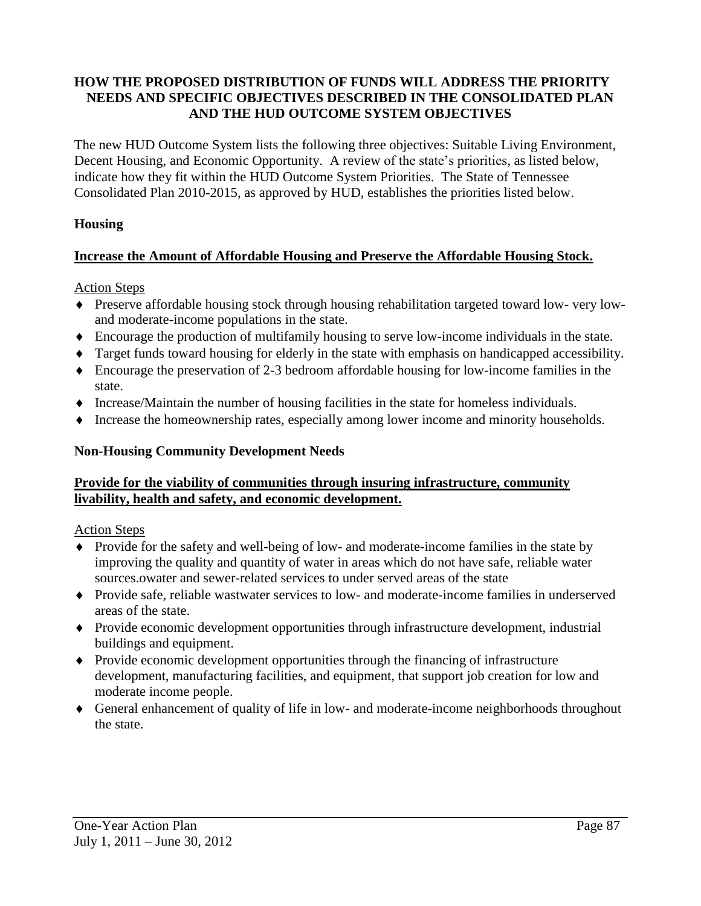## HOW THE PROPOSED DISTRIBUTION OF FUNDS WILL ADDRESS THE PRIORITY NEEDS AND SPECIFIC OBJECTIVES DESCRIBED IN THE CONSOLIDATED PLAN AND THE HUD OUTCOME SYSTEM OBJECTIVES

The new HUD Outcome System lists the following three objectives: Suitable Living Environment, Decent Housing, and Economic Opportunity. A review of the state's priorities, as listed below, indicate how they fit within the HUD Outcome System Priorities. The State of Tennessee Consolidated Plan 2010-2015, as approved by HUD, establishes the priorities listed below.

### Housing

**Increase the Amount of Affordable Housing and Preserve the Affordable Housing Stock.**

Action Steps

- Preserve affordable housing stock through housing rehabilitation targeted toward low- very low- and moderate-income populations in the state.
- Encourage the production of multifamily housing to serve low-income individuals in the state.
- Target funds toward housing for elderly in the state with emphasis on handicapped accessibility.
- Encourage the preservation of 2-3 bedroom affordable housing for low-income families in the state.
- Increase/Maintain the number of housing facilities in the state for homeless individuals.
- Increase the homeownership rates, especially among lower income and minority households.

### Non-Housing Community Development Needs

**Provide for the viability of communities through insuring infrastructure, community livability, health and safety, and economic development.**

Action Steps

- Provide for the safety and well-being of low- and moderate-income families in the state by improving the quality and quantity of water in areas which do not have safe, reliable water sources.owater and sewer-related services to under served areas of the state
- Provide safe, reliable wastwater services to low- and moderate-income families in underserved areas of the state.
- Provide economic development opportunities through infrastructure development, industrial buildings and equipment.
- Provide economic development opportunities through the financing of infrastructure development, manufacturing facilities, and equipment, that support job creation for low and moderate income people.
- General enhancement of quality of life in low- and moderate-income neighborhoods throughout the state.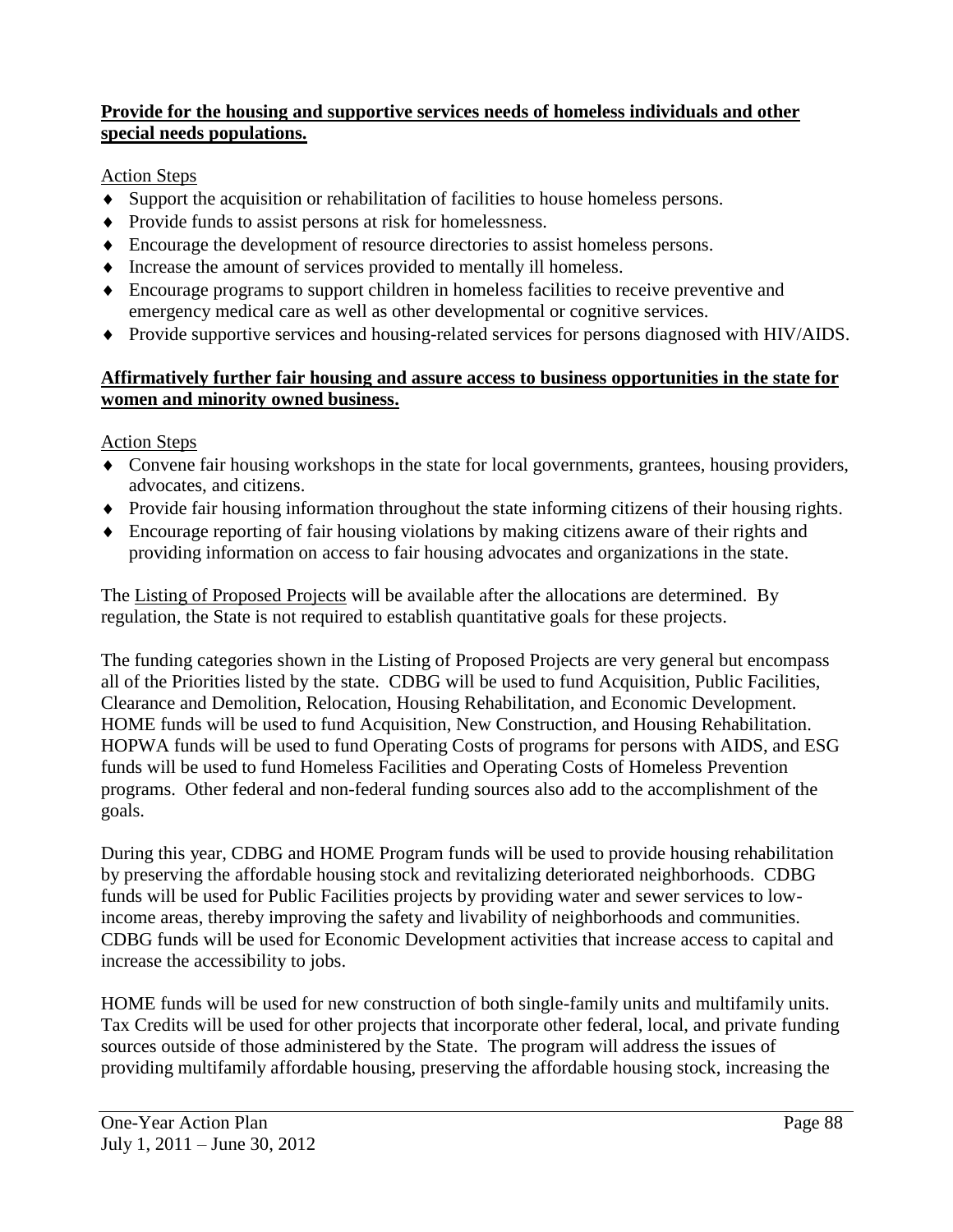**Provide for the housing and supportive services needs of homeless individuals and other special needs populations.**

Action Steps

- Support the acquisition or rehabilitation of facilities to house homeless persons.
- Provide funds to assist persons at risk for homelessness.
- Encourage the development of resource directories to assist homeless persons.
- Increase the amount of services provided to mentally ill homeless.
- Encourage programs to support children in homeless facilities to receive preventive and emergency medical care as well as other developmental or cognitive services.
- Provide supportive services and housing-related services for persons diagnosed with HIV/AIDS.

**Affirmatively further fair housing and assure access to business opportunities in the state for women and minority owned business.**

Action Steps

- Convene fair housing workshops in the state for local governments, grantees, housing providers, advocates, and citizens.
- Provide fair housing information throughout the state informing citizens of their housing rights.
- Encourage reporting of fair housing violations by making citizens aware of their rights and providing information on access to fair housing advocates and organizations in the state.

The Listing of Proposed Projects will be available after the allocations are determined. By regulation, the State is not required to establish quantitative goals for these projects.

The funding categories shown in the Listing of Proposed Projects are very general but encompass all of the Priorities listed by the state. CDBG will be used to fund Acquisition, Public Facilities, Clearance and Demolition, Relocation, Housing Rehabilitation, and Economic Development. HOME funds will be used to fund Acquisition, New Construction, and Housing Rehabilitation. HOPWA funds will be used to fund Operating Costs of programs for persons with AIDS, and ESG funds will be used to fund Homeless Facilities and Operating Costs of Homeless Prevention programs. Other federal and non-federal funding sources also add to the accomplishment of the goals.

During this year, CDBG and HOME Program funds will be used to provide housing rehabilitation by preserving the affordable housing stock and revitalizing deteriorated neighborhoods. CDBG funds will be used for Public Facilities projects by providing water and sewer services to low-income areas, thereby improving the safety and livability of neighborhoods and communities. CDBG funds will be used for Economic Development activities that increase access to capital and increase the accessibility to jobs.

HOME funds will be used for new construction of both single-family units and multifamily units. Tax Credits will be used for other projects that incorporate other federal, local, and private funding sources outside of those administered by the State. The program will address the issues of providing multifamily affordable housing, preserving the affordable housing stock, increasing the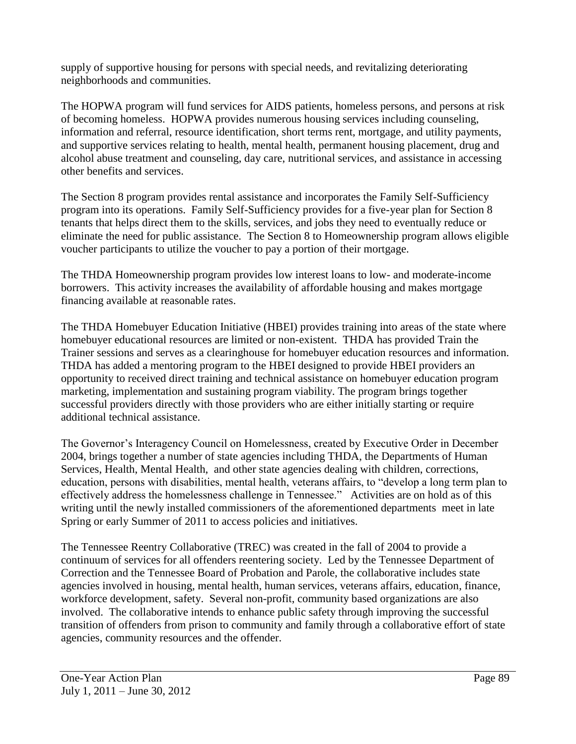supply of supportive housing for persons with special needs, and revitalizing deteriorating neighborhoods and communities.

The HOPWA program will fund services for AIDS patients, homeless persons, and persons at risk of becoming homeless. HOPWA provides numerous housing services including counseling, information and referral, resource identification, short terms rent, mortgage, and utility payments, and supportive services relating to health, mental health, permanent housing placement, drug and alcohol abuse treatment and counseling, day care, nutritional services, and assistance in accessing other benefits and services.

The Section 8 program provides rental assistance and incorporates the Family Self-Sufficiency program into its operations. Family Self-Sufficiency provides for a five-year plan for Section 8 tenants that helps direct them to the skills, services, and jobs they need to eventually reduce or eliminate the need for public assistance. The Section 8 to Homeownership program allows eligible voucher participants to utilize the voucher to pay a portion of their mortgage.

The THDA Homeownership program provides low interest loans to low- and moderate-income borrowers. This activity increases the availability of affordable housing and makes mortgage financing available at reasonable rates.

The THDA Homebuyer Education Initiative (HBEI) provides training into areas of the state where homebuyer educational resources are limited or non-existent. THDA has provided Train the Trainer sessions and serves as a clearinghouse for homebuyer education resources and information. THDA has added a mentoring program to the HBEI designed to provide HBEI providers an opportunity to received direct training and technical assistance on homebuyer education program marketing, implementation and sustaining program viability. The program brings together successful providers directly with those providers who are either initially starting or require additional technical assistance.

The Governor's Interagency Council on Homelessness, created by Executive Order in December 2004, brings together a number of state agencies including THDA, the Departments of Human Services, Health, Mental Health, and other state agencies dealing with children, corrections, education, persons with disabilities, mental health, veterans affairs, to "develop a long term plan to effectively address the homelessness challenge in Tennessee." Activities are on hold as of this writing until the newly installed commissioners of the aforementioned departments meet in late Spring or early Summer of 2011 to access policies and initiatives.

The Tennessee Reentry Collaborative (TREC) was created in the fall of 2004 to provide a continuum of services for all offenders reentering society. Led by the Tennessee Department of Correction and the Tennessee Board of Probation and Parole, the collaborative includes state agencies involved in housing, mental health, human services, veterans affairs, education, finance, workforce development, safety. Several non-profit, community based organizations are also involved. The collaborative intends to enhance public safety through improving the successful transition of offenders from prison to community and family through a collaborative effort of state agencies, community resources and the offender.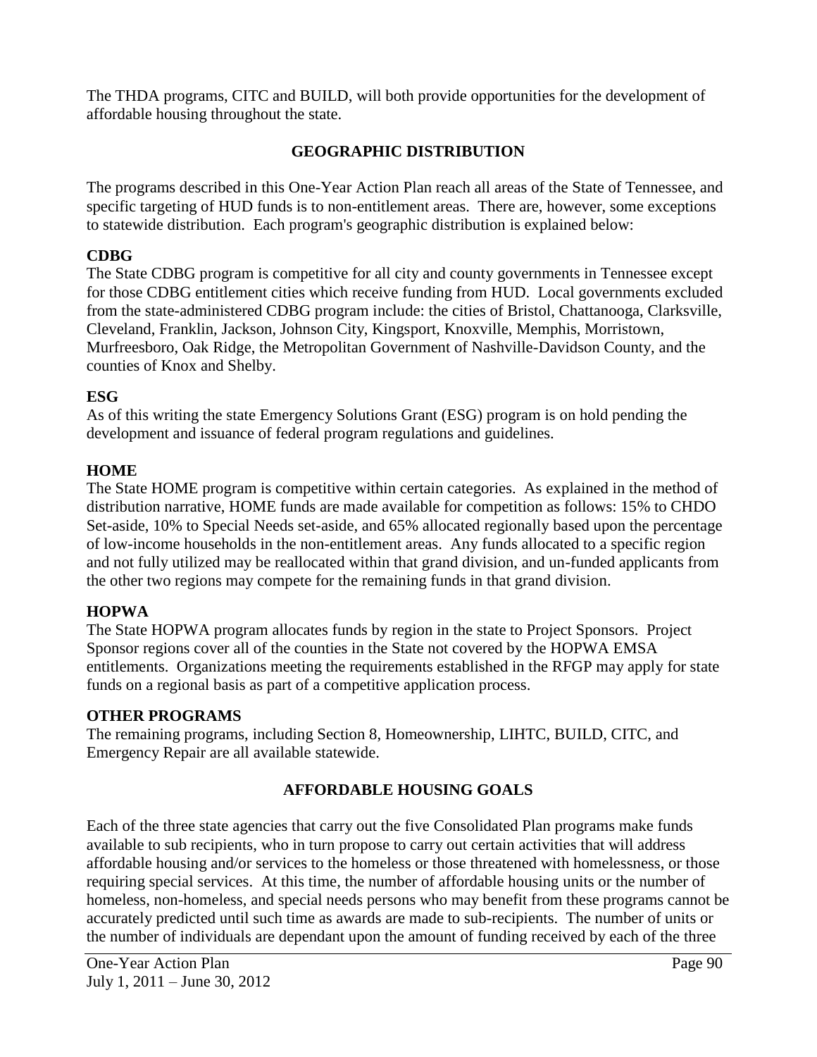The THDA programs, CITC and BUILD, will both provide opportunities for the development of affordable housing throughout the state.

## GEOGRAPHIC DISTRIBUTION

The programs described in this One-Year Action Plan reach all areas of the State of Tennessee, and specific targeting of HUD funds is to non-entitlement areas. There are, however, some exceptions to statewide distribution. Each program's geographic distribution is explained below:

### CDBG

The State CDBG program is competitive for all city and county governments in Tennessee except for those CDBG entitlement cities which receive funding from HUD. Local governments excluded from the state-administered CDBG program include: the cities of Bristol, Chattanooga, Clarksville, Cleveland, Franklin, Jackson, Johnson City, Kingsport, Knoxville, Memphis, Morristown, Murfreesboro, Oak Ridge, the Metropolitan Government of Nashville-Davidson County, and the counties of Knox and Shelby.

### ESG

As of this writing the state Emergency Solutions Grant (ESG) program is on hold pending the development and issuance of federal program regulations and guidelines.

### HOME

The State HOME program is competitive within certain categories. As explained in the method of distribution narrative, HOME funds are made available for competition as follows: 15% to CHDO Set-aside, 10% to Special Needs set-aside, and 65% allocated regionally based upon the percentage of low-income households in the non-entitlement areas. Any funds allocated to a specific region and not fully utilized may be reallocated within that grand division, and un-funded applicants from the other two regions may compete for the remaining funds in that grand division.

### HOPWA

The State HOPWA program allocates funds by region in the state to Project Sponsors. Project Sponsor regions cover all of the counties in the State not covered by the HOPWA EMSA entitlements. Organizations meeting the requirements established in the RFGP may apply for state funds on a regional basis as part of a competitive application process.

### OTHER PROGRAMS

The remaining programs, including Section 8, Homeownership, LIHTC, BUILD, CITC, and Emergency Repair are all available statewide.

## AFFORDABLE HOUSING GOALS

Each of the three state agencies that carry out the five Consolidated Plan programs make funds available to sub recipients, who in turn propose to carry out certain activities that will address affordable housing and/or services to the homeless or those threatened with homelessness, or those requiring special services. At this time, the number of affordable housing units or the number of homeless, non-homeless, and special needs persons who may benefit from these programs cannot be accurately predicted until such time as awards are made to sub-recipients. The number of units or the number of individuals are dependant upon the amount of funding received by each of the three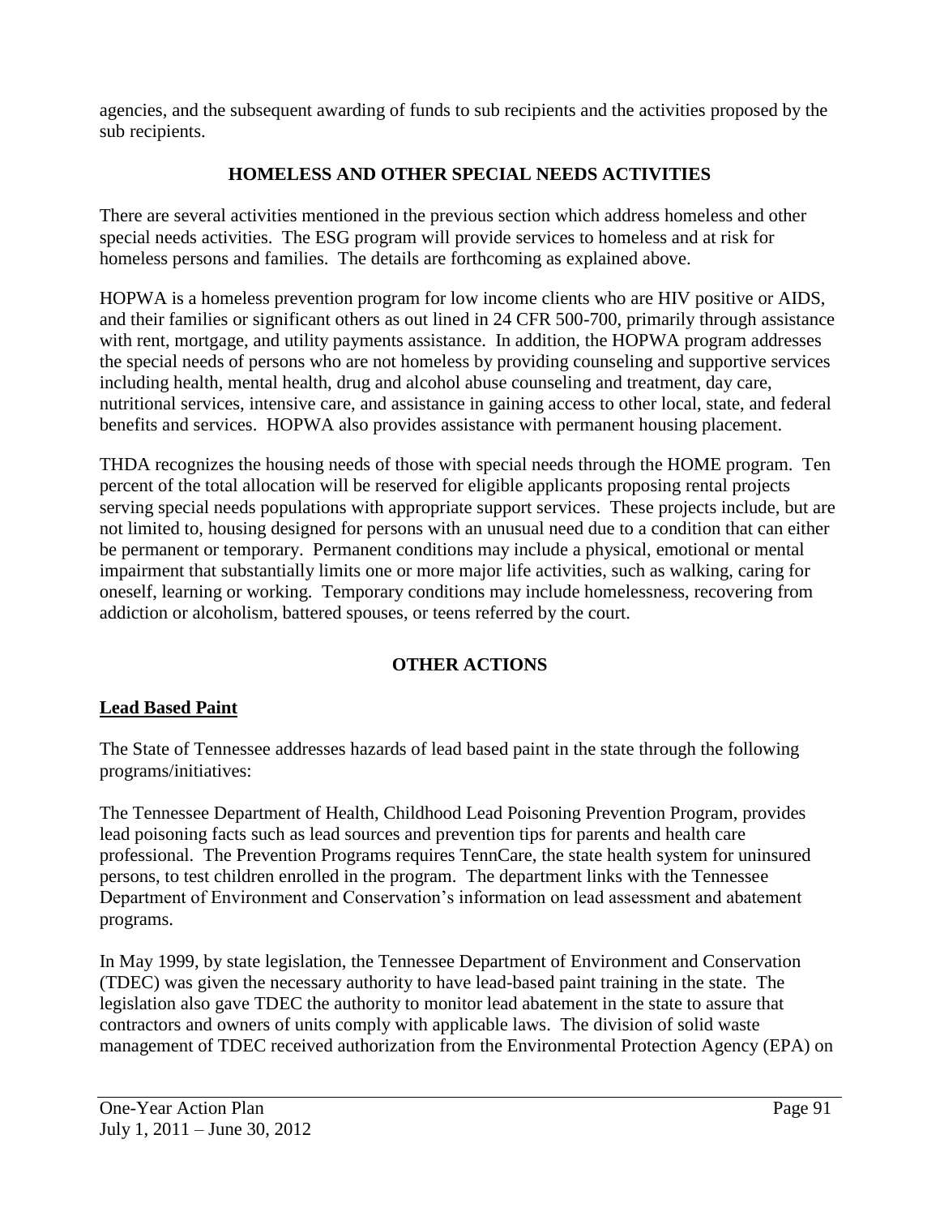agencies, and the subsequent awarding of funds to sub recipients and the activities proposed by the sub recipients.

## HOMELESS AND OTHER SPECIAL NEEDS ACTIVITIES

There are several activities mentioned in the previous section which address homeless and other special needs activities. The ESG program will provide services to homeless and at risk for homeless persons and families. The details are forthcoming as explained above.

HOPWA is a homeless prevention program for low income clients who are HIV positive or AIDS, and their families or significant others as out lined in 24 CFR 500-700, primarily through assistance with rent, mortgage, and utility payments assistance. In addition, the HOPWA program addresses the special needs of persons who are not homeless by providing counseling and supportive services including health, mental health, drug and alcohol abuse counseling and treatment, day care, nutritional services, intensive care, and assistance in gaining access to other local, state, and federal benefits and services. HOPWA also provides assistance with permanent housing placement.

THDA recognizes the housing needs of those with special needs through the HOME program. Ten percent of the total allocation will be reserved for eligible applicants proposing rental projects serving special needs populations with appropriate support services. These projects include, but are not limited to, housing designed for persons with an unusual need due to a condition that can either be permanent or temporary. Permanent conditions may include a physical, emotional or mental impairment that substantially limits one or more major life activities, such as walking, caring for oneself, learning or working. Temporary conditions may include homelessness, recovering from addiction or alcoholism, battered spouses, or teens referred by the court.

## OTHER ACTIONS

### Lead Based Paint

The State of Tennessee addresses hazards of lead based paint in the state through the following programs/initiatives:

The Tennessee Department of Health, Childhood Lead Poisoning Prevention Program, provides lead poisoning facts such as lead sources and prevention tips for parents and health care professional. The Prevention Programs requires TennCare, the state health system for uninsured persons, to test children enrolled in the program. The department links with the Tennessee Department of Environment and Conservation's information on lead assessment and abatement programs.

In May 1999, by state legislation, the Tennessee Department of Environment and Conservation (TDEC) was given the necessary authority to have lead-based paint training in the state. The legislation also gave TDEC the authority to monitor lead abatement in the state to assure that contractors and owners of units comply with applicable laws. The division of solid waste management of TDEC received authorization from the Environmental Protection Agency (EPA) on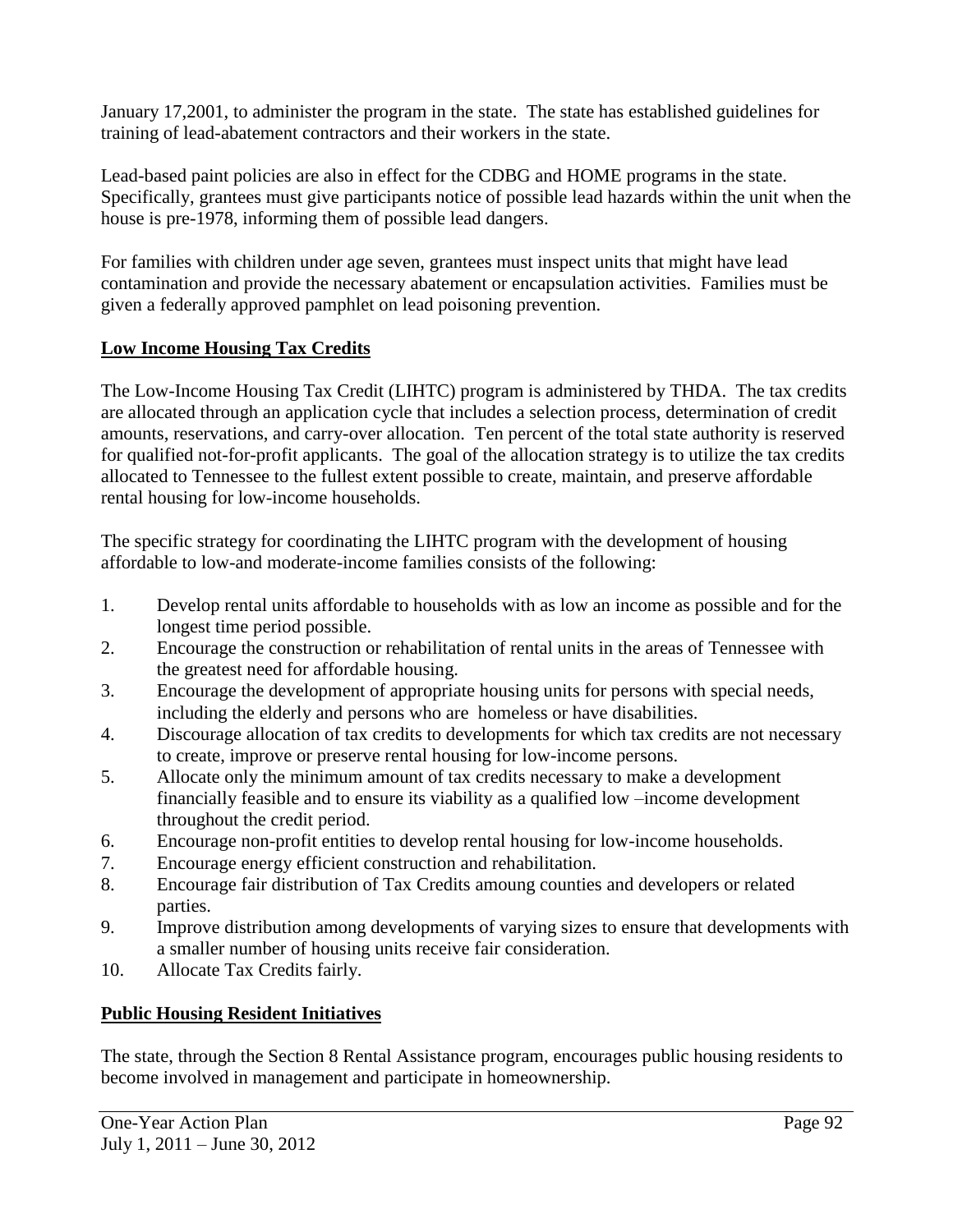January 17,2001, to administer the program in the state. The state has established guidelines for training of lead-abatement contractors and their workers in the state.

Lead-based paint policies are also in effect for the CDBG and HOME programs in the state. Specifically, grantees must give participants notice of possible lead hazards within the unit when the house is pre-1978, informing them of possible lead dangers.

For families with children under age seven, grantees must inspect units that might have lead contamination and provide the necessary abatement or encapsulation activities. Families must be given a federally approved pamphlet on lead poisoning prevention.

## Low Income Housing Tax Credits

The Low-Income Housing Tax Credit (LIHTC) program is administered by THDA. The tax credits are allocated through an application cycle that includes a selection process, determination of credit amounts, reservations, and carry-over allocation. Ten percent of the total state authority is reserved for qualified not-for-profit applicants. The goal of the allocation strategy is to utilize the tax credits allocated to Tennessee to the fullest extent possible to create, maintain, and preserve affordable rental housing for low-income households.

The specific strategy for coordinating the LIHTC program with the development of housing affordable to low-and moderate-income families consists of the following:

1. Develop rental units affordable to households with as low an income as possible and for the longest time period possible.
2. Encourage the construction or rehabilitation of rental units in the areas of Tennessee with the greatest need for affordable housing.
3. Encourage the development of appropriate housing units for persons with special needs, including the elderly and persons who are homeless or have disabilities.
4. Discourage allocation of tax credits to developments for which tax credits are not necessary to create, improve or preserve rental housing for low-income persons.
5. Allocate only the minimum amount of tax credits necessary to make a development financially feasible and to ensure its viability as a qualified low –income development throughout the credit period.
6. Encourage non-profit entities to develop rental housing for low-income households.
7. Encourage energy efficient construction and rehabilitation.
8. Encourage fair distribution of Tax Credits amoung counties and developers or related parties.
9. Improve distribution among developments of varying sizes to ensure that developments with a smaller number of housing units receive fair consideration.
10. Allocate Tax Credits fairly.

## Public Housing Resident Initiatives

The state, through the Section 8 Rental Assistance program, encourages public housing residents to become involved in management and participate in homeownership.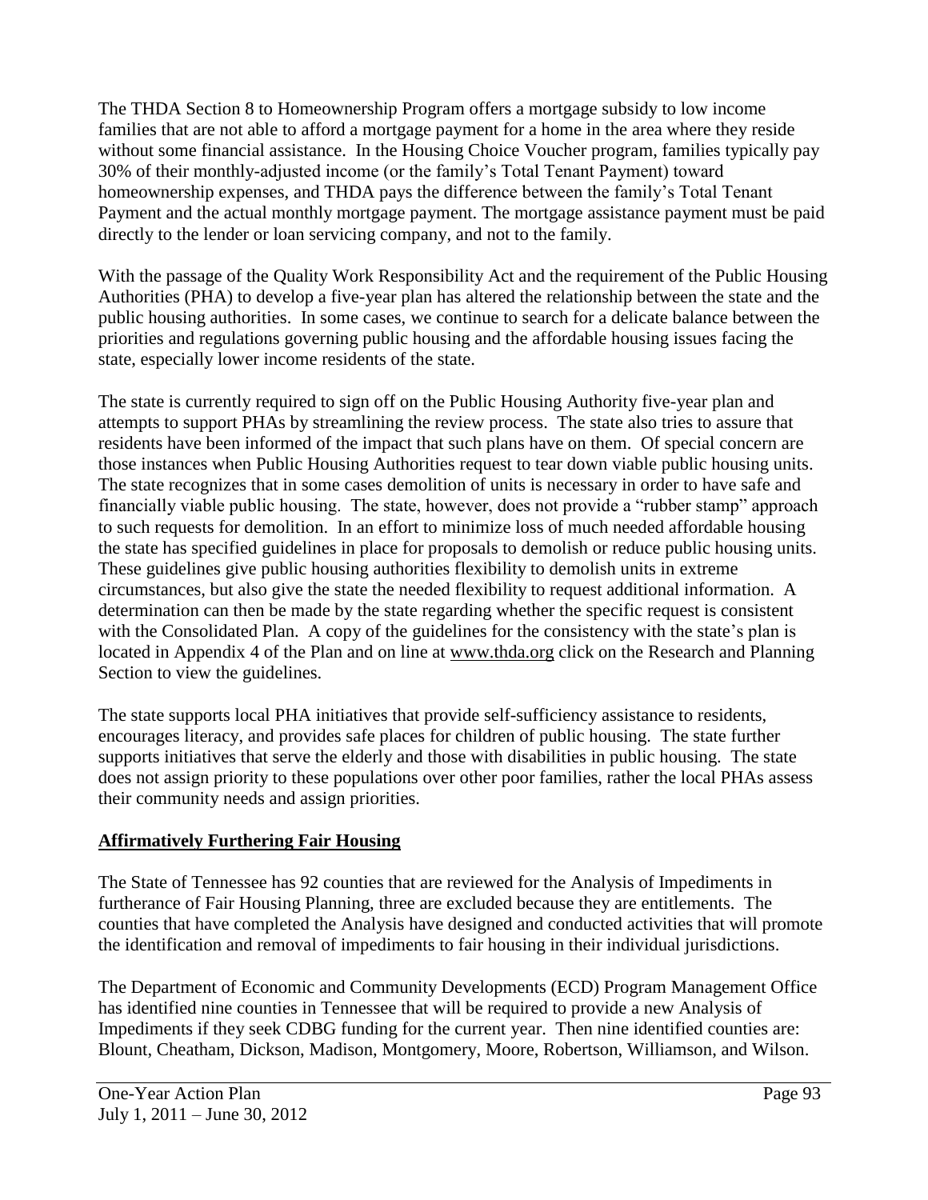The THDA Section 8 to Homeownership Program offers a mortgage subsidy to low income families that are not able to afford a mortgage payment for a home in the area where they reside without some financial assistance. In the Housing Choice Voucher program, families typically pay 30% of their monthly-adjusted income (or the family's Total Tenant Payment) toward homeownership expenses, and THDA pays the difference between the family's Total Tenant Payment and the actual monthly mortgage payment. The mortgage assistance payment must be paid directly to the lender or loan servicing company, and not to the family.

With the passage of the Quality Work Responsibility Act and the requirement of the Public Housing Authorities (PHA) to develop a five-year plan has altered the relationship between the state and the public housing authorities. In some cases, we continue to search for a delicate balance between the priorities and regulations governing public housing and the affordable housing issues facing the state, especially lower income residents of the state.

The state is currently required to sign off on the Public Housing Authority five-year plan and attempts to support PHAs by streamlining the review process. The state also tries to assure that residents have been informed of the impact that such plans have on them. Of special concern are those instances when Public Housing Authorities request to tear down viable public housing units. The state recognizes that in some cases demolition of units is necessary in order to have safe and financially viable public housing. The state, however, does not provide a "rubber stamp" approach to such requests for demolition. In an effort to minimize loss of much needed affordable housing the state has specified guidelines in place for proposals to demolish or reduce public housing units. These guidelines give public housing authorities flexibility to demolish units in extreme circumstances, but also give the state the needed flexibility to request additional information. A determination can then be made by the state regarding whether the specific request is consistent with the Consolidated Plan. A copy of the guidelines for the consistency with the state's plan is located in Appendix 4 of the Plan and on line at www.thda.org click on the Research and Planning Section to view the guidelines.

The state supports local PHA initiatives that provide self-sufficiency assistance to residents, encourages literacy, and provides safe places for children of public housing. The state further supports initiatives that serve the elderly and those with disabilities in public housing. The state does not assign priority to these populations over other poor families, rather the local PHAs assess their community needs and assign priorities.

## Affirmatively Furthering Fair Housing

The State of Tennessee has 92 counties that are reviewed for the Analysis of Impediments in furtherance of Fair Housing Planning, three are excluded because they are entitlements. The counties that have completed the Analysis have designed and conducted activities that will promote the identification and removal of impediments to fair housing in their individual jurisdictions.

The Department of Economic and Community Developments (ECD) Program Management Office has identified nine counties in Tennessee that will be required to provide a new Analysis of Impediments if they seek CDBG funding for the current year. Then nine identified counties are: Blount, Cheatham, Dickson, Madison, Montgomery, Moore, Robertson, Williamson, and Wilson.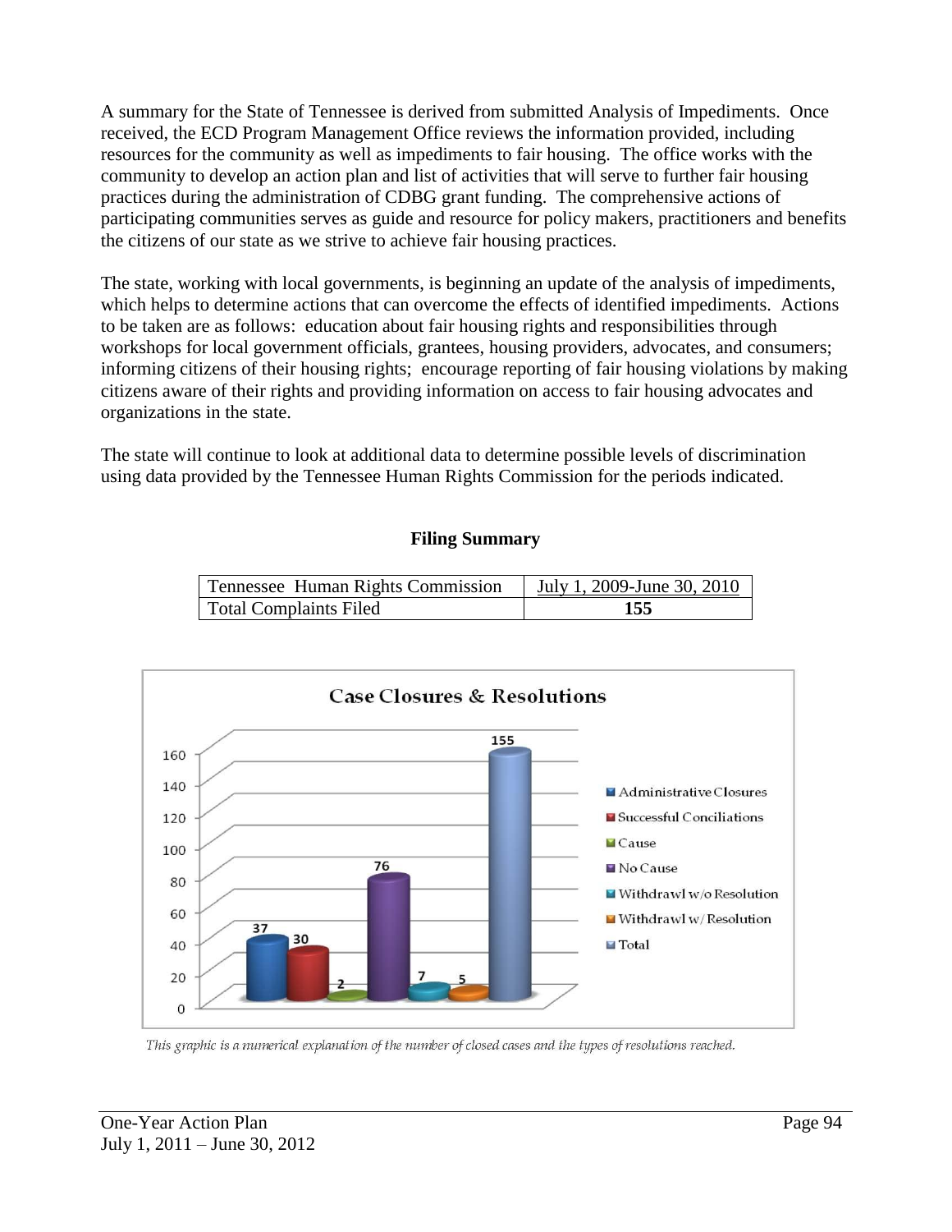A summary for the State of Tennessee is derived from submitted Analysis of Impediments. Once received, the ECD Program Management Office reviews the information provided, including resources for the community as well as impediments to fair housing. The office works with the community to develop an action plan and list of activities that will serve to further fair housing practices during the administration of CDBG grant funding. The comprehensive actions of participating communities serves as guide and resource for policy makers, practitioners and benefits the citizens of our state as we strive to achieve fair housing practices.

The state, working with local governments, is beginning an update of the analysis of impediments, which helps to determine actions that can overcome the effects of identified impediments. Actions to be taken are as follows: education about fair housing rights and responsibilities through workshops for local government officials, grantees, housing providers, advocates, and consumers; informing citizens of their housing rights; encourage reporting of fair housing violations by making citizens aware of their rights and providing information on access to fair housing advocates and organizations in the state.

The state will continue to look at additional data to determine possible levels of discrimination using data provided by the Tennessee Human Rights Commission for the periods indicated.

**Filing Summary**

| Tennessee Human Rights Commission | July 1, 2009-June 30, 2010 |
|---|---|
| Total Complaints Filed | **155** |

**Case Closures & Resolutions**

| Category | Number |
|---|---|
| Administrative Closures | 37 |
| Successful Conciliations | 30 |
| Cause | 2 |
| No Cause | 76 |
| Withdrawl w/o Resolution | 7 |
| Withdrawl w/ Resolution | 5 |
| Total | 155 |

*This graphic is a numerical explanation of the number of closed cases and the types of resolutions reached.*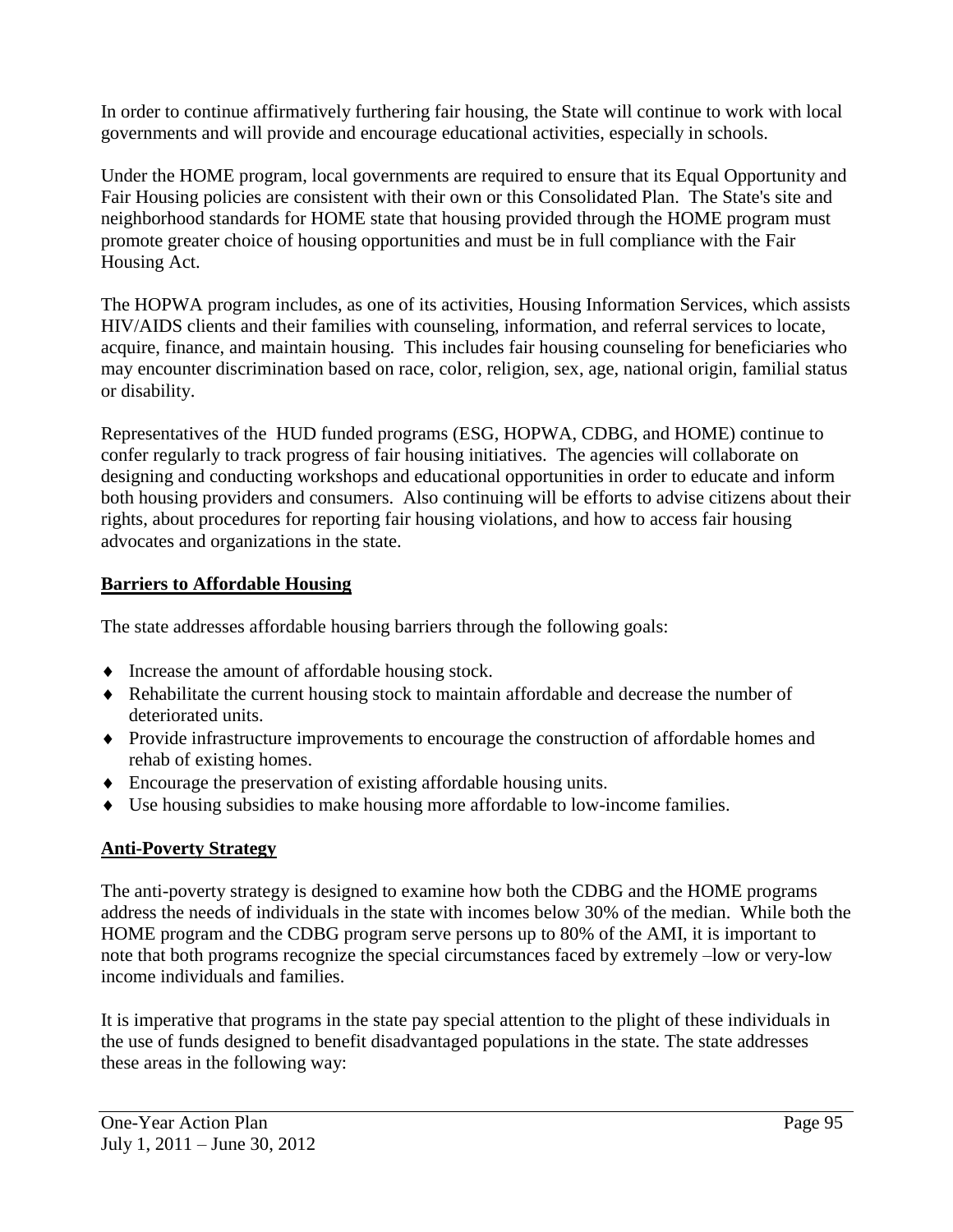In order to continue affirmatively furthering fair housing, the State will continue to work with local governments and will provide and encourage educational activities, especially in schools.

Under the HOME program, local governments are required to ensure that its Equal Opportunity and Fair Housing policies are consistent with their own or this Consolidated Plan. The State's site and neighborhood standards for HOME state that housing provided through the HOME program must promote greater choice of housing opportunities and must be in full compliance with the Fair Housing Act.

The HOPWA program includes, as one of its activities, Housing Information Services, which assists HIV/AIDS clients and their families with counseling, information, and referral services to locate, acquire, finance, and maintain housing. This includes fair housing counseling for beneficiaries who may encounter discrimination based on race, color, religion, sex, age, national origin, familial status or disability.

Representatives of the HUD funded programs (ESG, HOPWA, CDBG, and HOME) continue to confer regularly to track progress of fair housing initiatives. The agencies will collaborate on designing and conducting workshops and educational opportunities in order to educate and inform both housing providers and consumers. Also continuing will be efforts to advise citizens about their rights, about procedures for reporting fair housing violations, and how to access fair housing advocates and organizations in the state.

## Barriers to Affordable Housing

The state addresses affordable housing barriers through the following goals:

- Increase the amount of affordable housing stock.
- Rehabilitate the current housing stock to maintain affordable and decrease the number of deteriorated units.
- Provide infrastructure improvements to encourage the construction of affordable homes and rehab of existing homes.
- Encourage the preservation of existing affordable housing units.
- Use housing subsidies to make housing more affordable to low-income families.

## Anti-Poverty Strategy

The anti-poverty strategy is designed to examine how both the CDBG and the HOME programs address the needs of individuals in the state with incomes below 30% of the median. While both the HOME program and the CDBG program serve persons up to 80% of the AMI, it is important to note that both programs recognize the special circumstances faced by extremely –low or very-low income individuals and families.

It is imperative that programs in the state pay special attention to the plight of these individuals in the use of funds designed to benefit disadvantaged populations in the state. The state addresses these areas in the following way: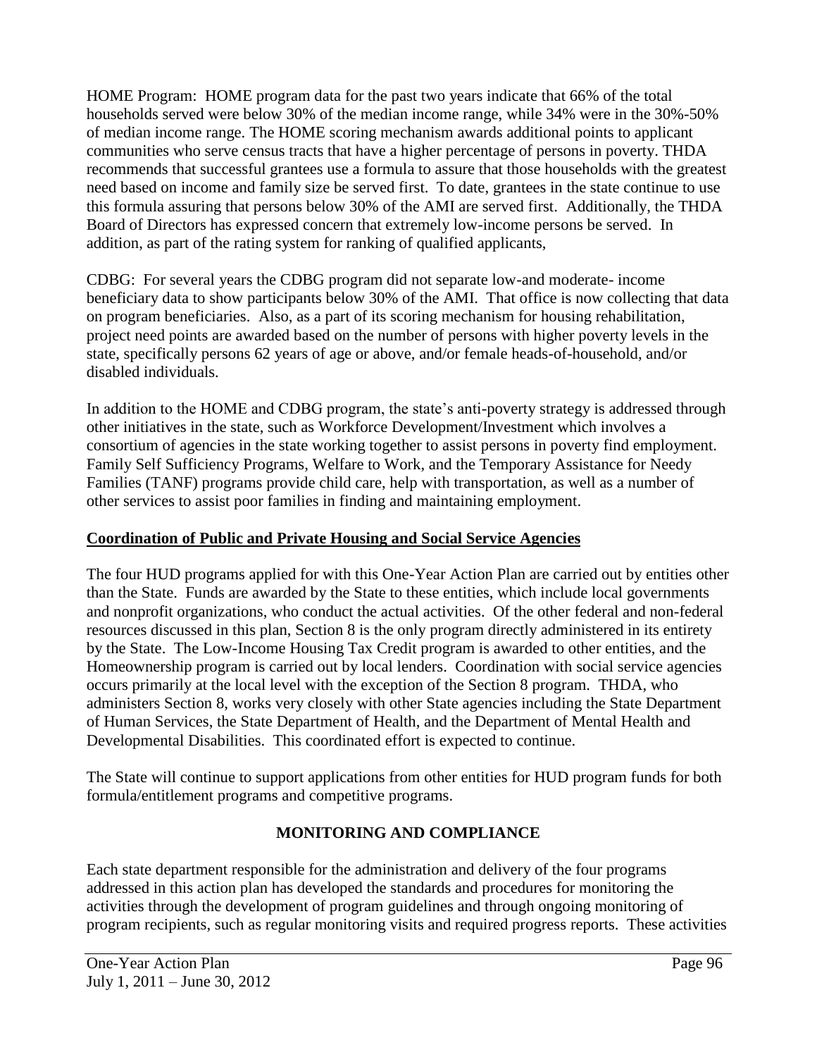HOME Program: HOME program data for the past two years indicate that 66% of the total households served were below 30% of the median income range, while 34% were in the 30%-50% of median income range. The HOME scoring mechanism awards additional points to applicant communities who serve census tracts that have a higher percentage of persons in poverty. THDA recommends that successful grantees use a formula to assure that those households with the greatest need based on income and family size be served first. To date, grantees in the state continue to use this formula assuring that persons below 30% of the AMI are served first. Additionally, the THDA Board of Directors has expressed concern that extremely low-income persons be served. In addition, as part of the rating system for ranking of qualified applicants,

CDBG: For several years the CDBG program did not separate low-and moderate- income beneficiary data to show participants below 30% of the AMI. That office is now collecting that data on program beneficiaries. Also, as a part of its scoring mechanism for housing rehabilitation, project need points are awarded based on the number of persons with higher poverty levels in the state, specifically persons 62 years of age or above, and/or female heads-of-household, and/or disabled individuals.

In addition to the HOME and CDBG program, the state's anti-poverty strategy is addressed through other initiatives in the state, such as Workforce Development/Investment which involves a consortium of agencies in the state working together to assist persons in poverty find employment. Family Self Sufficiency Programs, Welfare to Work, and the Temporary Assistance for Needy Families (TANF) programs provide child care, help with transportation, as well as a number of other services to assist poor families in finding and maintaining employment.

**Coordination of Public and Private Housing and Social Service Agencies**

The four HUD programs applied for with this One-Year Action Plan are carried out by entities other than the State. Funds are awarded by the State to these entities, which include local governments and nonprofit organizations, who conduct the actual activities. Of the other federal and non-federal resources discussed in this plan, Section 8 is the only program directly administered in its entirety by the State. The Low-Income Housing Tax Credit program is awarded to other entities, and the Homeownership program is carried out by local lenders. Coordination with social service agencies occurs primarily at the local level with the exception of the Section 8 program. THDA, who administers Section 8, works very closely with other State agencies including the State Department of Human Services, the State Department of Health, and the Department of Mental Health and Developmental Disabilities. This coordinated effort is expected to continue.

The State will continue to support applications from other entities for HUD program funds for both formula/entitlement programs and competitive programs.

## MONITORING AND COMPLIANCE

Each state department responsible for the administration and delivery of the four programs addressed in this action plan has developed the standards and procedures for monitoring the activities through the development of program guidelines and through ongoing monitoring of program recipients, such as regular monitoring visits and required progress reports. These activities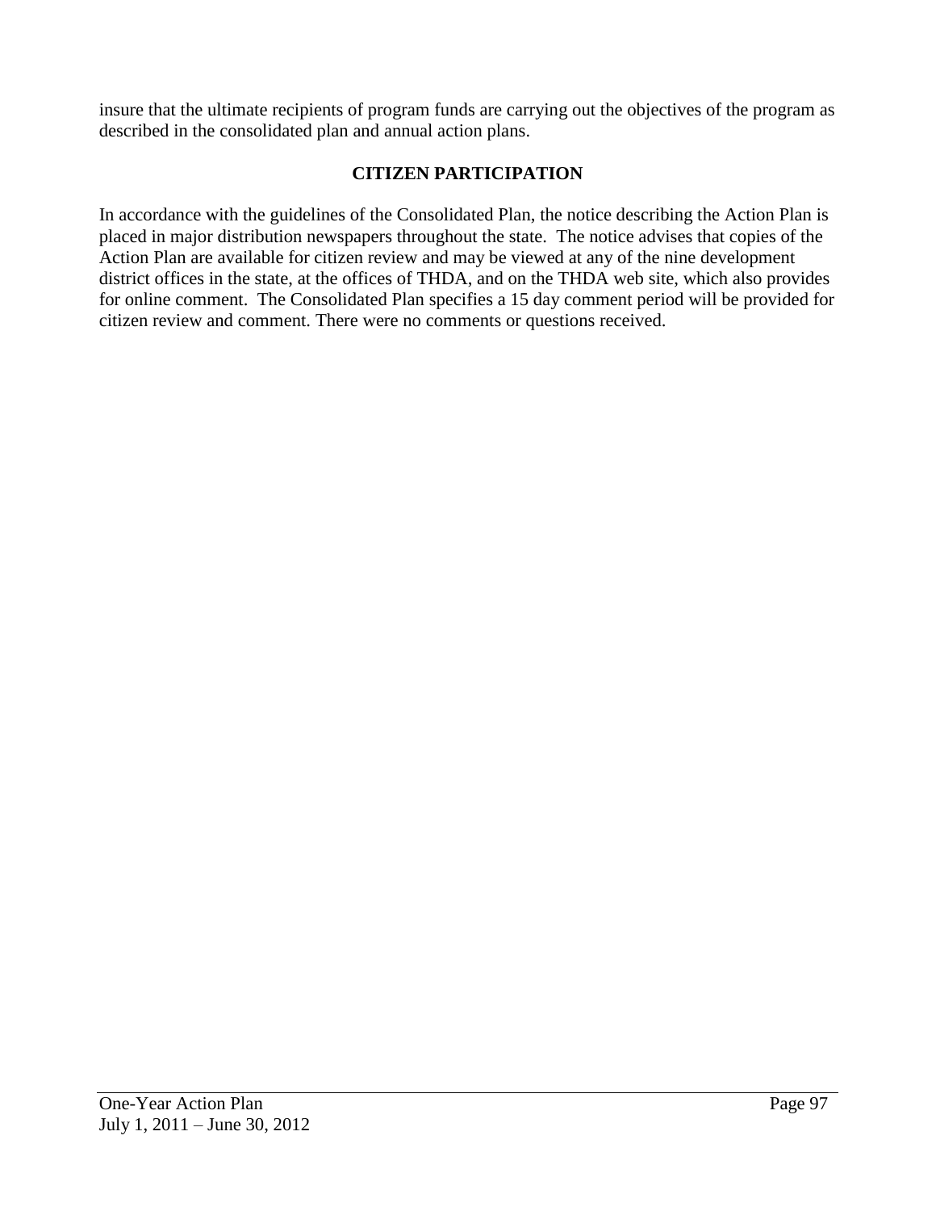insure that the ultimate recipients of program funds are carrying out the objectives of the program as described in the consolidated plan and annual action plans.

## CITIZEN PARTICIPATION

In accordance with the guidelines of the Consolidated Plan, the notice describing the Action Plan is placed in major distribution newspapers throughout the state. The notice advises that copies of the Action Plan are available for citizen review and may be viewed at any of the nine development district offices in the state, at the offices of THDA, and on the THDA web site, which also provides for online comment. The Consolidated Plan specifies a 15 day comment period will be provided for citizen review and comment. There were no comments or questions received.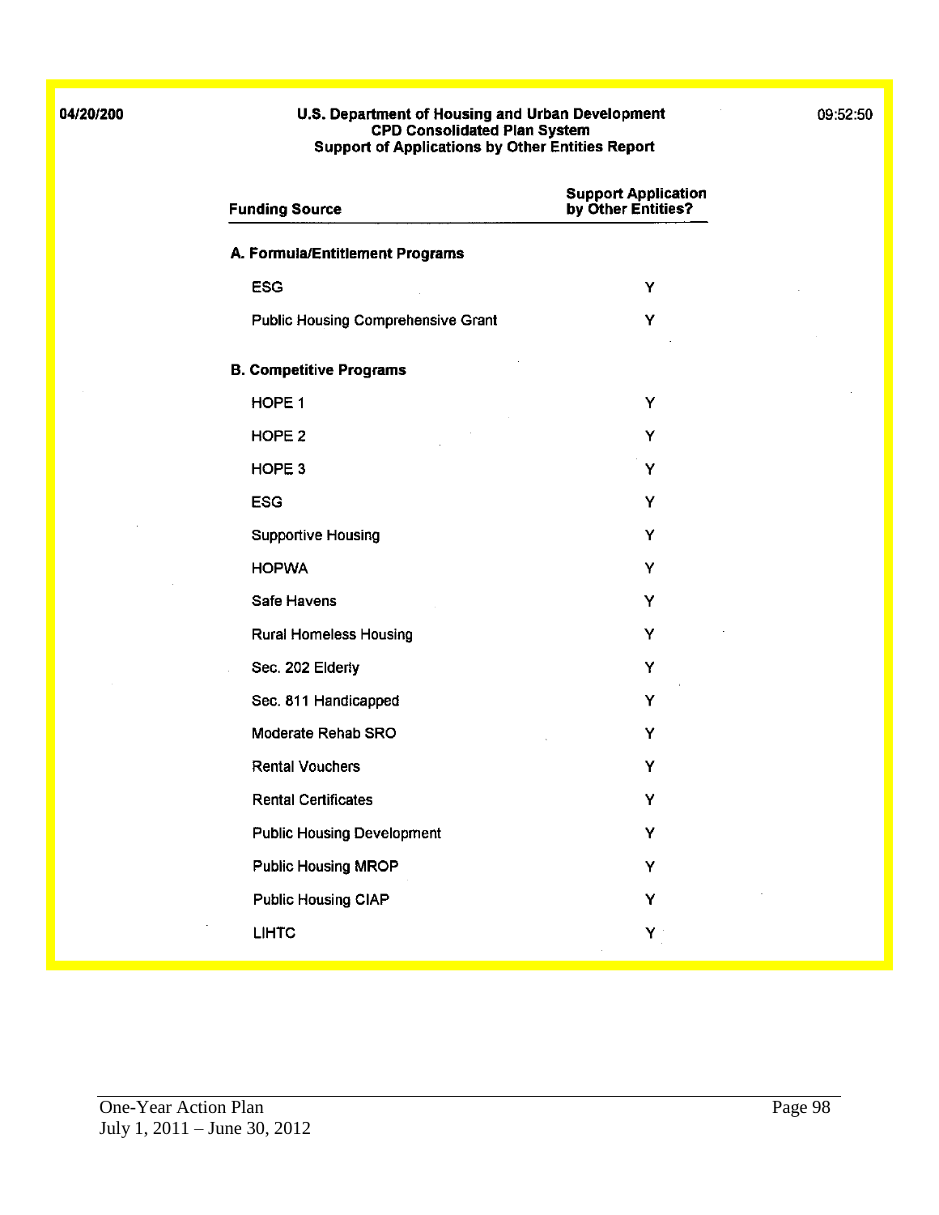04/20/200

**U.S. Department of Housing and Urban Development**
**CPD Consolidated Plan System**
**Support of Applications by Other Entities Report**

09:52:50

| Funding Source | Support Application by Other Entities? |
| --- | --- |
| **A. Formula/Entitlement Programs** | |
| ESG | Y |
| Public Housing Comprehensive Grant | Y |
| **B. Competitive Programs** | |
| HOPE 1 | Y |
| HOPE 2 | Y |
| HOPE 3 | Y |
| ESG | Y |
| Supportive Housing | Y |
| HOPWA | Y |
| Safe Havens | Y |
| Rural Homeless Housing | Y |
| Sec. 202 Elderly | Y |
| Sec. 811 Handicapped | Y |
| Moderate Rehab SRO | Y |
| Rental Vouchers | Y |
| Rental Certificates | Y |
| Public Housing Development | Y |
| Public Housing MROP | Y |
| Public Housing CIAP | Y |
| LIHTC | Y |